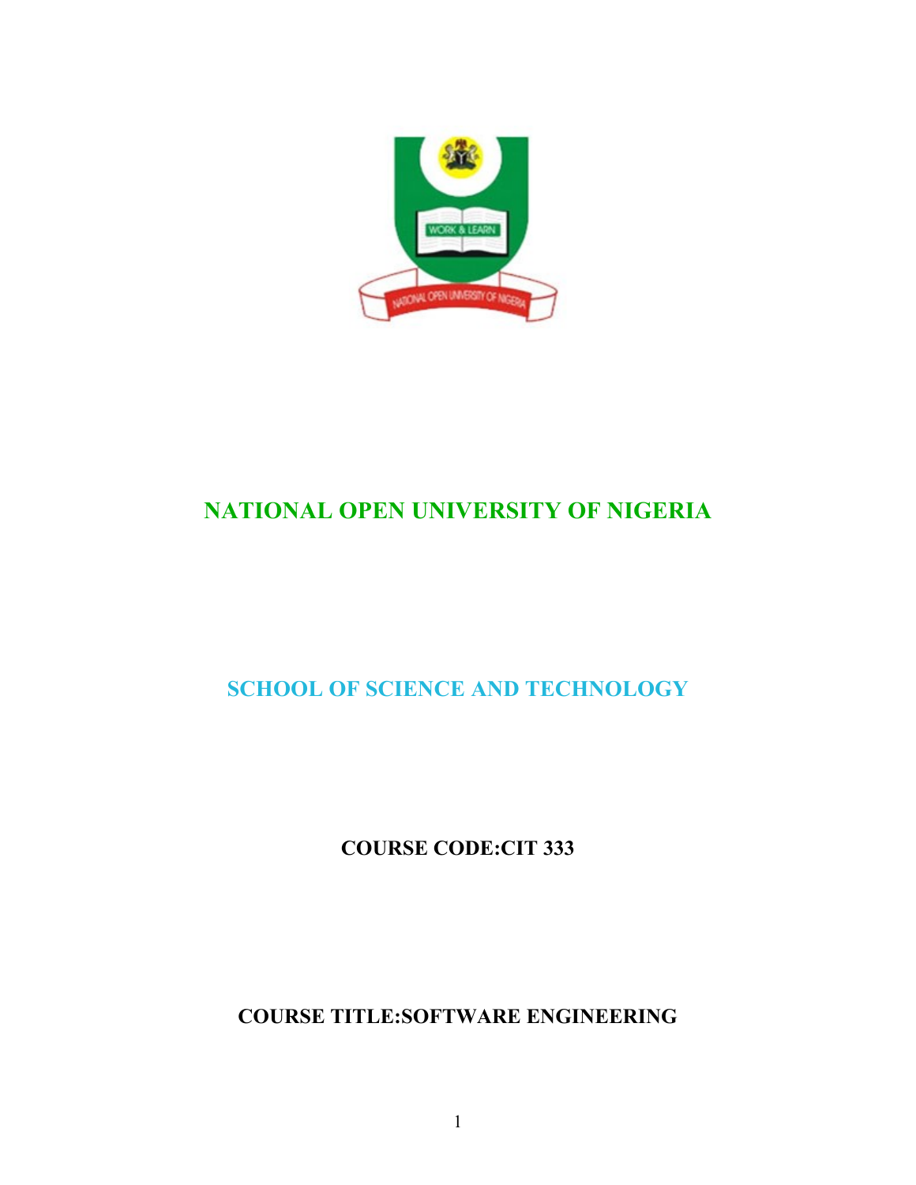# NATIONAL OPEN UNIVERSITY OF NIGERIA

## SCHOOL OF SCIENCE AND TECHNOLOGY

**COURSE CODE:CIT 333**

**COURSE TITLE:SOFTWARE ENGINEERING**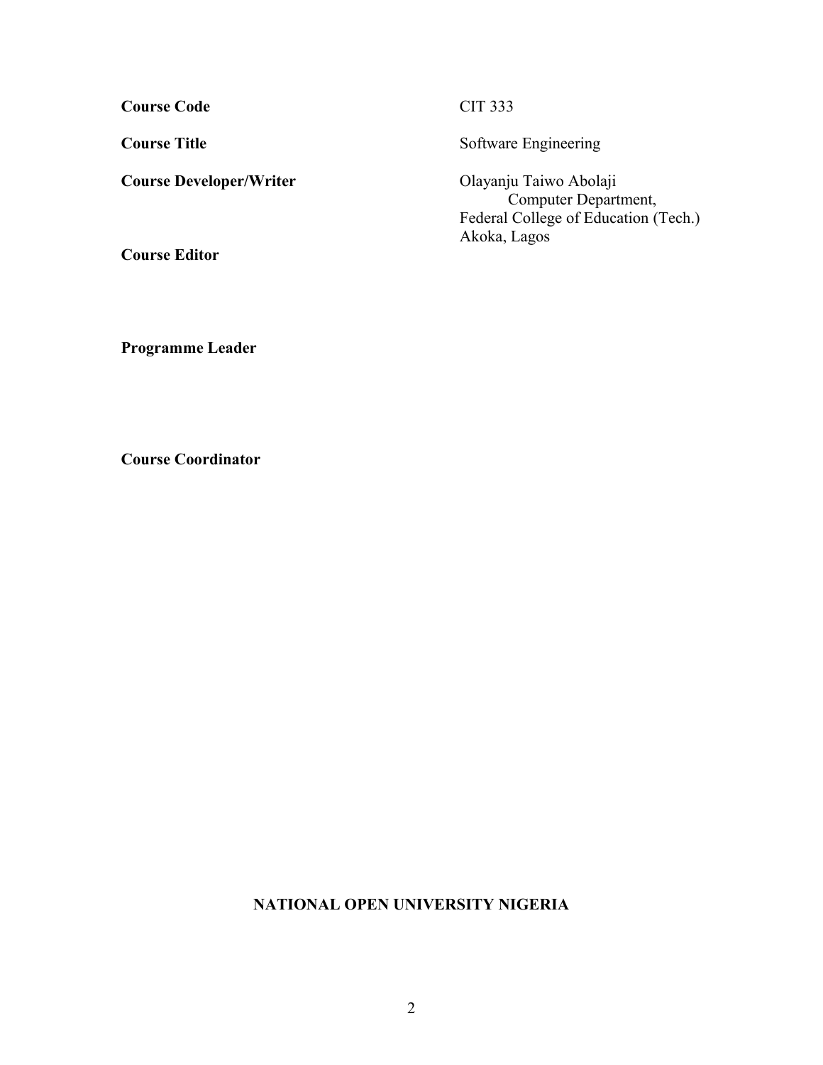| | |
|---|---|
| **Course Code** | CIT 333 |
| **Course Title** | Software Engineering |
| **Course Developer/Writer** | Olayanju Taiwo Abolaji<br>Computer Department,<br>Federal College of Education (Tech.)<br>Akoka, Lagos |
| **Course Editor** | |
| **Programme Leader** | |
| **Course Coordinator** | |

**NATIONAL OPEN UNIVERSITY NIGERIA**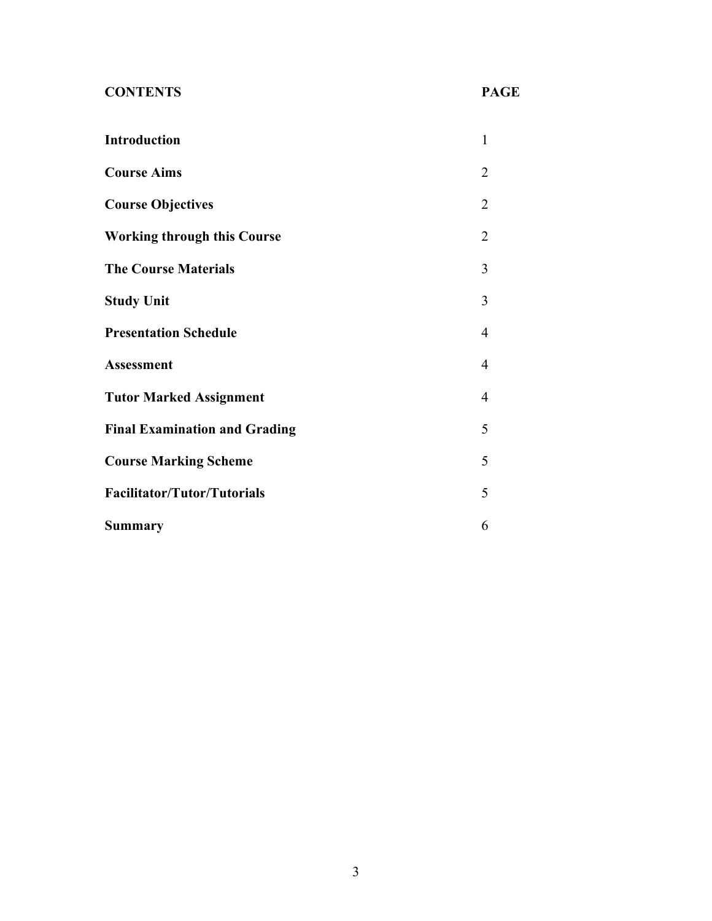| CONTENTS | PAGE |
| --- | --- |
| **Introduction** | 1 |
| **Course Aims** | 2 |
| **Course Objectives** | 2 |
| **Working through this Course** | 2 |
| **The Course Materials** | 3 |
| **Study Unit** | 3 |
| **Presentation Schedule** | 4 |
| **Assessment** | 4 |
| **Tutor Marked Assignment** | 4 |
| **Final Examination and Grading** | 5 |
| **Course Marking Scheme** | 5 |
| **Facilitator/Tutor/Tutorials** | 5 |
| **Summary** | 6 |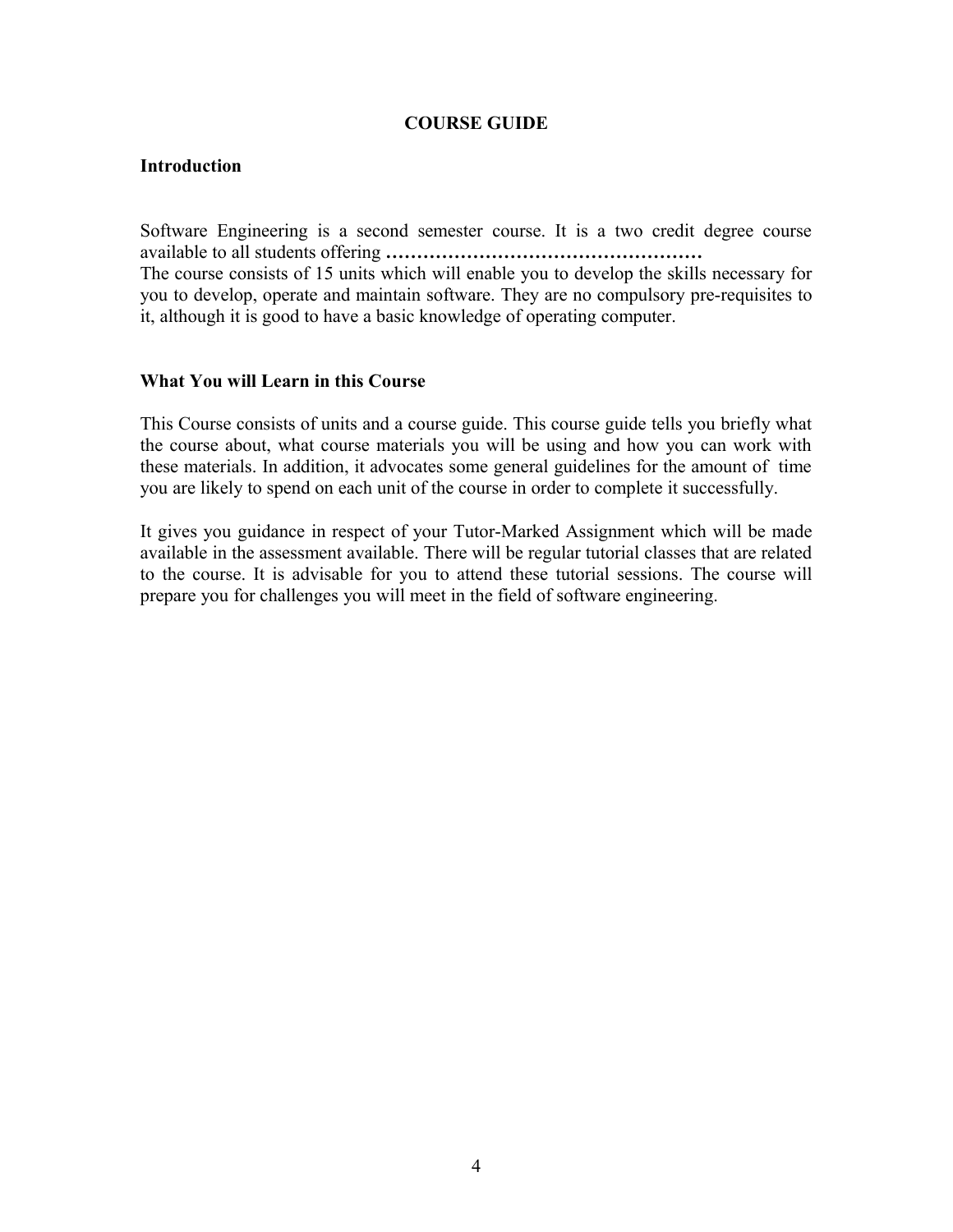# COURSE GUIDE

## Introduction

Software Engineering is a second semester course. It is a two credit degree course available to all students offering **……………………………………………**
The course consists of 15 units which will enable you to develop the skills necessary for you to develop, operate and maintain software. They are no compulsory pre-requisites to it, although it is good to have a basic knowledge of operating computer.

## What You will Learn in this Course

This Course consists of units and a course guide. This course guide tells you briefly what the course about, what course materials you will be using and how you can work with these materials. In addition, it advocates some general guidelines for the amount of time you are likely to spend on each unit of the course in order to complete it successfully.

It gives you guidance in respect of your Tutor-Marked Assignment which will be made available in the assessment available. There will be regular tutorial classes that are related to the course. It is advisable for you to attend these tutorial sessions. The course will prepare you for challenges you will meet in the field of software engineering.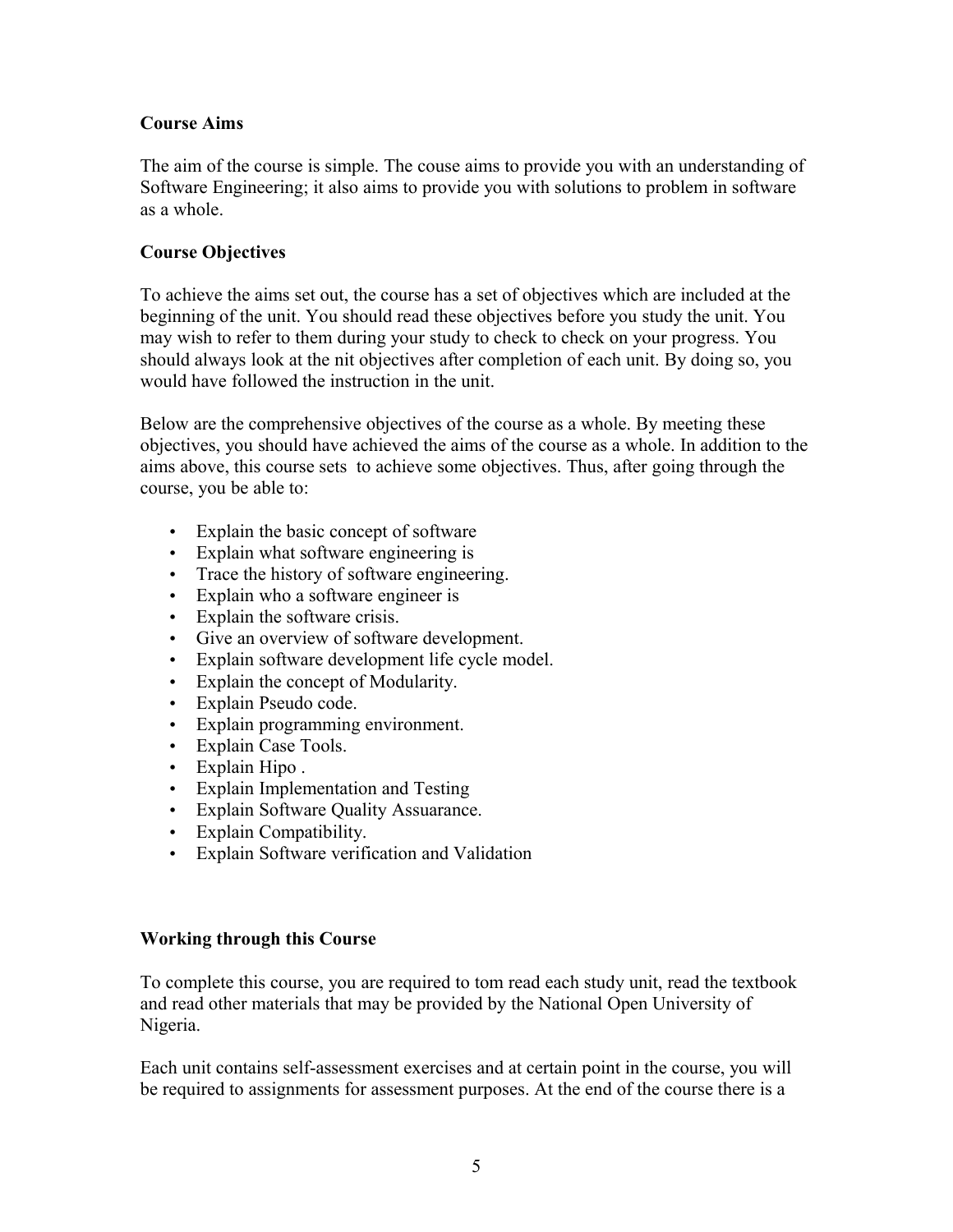**Course Aims**

The aim of the course is simple. The couse aims to provide you with an understanding of Software Engineering; it also aims to provide you with solutions to problem in software as a whole.

**Course Objectives**

To achieve the aims set out, the course has a set of objectives which are included at the beginning of the unit. You should read these objectives before you study the unit. You may wish to refer to them during your study to check to check on your progress. You should always look at the nit objectives after completion of each unit. By doing so, you would have followed the instruction in the unit.

Below are the comprehensive objectives of the course as a whole. By meeting these objectives, you should have achieved the aims of the course as a whole. In addition to the aims above, this course sets  to achieve some objectives. Thus, after going through the course, you be able to:

- Explain the basic concept of software
- Explain what software engineering is
- Trace the history of software engineering.
- Explain who a software engineer is
- Explain the software crisis.
- Give an overview of software development.
- Explain software development life cycle model.
- Explain the concept of Modularity.
- Explain Pseudo code.
- Explain programming environment.
- Explain Case Tools.
- Explain Hipo .
- Explain Implementation and Testing
- Explain Software Quality Assuarance.
- Explain Compatibility.
- Explain Software verification and Validation

**Working through this Course**

To complete this course, you are required to tom read each study unit, read the textbook and read other materials that may be provided by the National Open University of Nigeria.

Each unit contains self-assessment exercises and at certain point in the course, you will be required to assignments for assessment purposes. At the end of the course there is a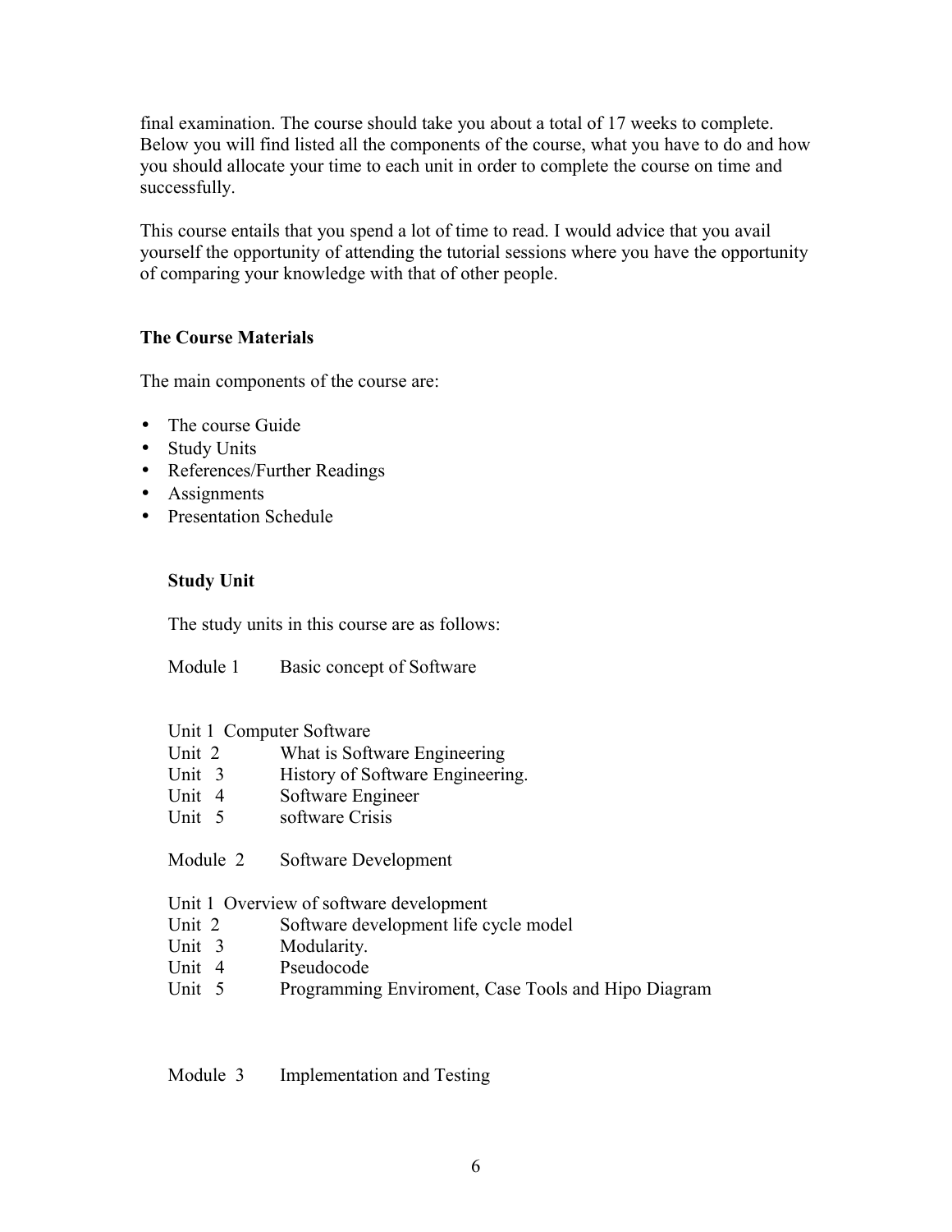final examination. The course should take you about a total of 17 weeks to complete. Below you will find listed all the components of the course, what you have to do and how you should allocate your time to each unit in order to complete the course on time and successfully.

This course entails that you spend a lot of time to read. I would advice that you avail yourself the opportunity of attending the tutorial sessions where you have the opportunity of comparing your knowledge with that of other people.

**The Course Materials**

The main components of the course are:

- The course Guide
- Study Units
- References/Further Readings
- Assignments
- Presentation Schedule

**Study Unit**

The study units in this course are as follows:

Module 1 Basic concept of Software

Unit 1 Computer Software
Unit 2 What is Software Engineering
Unit 3 History of Software Engineering.
Unit 4 Software Engineer
Unit 5 software Crisis

Module 2 Software Development

Unit 1 Overview of software development
Unit 2 Software development life cycle model
Unit 3 Modularity.
Unit 4 Pseudocode
Unit 5 Programming Enviroment, Case Tools and Hipo Diagram

Module 3 Implementation and Testing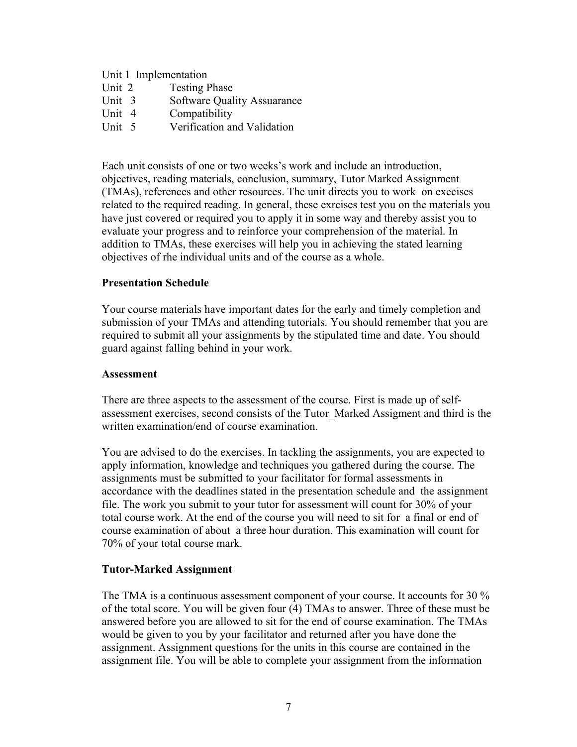Unit 1 Implementation
Unit 2 Testing Phase
Unit 3 Software Quality Assuarance
Unit 4 Compatibility
Unit 5 Verification and Validation

Each unit consists of one or two weeks's work and include an introduction, objectives, reading materials, conclusion, summary, Tutor Marked Assignment (TMAs), references and other resources. The unit directs you to work on execises related to the required reading. In general, these exrcises test you on the materials you have just covered or required you to apply it in some way and thereby assist you to evaluate your progress and to reinforce your comprehension of the material. In addition to TMAs, these exercises will help you in achieving the stated learning objectives of rhe individual units and of the course as a whole.

**Presentation Schedule**

Your course materials have important dates for the early and timely completion and submission of your TMAs and attending tutorials. You should remember that you are required to submit all your assignments by the stipulated time and date. You should guard against falling behind in your work.

**Assessment**

There are three aspects to the assessment of the course. First is made up of self-assessment exercises, second consists of the Tutor_Marked Assigment and third is the written examination/end of course examination.

You are advised to do the exercises. In tackling the assignments, you are expected to apply information, knowledge and techniques you gathered during the course. The assignments must be submitted to your facilitator for formal assessments in accordance with the deadlines stated in the presentation schedule and the assignment file. The work you submit to your tutor for assessment will count for 30% of your total course work. At the end of the course you will need to sit for a final or end of course examination of about a three hour duration. This examination will count for 70% of your total course mark.

**Tutor-Marked Assignment**

The TMA is a continuous assessment component of your course. It accounts for 30 % of the total score. You will be given four (4) TMAs to answer. Three of these must be answered before you are allowed to sit for the end of course examination. The TMAs would be given to you by your facilitator and returned after you have done the assignment. Assignment questions for the units in this course are contained in the assignment file. You will be able to complete your assignment from the information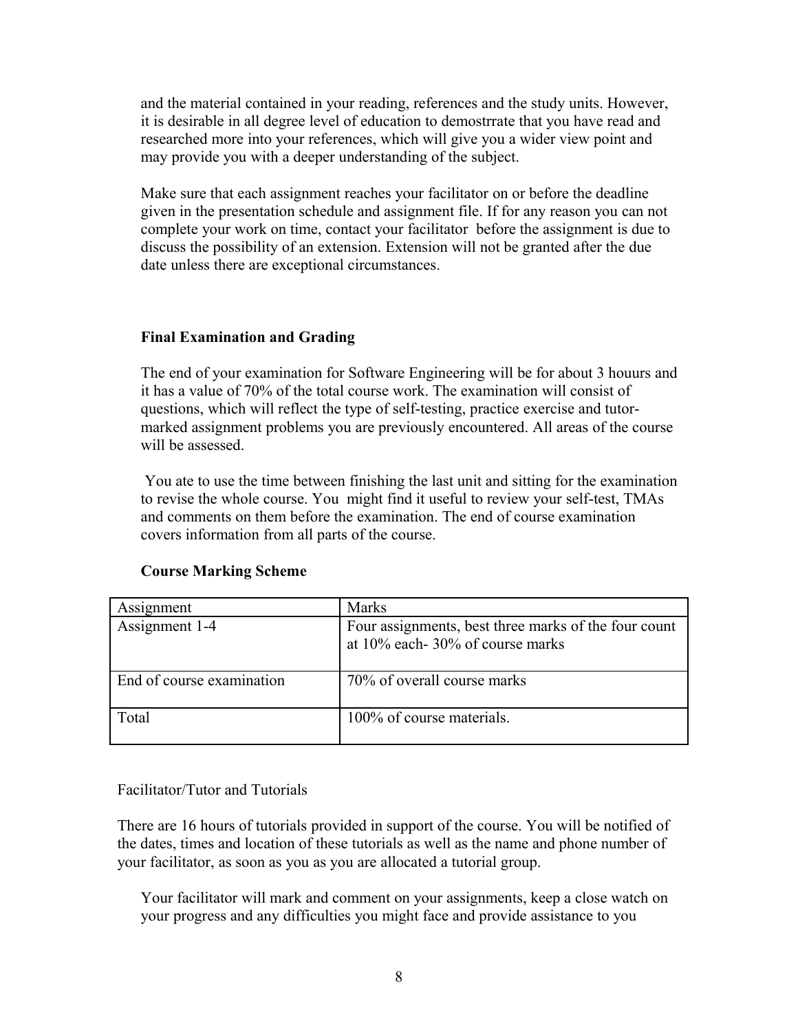and the material contained in your reading, references and the study units. However, it is desirable in all degree level of education to demostrrate that you have read and researched more into your references, which will give you a wider view point and may provide you with a deeper understanding of the subject.

Make sure that each assignment reaches your facilitator on or before the deadline given in the presentation schedule and assignment file. If for any reason you can not complete your work on time, contact your facilitator before the assignment is due to discuss the possibility of an extension. Extension will not be granted after the due date unless there are exceptional circumstances.

### Final Examination and Grading

The end of your examination for Software Engineering will be for about 3 houurs and it has a value of 70% of the total course work. The examination will consist of questions, which will reflect the type of self-testing, practice exercise and tutor-marked assignment problems you are previously encountered. All areas of the course will be assessed.

You ate to use the time between finishing the last unit and sitting for the examination to revise the whole course. You might find it useful to review your self-test, TMAs and comments on them before the examination. The end of course examination covers information from all parts of the course.

### Course Marking Scheme

| Assignment | Marks |
|---|---|
| Assignment 1-4 | Four assignments, best three marks of the four count at 10% each- 30% of course marks |
| End of course examination | 70% of overall course marks |
| Total | 100% of course materials. |

Facilitator/Tutor and Tutorials

There are 16 hours of tutorials provided in support of the course. You will be notified of the dates, times and location of these tutorials as well as the name and phone number of your facilitator, as soon as you as you are allocated a tutorial group.

Your facilitator will mark and comment on your assignments, keep a close watch on your progress and any difficulties you might face and provide assistance to you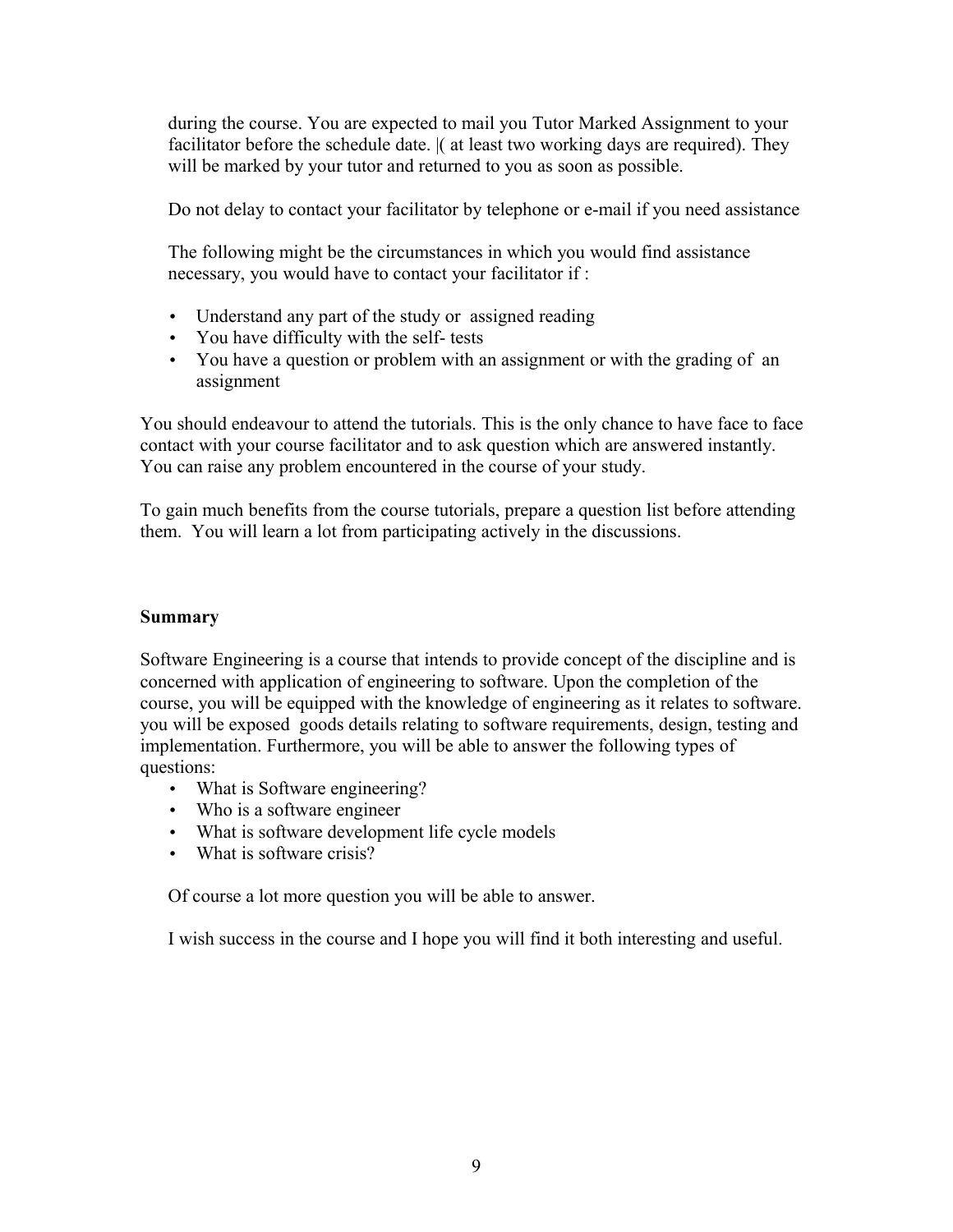during the course. You are expected to mail you Tutor Marked Assignment to your facilitator before the schedule date. |( at least two working days are required). They will be marked by your tutor and returned to you as soon as possible.

Do not delay to contact your facilitator by telephone or e-mail if you need assistance

The following might be the circumstances in which you would find assistance necessary, you would have to contact your facilitator if :

- Understand any part of the study or assigned reading
- You have difficulty with the self- tests
- You have a question or problem with an assignment or with the grading of an assignment

You should endeavour to attend the tutorials. This is the only chance to have face to face contact with your course facilitator and to ask question which are answered instantly. You can raise any problem encountered in the course of your study.

To gain much benefits from the course tutorials, prepare a question list before attending them. You will learn a lot from participating actively in the discussions.

**Summary**

Software Engineering is a course that intends to provide concept of the discipline and is concerned with application of engineering to software. Upon the completion of the course, you will be equipped with the knowledge of engineering as it relates to software. you will be exposed goods details relating to software requirements, design, testing and implementation. Furthermore, you will be able to answer the following types of questions:

- What is Software engineering?
- Who is a software engineer
- What is software development life cycle models
- What is software crisis?

Of course a lot more question you will be able to answer.

I wish success in the course and I hope you will find it both interesting and useful.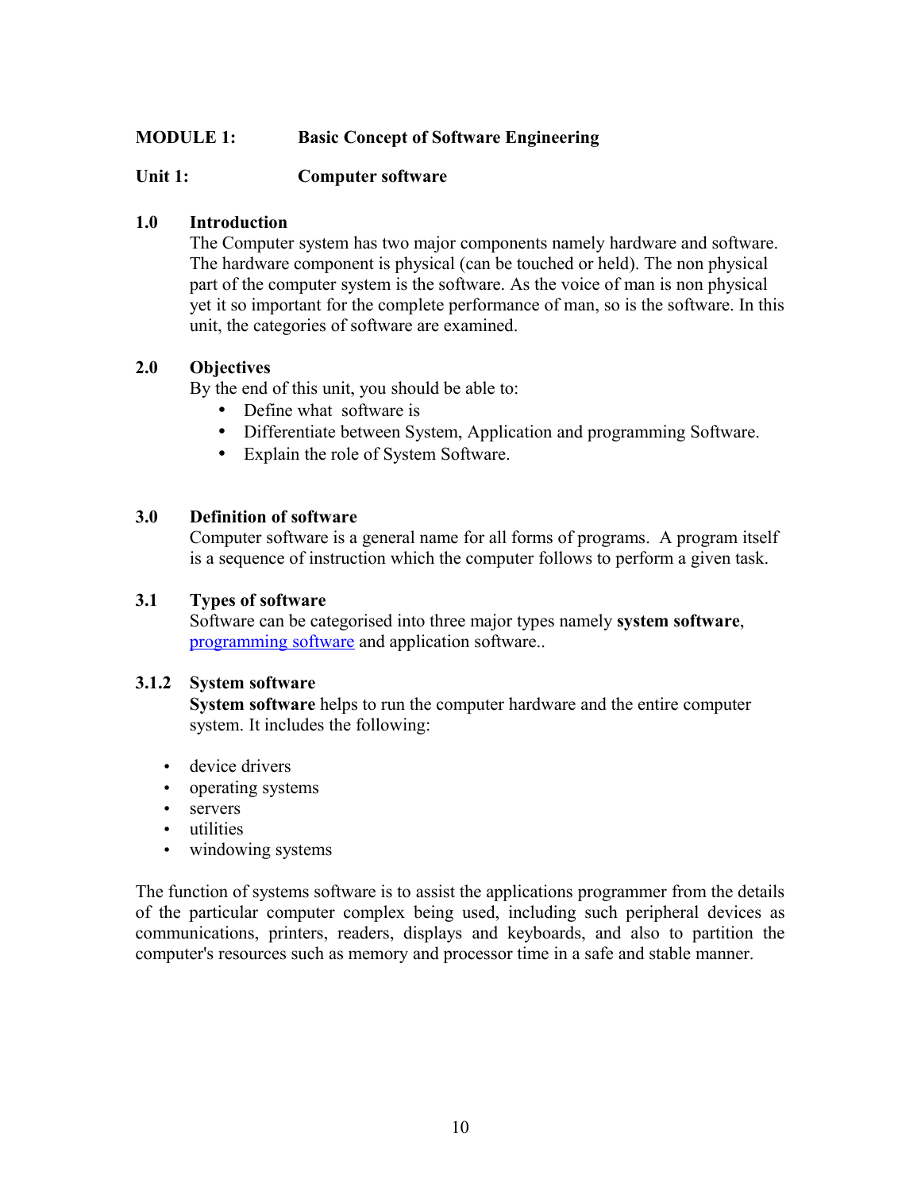## MODULE 1: Basic Concept of Software Engineering

### Unit 1: Computer software

### 1.0 Introduction

The Computer system has two major components namely hardware and software. The hardware component is physical (can be touched or held). The non physical part of the computer system is the software. As the voice of man is non physical yet it so important for the complete performance of man, so is the software. In this unit, the categories of software are examined.

### 2.0 Objectives

By the end of this unit, you should be able to:

- Define what software is
- Differentiate between System, Application and programming Software.
- Explain the role of System Software.

### 3.0 Definition of software

Computer software is a general name for all forms of programs. A program itself is a sequence of instruction which the computer follows to perform a given task.

### 3.1 Types of software

Software can be categorised into three major types namely **system software**, programming software and application software..

### 3.1.2 System software

**System software** helps to run the computer hardware and the entire computer system. It includes the following:

- device drivers
- operating systems
- servers
- utilities
- windowing systems

The function of systems software is to assist the applications programmer from the details of the particular computer complex being used, including such peripheral devices as communications, printers, readers, displays and keyboards, and also to partition the computer's resources such as memory and processor time in a safe and stable manner.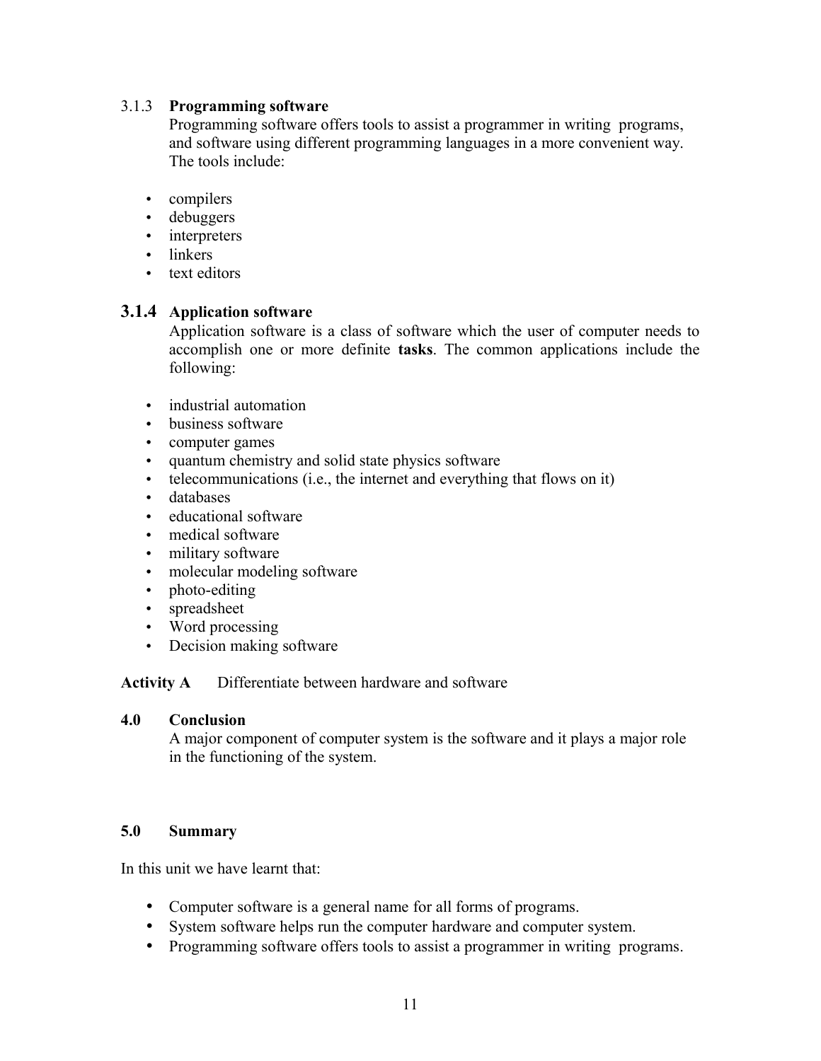#### 3.1.3 Programming software

Programming software offers tools to assist a programmer in writing programs, and software using different programming languages in a more convenient way. The tools include:

- compilers
- debuggers
- interpreters
- linkers
- text editors

#### 3.1.4 Application software

Application software is a class of software which the user of computer needs to accomplish one or more definite **tasks**. The common applications include the following:

- industrial automation
- business software
- computer games
- quantum chemistry and solid state physics software
- telecommunications (i.e., the internet and everything that flows on it)
- databases
- educational software
- medical software
- military software
- molecular modeling software
- photo-editing
- spreadsheet
- Word processing
- Decision making software

**Activity A** Differentiate between hardware and software

### 4.0 Conclusion

A major component of computer system is the software and it plays a major role in the functioning of the system.

### 5.0 Summary

In this unit we have learnt that:

- Computer software is a general name for all forms of programs.
- System software helps run the computer hardware and computer system.
- Programming software offers tools to assist a programmer in writing programs.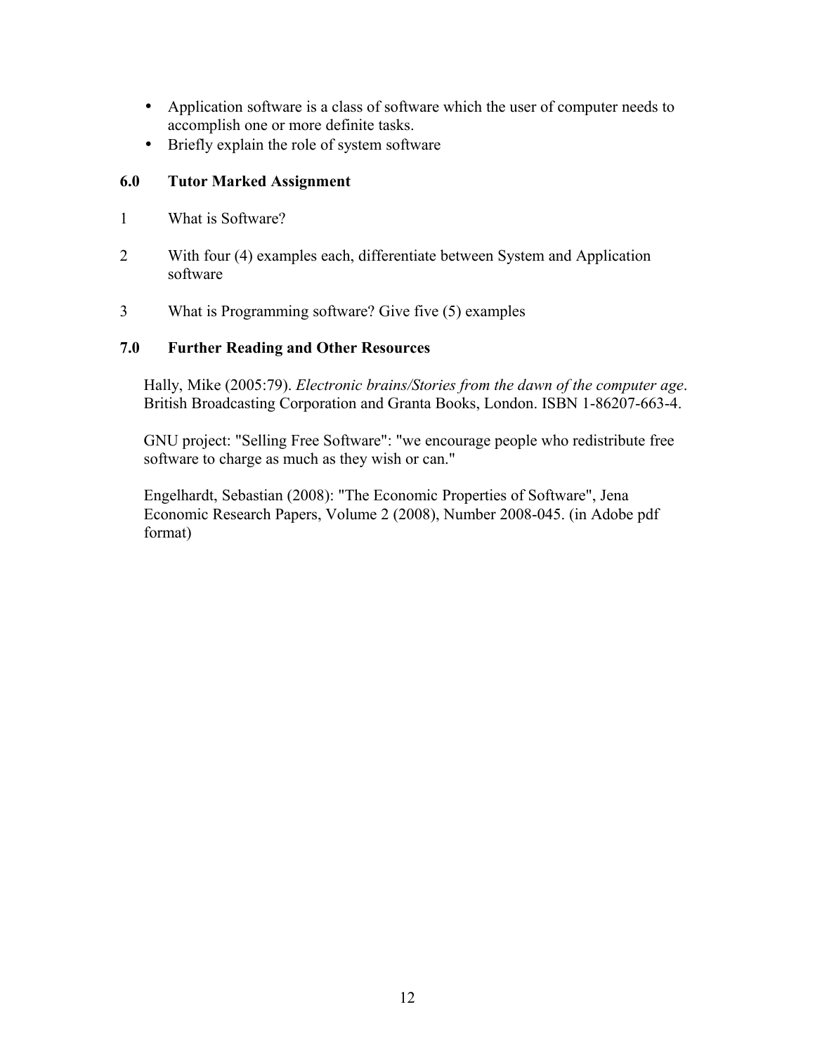- Application software is a class of software which the user of computer needs to accomplish one or more definite tasks.
- Briefly explain the role of system software

## 6.0 Tutor Marked Assignment

1. What is Software?
2. With four (4) examples each, differentiate between System and Application software
3. What is Programming software? Give five (5) examples

## 7.0 Further Reading and Other Resources

Hally, Mike (2005:79). *Electronic brains/Stories from the dawn of the computer age*. British Broadcasting Corporation and Granta Books, London. ISBN 1-86207-663-4.

GNU project: "Selling Free Software": "we encourage people who redistribute free software to charge as much as they wish or can."

Engelhardt, Sebastian (2008): "The Economic Properties of Software", Jena Economic Research Papers, Volume 2 (2008), Number 2008-045. (in Adobe pdf format)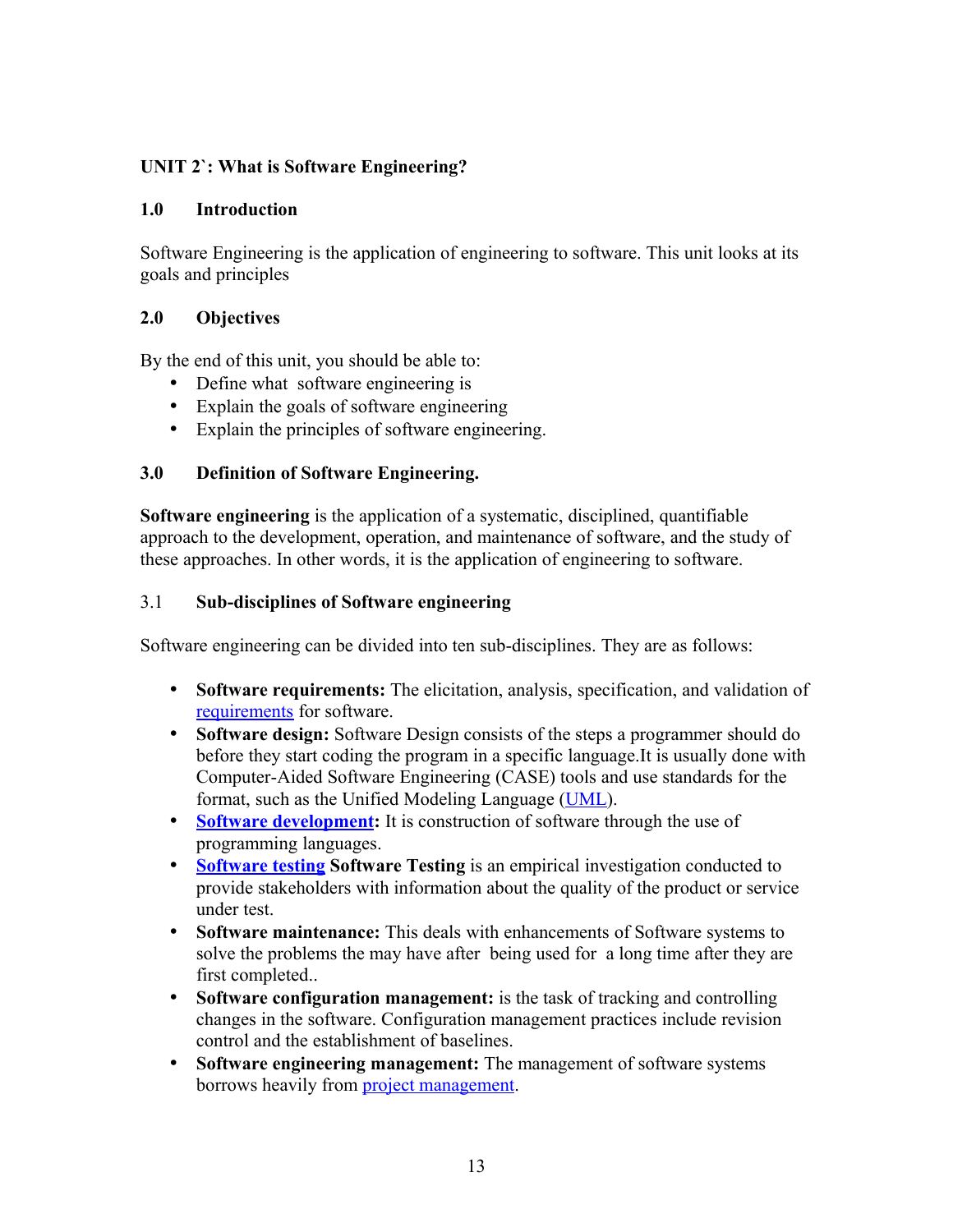**UNIT 2`: What is Software Engineering?**

## 1.0 Introduction

Software Engineering is the application of engineering to software. This unit looks at its goals and principles

## 2.0 Objectives

By the end of this unit, you should be able to:

- Define what software engineering is
- Explain the goals of software engineering
- Explain the principles of software engineering.

## 3.0 Definition of Software Engineering.

**Software engineering** is the application of a systematic, disciplined, quantifiable approach to the development, operation, and maintenance of software, and the study of these approaches. In other words, it is the application of engineering to software.

### 3.1 Sub-disciplines of Software engineering

Software engineering can be divided into ten sub-disciplines. They are as follows:

- **Software requirements:** The elicitation, analysis, specification, and validation of requirements for software.
- **Software design:** Software Design consists of the steps a programmer should do before they start coding the program in a specific language.It is usually done with Computer-Aided Software Engineering (CASE) tools and use standards for the format, such as the Unified Modeling Language (UML).
- **Software development:** It is construction of software through the use of programming languages.
- **Software testing** **Software Testing** is an empirical investigation conducted to provide stakeholders with information about the quality of the product or service under test.
- **Software maintenance:** This deals with enhancements of Software systems to solve the problems the may have after being used for a long time after they are first completed..
- **Software configuration management:** is the task of tracking and controlling changes in the software. Configuration management practices include revision control and the establishment of baselines.
- **Software engineering management:** The management of software systems borrows heavily from project management.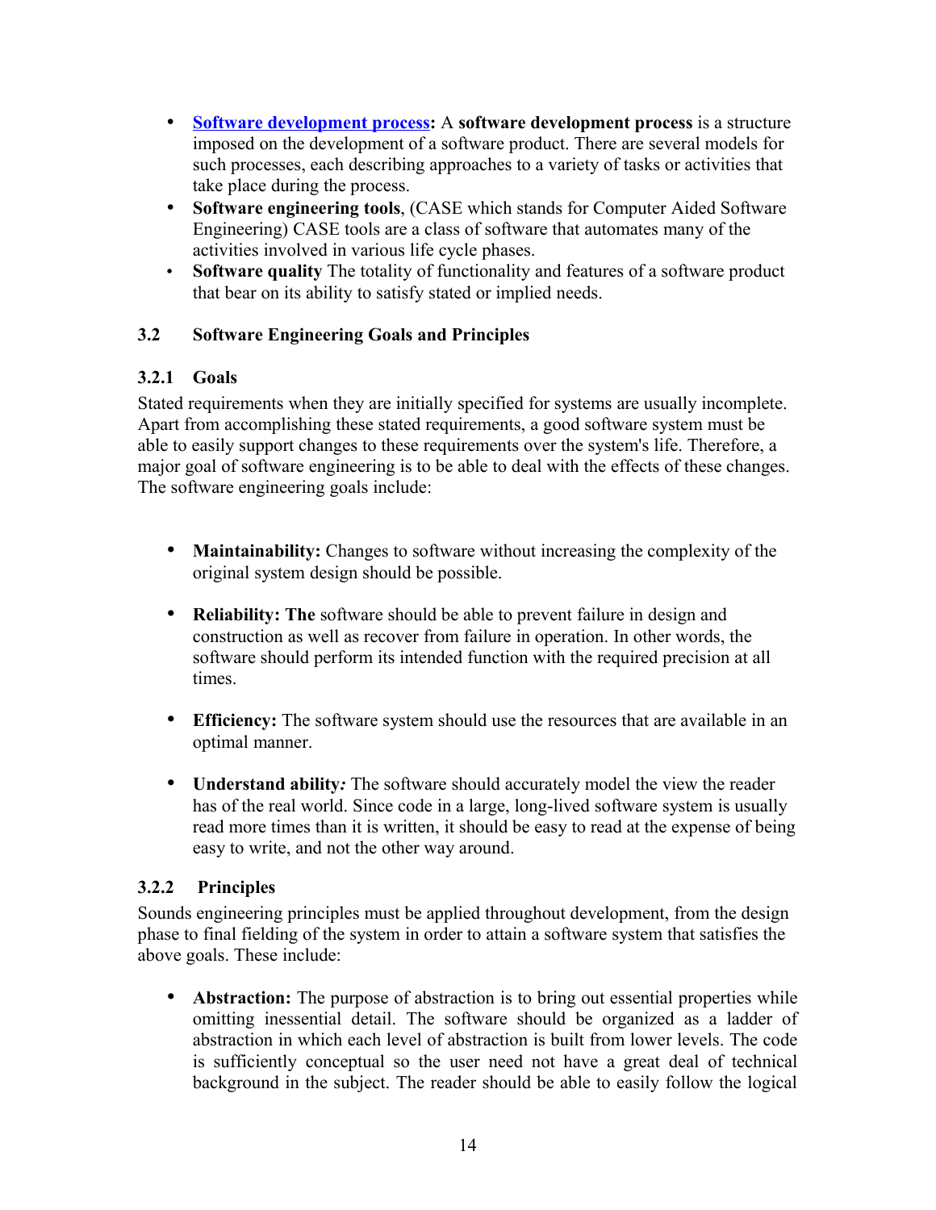- **Software development process:** A **software development process** is a structure imposed on the development of a software product. There are several models for such processes, each describing approaches to a variety of tasks or activities that take place during the process.
- **Software engineering tools**, (CASE which stands for Computer Aided Software Engineering) CASE tools are a class of software that automates many of the activities involved in various life cycle phases.
- **Software quality** The totality of functionality and features of a software product that bear on its ability to satisfy stated or implied needs.

## 3.2 Software Engineering Goals and Principles

### 3.2.1 Goals

Stated requirements when they are initially specified for systems are usually incomplete. Apart from accomplishing these stated requirements, a good software system must be able to easily support changes to these requirements over the system's life. Therefore, a major goal of software engineering is to be able to deal with the effects of these changes. The software engineering goals include:

- **Maintainability:** Changes to software without increasing the complexity of the original system design should be possible.

- **Reliability: The** software should be able to prevent failure in design and construction as well as recover from failure in operation. In other words, the software should perform its intended function with the required precision at all times.

- **Efficiency:** The software system should use the resources that are available in an optimal manner.

- **Understand ability***:* The software should accurately model the view the reader has of the real world. Since code in a large, long-lived software system is usually read more times than it is written, it should be easy to read at the expense of being easy to write, and not the other way around.

### 3.2.2 Principles

Sounds engineering principles must be applied throughout development, from the design phase to final fielding of the system in order to attain a software system that satisfies the above goals. These include:

- **Abstraction:** The purpose of abstraction is to bring out essential properties while omitting inessential detail. The software should be organized as a ladder of abstraction in which each level of abstraction is built from lower levels. The code is sufficiently conceptual so the user need not have a great deal of technical background in the subject. The reader should be able to easily follow the logical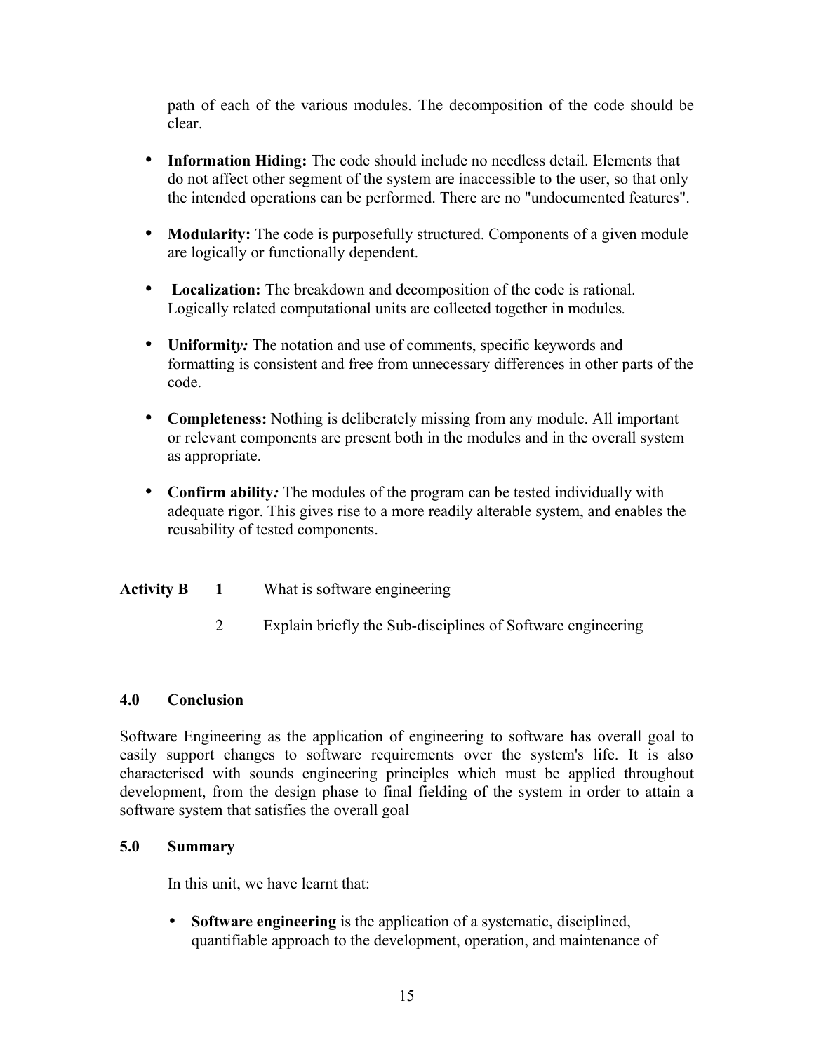path of each of the various modules. The decomposition of the code should be clear.

- **Information Hiding:** The code should include no needless detail. Elements that do not affect other segment of the system are inaccessible to the user, so that only the intended operations can be performed. There are no "undocumented features".

- **Modularity:** The code is purposefully structured. Components of a given module are logically or functionally dependent.

- **Localization:** The breakdown and decomposition of the code is rational. Logically related computational units are collected together in modules*.*

- **Uniformit*y:*** The notation and use of comments, specific keywords and formatting is consistent and free from unnecessary differences in other parts of the code.

- **Completeness:** Nothing is deliberately missing from any module. All important or relevant components are present both in the modules and in the overall system as appropriate.

- **Confirm ability*:*** The modules of the program can be tested individually with adequate rigor. This gives rise to a more readily alterable system, and enables the reusability of tested components.

**Activity B** **1** What is software engineering

2 Explain briefly the Sub-disciplines of Software engineering

### 4.0 Conclusion

Software Engineering as the application of engineering to software has overall goal to easily support changes to software requirements over the system's life. It is also characterised with sounds engineering principles which must be applied throughout development, from the design phase to final fielding of the system in order to attain a software system that satisfies the overall goal

### 5.0 Summary

In this unit, we have learnt that:

- **Software engineering** is the application of a systematic, disciplined, quantifiable approach to the development, operation, and maintenance of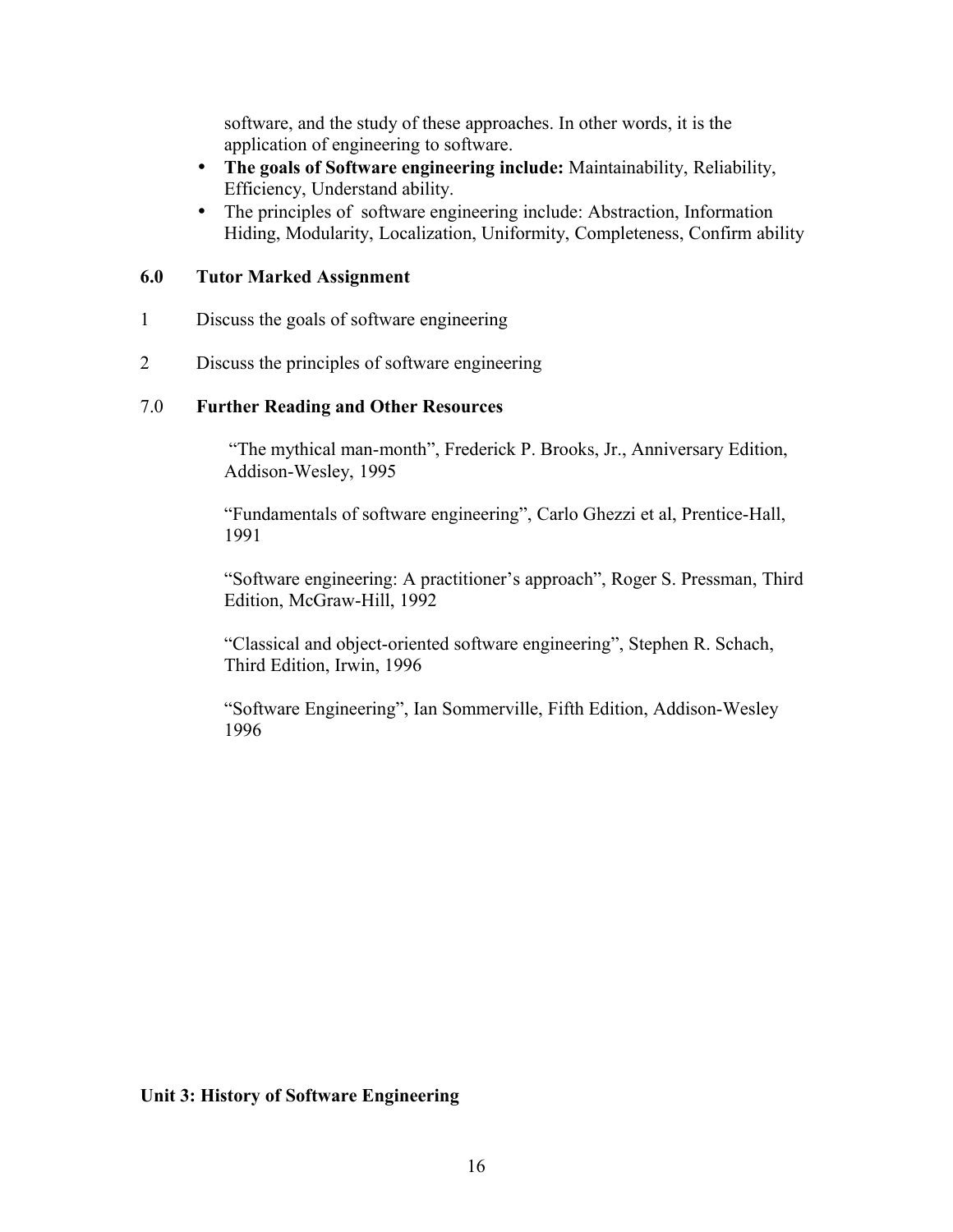software, and the study of these approaches. In other words, it is the application of engineering to software.

- **The goals of Software engineering include:** Maintainability, Reliability, Efficiency, Understand ability.
- The principles of software engineering include: Abstraction, Information Hiding, Modularity, Localization, Uniformity, Completeness, Confirm ability

## 6.0 Tutor Marked Assignment

1. Discuss the goals of software engineering
2. Discuss the principles of software engineering

## 7.0 Further Reading and Other Resources

"The mythical man-month", Frederick P. Brooks, Jr., Anniversary Edition, Addison-Wesley, 1995

"Fundamentals of software engineering", Carlo Ghezzi et al, Prentice-Hall, 1991

"Software engineering: A practitioner's approach", Roger S. Pressman, Third Edition, McGraw-Hill, 1992

"Classical and object-oriented software engineering", Stephen R. Schach, Third Edition, Irwin, 1996

"Software Engineering", Ian Sommerville, Fifth Edition, Addison-Wesley 1996

# Unit 3: History of Software Engineering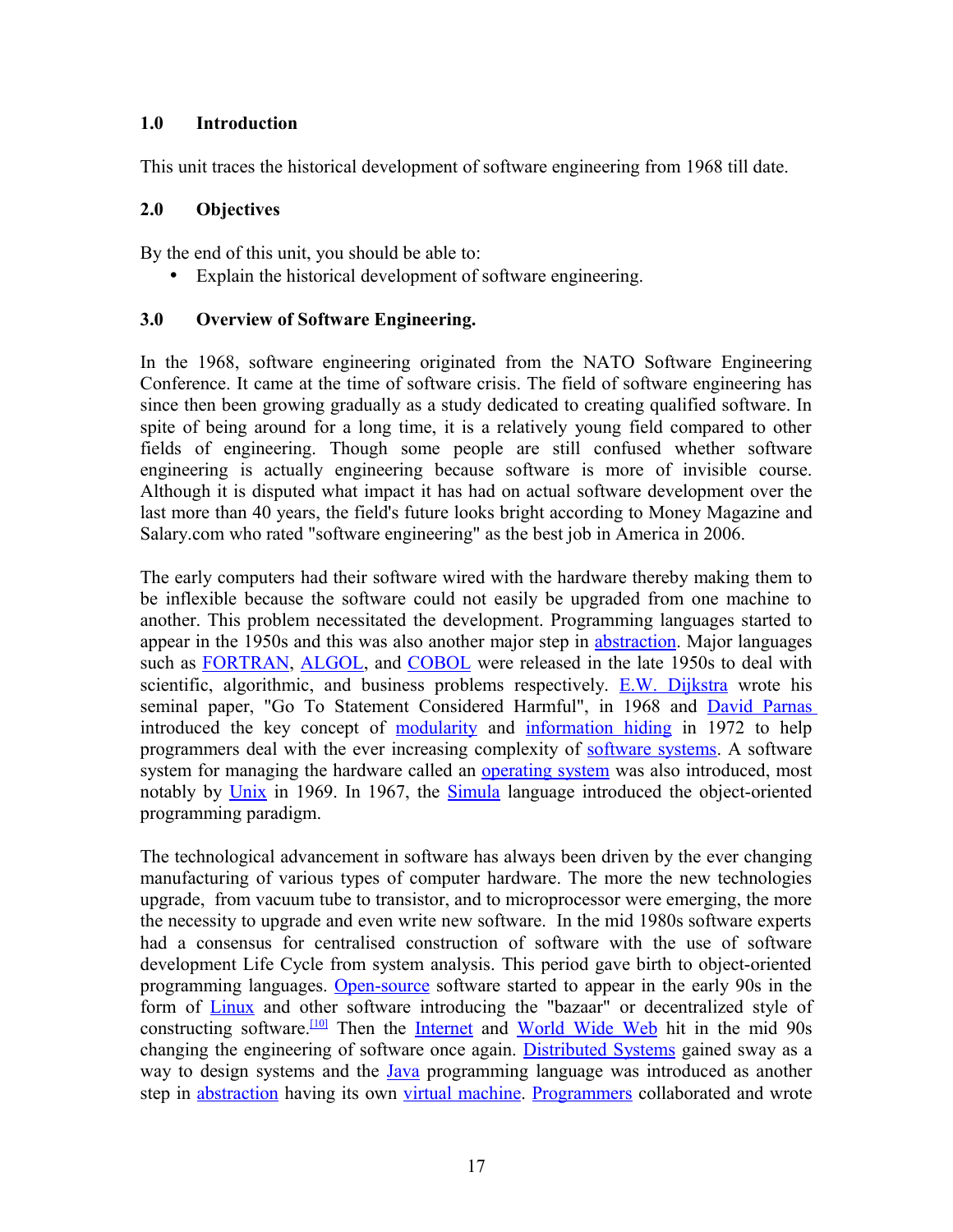## 1.0 Introduction

This unit traces the historical development of software engineering from 1968 till date.

## 2.0 Objectives

By the end of this unit, you should be able to:

- Explain the historical development of software engineering.

## 3.0 Overview of Software Engineering.

In the 1968, software engineering originated from the NATO Software Engineering Conference. It came at the time of software crisis. The field of software engineering has since then been growing gradually as a study dedicated to creating qualified software. In spite of being around for a long time, it is a relatively young field compared to other fields of engineering. Though some people are still confused whether software engineering is actually engineering because software is more of invisible course. Although it is disputed what impact it has had on actual software development over the last more than 40 years, the field's future looks bright according to Money Magazine and Salary.com who rated "software engineering" as the best job in America in 2006.

The early computers had their software wired with the hardware thereby making them to be inflexible because the software could not easily be upgraded from one machine to another. This problem necessitated the development. Programming languages started to appear in the 1950s and this was also another major step in abstraction. Major languages such as FORTRAN, ALGOL, and COBOL were released in the late 1950s to deal with scientific, algorithmic, and business problems respectively. E.W. Dijkstra wrote his seminal paper, "Go To Statement Considered Harmful", in 1968 and David Parnas introduced the key concept of modularity and information hiding in 1972 to help programmers deal with the ever increasing complexity of software systems. A software system for managing the hardware called an operating system was also introduced, most notably by Unix in 1969. In 1967, the Simula language introduced the object-oriented programming paradigm.

The technological advancement in software has always been driven by the ever changing manufacturing of various types of computer hardware. The more the new technologies upgrade, from vacuum tube to transistor, and to microprocessor were emerging, the more the necessity to upgrade and even write new software. In the mid 1980s software experts had a consensus for centralised construction of software with the use of software development Life Cycle from system analysis. This period gave birth to object-oriented programming languages. Open-source software started to appear in the early 90s in the form of Linux and other software introducing the "bazaar" or decentralized style of constructing software.[10] Then the Internet and World Wide Web hit in the mid 90s changing the engineering of software once again. Distributed Systems gained sway as a way to design systems and the Java programming language was introduced as another step in abstraction having its own virtual machine. Programmers collaborated and wrote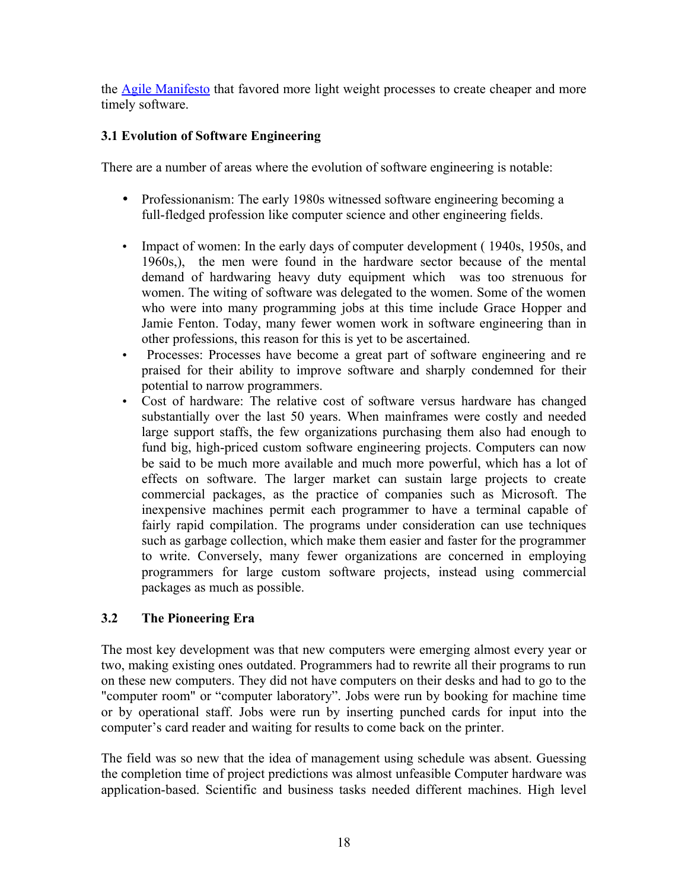the [Agile Manifesto](Agile Manifesto) that favored more light weight processes to create cheaper and more timely software.

### 3.1 Evolution of Software Engineering

There are a number of areas where the evolution of software engineering is notable:

- Professionanism: The early 1980s witnessed software engineering becoming a full-fledged profession like computer science and other engineering fields.
- Impact of women: In the early days of computer development ( 1940s, 1950s, and 1960s,), the men were found in the hardware sector because of the mental demand of hardwaring heavy duty equipment which was too strenuous for women. The witing of software was delegated to the women. Some of the women who were into many programming jobs at this time include Grace Hopper and Jamie Fenton. Today, many fewer women work in software engineering than in other professions, this reason for this is yet to be ascertained.
- Processes: Processes have become a great part of software engineering and re praised for their ability to improve software and sharply condemned for their potential to narrow programmers.
- Cost of hardware: The relative cost of software versus hardware has changed substantially over the last 50 years. When mainframes were costly and needed large support staffs, the few organizations purchasing them also had enough to fund big, high-priced custom software engineering projects. Computers can now be said to be much more available and much more powerful, which has a lot of effects on software. The larger market can sustain large projects to create commercial packages, as the practice of companies such as Microsoft. The inexpensive machines permit each programmer to have a terminal capable of fairly rapid compilation. The programs under consideration can use techniques such as garbage collection, which make them easier and faster for the programmer to write. Conversely, many fewer organizations are concerned in employing programmers for large custom software projects, instead using commercial packages as much as possible.

### 3.2 The Pioneering Era

The most key development was that new computers were emerging almost every year or two, making existing ones outdated. Programmers had to rewrite all their programs to run on these new computers. They did not have computers on their desks and had to go to the "computer room" or "computer laboratory". Jobs were run by booking for machine time or by operational staff. Jobs were run by inserting punched cards for input into the computer's card reader and waiting for results to come back on the printer.

The field was so new that the idea of management using schedule was absent. Guessing the completion time of project predictions was almost unfeasible Computer hardware was application-based. Scientific and business tasks needed different machines. High level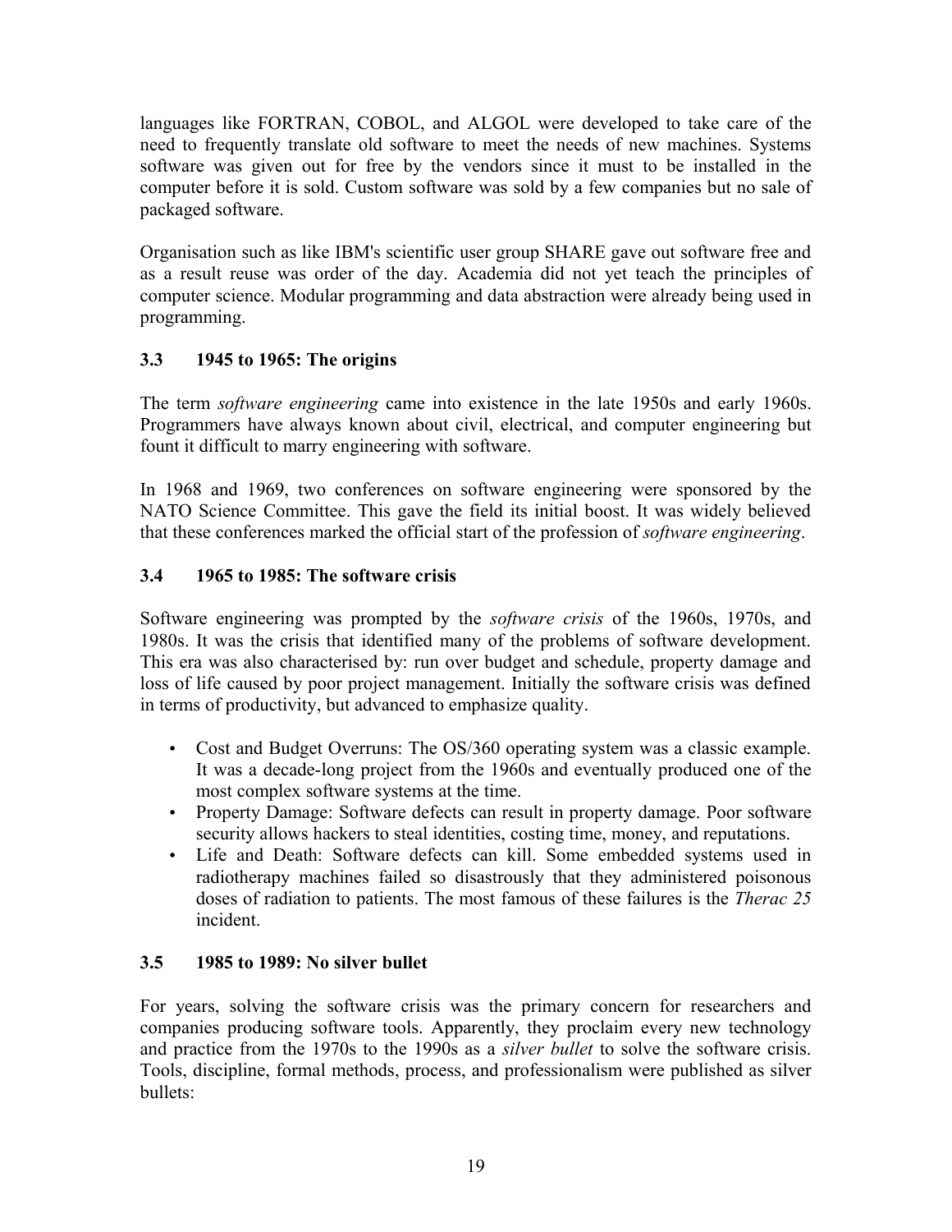languages like FORTRAN, COBOL, and ALGOL were developed to take care of the need to frequently translate old software to meet the needs of new machines. Systems software was given out for free by the vendors since it must to be installed in the computer before it is sold. Custom software was sold by a few companies but no sale of packaged software.

Organisation such as like IBM's scientific user group SHARE gave out software free and as a result reuse was order of the day. Academia did not yet teach the principles of computer science. Modular programming and data abstraction were already being used in programming.

### 3.3 1945 to 1965: The origins

The term *software engineering* came into existence in the late 1950s and early 1960s. Programmers have always known about civil, electrical, and computer engineering but fount it difficult to marry engineering with software.

In 1968 and 1969, two conferences on software engineering were sponsored by the NATO Science Committee. This gave the field its initial boost. It was widely believed that these conferences marked the official start of the profession of *software engineering*.

### 3.4 1965 to 1985: The software crisis

Software engineering was prompted by the *software crisis* of the 1960s, 1970s, and 1980s. It was the crisis that identified many of the problems of software development. This era was also characterised by: run over budget and schedule, property damage and loss of life caused by poor project management. Initially the software crisis was defined in terms of productivity, but advanced to emphasize quality.

- Cost and Budget Overruns: The OS/360 operating system was a classic example. It was a decade-long project from the 1960s and eventually produced one of the most complex software systems at the time.
- Property Damage: Software defects can result in property damage. Poor software security allows hackers to steal identities, costing time, money, and reputations.
- Life and Death: Software defects can kill. Some embedded systems used in radiotherapy machines failed so disastrously that they administered poisonous doses of radiation to patients. The most famous of these failures is the *Therac 25* incident.

### 3.5 1985 to 1989: No silver bullet

For years, solving the software crisis was the primary concern for researchers and companies producing software tools. Apparently, they proclaim every new technology and practice from the 1970s to the 1990s as a *silver bullet* to solve the software crisis. Tools, discipline, formal methods, process, and professionalism were published as silver bullets: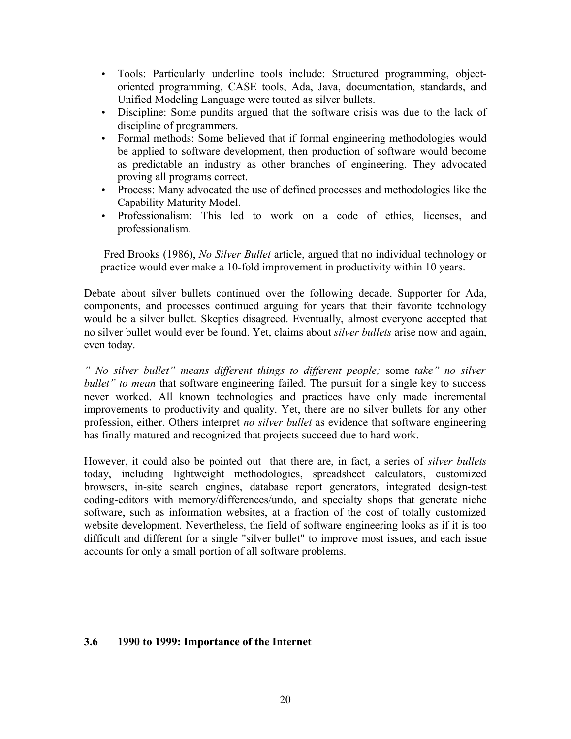- Tools: Particularly underline tools include: Structured programming, object-oriented programming, CASE tools, Ada, Java, documentation, standards, and Unified Modeling Language were touted as silver bullets.
- Discipline: Some pundits argued that the software crisis was due to the lack of discipline of programmers.
- Formal methods: Some believed that if formal engineering methodologies would be applied to software development, then production of software would become as predictable an industry as other branches of engineering. They advocated proving all programs correct.
- Process: Many advocated the use of defined processes and methodologies like the Capability Maturity Model.
- Professionalism: This led to work on a code of ethics, licenses, and professionalism.

Fred Brooks (1986), *No Silver Bullet* article, argued that no individual technology or practice would ever make a 10-fold improvement in productivity within 10 years.

Debate about silver bullets continued over the following decade. Supporter for Ada, components, and processes continued arguing for years that their favorite technology would be a silver bullet. Skeptics disagreed. Eventually, almost everyone accepted that no silver bullet would ever be found. Yet, claims about *silver bullets* arise now and again, even today.

*" No silver bullet" means different things to different people;* some *take" no silver bullet" to mean* that software engineering failed. The pursuit for a single key to success never worked. All known technologies and practices have only made incremental improvements to productivity and quality. Yet, there are no silver bullets for any other profession, either. Others interpret *no silver bullet* as evidence that software engineering has finally matured and recognized that projects succeed due to hard work.

However, it could also be pointed out that there are, in fact, a series of *silver bullets* today, including lightweight methodologies, spreadsheet calculators, customized browsers, in-site search engines, database report generators, integrated design-test coding-editors with memory/differences/undo, and specialty shops that generate niche software, such as information websites, at a fraction of the cost of totally customized website development. Nevertheless, the field of software engineering looks as if it is too difficult and different for a single "silver bullet" to improve most issues, and each issue accounts for only a small portion of all software problems.

### 3.6 1990 to 1999: Importance of the Internet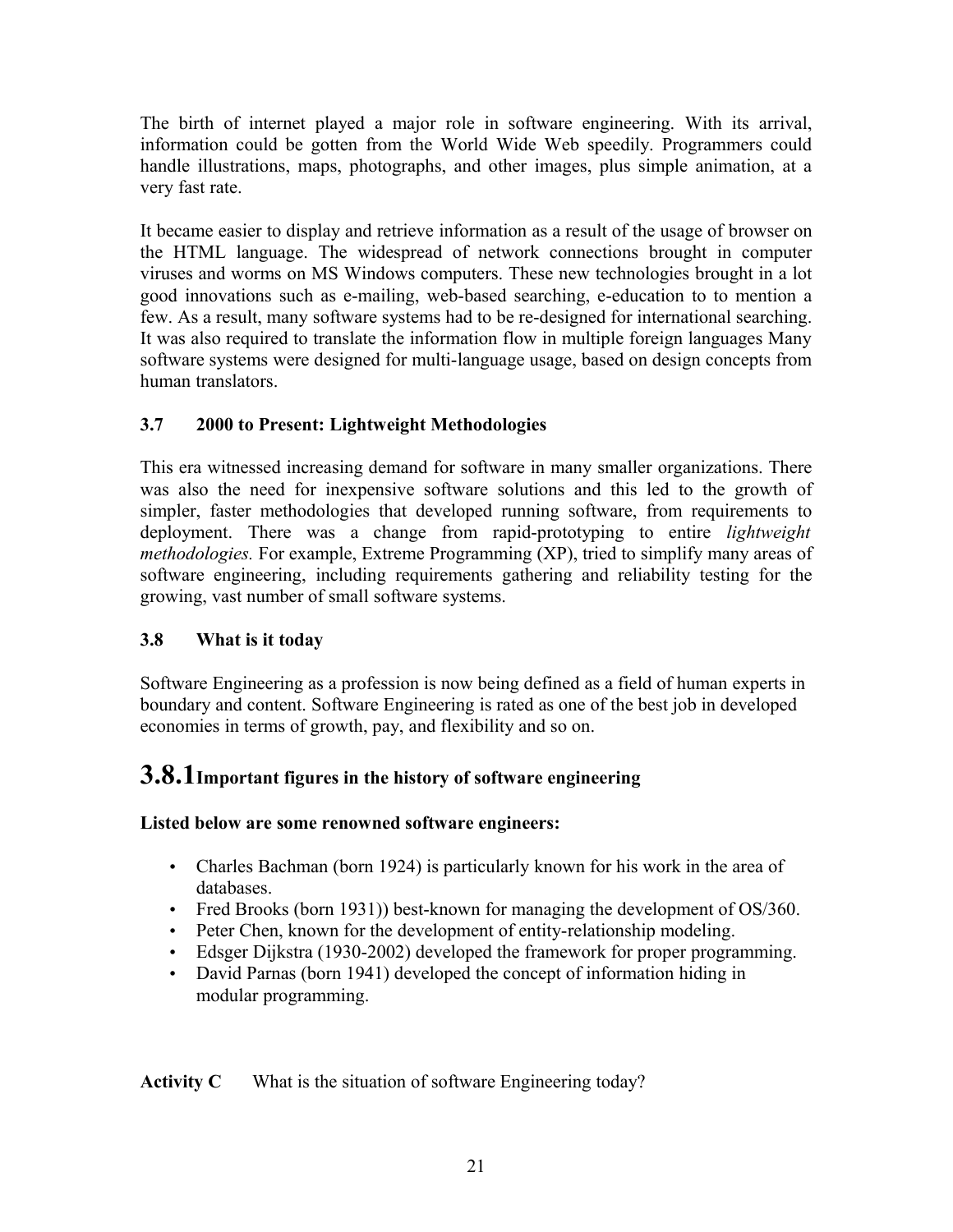The birth of internet played a major role in software engineering. With its arrival, information could be gotten from the World Wide Web speedily. Programmers could handle illustrations, maps, photographs, and other images, plus simple animation, at a very fast rate.

It became easier to display and retrieve information as a result of the usage of browser on the HTML language. The widespread of network connections brought in computer viruses and worms on MS Windows computers. These new technologies brought in a lot good innovations such as e-mailing, web-based searching, e-education to to mention a few. As a result, many software systems had to be re-designed for international searching. It was also required to translate the information flow in multiple foreign languages Many software systems were designed for multi-language usage, based on design concepts from human translators.

### 3.7 2000 to Present: Lightweight Methodologies

This era witnessed increasing demand for software in many smaller organizations. There was also the need for inexpensive software solutions and this led to the growth of simpler, faster methodologies that developed running software, from requirements to deployment. There was a change from rapid-prototyping to entire *lightweight methodologies.* For example, Extreme Programming (XP), tried to simplify many areas of software engineering, including requirements gathering and reliability testing for the growing, vast number of small software systems.

### 3.8 What is it today

Software Engineering as a profession is now being defined as a field of human experts in boundary and content. Software Engineering is rated as one of the best job in developed economies in terms of growth, pay, and flexibility and so on.

## 3.8.1 Important figures in the history of software engineering

**Listed below are some renowned software engineers:**

- Charles Bachman (born 1924) is particularly known for his work in the area of databases.
- Fred Brooks (born 1931)) best-known for managing the development of OS/360.
- Peter Chen, known for the development of entity-relationship modeling.
- Edsger Dijkstra (1930-2002) developed the framework for proper programming.
- David Parnas (born 1941) developed the concept of information hiding in modular programming.

**Activity C** What is the situation of software Engineering today?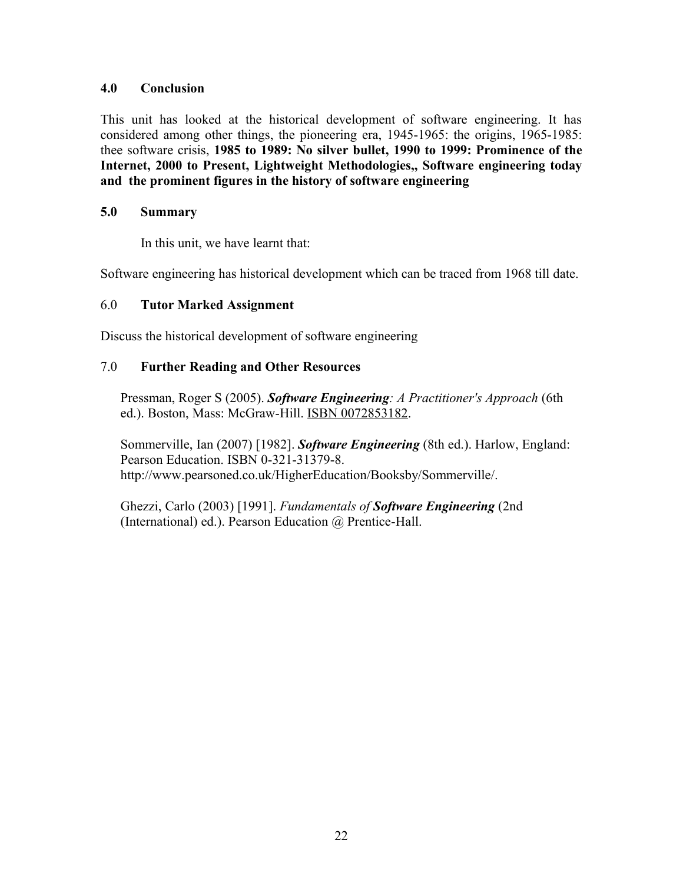## 4.0 Conclusion

This unit has looked at the historical development of software engineering. It has considered among other things, the pioneering era, 1945-1965: the origins, 1965-1985: thee software crisis, **1985 to 1989: No silver bullet, 1990 to 1999: Prominence of the Internet, 2000 to Present, Lightweight Methodologies,, Software engineering today and the prominent figures in the history of software engineering**

## 5.0 Summary

In this unit, we have learnt that:

Software engineering has historical development which can be traced from 1968 till date.

## 6.0 Tutor Marked Assignment

Discuss the historical development of software engineering

## 7.0 Further Reading and Other Resources

Pressman, Roger S (2005). ***Software Engineering****: A Practitioner's Approach* (6th ed.). Boston, Mass: McGraw-Hill. ISBN 0072853182.

Sommerville, Ian (2007) [1982]. ***Software Engineering*** (8th ed.). Harlow, England: Pearson Education. ISBN 0-321-31379-8. http://www.pearsoned.co.uk/HigherEducation/Booksby/Sommerville/.

Ghezzi, Carlo (2003) [1991]. *Fundamentals of* ***Software Engineering*** (2nd (International) ed.). Pearson Education @ Prentice-Hall.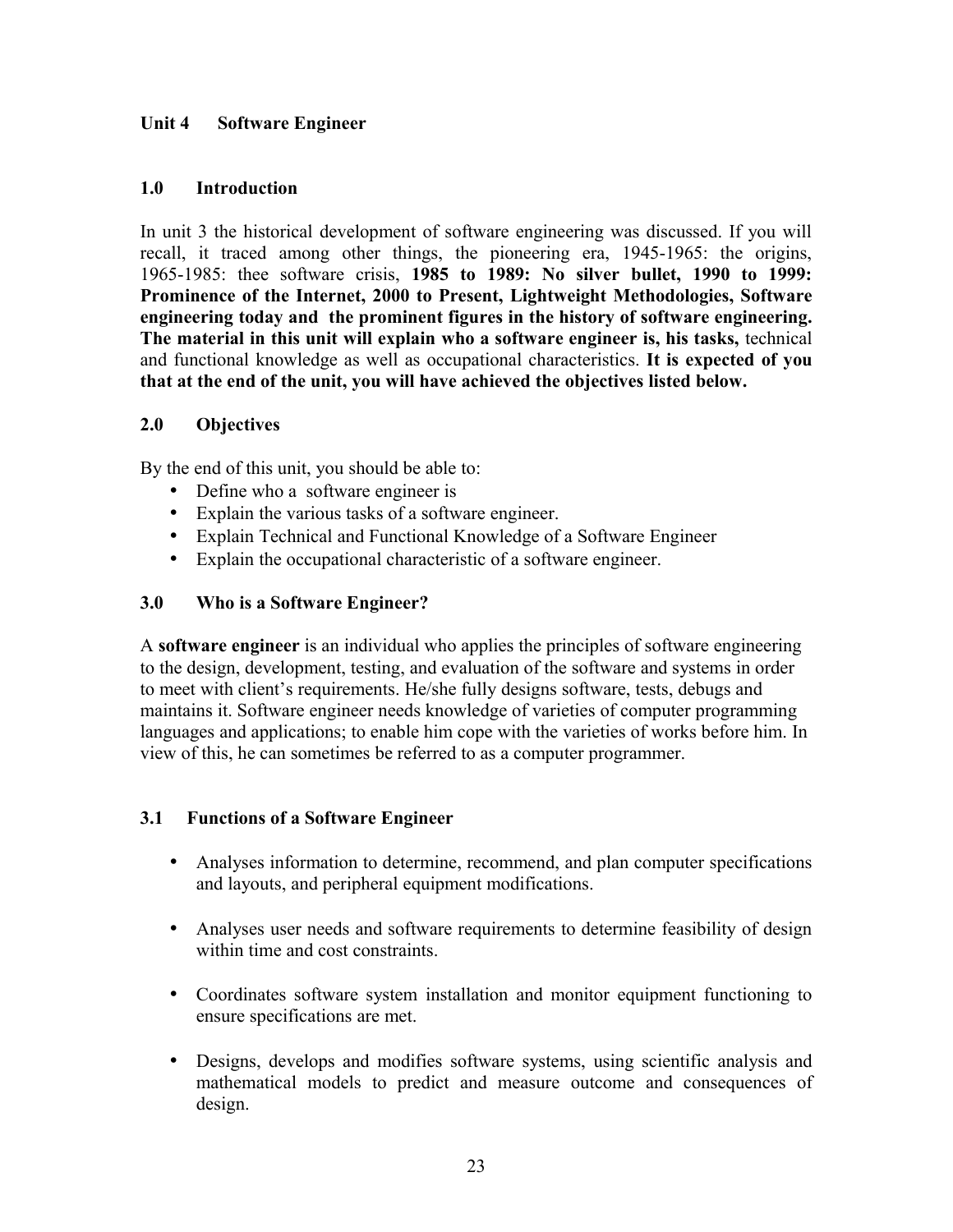## Unit 4 Software Engineer

### 1.0 Introduction

In unit 3 the historical development of software engineering was discussed. If you will recall, it traced among other things, the pioneering era, 1945-1965: the origins, 1965-1985: thee software crisis, **1985 to 1989: No silver bullet, 1990 to 1999: Prominence of the Internet, 2000 to Present, Lightweight Methodologies, Software engineering today and the prominent figures in the history of software engineering. The material in this unit will explain who a software engineer is, his tasks,** technical and functional knowledge as well as occupational characteristics. **It is expected of you that at the end of the unit, you will have achieved the objectives listed below.**

### 2.0 Objectives

By the end of this unit, you should be able to:

- Define who a software engineer is
- Explain the various tasks of a software engineer.
- Explain Technical and Functional Knowledge of a Software Engineer
- Explain the occupational characteristic of a software engineer.

### 3.0 Who is a Software Engineer?

A **software engineer** is an individual who applies the principles of software engineering to the design, development, testing, and evaluation of the software and systems in order to meet with client's requirements. He/she fully designs software, tests, debugs and maintains it. Software engineer needs knowledge of varieties of computer programming languages and applications; to enable him cope with the varieties of works before him. In view of this, he can sometimes be referred to as a computer programmer.

### 3.1 Functions of a Software Engineer

- Analyses information to determine, recommend, and plan computer specifications and layouts, and peripheral equipment modifications.
- Analyses user needs and software requirements to determine feasibility of design within time and cost constraints.
- Coordinates software system installation and monitor equipment functioning to ensure specifications are met.
- Designs, develops and modifies software systems, using scientific analysis and mathematical models to predict and measure outcome and consequences of design.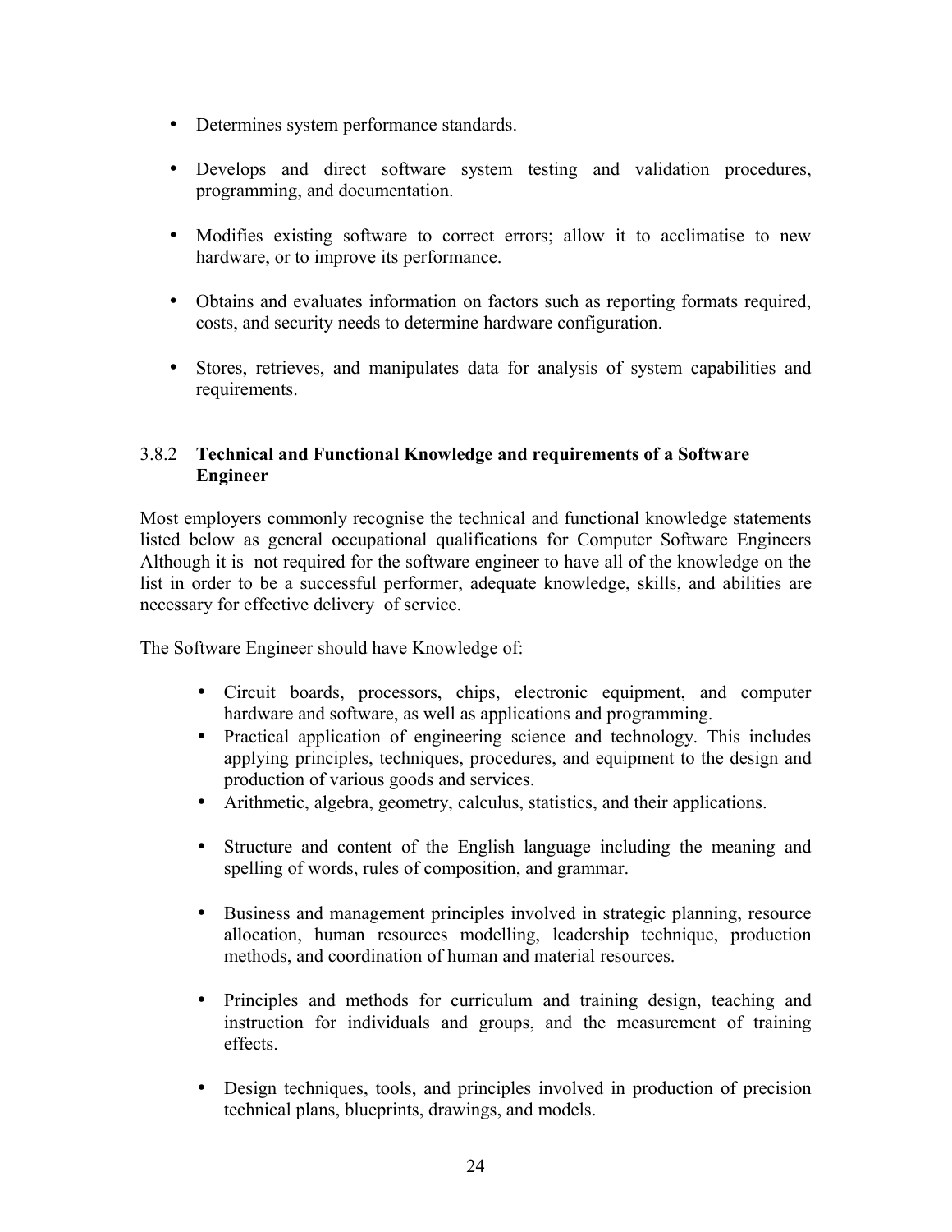- Determines system performance standards.

- Develops and direct software system testing and validation procedures, programming, and documentation.

- Modifies existing software to correct errors; allow it to acclimatise to new hardware, or to improve its performance.

- Obtains and evaluates information on factors such as reporting formats required, costs, and security needs to determine hardware configuration.

- Stores, retrieves, and manipulates data for analysis of system capabilities and requirements.

### 3.8.2 **Technical and Functional Knowledge and requirements of a Software Engineer**

Most employers commonly recognise the technical and functional knowledge statements listed below as general occupational qualifications for Computer Software Engineers Although it is not required for the software engineer to have all of the knowledge on the list in order to be a successful performer, adequate knowledge, skills, and abilities are necessary for effective delivery of service.

The Software Engineer should have Knowledge of:

- Circuit boards, processors, chips, electronic equipment, and computer hardware and software, as well as applications and programming.
- Practical application of engineering science and technology. This includes applying principles, techniques, procedures, and equipment to the design and production of various goods and services.
- Arithmetic, algebra, geometry, calculus, statistics, and their applications.

- Structure and content of the English language including the meaning and spelling of words, rules of composition, and grammar.

- Business and management principles involved in strategic planning, resource allocation, human resources modelling, leadership technique, production methods, and coordination of human and material resources.

- Principles and methods for curriculum and training design, teaching and instruction for individuals and groups, and the measurement of training effects.

- Design techniques, tools, and principles involved in production of precision technical plans, blueprints, drawings, and models.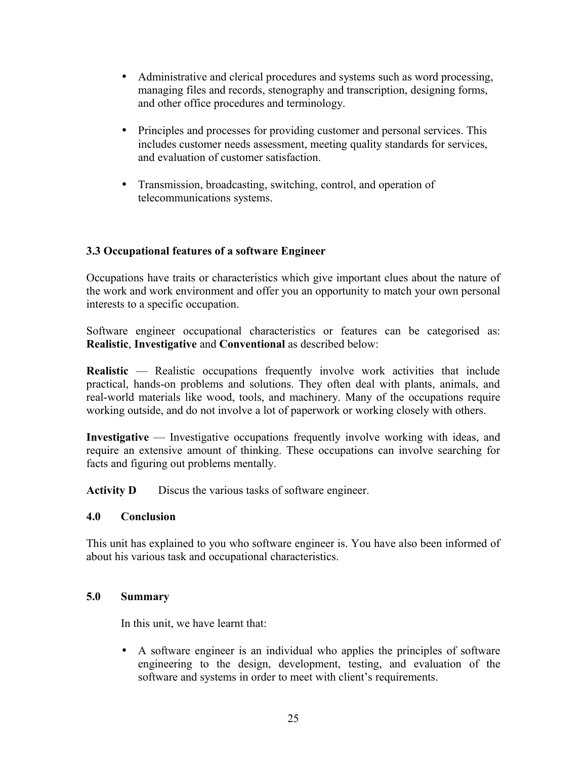- Administrative and clerical procedures and systems such as word processing, managing files and records, stenography and transcription, designing forms, and other office procedures and terminology.

- Principles and processes for providing customer and personal services. This includes customer needs assessment, meeting quality standards for services, and evaluation of customer satisfaction.

- Transmission, broadcasting, switching, control, and operation of telecommunications systems.

### 3.3 Occupational features of a software Engineer

Occupations have traits or characteristics which give important clues about the nature of the work and work environment and offer you an opportunity to match your own personal interests to a specific occupation.

Software engineer occupational characteristics or features can be categorised as: **Realistic**, **Investigative** and **Conventional** as described below:

**Realistic** — Realistic occupations frequently involve work activities that include practical, hands-on problems and solutions. They often deal with plants, animals, and real-world materials like wood, tools, and machinery. Many of the occupations require working outside, and do not involve a lot of paperwork or working closely with others.

**Investigative** — Investigative occupations frequently involve working with ideas, and require an extensive amount of thinking. These occupations can involve searching for facts and figuring out problems mentally.

**Activity D** Discus the various tasks of software engineer.

## 4.0 Conclusion

This unit has explained to you who software engineer is. You have also been informed of about his various task and occupational characteristics.

## 5.0 Summary

In this unit, we have learnt that:

- A software engineer is an individual who applies the principles of software engineering to the design, development, testing, and evaluation of the software and systems in order to meet with client's requirements.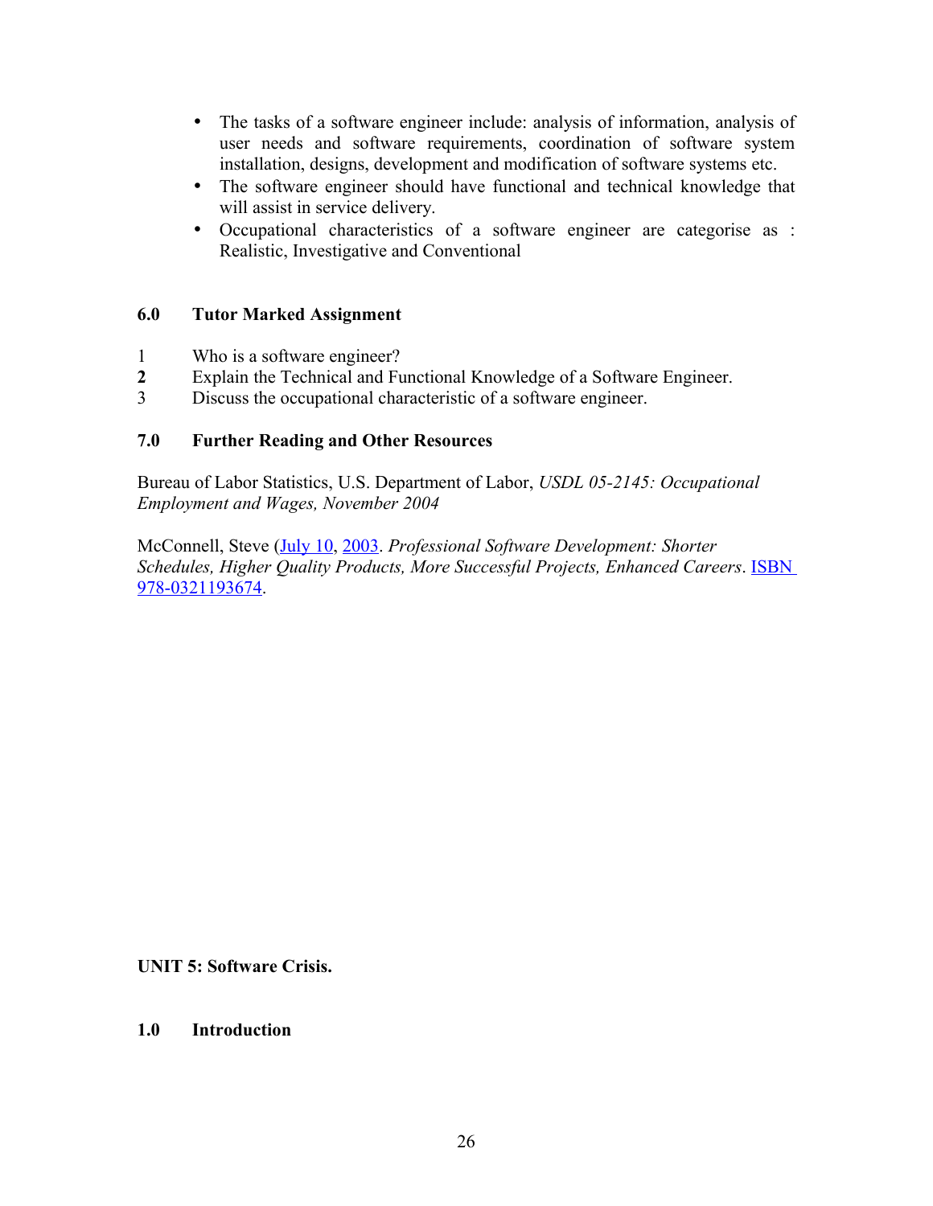- The tasks of a software engineer include: analysis of information, analysis of user needs and software requirements, coordination of software system installation, designs, development and modification of software systems etc.
- The software engineer should have functional and technical knowledge that will assist in service delivery.
- Occupational characteristics of a software engineer are categorise as : Realistic, Investigative and Conventional

## 6.0 Tutor Marked Assignment

1. Who is a software engineer?
2. Explain the Technical and Functional Knowledge of a Software Engineer.
3. Discuss the occupational characteristic of a software engineer.

## 7.0 Further Reading and Other Resources

Bureau of Labor Statistics, U.S. Department of Labor, *USDL 05-2145: Occupational Employment and Wages, November 2004*

McConnell, Steve (July 10, 2003. *Professional Software Development: Shorter Schedules, Higher Quality Products, More Successful Projects, Enhanced Careers*. ISBN 978-0321193674.

# UNIT 5: Software Crisis.

## 1.0 Introduction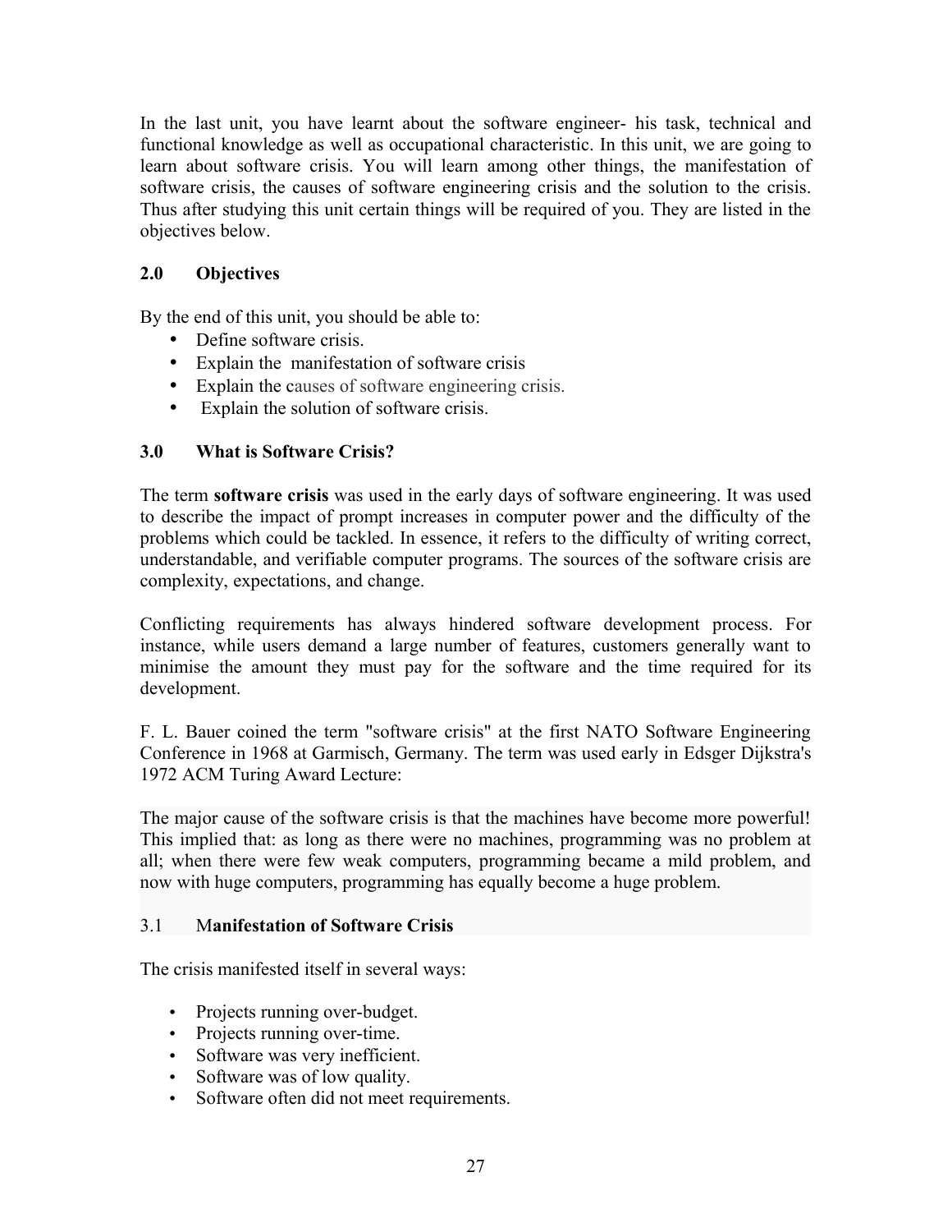In the last unit, you have learnt about the software engineer- his task, technical and functional knowledge as well as occupational characteristic. In this unit, we are going to learn about software crisis. You will learn among other things, the manifestation of software crisis, the causes of software engineering crisis and the solution to the crisis. Thus after studying this unit certain things will be required of you. They are listed in the objectives below.

## 2.0 Objectives

By the end of this unit, you should be able to:

- Define software crisis.
- Explain the manifestation of software crisis
- Explain the causes of software engineering crisis.
- Explain the solution of software crisis.

## 3.0 What is Software Crisis?

The term **software crisis** was used in the early days of software engineering. It was used to describe the impact of prompt increases in computer power and the difficulty of the problems which could be tackled. In essence, it refers to the difficulty of writing correct, understandable, and verifiable computer programs. The sources of the software crisis are complexity, expectations, and change.

Conflicting requirements has always hindered software development process. For instance, while users demand a large number of features, customers generally want to minimise the amount they must pay for the software and the time required for its development.

F. L. Bauer coined the term "software crisis" at the first NATO Software Engineering Conference in 1968 at Garmisch, Germany. The term was used early in Edsger Dijkstra's 1972 ACM Turing Award Lecture:

The major cause of the software crisis is that the machines have become more powerful! This implied that: as long as there were no machines, programming was no problem at all; when there were few weak computers, programming became a mild problem, and now with huge computers, programming has equally become a huge problem.

### 3.1 Manifestation of Software Crisis

The crisis manifested itself in several ways:

- Projects running over-budget.
- Projects running over-time.
- Software was very inefficient.
- Software was of low quality.
- Software often did not meet requirements.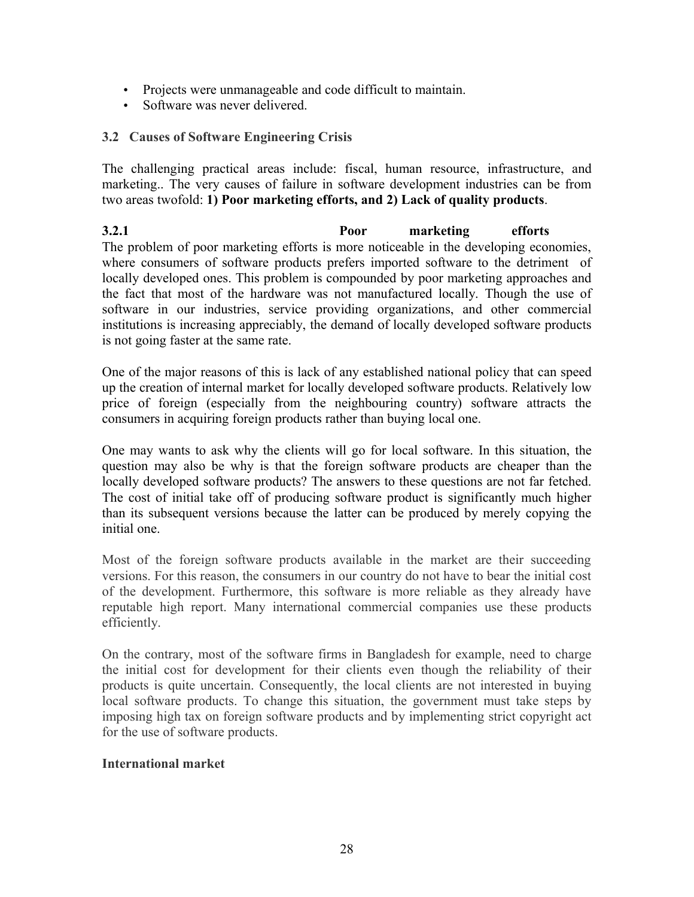- Projects were unmanageable and code difficult to maintain.
- Software was never delivered.

### 3.2 Causes of Software Engineering Crisis

The challenging practical areas include: fiscal, human resource, infrastructure, and marketing.. The very causes of failure in software development industries can be from two areas twofold: **1) Poor marketing efforts, and 2) Lack of quality products**.

#### 3.2.1 Poor marketing efforts

The problem of poor marketing efforts is more noticeable in the developing economies, where consumers of software products prefers imported software to the detriment of locally developed ones. This problem is compounded by poor marketing approaches and the fact that most of the hardware was not manufactured locally. Though the use of software in our industries, service providing organizations, and other commercial institutions is increasing appreciably, the demand of locally developed software products is not going faster at the same rate.

One of the major reasons of this is lack of any established national policy that can speed up the creation of internal market for locally developed software products. Relatively low price of foreign (especially from the neighbouring country) software attracts the consumers in acquiring foreign products rather than buying local one.

One may wants to ask why the clients will go for local software. In this situation, the question may also be why is that the foreign software products are cheaper than the locally developed software products? The answers to these questions are not far fetched. The cost of initial take off of producing software product is significantly much higher than its subsequent versions because the latter can be produced by merely copying the initial one.

Most of the foreign software products available in the market are their succeeding versions. For this reason, the consumers in our country do not have to bear the initial cost of the development. Furthermore, this software is more reliable as they already have reputable high report. Many international commercial companies use these products efficiently.

On the contrary, most of the software firms in Bangladesh for example, need to charge the initial cost for development for their clients even though the reliability of their products is quite uncertain. Consequently, the local clients are not interested in buying local software products. To change this situation, the government must take steps by imposing high tax on foreign software products and by implementing strict copyright act for the use of software products.

**International market**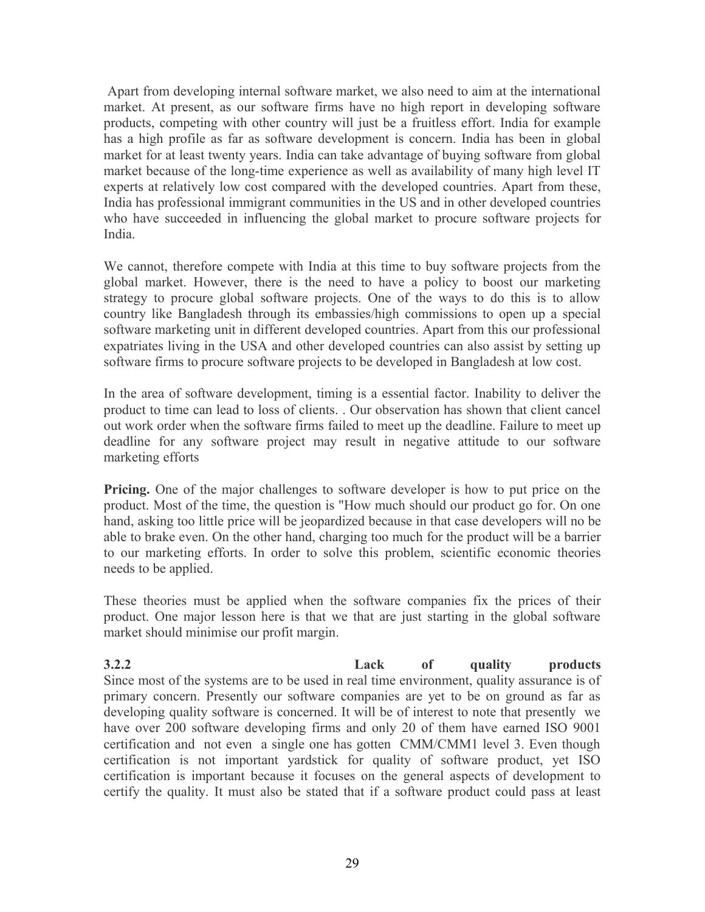Apart from developing internal software market, we also need to aim at the international market. At present, as our software firms have no high report in developing software products, competing with other country will just be a fruitless effort. India for example has a high profile as far as software development is concern. India has been in global market for at least twenty years. India can take advantage of buying software from global market because of the long-time experience as well as availability of many high level IT experts at relatively low cost compared with the developed countries. Apart from these, India has professional immigrant communities in the US and in other developed countries who have succeeded in influencing the global market to procure software projects for India.

We cannot, therefore compete with India at this time to buy software projects from the global market. However, there is the need to have a policy to boost our marketing strategy to procure global software projects. One of the ways to do this is to allow country like Bangladesh through its embassies/high commissions to open up a special software marketing unit in different developed countries. Apart from this our professional expatriates living in the USA and other developed countries can also assist by setting up software firms to procure software projects to be developed in Bangladesh at low cost.

In the area of software development, timing is a essential factor. Inability to deliver the product to time can lead to loss of clients. . Our observation has shown that client cancel out work order when the software firms failed to meet up the deadline. Failure to meet up deadline for any software project may result in negative attitude to our software marketing efforts

**Pricing.** One of the major challenges to software developer is how to put price on the product. Most of the time, the question is "How much should our product go for. On one hand, asking too little price will be jeopardized because in that case developers will no be able to brake even. On the other hand, charging too much for the product will be a barrier to our marketing efforts. In order to solve this problem, scientific economic theories needs to be applied.

These theories must be applied when the software companies fix the prices of their product. One major lesson here is that we that are just starting in the global software market should minimise our profit margin.

### 3.2.2 Lack of quality products

Since most of the systems are to be used in real time environment, quality assurance is of primary concern. Presently our software companies are yet to be on ground as far as developing quality software is concerned. It will be of interest to note that presently we have over 200 software developing firms and only 20 of them have earned ISO 9001 certification and not even a single one has gotten CMM/CMM1 level 3. Even though certification is not important yardstick for quality of software product, yet ISO certification is important because it focuses on the general aspects of development to certify the quality. It must also be stated that if a software product could pass at least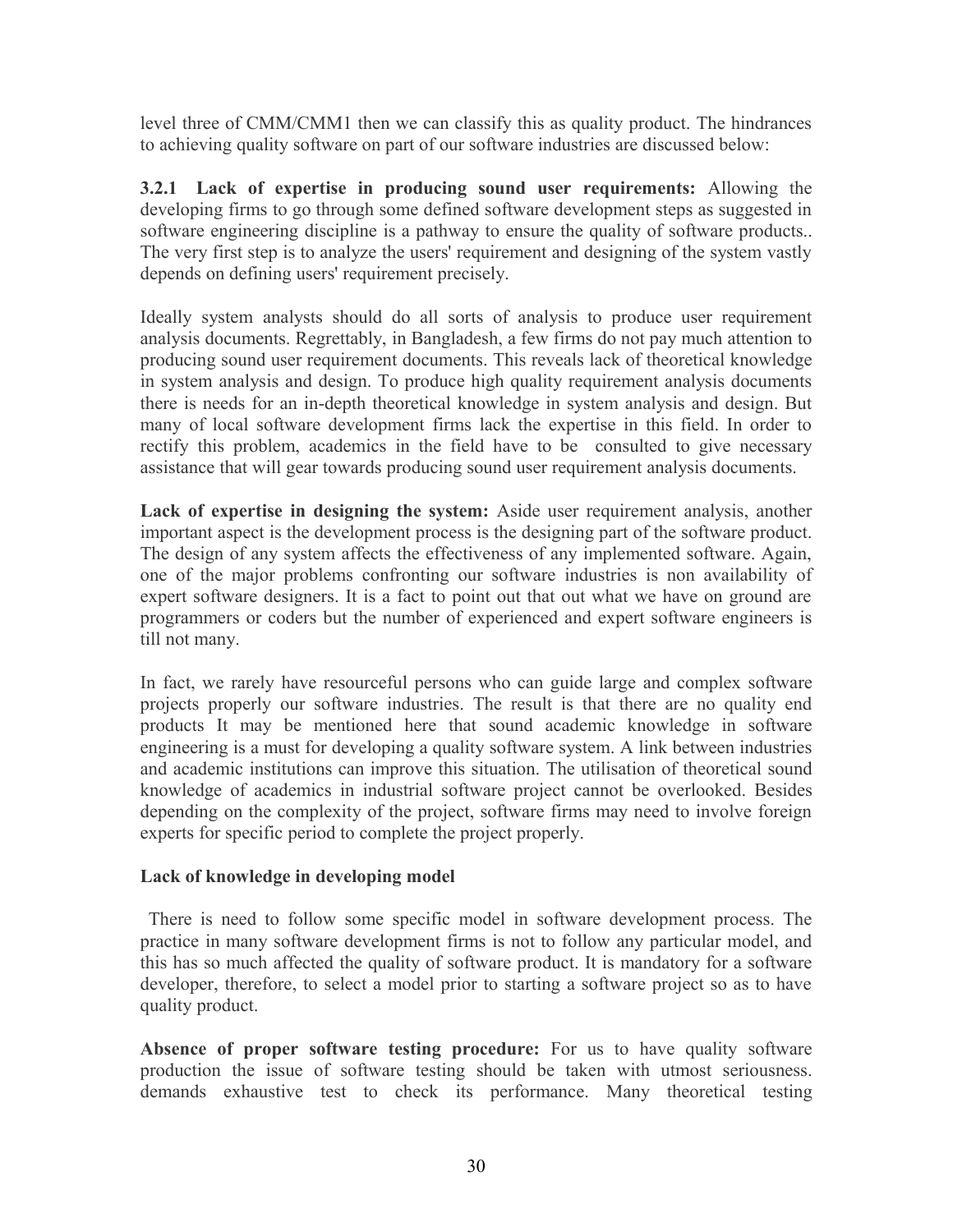level three of CMM/CMM1 then we can classify this as quality product. The hindrances to achieving quality software on part of our software industries are discussed below:

**3.2.1 Lack of expertise in producing sound user requirements:** Allowing the developing firms to go through some defined software development steps as suggested in software engineering discipline is a pathway to ensure the quality of software products.. The very first step is to analyze the users' requirement and designing of the system vastly depends on defining users' requirement precisely.

Ideally system analysts should do all sorts of analysis to produce user requirement analysis documents. Regrettably, in Bangladesh, a few firms do not pay much attention to producing sound user requirement documents. This reveals lack of theoretical knowledge in system analysis and design. To produce high quality requirement analysis documents there is needs for an in-depth theoretical knowledge in system analysis and design. But many of local software development firms lack the expertise in this field. In order to rectify this problem, academics in the field have to be consulted to give necessary assistance that will gear towards producing sound user requirement analysis documents.

**Lack of expertise in designing the system:** Aside user requirement analysis, another important aspect is the development process is the designing part of the software product. The design of any system affects the effectiveness of any implemented software. Again, one of the major problems confronting our software industries is non availability of expert software designers. It is a fact to point out that out what we have on ground are programmers or coders but the number of experienced and expert software engineers is till not many.

In fact, we rarely have resourceful persons who can guide large and complex software projects properly our software industries. The result is that there are no quality end products It may be mentioned here that sound academic knowledge in software engineering is a must for developing a quality software system. A link between industries and academic institutions can improve this situation. The utilisation of theoretical sound knowledge of academics in industrial software project cannot be overlooked. Besides depending on the complexity of the project, software firms may need to involve foreign experts for specific period to complete the project properly.

**Lack of knowledge in developing model**

There is need to follow some specific model in software development process. The practice in many software development firms is not to follow any particular model, and this has so much affected the quality of software product. It is mandatory for a software developer, therefore, to select a model prior to starting a software project so as to have quality product.

**Absence of proper software testing procedure:** For us to have quality software production the issue of software testing should be taken with utmost seriousness. demands exhaustive test to check its performance. Many theoretical testing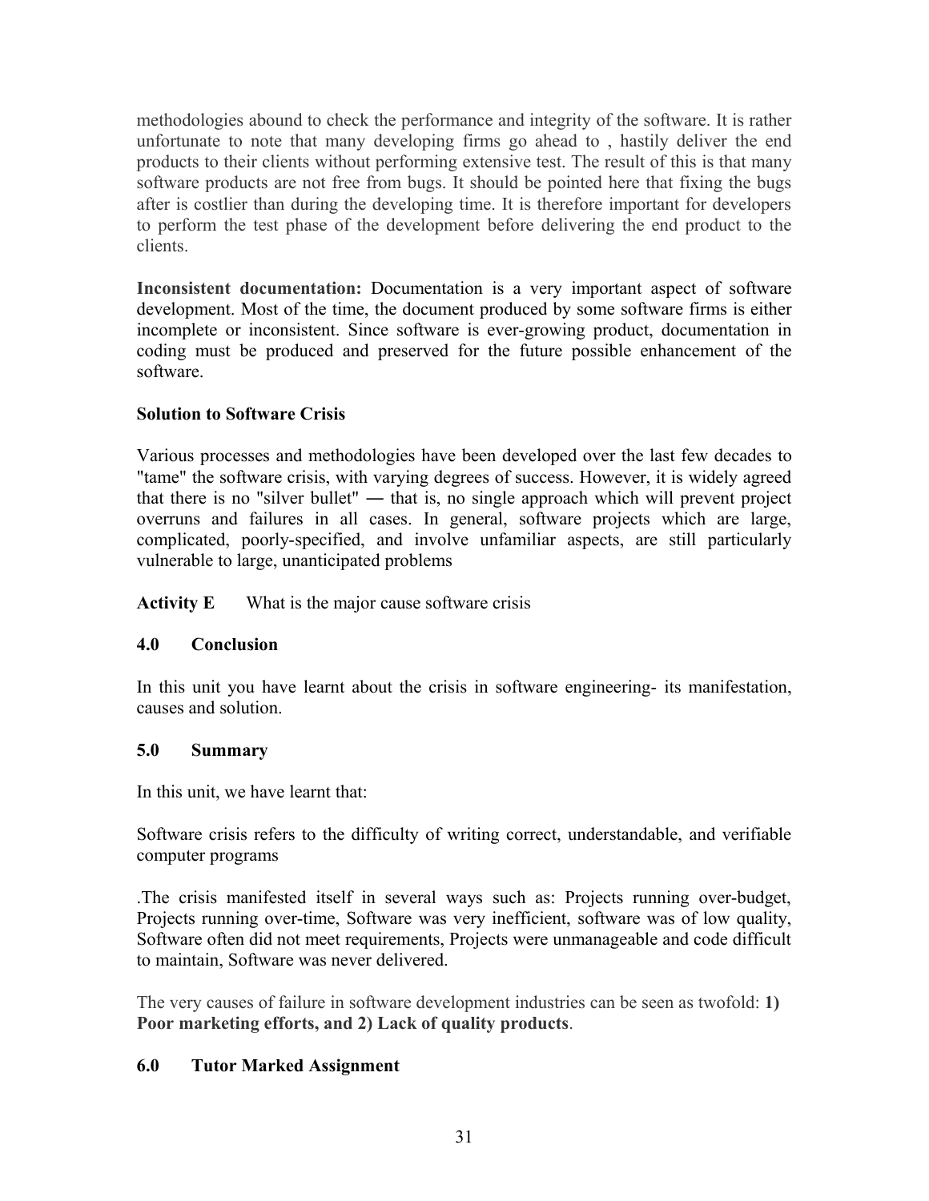methodologies abound to check the performance and integrity of the software. It is rather unfortunate to note that many developing firms go ahead to , hastily deliver the end products to their clients without performing extensive test. The result of this is that many software products are not free from bugs. It should be pointed here that fixing the bugs after is costlier than during the developing time. It is therefore important for developers to perform the test phase of the development before delivering the end product to the clients.

**Inconsistent documentation:** Documentation is a very important aspect of software development. Most of the time, the document produced by some software firms is either incomplete or inconsistent. Since software is ever-growing product, documentation in coding must be produced and preserved for the future possible enhancement of the software.

**Solution to Software Crisis**

Various processes and methodologies have been developed over the last few decades to "tame" the software crisis, with varying degrees of success. However, it is widely agreed that there is no "silver bullet" ― that is, no single approach which will prevent project overruns and failures in all cases. In general, software projects which are large, complicated, poorly-specified, and involve unfamiliar aspects, are still particularly vulnerable to large, unanticipated problems

**Activity E** What is the major cause software crisis

## 4.0 Conclusion

In this unit you have learnt about the crisis in software engineering- its manifestation, causes and solution.

## 5.0 Summary

In this unit, we have learnt that:

Software crisis refers to the difficulty of writing correct, understandable, and verifiable computer programs

.The crisis manifested itself in several ways such as: Projects running over-budget, Projects running over-time, Software was very inefficient, software was of low quality, Software often did not meet requirements, Projects were unmanageable and code difficult to maintain, Software was never delivered.

The very causes of failure in software development industries can be seen as twofold: **1) Poor marketing efforts, and 2) Lack of quality products**.

## 6.0 Tutor Marked Assignment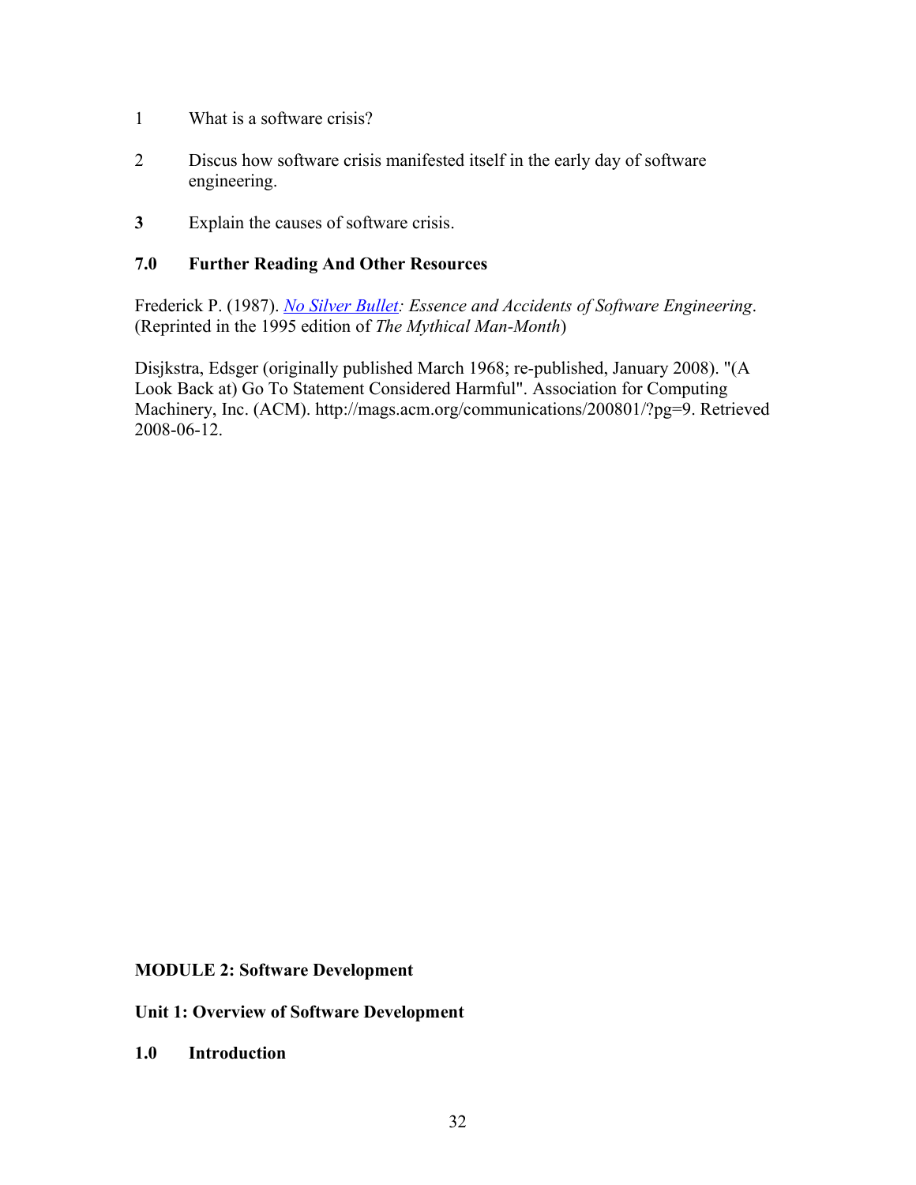1. What is a software crisis?

2. Discus how software crisis manifested itself in the early day of software engineering.

3. Explain the causes of software crisis.

### 7.0 Further Reading And Other Resources

Frederick P. (1987). *No Silver Bullet: Essence and Accidents of Software Engineering*. (Reprinted in the 1995 edition of *The Mythical Man-Month*)

Disjkstra, Edsger (originally published March 1968; re-published, January 2008). "(A Look Back at) Go To Statement Considered Harmful". Association for Computing Machinery, Inc. (ACM). http://mags.acm.org/communications/200801/?pg=9. Retrieved 2008-06-12.

# MODULE 2: Software Development

## Unit 1: Overview of Software Development

### 1.0 Introduction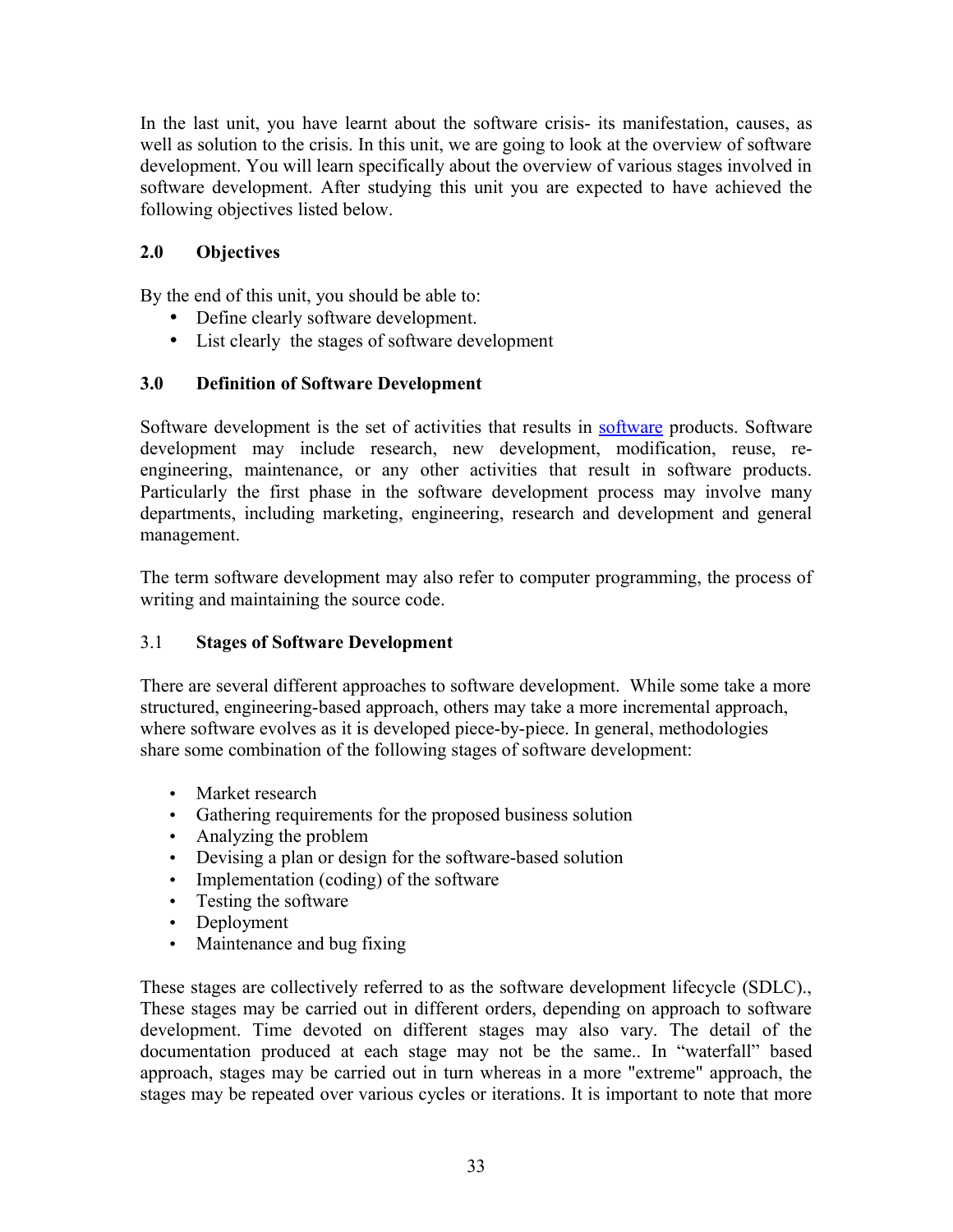In the last unit, you have learnt about the software crisis- its manifestation, causes, as well as solution to the crisis. In this unit, we are going to look at the overview of software development. You will learn specifically about the overview of various stages involved in software development. After studying this unit you are expected to have achieved the following objectives listed below.

## 2.0 Objectives

By the end of this unit, you should be able to:

- Define clearly software development.
- List clearly the stages of software development

## 3.0 Definition of Software Development

Software development is the set of activities that results in software products. Software development may include research, new development, modification, reuse, re-engineering, maintenance, or any other activities that result in software products. Particularly the first phase in the software development process may involve many departments, including marketing, engineering, research and development and general management.

The term software development may also refer to computer programming, the process of writing and maintaining the source code.

### 3.1 Stages of Software Development

There are several different approaches to software development. While some take a more structured, engineering-based approach, others may take a more incremental approach, where software evolves as it is developed piece-by-piece. In general, methodologies share some combination of the following stages of software development:

- Market research
- Gathering requirements for the proposed business solution
- Analyzing the problem
- Devising a plan or design for the software-based solution
- Implementation (coding) of the software
- Testing the software
- Deployment
- Maintenance and bug fixing

These stages are collectively referred to as the software development lifecycle (SDLC)., These stages may be carried out in different orders, depending on approach to software development. Time devoted on different stages may also vary. The detail of the documentation produced at each stage may not be the same.. In "waterfall" based approach, stages may be carried out in turn whereas in a more "extreme" approach, the stages may be repeated over various cycles or iterations. It is important to note that more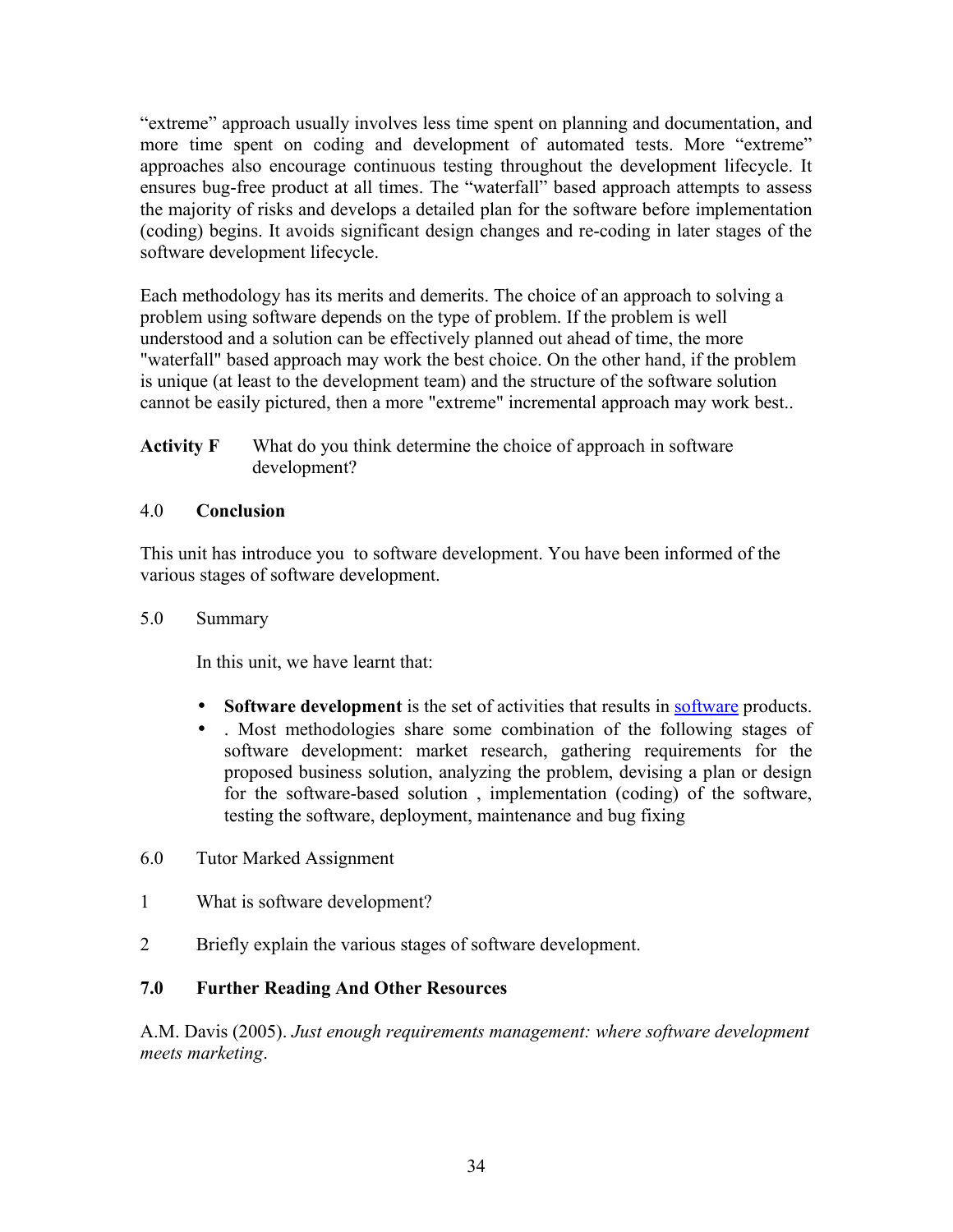“extreme” approach usually involves less time spent on planning and documentation, and more time spent on coding and development of automated tests. More “extreme” approaches also encourage continuous testing throughout the development lifecycle. It ensures bug-free product at all times. The “waterfall” based approach attempts to assess the majority of risks and develops a detailed plan for the software before implementation (coding) begins. It avoids significant design changes and re-coding in later stages of the software development lifecycle.

Each methodology has its merits and demerits. The choice of an approach to solving a problem using software depends on the type of problem. If the problem is well understood and a solution can be effectively planned out ahead of time, the more "waterfall" based approach may work the best choice. On the other hand, if the problem is unique (at least to the development team) and the structure of the software solution cannot be easily pictured, then a more "extreme" incremental approach may work best..

**Activity F** What do you think determine the choice of approach in software development?

## 4.0 Conclusion

This unit has introduce you to software development. You have been informed of the various stages of software development.

## 5.0 Summary

In this unit, we have learnt that:

- **Software development** is the set of activities that results in software products.
- . Most methodologies share some combination of the following stages of software development: market research, gathering requirements for the proposed business solution, analyzing the problem, devising a plan or design for the software-based solution , implementation (coding) of the software, testing the software, deployment, maintenance and bug fixing

## 6.0 Tutor Marked Assignment

1 What is software development?

2 Briefly explain the various stages of software development.

## 7.0 Further Reading And Other Resources

A.M. Davis (2005). *Just enough requirements management: where software development meets marketing*.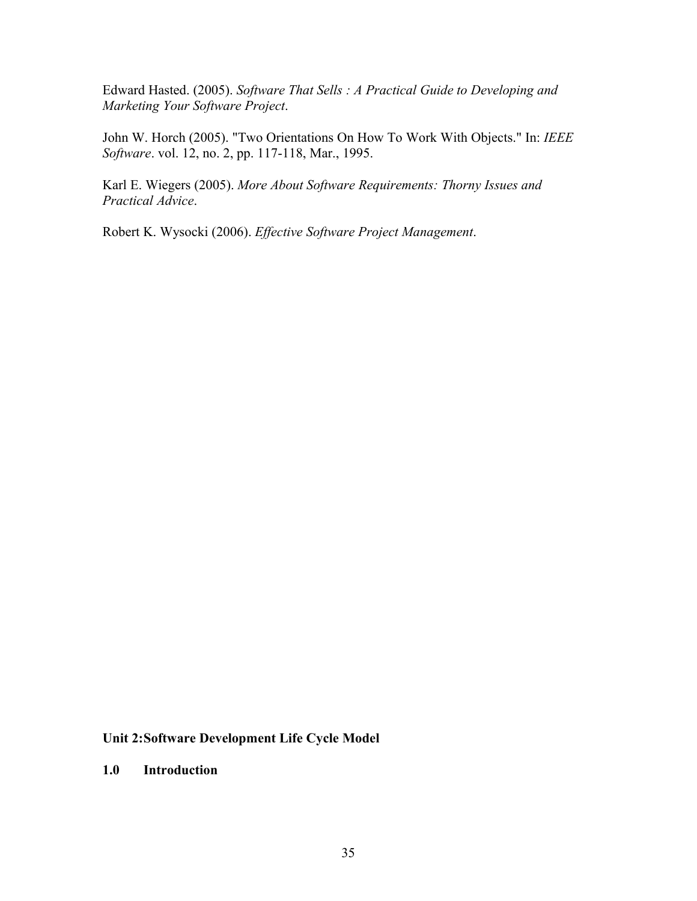Edward Hasted. (2005). *Software That Sells : A Practical Guide to Developing and Marketing Your Software Project*.

John W. Horch (2005). "Two Orientations On How To Work With Objects." In: *IEEE Software*. vol. 12, no. 2, pp. 117-118, Mar., 1995.

Karl E. Wiegers (2005). *More About Software Requirements: Thorny Issues and Practical Advice*.

Robert K. Wysocki (2006). *Effective Software Project Management*.

## Unit 2:Software Development Life Cycle Model

### 1.0 Introduction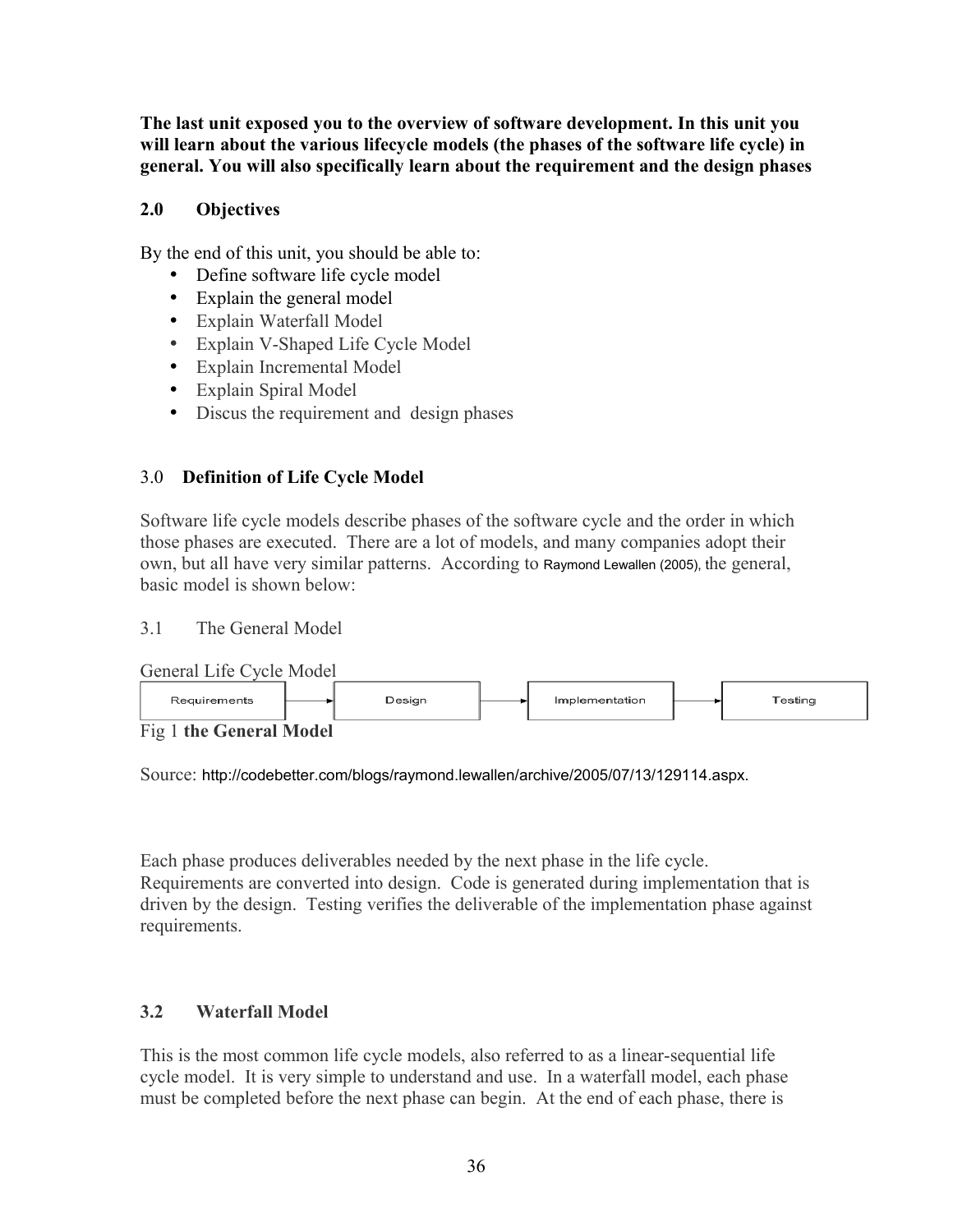**The last unit exposed you to the overview of software development. In this unit you will learn about the various lifecycle models (the phases of the software life cycle) in general. You will also specifically learn about the requirement and the design phases**

## 2.0 Objectives

By the end of this unit, you should be able to:

- Define software life cycle model
- Explain the general model
- Explain Waterfall Model
- Explain V-Shaped Life Cycle Model
- Explain Incremental Model
- Explain Spiral Model
- Discus the requirement and design phases

## 3.0 Definition of Life Cycle Model

Software life cycle models describe phases of the software cycle and the order in which those phases are executed. There are a lot of models, and many companies adopt their own, but all have very similar patterns. According to Raymond Lewallen (2005), the general, basic model is shown below:

### 3.1 The General Model

General Life Cycle Model

Requirements → Design → Implementation → Testing

Fig 1 **the General Model**

Source: http://codebetter.com/blogs/raymond.lewallen/archive/2005/07/13/129114.aspx.

Each phase produces deliverables needed by the next phase in the life cycle. Requirements are converted into design. Code is generated during implementation that is driven by the design. Testing verifies the deliverable of the implementation phase against requirements.

### 3.2 Waterfall Model

This is the most common life cycle models, also referred to as a linear-sequential life cycle model. It is very simple to understand and use. In a waterfall model, each phase must be completed before the next phase can begin. At the end of each phase, there is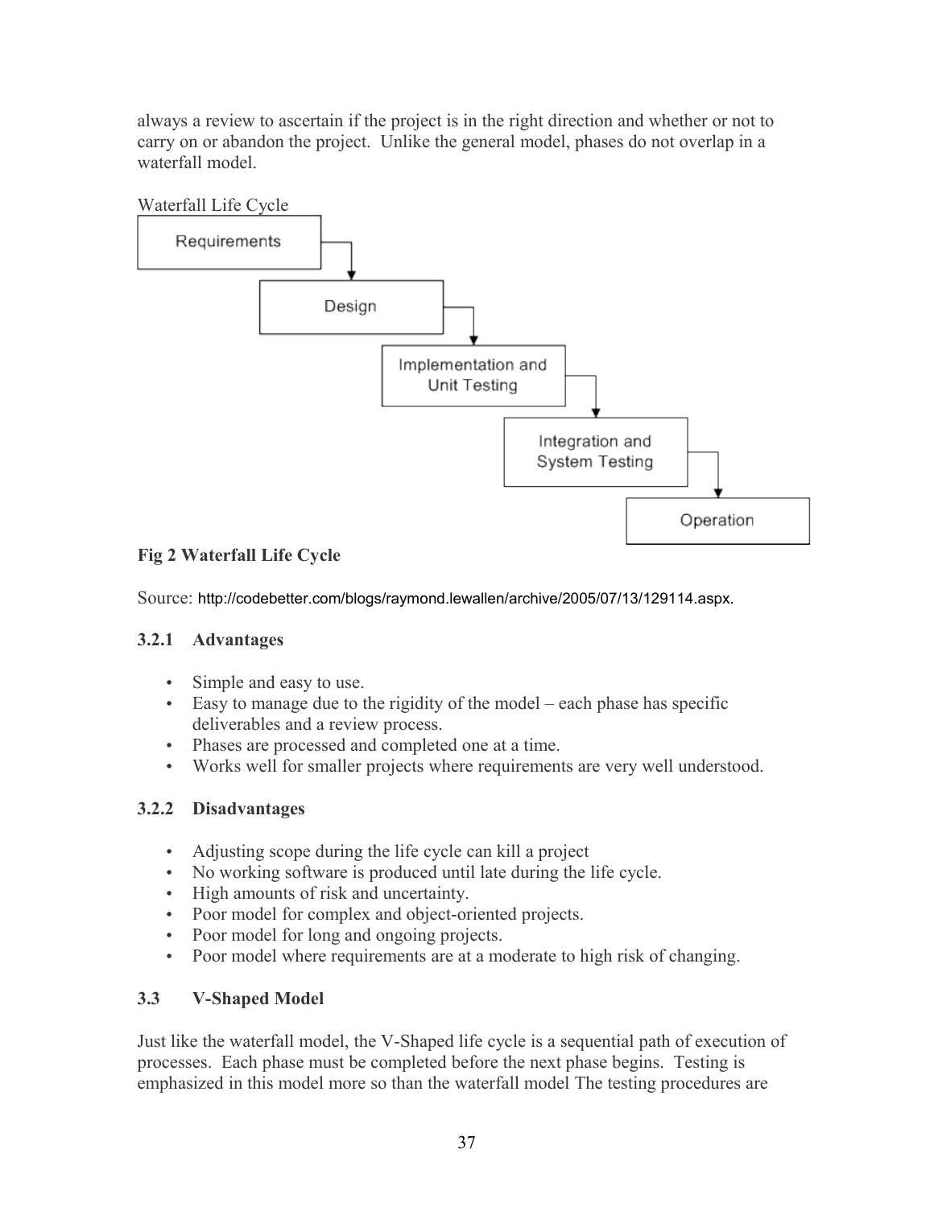always a review to ascertain if the project is in the right direction and whether or not to carry on or abandon the project. Unlike the general model, phases do not overlap in a waterfall model.

Waterfall Life Cycle

Requirements → Design → Implementation and Unit Testing → Integration and System Testing → Operation

**Fig 2 Waterfall Life Cycle**

Source: http://codebetter.com/blogs/raymond.lewallen/archive/2005/07/13/129114.aspx.

### 3.2.1 Advantages

- Simple and easy to use.
- Easy to manage due to the rigidity of the model – each phase has specific deliverables and a review process.
- Phases are processed and completed one at a time.
- Works well for smaller projects where requirements are very well understood.

### 3.2.2 Disadvantages

- Adjusting scope during the life cycle can kill a project
- No working software is produced until late during the life cycle.
- High amounts of risk and uncertainty.
- Poor model for complex and object-oriented projects.
- Poor model for long and ongoing projects.
- Poor model where requirements are at a moderate to high risk of changing.

## 3.3 V-Shaped Model

Just like the waterfall model, the V-Shaped life cycle is a sequential path of execution of processes. Each phase must be completed before the next phase begins. Testing is emphasized in this model more so than the waterfall model The testing procedures are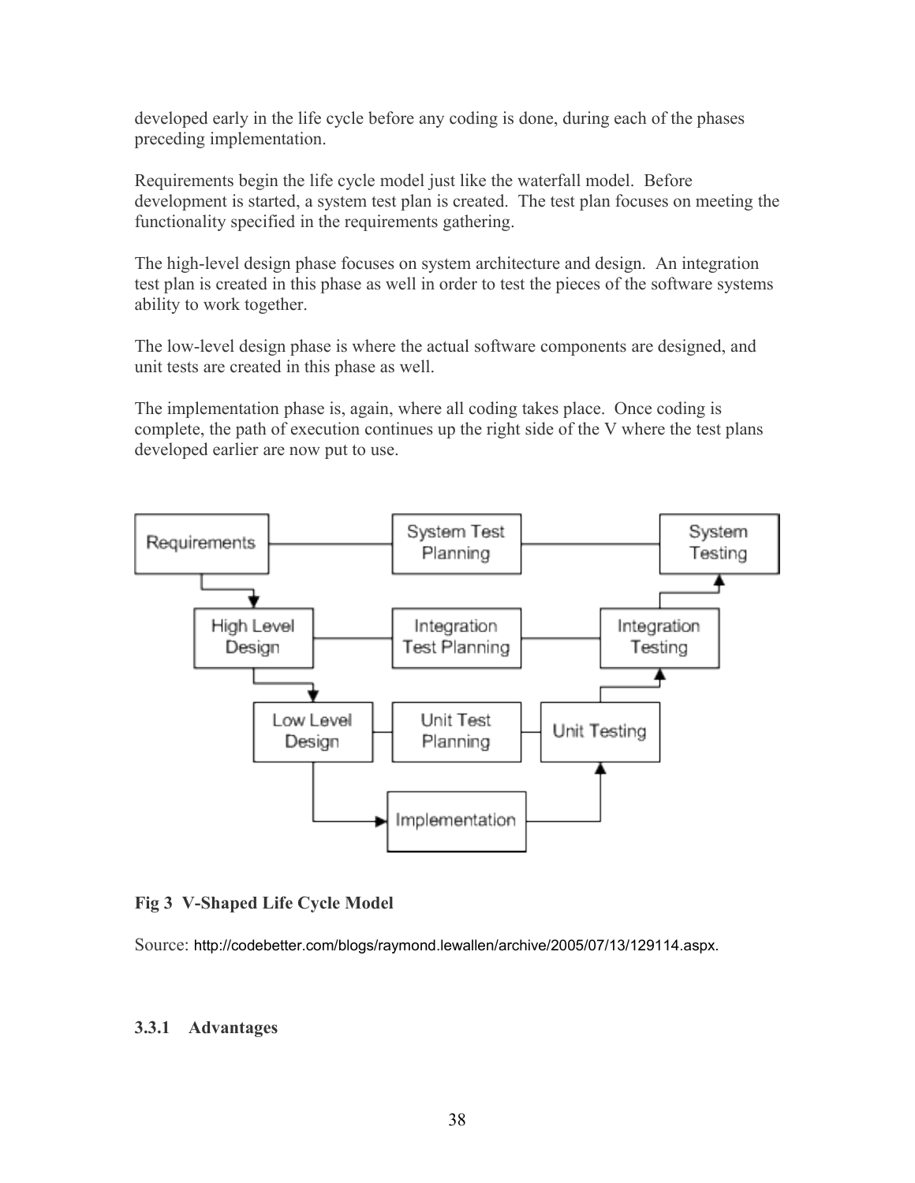developed early in the life cycle before any coding is done, during each of the phases preceding implementation.

Requirements begin the life cycle model just like the waterfall model. Before development is started, a system test plan is created. The test plan focuses on meeting the functionality specified in the requirements gathering.

The high-level design phase focuses on system architecture and design. An integration test plan is created in this phase as well in order to test the pieces of the software systems ability to work together.

The low-level design phase is where the actual software components are designed, and unit tests are created in this phase as well.

The implementation phase is, again, where all coding takes place. Once coding is complete, the path of execution continues up the right side of the V where the test plans developed earlier are now put to use.

**Fig 3 V-Shaped Life Cycle Model**

Source: http://codebetter.com/blogs/raymond.lewallen/archive/2005/07/13/129114.aspx.

### 3.3.1 Advantages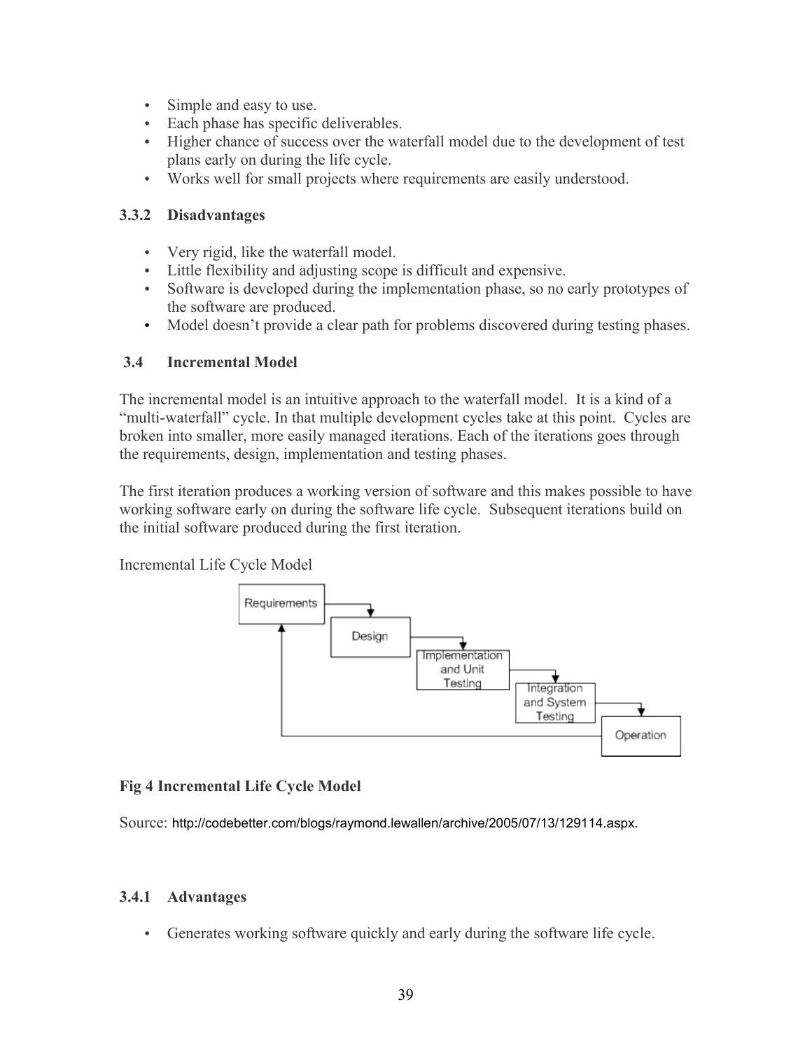- Simple and easy to use.
- Each phase has specific deliverables.
- Higher chance of success over the waterfall model due to the development of test plans early on during the life cycle.
- Works well for small projects where requirements are easily understood.

### 3.3.2 Disadvantages

- Very rigid, like the waterfall model.
- Little flexibility and adjusting scope is difficult and expensive.
- Software is developed during the implementation phase, so no early prototypes of the software are produced.
- Model doesn't provide a clear path for problems discovered during testing phases.

## 3.4 Incremental Model

The incremental model is an intuitive approach to the waterfall model. It is a kind of a "multi-waterfall" cycle. In that multiple development cycles take at this point. Cycles are broken into smaller, more easily managed iterations. Each of the iterations goes through the requirements, design, implementation and testing phases.

The first iteration produces a working version of software and this makes possible to have working software early on during the software life cycle. Subsequent iterations build on the initial software produced during the first iteration.

Incremental Life Cycle Model

Requirements → Design → Implementation and Unit Testing → Integration and System Testing → Operation

**Fig 4 Incremental Life Cycle Model**

Source: http://codebetter.com/blogs/raymond.lewallen/archive/2005/07/13/129114.aspx.

### 3.4.1 Advantages

- Generates working software quickly and early during the software life cycle.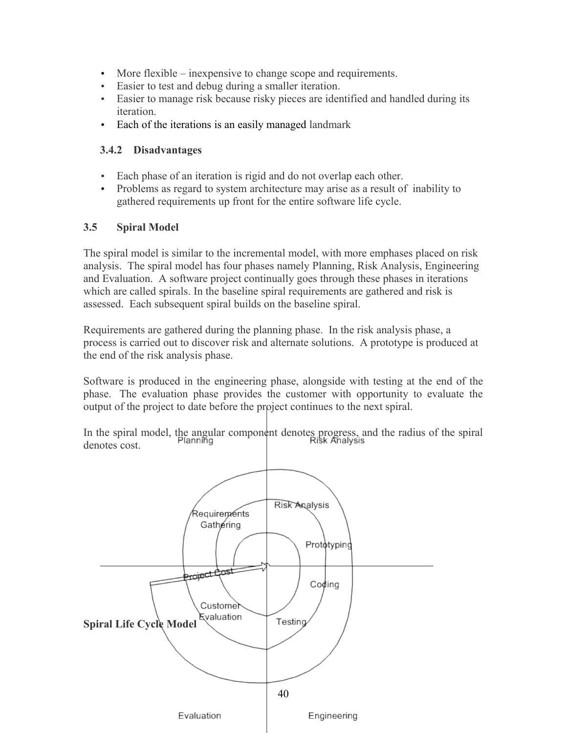- More flexible – inexpensive to change scope and requirements.
- Easier to test and debug during a smaller iteration.
- Easier to manage risk because risky pieces are identified and handled during its iteration.
- Each of the iterations is an easily managed landmark

### 3.4.2 Disadvantages

- Each phase of an iteration is rigid and do not overlap each other.
- Problems as regard to system architecture may arise as a result of inability to gathered requirements up front for the entire software life cycle.

## 3.5 Spiral Model

The spiral model is similar to the incremental model, with more emphases placed on risk analysis. The spiral model has four phases namely Planning, Risk Analysis, Engineering and Evaluation. A software project continually goes through these phases in iterations which are called spirals. In the baseline spiral requirements are gathered and risk is assessed. Each subsequent spiral builds on the baseline spiral.

Requirements are gathered during the planning phase. In the risk analysis phase, a process is carried out to discover risk and alternate solutions. A prototype is produced at the end of the risk analysis phase.

Software is produced in the engineering phase, alongside with testing at the end of the phase. The evaluation phase provides the customer with opportunity to evaluate the output of the project to date before the project continues to the next spiral.

In the spiral model, the angular component denotes progress, and the radius of the spiral denotes cost.

**Spiral Life Cycle Model**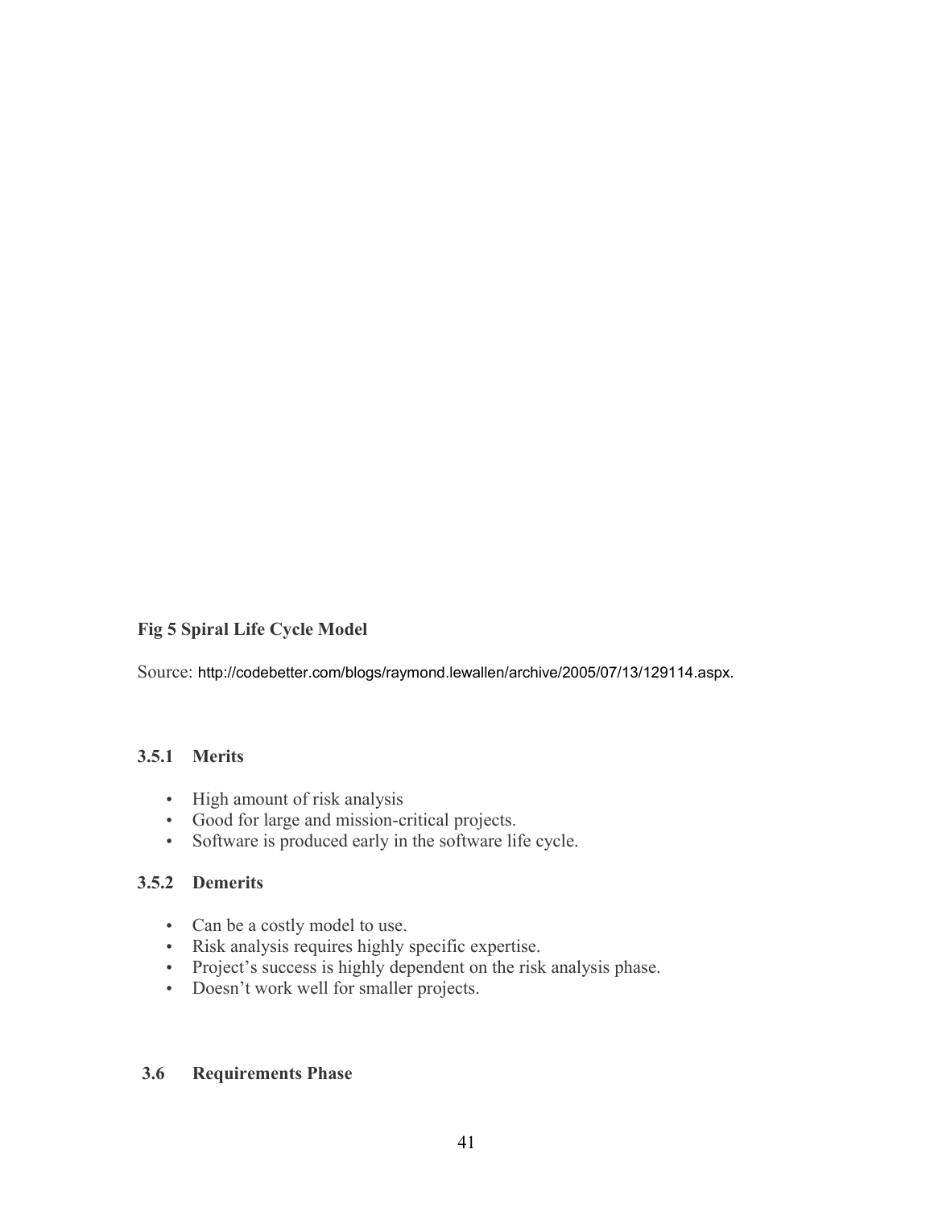**Fig 5 Spiral Life Cycle Model**

Source: http://codebetter.com/blogs/raymond.lewallen/archive/2005/07/13/129114.aspx.

### 3.5.1 Merits

- High amount of risk analysis
- Good for large and mission-critical projects.
- Software is produced early in the software life cycle.

### 3.5.2 Demerits

- Can be a costly model to use.
- Risk analysis requires highly specific expertise.
- Project's success is highly dependent on the risk analysis phase.
- Doesn't work well for smaller projects.

## 3.6 Requirements Phase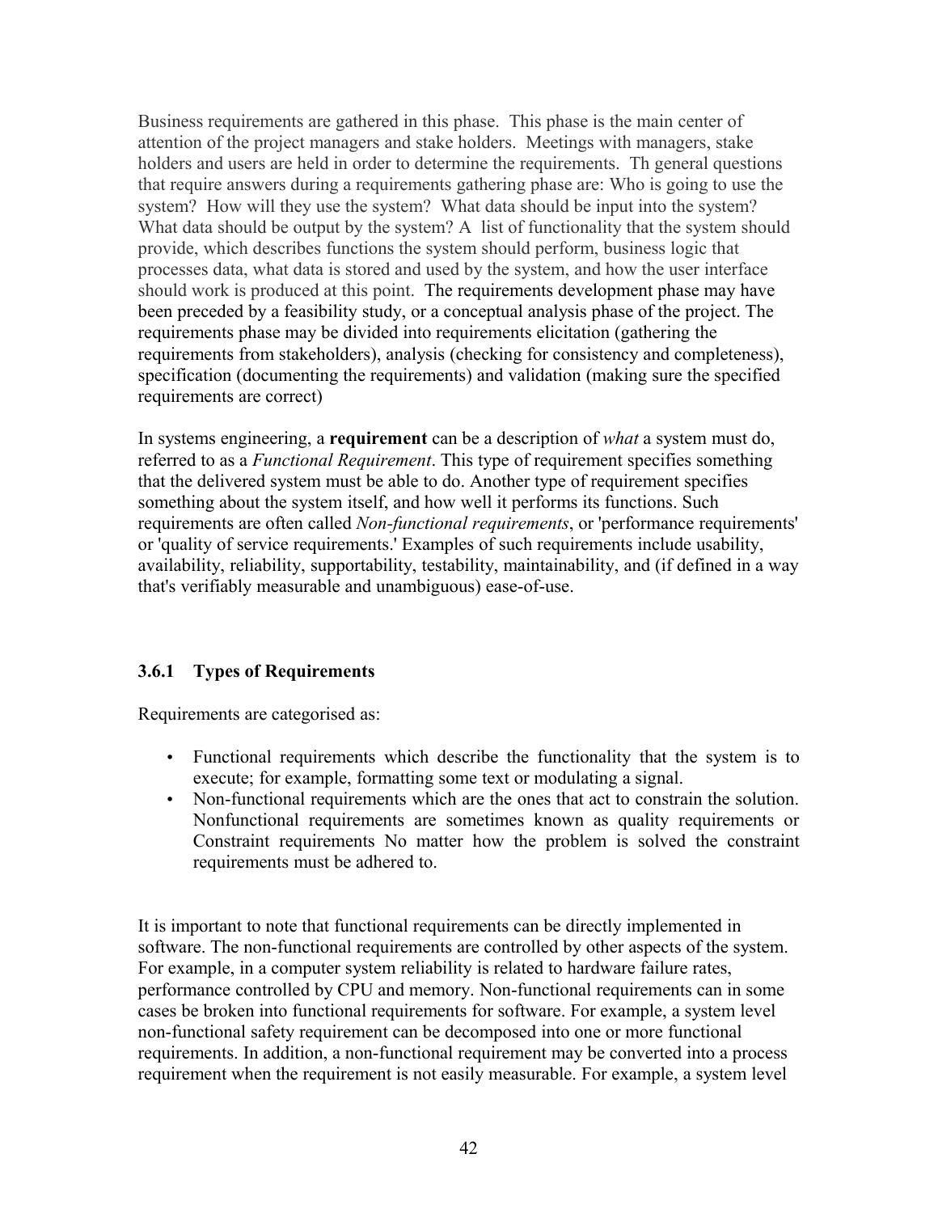Business requirements are gathered in this phase. This phase is the main center of attention of the project managers and stake holders. Meetings with managers, stake holders and users are held in order to determine the requirements. Th general questions that require answers during a requirements gathering phase are: Who is going to use the system? How will they use the system? What data should be input into the system? What data should be output by the system? A list of functionality that the system should provide, which describes functions the system should perform, business logic that processes data, what data is stored and used by the system, and how the user interface should work is produced at this point. The requirements development phase may have been preceded by a feasibility study, or a conceptual analysis phase of the project. The requirements phase may be divided into requirements elicitation (gathering the requirements from stakeholders), analysis (checking for consistency and completeness), specification (documenting the requirements) and validation (making sure the specified requirements are correct)

In systems engineering, a **requirement** can be a description of *what* a system must do, referred to as a *Functional Requirement*. This type of requirement specifies something that the delivered system must be able to do. Another type of requirement specifies something about the system itself, and how well it performs its functions. Such requirements are often called *Non-functional requirements*, or 'performance requirements' or 'quality of service requirements.' Examples of such requirements include usability, availability, reliability, supportability, testability, maintainability, and (if defined in a way that's verifiably measurable and unambiguous) ease-of-use.

### 3.6.1 Types of Requirements

Requirements are categorised as:

- Functional requirements which describe the functionality that the system is to execute; for example, formatting some text or modulating a signal.
- Non-functional requirements which are the ones that act to constrain the solution. Nonfunctional requirements are sometimes known as quality requirements or Constraint requirements No matter how the problem is solved the constraint requirements must be adhered to.

It is important to note that functional requirements can be directly implemented in software. The non-functional requirements are controlled by other aspects of the system. For example, in a computer system reliability is related to hardware failure rates, performance controlled by CPU and memory. Non-functional requirements can in some cases be broken into functional requirements for software. For example, a system level non-functional safety requirement can be decomposed into one or more functional requirements. In addition, a non-functional requirement may be converted into a process requirement when the requirement is not easily measurable. For example, a system level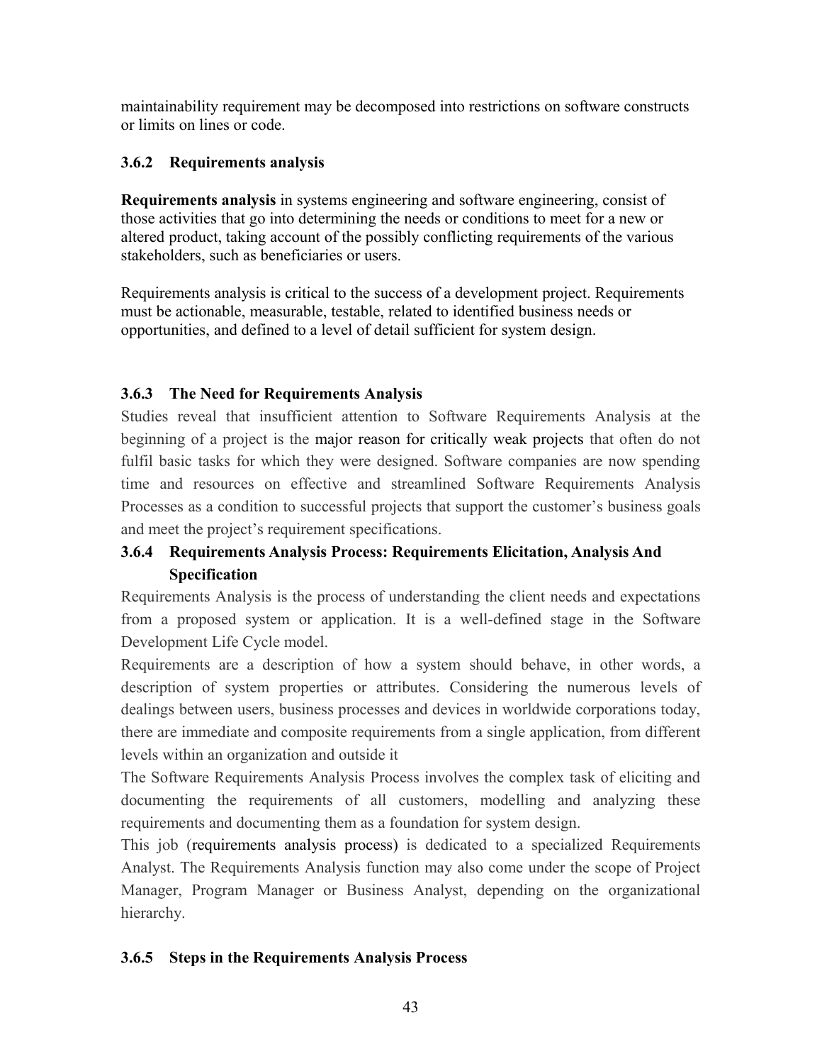maintainability requirement may be decomposed into restrictions on software constructs or limits on lines or code.

### 3.6.2 Requirements analysis

**Requirements analysis** in systems engineering and software engineering, consist of those activities that go into determining the needs or conditions to meet for a new or altered product, taking account of the possibly conflicting requirements of the various stakeholders, such as beneficiaries or users.

Requirements analysis is critical to the success of a development project. Requirements must be actionable, measurable, testable, related to identified business needs or opportunities, and defined to a level of detail sufficient for system design.

### 3.6.3 The Need for Requirements Analysis

Studies reveal that insufficient attention to Software Requirements Analysis at the beginning of a project is the major reason for critically weak projects that often do not fulfil basic tasks for which they were designed. Software companies are now spending time and resources on effective and streamlined Software Requirements Analysis Processes as a condition to successful projects that support the customer's business goals and meet the project's requirement specifications.

### 3.6.4 Requirements Analysis Process: Requirements Elicitation, Analysis And Specification

Requirements Analysis is the process of understanding the client needs and expectations from a proposed system or application. It is a well-defined stage in the Software Development Life Cycle model.

Requirements are a description of how a system should behave, in other words, a description of system properties or attributes. Considering the numerous levels of dealings between users, business processes and devices in worldwide corporations today, there are immediate and composite requirements from a single application, from different levels within an organization and outside it

The Software Requirements Analysis Process involves the complex task of eliciting and documenting the requirements of all customers, modelling and analyzing these requirements and documenting them as a foundation for system design.

This job (requirements analysis process) is dedicated to a specialized Requirements Analyst. The Requirements Analysis function may also come under the scope of Project Manager, Program Manager or Business Analyst, depending on the organizational hierarchy.

### 3.6.5 Steps in the Requirements Analysis Process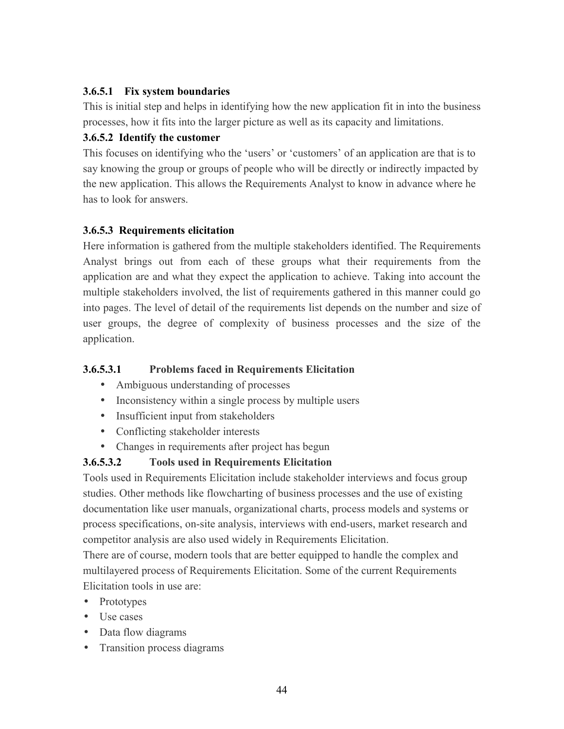#### 3.6.5.1 Fix system boundaries

This is initial step and helps in identifying how the new application fit in into the business processes, how it fits into the larger picture as well as its capacity and limitations.

#### 3.6.5.2 Identify the customer

This focuses on identifying who the 'users' or 'customers' of an application are that is to say knowing the group or groups of people who will be directly or indirectly impacted by the new application. This allows the Requirements Analyst to know in advance where he has to look for answers.

#### 3.6.5.3 Requirements elicitation

Here information is gathered from the multiple stakeholders identified. The Requirements Analyst brings out from each of these groups what their requirements from the application are and what they expect the application to achieve. Taking into account the multiple stakeholders involved, the list of requirements gathered in this manner could go into pages. The level of detail of the requirements list depends on the number and size of user groups, the degree of complexity of business processes and the size of the application.

##### 3.6.5.3.1 Problems faced in Requirements Elicitation

- Ambiguous understanding of processes
- Inconsistency within a single process by multiple users
- Insufficient input from stakeholders
- Conflicting stakeholder interests
- Changes in requirements after project has begun

##### 3.6.5.3.2 Tools used in Requirements Elicitation

Tools used in Requirements Elicitation include stakeholder interviews and focus group studies. Other methods like flowcharting of business processes and the use of existing documentation like user manuals, organizational charts, process models and systems or process specifications, on-site analysis, interviews with end-users, market research and competitor analysis are also used widely in Requirements Elicitation.

There are of course, modern tools that are better equipped to handle the complex and multilayered process of Requirements Elicitation. Some of the current Requirements Elicitation tools in use are:

- Prototypes
- Use cases
- Data flow diagrams
- Transition process diagrams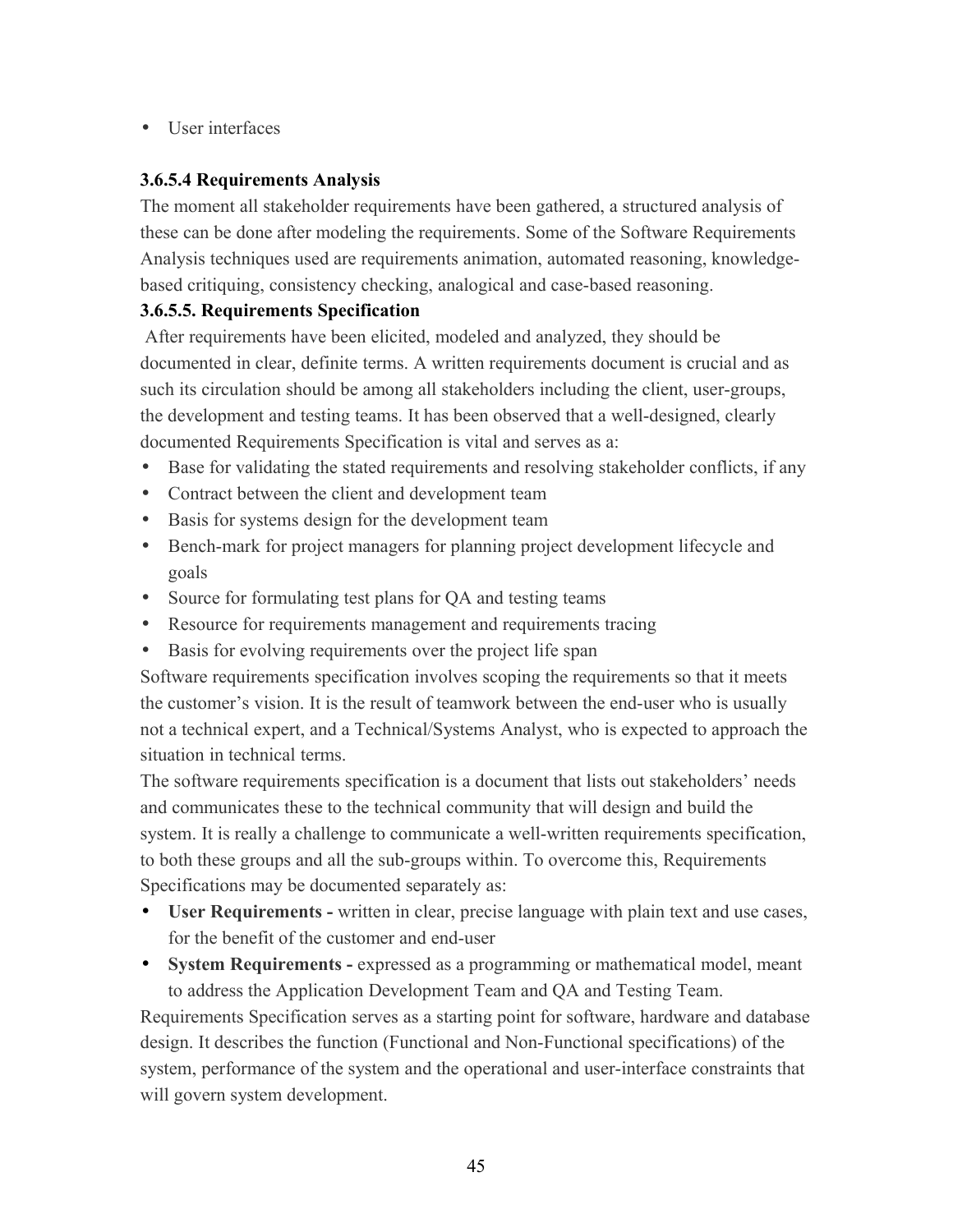- User interfaces

#### 3.6.5.4 Requirements Analysis

The moment all stakeholder requirements have been gathered, a structured analysis of these can be done after modeling the requirements. Some of the Software Requirements Analysis techniques used are requirements animation, automated reasoning, knowledge-based critiquing, consistency checking, analogical and case-based reasoning.

#### 3.6.5.5. Requirements Specification

After requirements have been elicited, modeled and analyzed, they should be documented in clear, definite terms. A written requirements document is crucial and as such its circulation should be among all stakeholders including the client, user-groups, the development and testing teams. It has been observed that a well-designed, clearly documented Requirements Specification is vital and serves as a:

- Base for validating the stated requirements and resolving stakeholder conflicts, if any
- Contract between the client and development team
- Basis for systems design for the development team
- Bench-mark for project managers for planning project development lifecycle and goals
- Source for formulating test plans for QA and testing teams
- Resource for requirements management and requirements tracing
- Basis for evolving requirements over the project life span

Software requirements specification involves scoping the requirements so that it meets the customer's vision. It is the result of teamwork between the end-user who is usually not a technical expert, and a Technical/Systems Analyst, who is expected to approach the situation in technical terms.

The software requirements specification is a document that lists out stakeholders' needs and communicates these to the technical community that will design and build the system. It is really a challenge to communicate a well-written requirements specification, to both these groups and all the sub-groups within. To overcome this, Requirements Specifications may be documented separately as:

- **User Requirements -** written in clear, precise language with plain text and use cases, for the benefit of the customer and end-user
- **System Requirements -** expressed as a programming or mathematical model, meant to address the Application Development Team and QA and Testing Team.

Requirements Specification serves as a starting point for software, hardware and database design. It describes the function (Functional and Non-Functional specifications) of the system, performance of the system and the operational and user-interface constraints that will govern system development.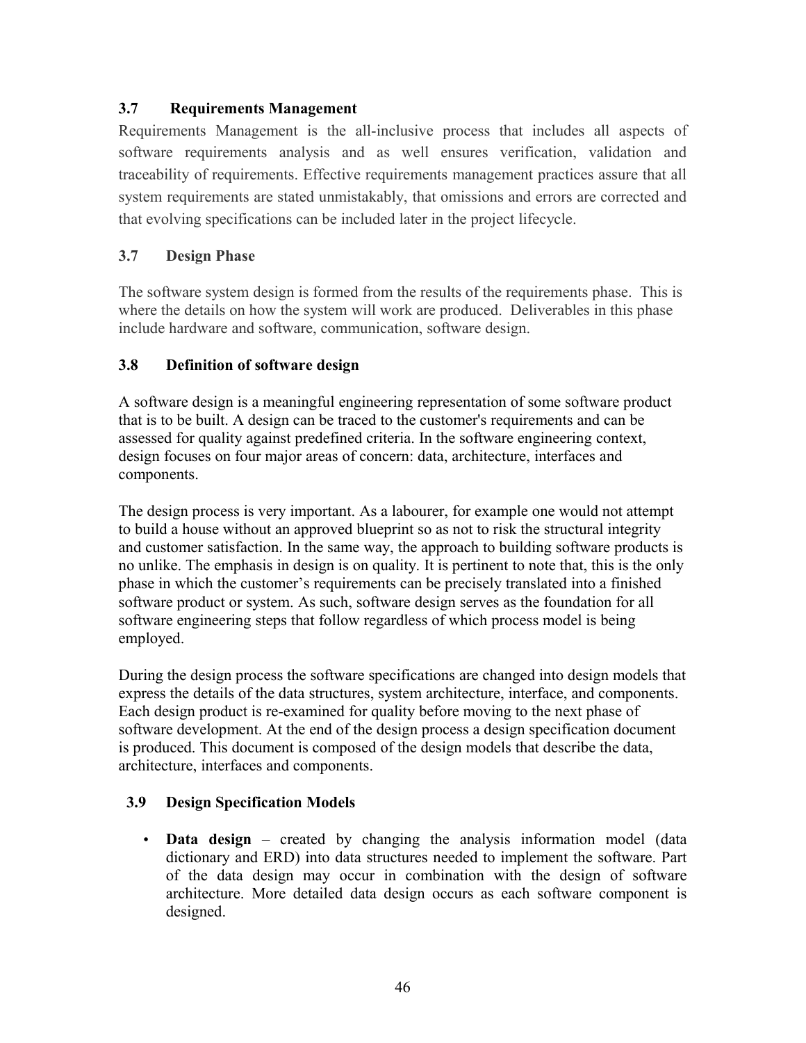### 3.7 Requirements Management

Requirements Management is the all-inclusive process that includes all aspects of software requirements analysis and as well ensures verification, validation and traceability of requirements. Effective requirements management practices assure that all system requirements are stated unmistakably, that omissions and errors are corrected and that evolving specifications can be included later in the project lifecycle.

### 3.7 Design Phase

The software system design is formed from the results of the requirements phase. This is where the details on how the system will work are produced. Deliverables in this phase include hardware and software, communication, software design.

### 3.8 Definition of software design

A software design is a meaningful engineering representation of some software product that is to be built. A design can be traced to the customer's requirements and can be assessed for quality against predefined criteria. In the software engineering context, design focuses on four major areas of concern: data, architecture, interfaces and components.

The design process is very important. As a labourer, for example one would not attempt to build a house without an approved blueprint so as not to risk the structural integrity and customer satisfaction. In the same way, the approach to building software products is no unlike. The emphasis in design is on quality. It is pertinent to note that, this is the only phase in which the customer's requirements can be precisely translated into a finished software product or system. As such, software design serves as the foundation for all software engineering steps that follow regardless of which process model is being employed.

During the design process the software specifications are changed into design models that express the details of the data structures, system architecture, interface, and components. Each design product is re-examined for quality before moving to the next phase of software development. At the end of the design process a design specification document is produced. This document is composed of the design models that describe the data, architecture, interfaces and components.

### 3.9 Design Specification Models

- **Data design** – created by changing the analysis information model (data dictionary and ERD) into data structures needed to implement the software. Part of the data design may occur in combination with the design of software architecture. More detailed data design occurs as each software component is designed.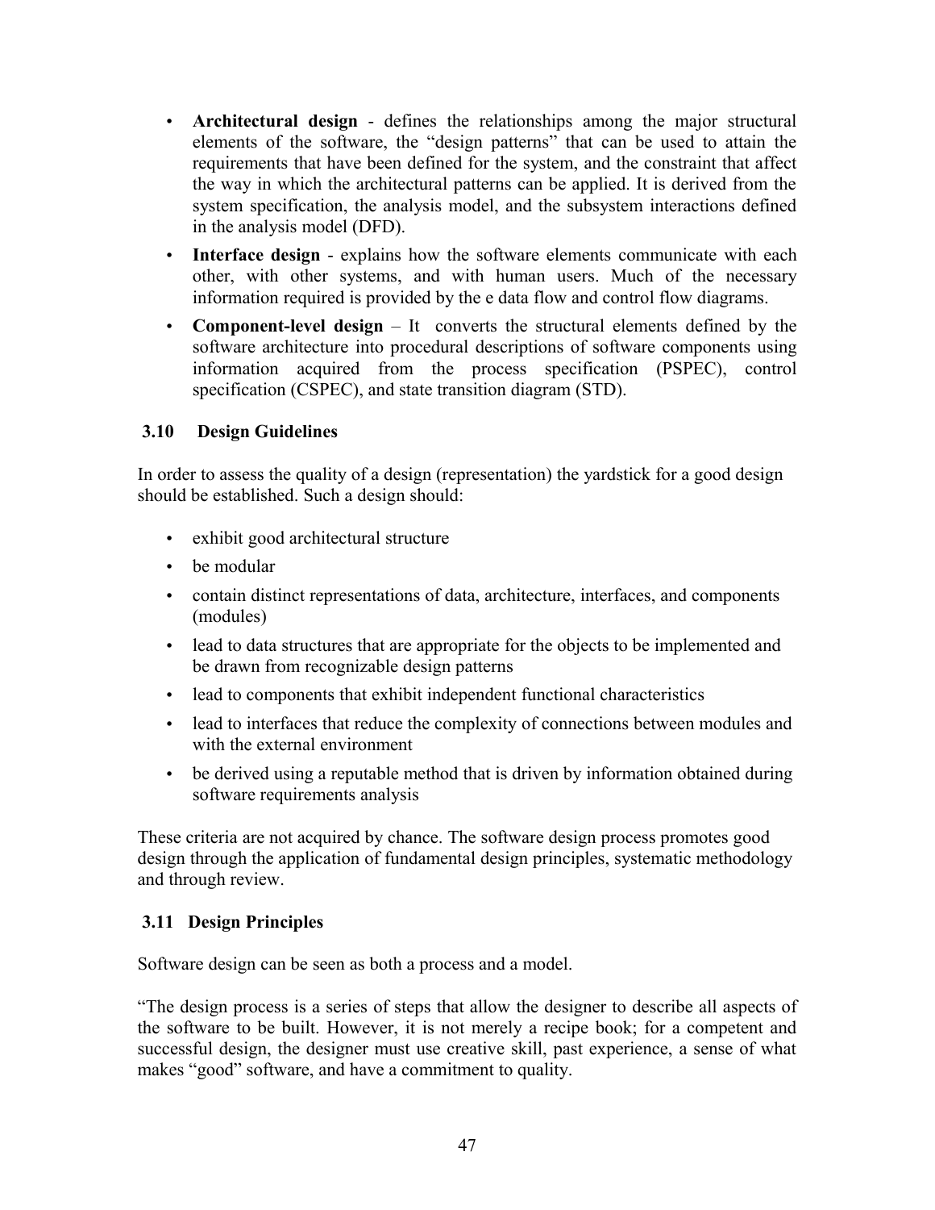- **Architectural design** - defines the relationships among the major structural elements of the software, the "design patterns" that can be used to attain the requirements that have been defined for the system, and the constraint that affect the way in which the architectural patterns can be applied. It is derived from the system specification, the analysis model, and the subsystem interactions defined in the analysis model (DFD).
- **Interface design** - explains how the software elements communicate with each other, with other systems, and with human users. Much of the necessary information required is provided by the e data flow and control flow diagrams.
- **Component-level design** – It converts the structural elements defined by the software architecture into procedural descriptions of software components using information acquired from the process specification (PSPEC), control specification (CSPEC), and state transition diagram (STD).

### 3.10 Design Guidelines

In order to assess the quality of a design (representation) the yardstick for a good design should be established. Such a design should:

- exhibit good architectural structure
- be modular
- contain distinct representations of data, architecture, interfaces, and components (modules)
- lead to data structures that are appropriate for the objects to be implemented and be drawn from recognizable design patterns
- lead to components that exhibit independent functional characteristics
- lead to interfaces that reduce the complexity of connections between modules and with the external environment
- be derived using a reputable method that is driven by information obtained during software requirements analysis

These criteria are not acquired by chance. The software design process promotes good design through the application of fundamental design principles, systematic methodology and through review.

### 3.11 Design Principles

Software design can be seen as both a process and a model.

"The design process is a series of steps that allow the designer to describe all aspects of the software to be built. However, it is not merely a recipe book; for a competent and successful design, the designer must use creative skill, past experience, a sense of what makes "good" software, and have a commitment to quality.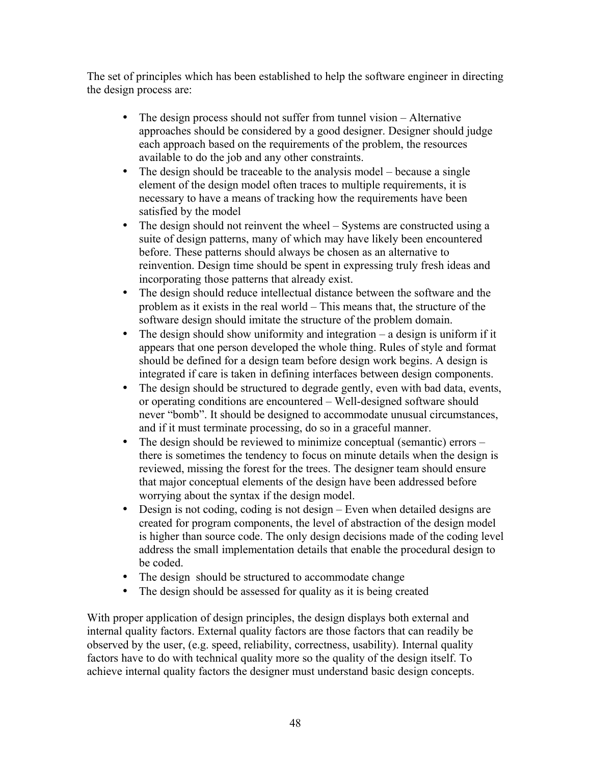The set of principles which has been established to help the software engineer in directing the design process are:

- The design process should not suffer from tunnel vision – Alternative approaches should be considered by a good designer. Designer should judge each approach based on the requirements of the problem, the resources available to do the job and any other constraints.
- The design should be traceable to the analysis model – because a single element of the design model often traces to multiple requirements, it is necessary to have a means of tracking how the requirements have been satisfied by the model
- The design should not reinvent the wheel – Systems are constructed using a suite of design patterns, many of which may have likely been encountered before. These patterns should always be chosen as an alternative to reinvention. Design time should be spent in expressing truly fresh ideas and incorporating those patterns that already exist.
- The design should reduce intellectual distance between the software and the problem as it exists in the real world – This means that, the structure of the software design should imitate the structure of the problem domain.
- The design should show uniformity and integration – a design is uniform if it appears that one person developed the whole thing. Rules of style and format should be defined for a design team before design work begins. A design is integrated if care is taken in defining interfaces between design components.
- The design should be structured to degrade gently, even with bad data, events, or operating conditions are encountered – Well-designed software should never "bomb". It should be designed to accommodate unusual circumstances, and if it must terminate processing, do so in a graceful manner.
- The design should be reviewed to minimize conceptual (semantic) errors – there is sometimes the tendency to focus on minute details when the design is reviewed, missing the forest for the trees. The designer team should ensure that major conceptual elements of the design have been addressed before worrying about the syntax if the design model.
- Design is not coding, coding is not design – Even when detailed designs are created for program components, the level of abstraction of the design model is higher than source code. The only design decisions made of the coding level address the small implementation details that enable the procedural design to be coded.
- The design should be structured to accommodate change
- The design should be assessed for quality as it is being created

With proper application of design principles, the design displays both external and internal quality factors. External quality factors are those factors that can readily be observed by the user, (e.g. speed, reliability, correctness, usability). Internal quality factors have to do with technical quality more so the quality of the design itself. To achieve internal quality factors the designer must understand basic design concepts.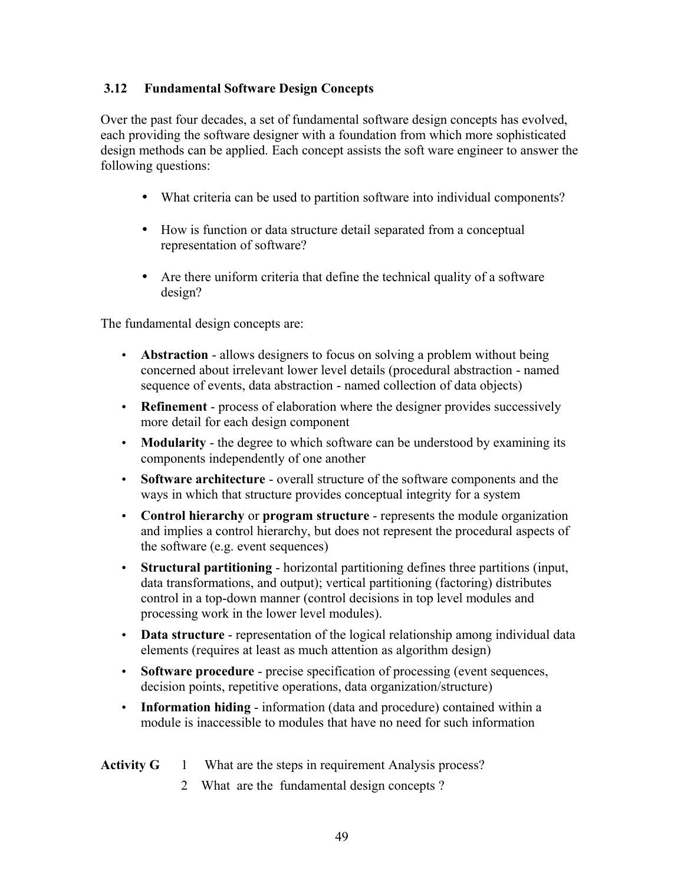### 3.12 Fundamental Software Design Concepts

Over the past four decades, a set of fundamental software design concepts has evolved, each providing the software designer with a foundation from which more sophisticated design methods can be applied. Each concept assists the soft ware engineer to answer the following questions:

- What criteria can be used to partition software into individual components?
- How is function or data structure detail separated from a conceptual representation of software?
- Are there uniform criteria that define the technical quality of a software design?

The fundamental design concepts are:

- **Abstraction** - allows designers to focus on solving a problem without being concerned about irrelevant lower level details (procedural abstraction - named sequence of events, data abstraction - named collection of data objects)
- **Refinement** - process of elaboration where the designer provides successively more detail for each design component
- **Modularity** - the degree to which software can be understood by examining its components independently of one another
- **Software architecture** - overall structure of the software components and the ways in which that structure provides conceptual integrity for a system
- **Control hierarchy** or **program structure** - represents the module organization and implies a control hierarchy, but does not represent the procedural aspects of the software (e.g. event sequences)
- **Structural partitioning** - horizontal partitioning defines three partitions (input, data transformations, and output); vertical partitioning (factoring) distributes control in a top-down manner (control decisions in top level modules and processing work in the lower level modules).
- **Data structure** - representation of the logical relationship among individual data elements (requires at least as much attention as algorithm design)
- **Software procedure** - precise specification of processing (event sequences, decision points, repetitive operations, data organization/structure)
- **Information hiding** - information (data and procedure) contained within a module is inaccessible to modules that have no need for such information

**Activity G**

1. What are the steps in requirement Analysis process?
2. What are the fundamental design concepts ?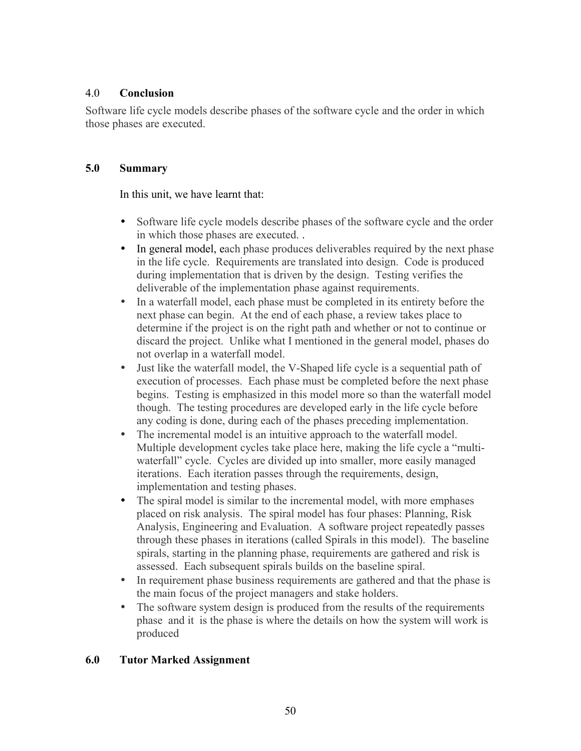## 4.0 Conclusion

Software life cycle models describe phases of the software cycle and the order in which those phases are executed.

## 5.0 Summary

In this unit, we have learnt that:

- Software life cycle models describe phases of the software cycle and the order in which those phases are executed. .
- In general model, each phase produces deliverables required by the next phase in the life cycle. Requirements are translated into design. Code is produced during implementation that is driven by the design. Testing verifies the deliverable of the implementation phase against requirements.
- In a waterfall model, each phase must be completed in its entirety before the next phase can begin. At the end of each phase, a review takes place to determine if the project is on the right path and whether or not to continue or discard the project. Unlike what I mentioned in the general model, phases do not overlap in a waterfall model.
- Just like the waterfall model, the V-Shaped life cycle is a sequential path of execution of processes. Each phase must be completed before the next phase begins. Testing is emphasized in this model more so than the waterfall model though. The testing procedures are developed early in the life cycle before any coding is done, during each of the phases preceding implementation.
- The incremental model is an intuitive approach to the waterfall model. Multiple development cycles take place here, making the life cycle a "multi-waterfall" cycle. Cycles are divided up into smaller, more easily managed iterations. Each iteration passes through the requirements, design, implementation and testing phases.
- The spiral model is similar to the incremental model, with more emphases placed on risk analysis. The spiral model has four phases: Planning, Risk Analysis, Engineering and Evaluation. A software project repeatedly passes through these phases in iterations (called Spirals in this model). The baseline spirals, starting in the planning phase, requirements are gathered and risk is assessed. Each subsequent spirals builds on the baseline spiral.
- In requirement phase business requirements are gathered and that the phase is the main focus of the project managers and stake holders.
- The software system design is produced from the results of the requirements phase and it is the phase is where the details on how the system will work is produced

## 6.0 Tutor Marked Assignment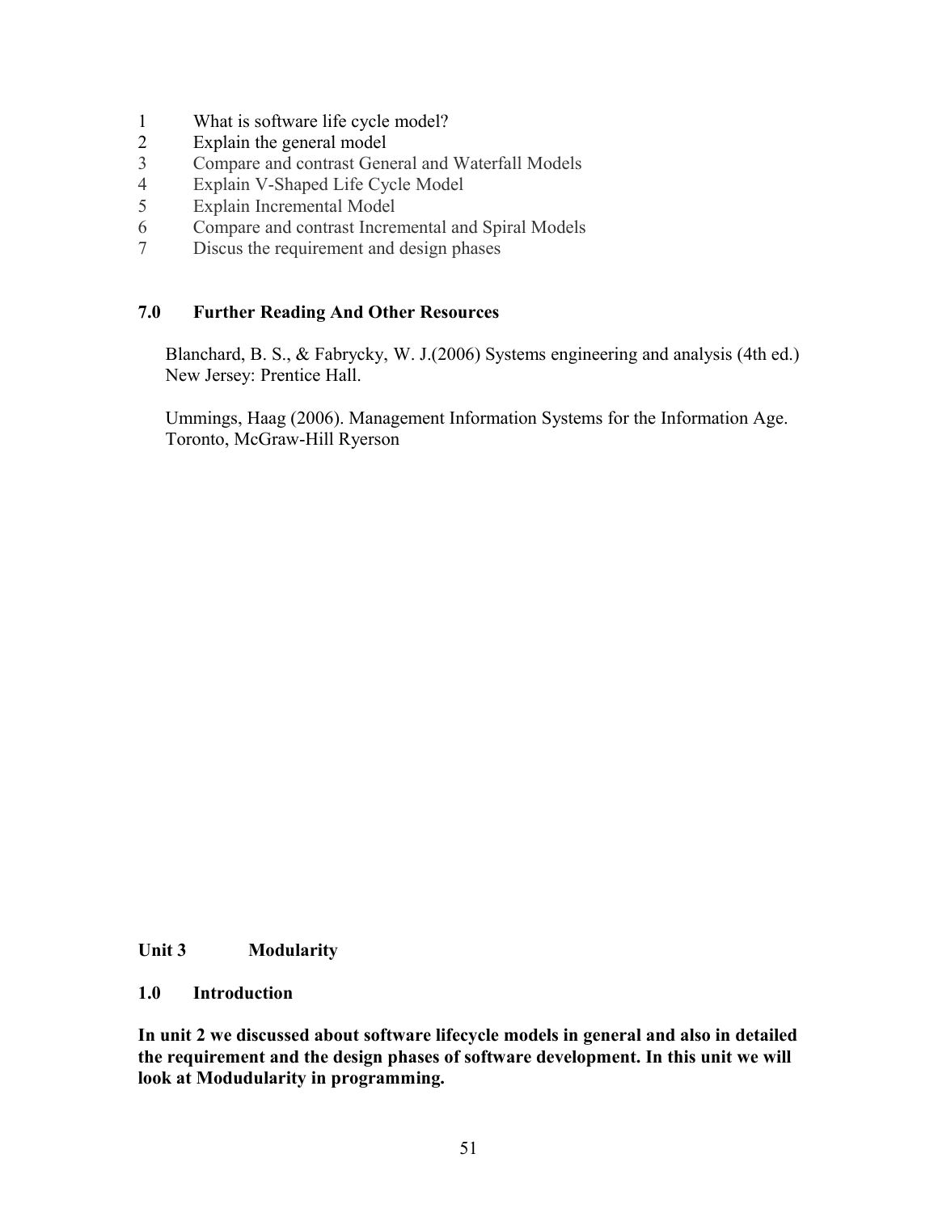1. What is software life cycle model?
2. Explain the general model
3. Compare and contrast General and Waterfall Models
4. Explain V-Shaped Life Cycle Model
5. Explain Incremental Model
6. Compare and contrast Incremental and Spiral Models
7. Discus the requirement and design phases

## 7.0 Further Reading And Other Resources

Blanchard, B. S., & Fabrycky, W. J.(2006) Systems engineering and analysis (4th ed.) New Jersey: Prentice Hall.

Ummings, Haag (2006). Management Information Systems for the Information Age. Toronto, McGraw-Hill Ryerson

# Unit 3 Modularity

## 1.0 Introduction

**In unit 2 we discussed about software lifecycle models in general and also in detailed the requirement and the design phases of software development. In this unit we will look at Modudularity in programming.**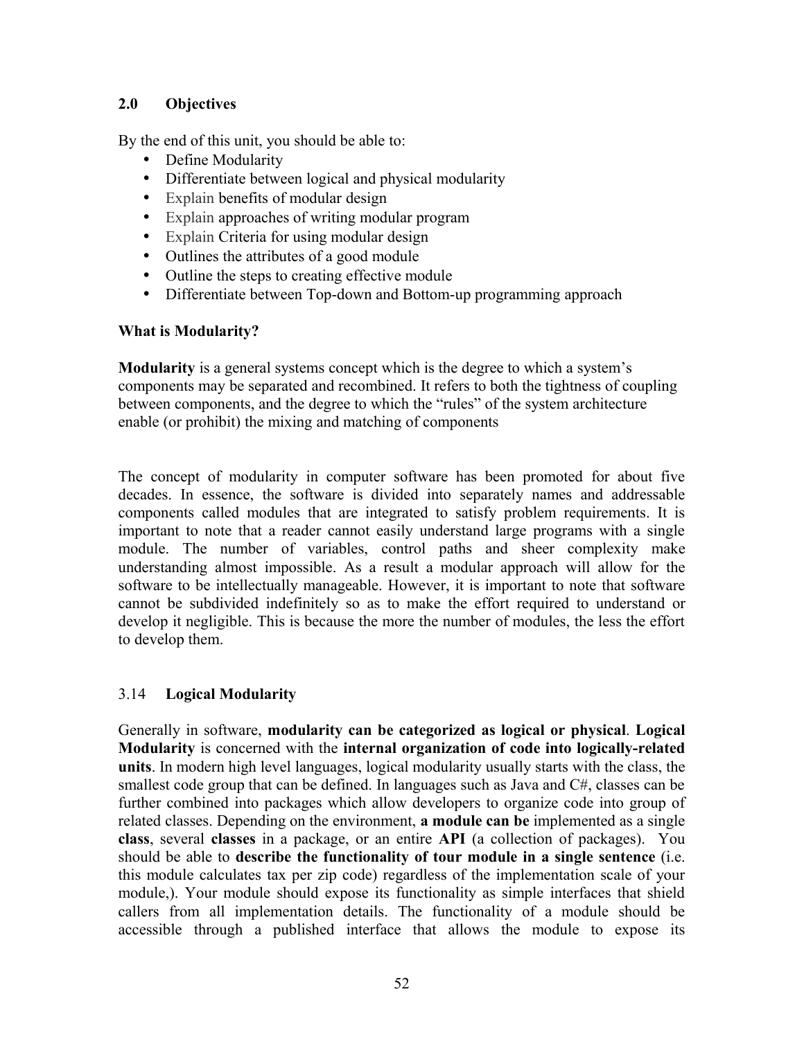### 2.0 Objectives

By the end of this unit, you should be able to:

- Define Modularity
- Differentiate between logical and physical modularity
- Explain benefits of modular design
- Explain approaches of writing modular program
- Explain Criteria for using modular design
- Outlines the attributes of a good module
- Outline the steps to creating effective module
- Differentiate between Top-down and Bottom-up programming approach

**What is Modularity?**

**Modularity** is a general systems concept which is the degree to which a system's components may be separated and recombined. It refers to both the tightness of coupling between components, and the degree to which the "rules" of the system architecture enable (or prohibit) the mixing and matching of components

The concept of modularity in computer software has been promoted for about five decades. In essence, the software is divided into separately names and addressable components called modules that are integrated to satisfy problem requirements. It is important to note that a reader cannot easily understand large programs with a single module. The number of variables, control paths and sheer complexity make understanding almost impossible. As a result a modular approach will allow for the software to be intellectually manageable. However, it is important to note that software cannot be subdivided indefinitely so as to make the effort required to understand or develop it negligible. This is because the more the number of modules, the less the effort to develop them.

### 3.14 Logical Modularity

Generally in software, **modularity can be categorized as logical or physical**. **Logical Modularity** is concerned with the **internal organization of code into logically-related units**. In modern high level languages, logical modularity usually starts with the class, the smallest code group that can be defined. In languages such as Java and C#, classes can be further combined into packages which allow developers to organize code into group of related classes. Depending on the environment, **a module can be** implemented as a single **class**, several **classes** in a package, or an entire **API** (a collection of packages). You should be able to **describe the functionality of tour module in a single sentence** (i.e. this module calculates tax per zip code) regardless of the implementation scale of your module,). Your module should expose its functionality as simple interfaces that shield callers from all implementation details. The functionality of a module should be accessible through a published interface that allows the module to expose its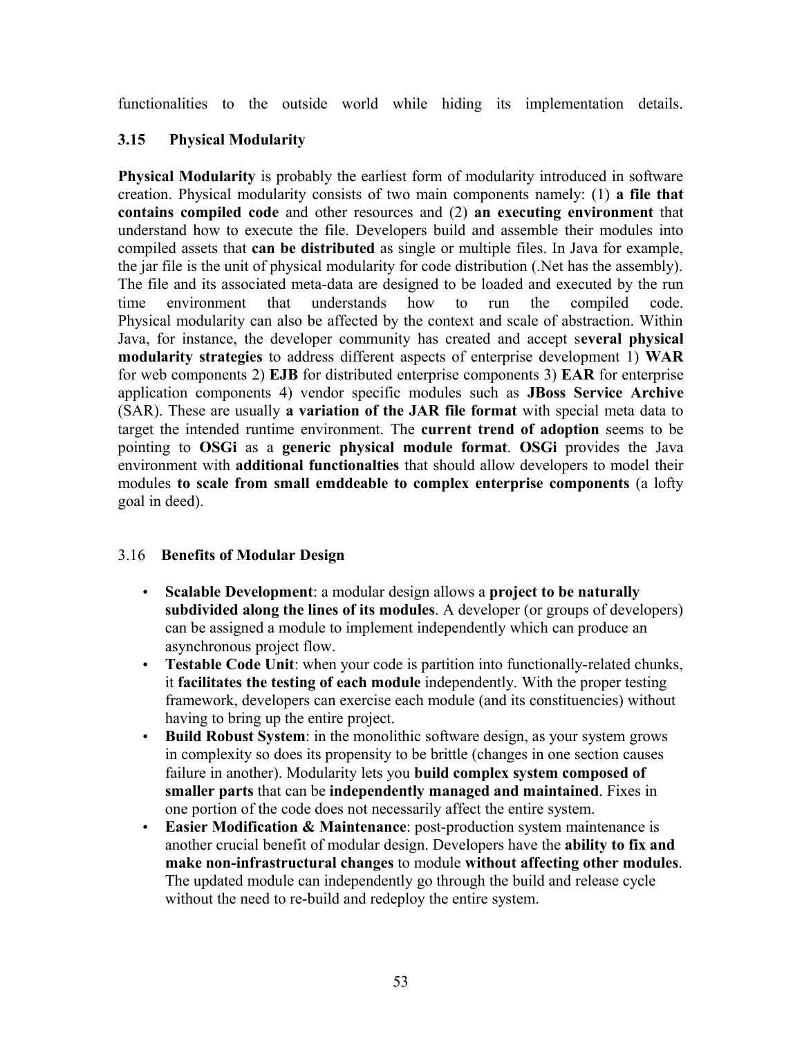functionalities to the outside world while hiding its implementation details.

### 3.15 Physical Modularity

**Physical Modularity** is probably the earliest form of modularity introduced in software creation. Physical modularity consists of two main components namely: (1) **a file that contains compiled code** and other resources and (2) **an executing environment** that understand how to execute the file. Developers build and assemble their modules into compiled assets that **can be distributed** as single or multiple files. In Java for example, the jar file is the unit of physical modularity for code distribution (.Net has the assembly). The file and its associated meta-data are designed to be loaded and executed by the run time environment that understands how to run the compiled code. Physical modularity can also be affected by the context and scale of abstraction. Within Java, for instance, the developer community has created and accept s**everal physical modularity strategies** to address different aspects of enterprise development 1) **WAR** for web components 2) **EJB** for distributed enterprise components 3) **EAR** for enterprise application components 4) vendor specific modules such as **JBoss Service Archive** (SAR). These are usually **a variation of the JAR file format** with special meta data to target the intended runtime environment. The **current trend of adoption** seems to be pointing to **OSGi** as a **generic physical module format**. **OSGi** provides the Java environment with **additional functionalties** that should allow developers to model their modules **to scale from small emddeable to complex enterprise components** (a lofty goal in deed).

### 3.16 Benefits of Modular Design

- **Scalable Development**: a modular design allows a **project to be naturally subdivided along the lines of its modules**. A developer (or groups of developers) can be assigned a module to implement independently which can produce an asynchronous project flow.
- **Testable Code Unit**: when your code is partition into functionally-related chunks, it **facilitates the testing of each module** independently. With the proper testing framework, developers can exercise each module (and its constituencies) without having to bring up the entire project.
- **Build Robust System**: in the monolithic software design, as your system grows in complexity so does its propensity to be brittle (changes in one section causes failure in another). Modularity lets you **build complex system composed of smaller parts** that can be **independently managed and maintained**. Fixes in one portion of the code does not necessarily affect the entire system.
- **Easier Modification & Maintenance**: post-production system maintenance is another crucial benefit of modular design. Developers have the **ability to fix and make non-infrastructural changes** to module **without affecting other modules**. The updated module can independently go through the build and release cycle without the need to re-build and redeploy the entire system.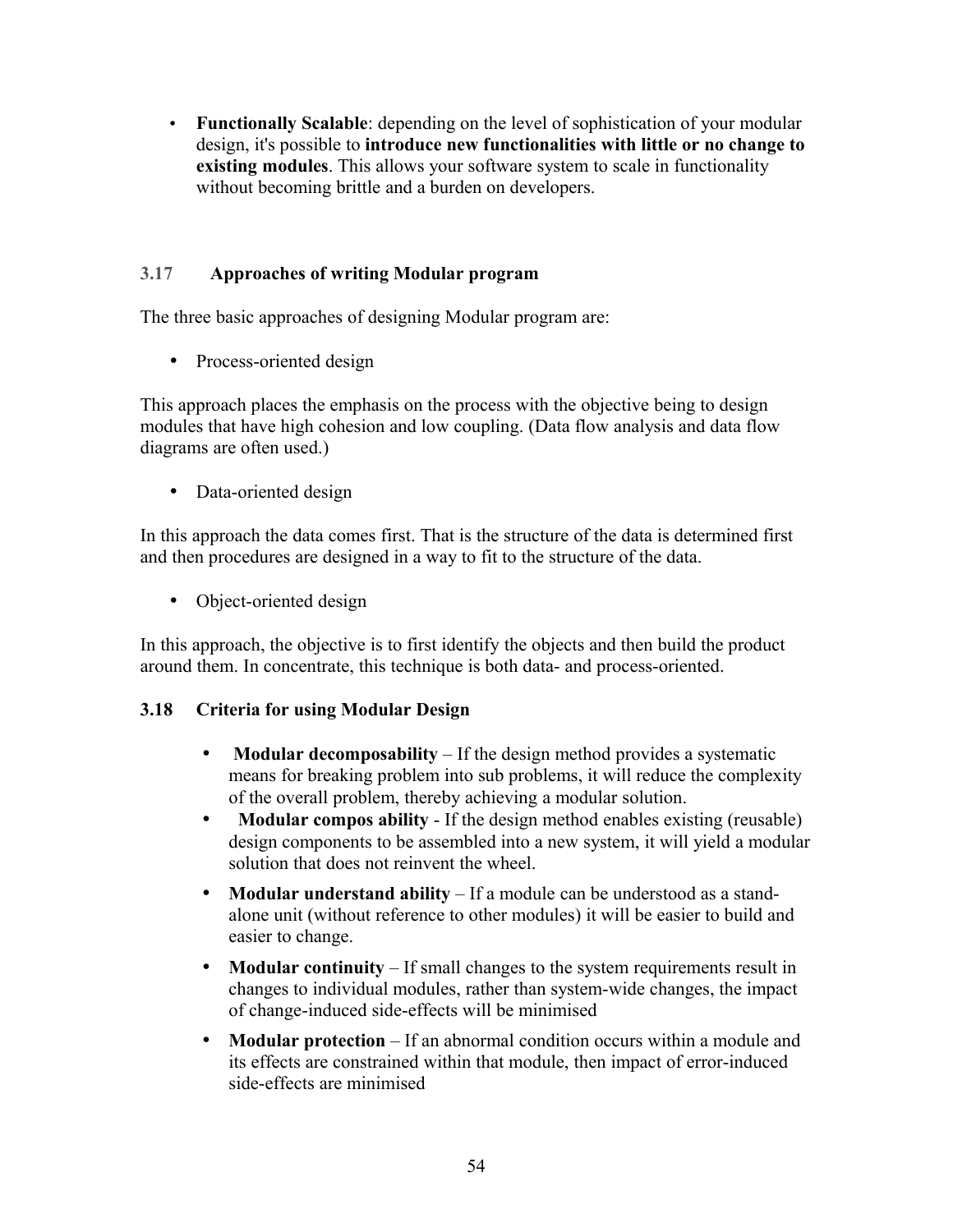- **Functionally Scalable**: depending on the level of sophistication of your modular design, it's possible to **introduce new functionalities with little or no change to existing modules**. This allows your software system to scale in functionality without becoming brittle and a burden on developers.

### 3.17 Approaches of writing Modular program

The three basic approaches of designing Modular program are:

- Process-oriented design

This approach places the emphasis on the process with the objective being to design modules that have high cohesion and low coupling. (Data flow analysis and data flow diagrams are often used.)

- Data-oriented design

In this approach the data comes first. That is the structure of the data is determined first and then procedures are designed in a way to fit to the structure of the data.

- Object-oriented design

In this approach, the objective is to first identify the objects and then build the product around them. In concentrate, this technique is both data- and process-oriented.

### 3.18 Criteria for using Modular Design

- **Modular decomposability** – If the design method provides a systematic means for breaking problem into sub problems, it will reduce the complexity of the overall problem, thereby achieving a modular solution.
- **Modular compos ability** - If the design method enables existing (reusable) design components to be assembled into a new system, it will yield a modular solution that does not reinvent the wheel.
- **Modular understand ability** – If a module can be understood as a stand-alone unit (without reference to other modules) it will be easier to build and easier to change.
- **Modular continuity** – If small changes to the system requirements result in changes to individual modules, rather than system-wide changes, the impact of change-induced side-effects will be minimised
- **Modular protection** – If an abnormal condition occurs within a module and its effects are constrained within that module, then impact of error-induced side-effects are minimised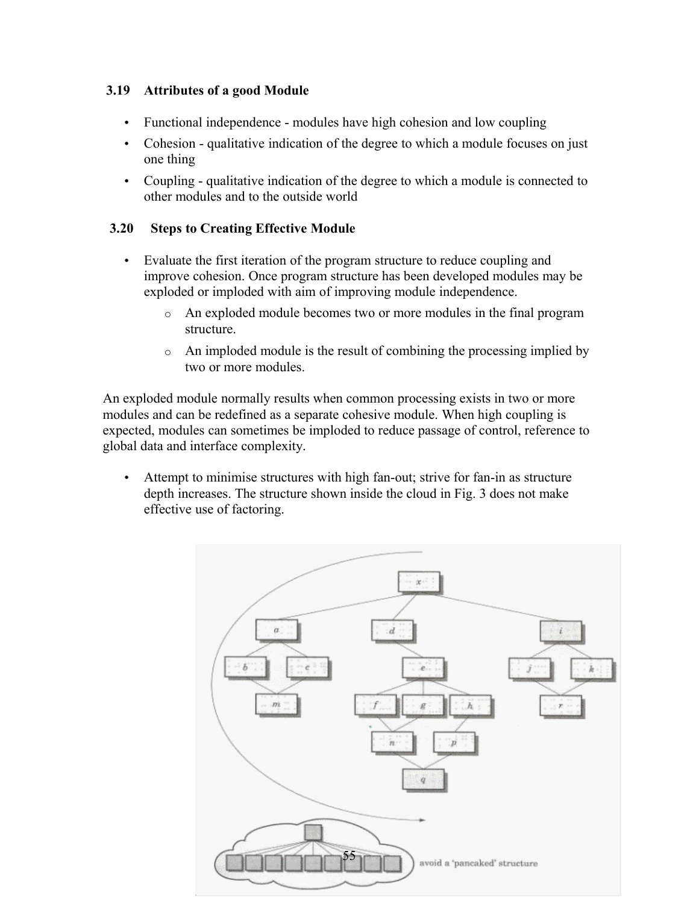### 3.19 Attributes of a good Module

- Functional independence - modules have high cohesion and low coupling
- Cohesion - qualitative indication of the degree to which a module focuses on just one thing
- Coupling - qualitative indication of the degree to which a module is connected to other modules and to the outside world

### 3.20 Steps to Creating Effective Module

- Evaluate the first iteration of the program structure to reduce coupling and improve cohesion. Once program structure has been developed modules may be exploded or imploded with aim of improving module independence.
  - An exploded module becomes two or more modules in the final program structure.
  - An imploded module is the result of combining the processing implied by two or more modules.

An exploded module normally results when common processing exists in two or more modules and can be redefined as a separate cohesive module. When high coupling is expected, modules can sometimes be imploded to reduce passage of control, reference to global data and interface complexity.

- Attempt to minimise structures with high fan-out; strive for fan-in as structure depth increases. The structure shown inside the cloud in Fig. 3 does not make effective use of factoring.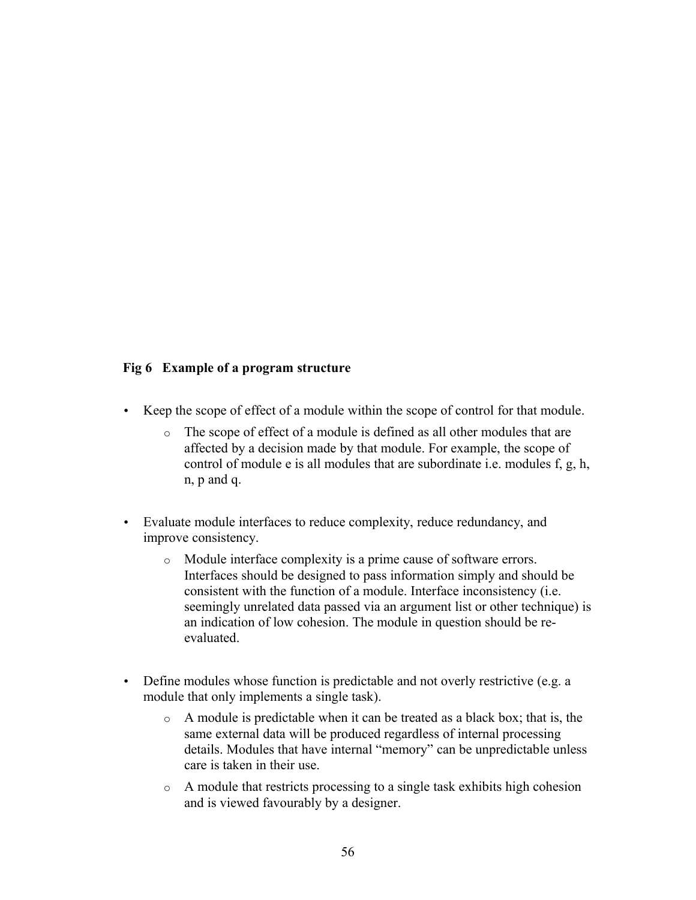**Fig 6 Example of a program structure**

- Keep the scope of effect of a module within the scope of control for that module.
  - The scope of effect of a module is defined as all other modules that are affected by a decision made by that module. For example, the scope of control of module e is all modules that are subordinate i.e. modules f, g, h, n, p and q.

- Evaluate module interfaces to reduce complexity, reduce redundancy, and improve consistency.
  - Module interface complexity is a prime cause of software errors. Interfaces should be designed to pass information simply and should be consistent with the function of a module. Interface inconsistency (i.e. seemingly unrelated data passed via an argument list or other technique) is an indication of low cohesion. The module in question should be re-evaluated.

- Define modules whose function is predictable and not overly restrictive (e.g. a module that only implements a single task).
  - A module is predictable when it can be treated as a black box; that is, the same external data will be produced regardless of internal processing details. Modules that have internal "memory" can be unpredictable unless care is taken in their use.
  - A module that restricts processing to a single task exhibits high cohesion and is viewed favourably by a designer.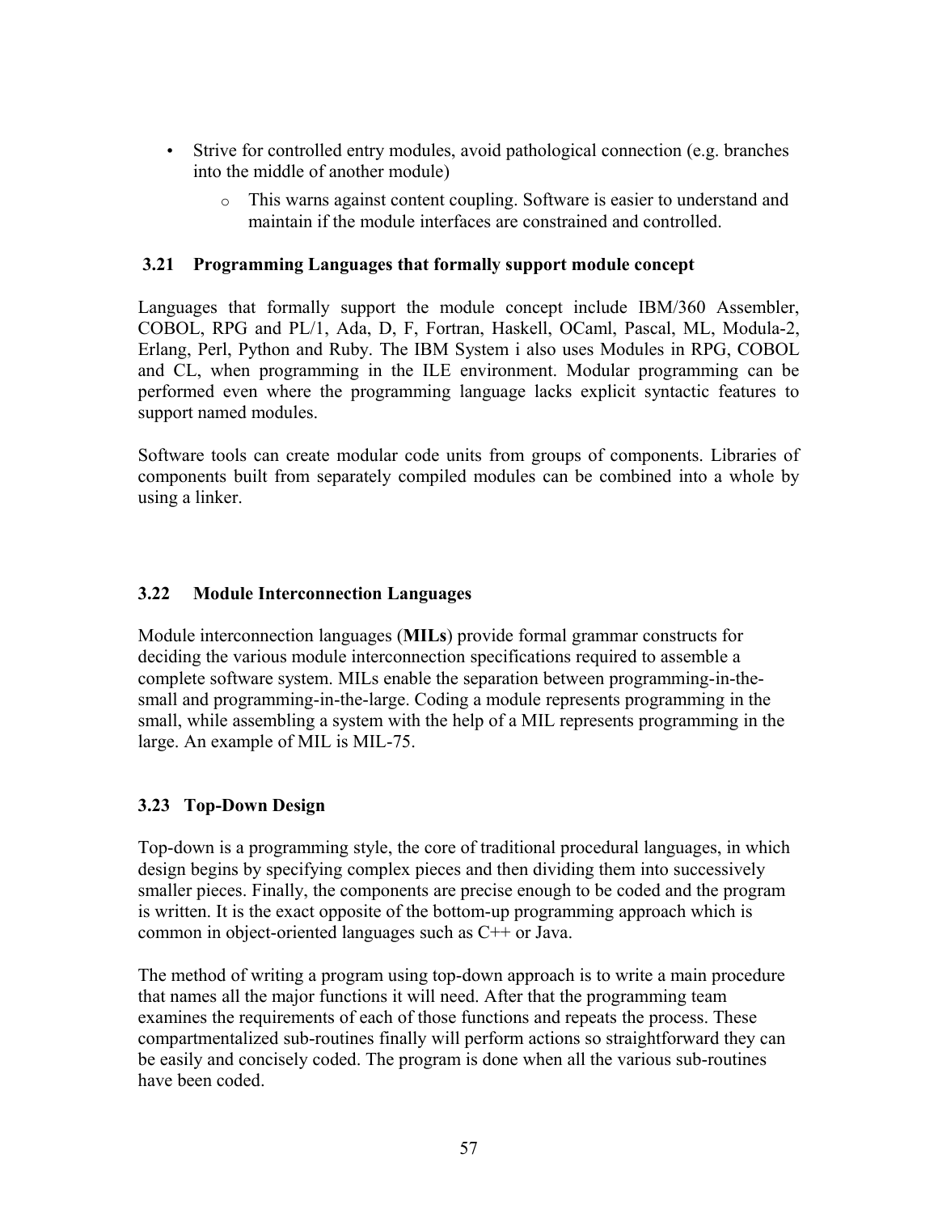- Strive for controlled entry modules, avoid pathological connection (e.g. branches into the middle of another module)
    - This warns against content coupling. Software is easier to understand and maintain if the module interfaces are constrained and controlled.

### 3.21 Programming Languages that formally support module concept

Languages that formally support the module concept include IBM/360 Assembler, COBOL, RPG and PL/1, Ada, D, F, Fortran, Haskell, OCaml, Pascal, ML, Modula-2, Erlang, Perl, Python and Ruby. The IBM System i also uses Modules in RPG, COBOL and CL, when programming in the ILE environment. Modular programming can be performed even where the programming language lacks explicit syntactic features to support named modules.

Software tools can create modular code units from groups of components. Libraries of components built from separately compiled modules can be combined into a whole by using a linker.

### 3.22 Module Interconnection Languages

Module interconnection languages (**MILs**) provide formal grammar constructs for deciding the various module interconnection specifications required to assemble a complete software system. MILs enable the separation between programming-in-the-small and programming-in-the-large. Coding a module represents programming in the small, while assembling a system with the help of a MIL represents programming in the large. An example of MIL is MIL-75.

### 3.23 Top-Down Design

Top-down is a programming style, the core of traditional procedural languages, in which design begins by specifying complex pieces and then dividing them into successively smaller pieces. Finally, the components are precise enough to be coded and the program is written. It is the exact opposite of the bottom-up programming approach which is common in object-oriented languages such as C++ or Java.

The method of writing a program using top-down approach is to write a main procedure that names all the major functions it will need. After that the programming team examines the requirements of each of those functions and repeats the process. These compartmentalized sub-routines finally will perform actions so straightforward they can be easily and concisely coded. The program is done when all the various sub-routines have been coded.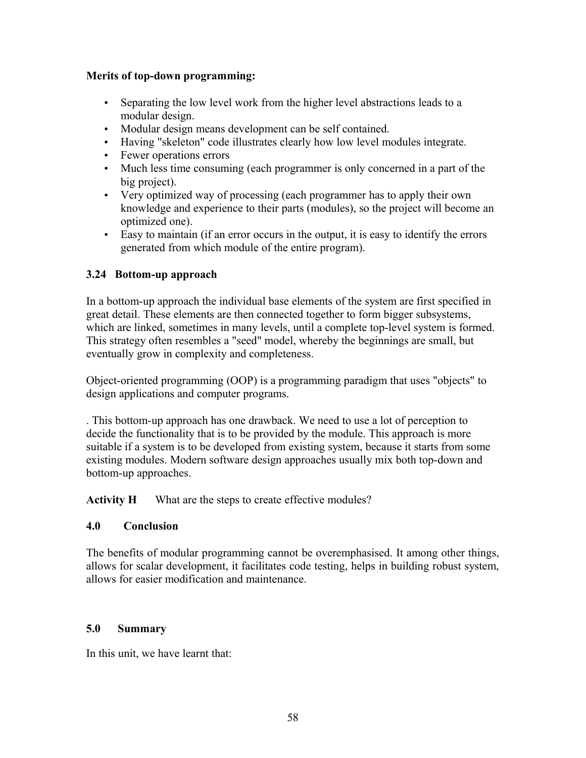**Merits of top-down programming:**

- Separating the low level work from the higher level abstractions leads to a modular design.
- Modular design means development can be self contained.
- Having "skeleton" code illustrates clearly how low level modules integrate.
- Fewer operations errors
- Much less time consuming (each programmer is only concerned in a part of the big project).
- Very optimized way of processing (each programmer has to apply their own knowledge and experience to their parts (modules), so the project will become an optimized one).
- Easy to maintain (if an error occurs in the output, it is easy to identify the errors generated from which module of the entire program).

### 3.24 Bottom-up approach

In a bottom-up approach the individual base elements of the system are first specified in great detail. These elements are then connected together to form bigger subsystems, which are linked, sometimes in many levels, until a complete top-level system is formed. This strategy often resembles a "seed" model, whereby the beginnings are small, but eventually grow in complexity and completeness.

Object-oriented programming (OOP) is a programming paradigm that uses "objects" to design applications and computer programs.

. This bottom-up approach has one drawback. We need to use a lot of perception to decide the functionality that is to be provided by the module. This approach is more suitable if a system is to be developed from existing system, because it starts from some existing modules. Modern software design approaches usually mix both top-down and bottom-up approaches.

**Activity H** What are the steps to create effective modules?

## 4.0 Conclusion

The benefits of modular programming cannot be overemphasised. It among other things, allows for scalar development, it facilitates code testing, helps in building robust system, allows for easier modification and maintenance.

## 5.0 Summary

In this unit, we have learnt that: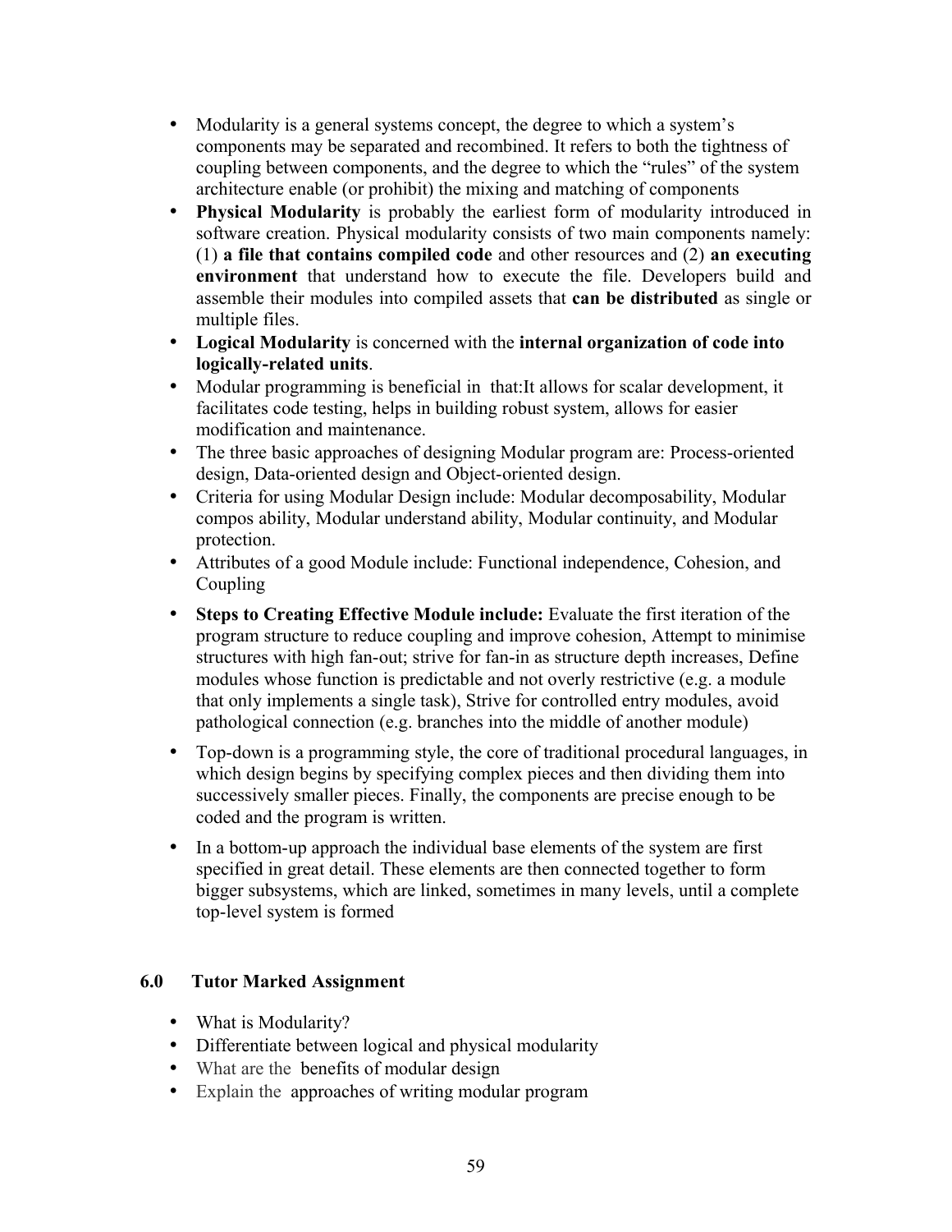- Modularity is a general systems concept, the degree to which a system's components may be separated and recombined. It refers to both the tightness of coupling between components, and the degree to which the "rules" of the system architecture enable (or prohibit) the mixing and matching of components
- **Physical Modularity** is probably the earliest form of modularity introduced in software creation. Physical modularity consists of two main components namely: (1) **a file that contains compiled code** and other resources and (2) **an executing environment** that understand how to execute the file. Developers build and assemble their modules into compiled assets that **can be distributed** as single or multiple files.
- **Logical Modularity** is concerned with the **internal organization of code into logically-related units**.
- Modular programming is beneficial in that:It allows for scalar development, it facilitates code testing, helps in building robust system, allows for easier modification and maintenance.
- The three basic approaches of designing Modular program are: Process-oriented design, Data-oriented design and Object-oriented design.
- Criteria for using Modular Design include: Modular decomposability, Modular compos ability, Modular understand ability, Modular continuity, and Modular protection.
- Attributes of a good Module include: Functional independence, Cohesion, and Coupling
- **Steps to Creating Effective Module include:** Evaluate the first iteration of the program structure to reduce coupling and improve cohesion, Attempt to minimise structures with high fan-out; strive for fan-in as structure depth increases, Define modules whose function is predictable and not overly restrictive (e.g. a module that only implements a single task), Strive for controlled entry modules, avoid pathological connection (e.g. branches into the middle of another module)
- Top-down is a programming style, the core of traditional procedural languages, in which design begins by specifying complex pieces and then dividing them into successively smaller pieces. Finally, the components are precise enough to be coded and the program is written.
- In a bottom-up approach the individual base elements of the system are first specified in great detail. These elements are then connected together to form bigger subsystems, which are linked, sometimes in many levels, until a complete top-level system is formed

## 6.0 Tutor Marked Assignment

- What is Modularity?
- Differentiate between logical and physical modularity
- What are the benefits of modular design
- Explain the approaches of writing modular program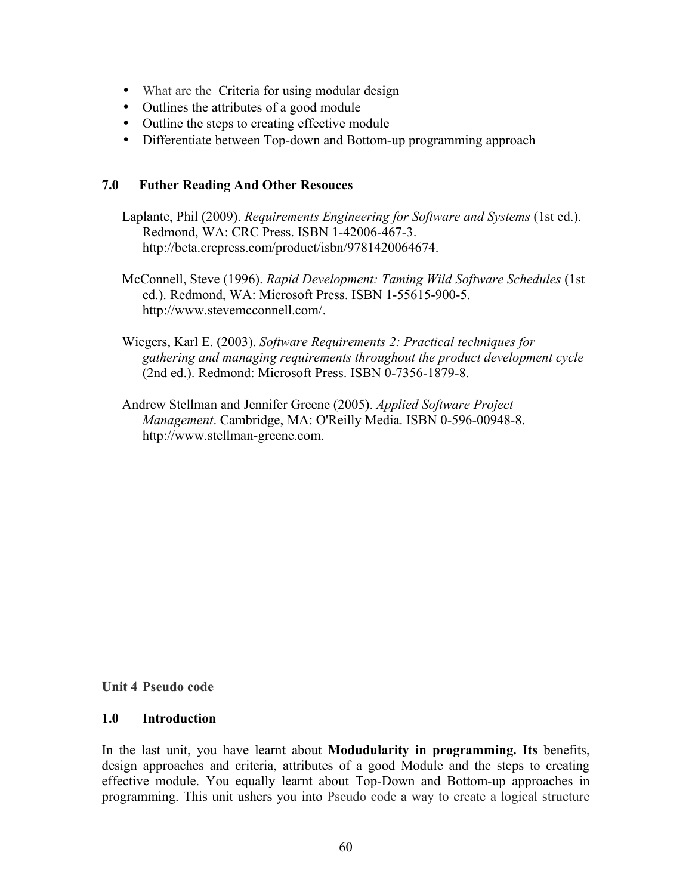- What are the  Criteria for using modular design
- Outlines the attributes of a good module
- Outline the steps to creating effective module
- Differentiate between Top-down and Bottom-up programming approach

## 7.0 Futher Reading And Other Resouces

Laplante, Phil (2009). *Requirements Engineering for Software and Systems* (1st ed.). Redmond, WA: CRC Press. ISBN 1-42006-467-3. http://beta.crcpress.com/product/isbn/9781420064674.

McConnell, Steve (1996). *Rapid Development: Taming Wild Software Schedules* (1st ed.). Redmond, WA: Microsoft Press. ISBN 1-55615-900-5. http://www.stevemcconnell.com/.

Wiegers, Karl E. (2003). *Software Requirements 2: Practical techniques for gathering and managing requirements throughout the product development cycle* (2nd ed.). Redmond: Microsoft Press. ISBN 0-7356-1879-8.

Andrew Stellman and Jennifer Greene (2005). *Applied Software Project Management*. Cambridge, MA: O'Reilly Media. ISBN 0-596-00948-8. http://www.stellman-greene.com.

# Unit 4 Pseudo code

## 1.0 Introduction

In the last unit, you have learnt about **Modudularity in programming. Its** benefits, design approaches and criteria, attributes of a good Module and the steps to creating effective module. You equally learnt about Top-Down and Bottom-up approaches in programming. This unit ushers you into Pseudo code a way to create a logical structure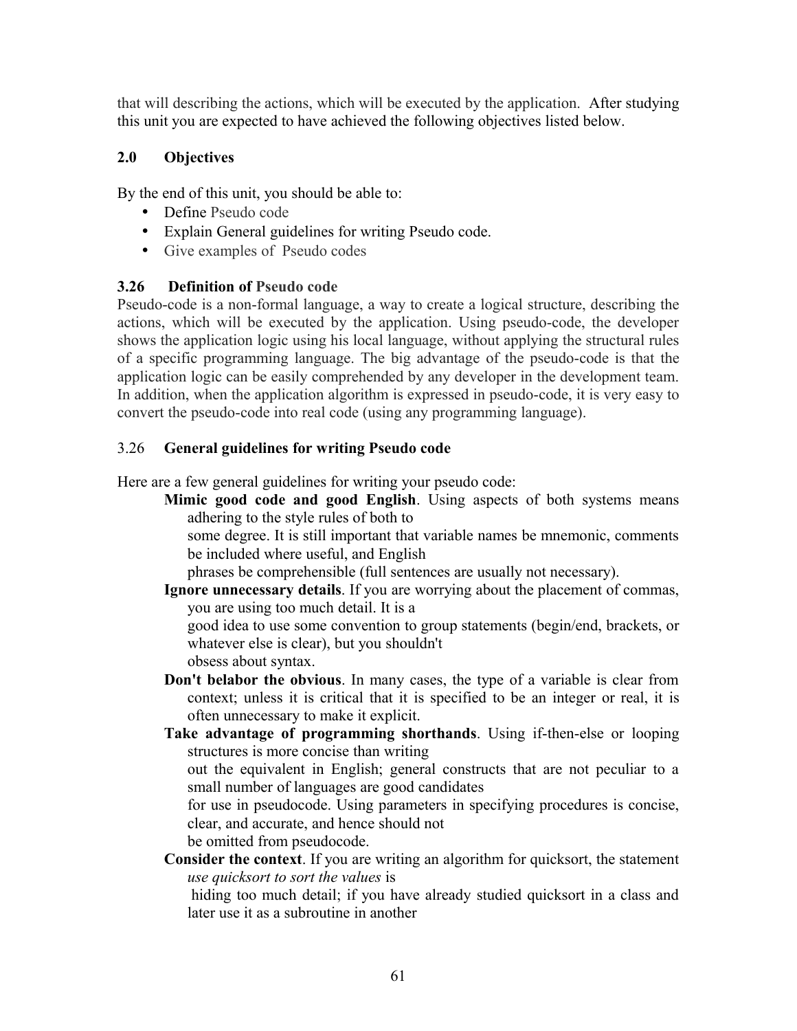that will describing the actions, which will be executed by the application. After studying this unit you are expected to have achieved the following objectives listed below.

## 2.0 Objectives

By the end of this unit, you should be able to:

- Define Pseudo code
- Explain General guidelines for writing Pseudo code.
- Give examples of Pseudo codes

## 3.26 Definition of Pseudo code

Pseudo-code is a non-formal language, a way to create a logical structure, describing the actions, which will be executed by the application. Using pseudo-code, the developer shows the application logic using his local language, without applying the structural rules of a specific programming language. The big advantage of the pseudo-code is that the application logic can be easily comprehended by any developer in the development team. In addition, when the application algorithm is expressed in pseudo-code, it is very easy to convert the pseudo-code into real code (using any programming language).

## 3.26 General guidelines for writing Pseudo code

Here are a few general guidelines for writing your pseudo code:

**Mimic good code and good English**. Using aspects of both systems means adhering to the style rules of both to some degree. It is still important that variable names be mnemonic, comments be included where useful, and English phrases be comprehensible (full sentences are usually not necessary).

**Ignore unnecessary details**. If you are worrying about the placement of commas, you are using too much detail. It is a good idea to use some convention to group statements (begin/end, brackets, or whatever else is clear), but you shouldn't obsess about syntax.

**Don't belabor the obvious**. In many cases, the type of a variable is clear from context; unless it is critical that it is specified to be an integer or real, it is often unnecessary to make it explicit.

**Take advantage of programming shorthands**. Using if-then-else or looping structures is more concise than writing out the equivalent in English; general constructs that are not peculiar to a small number of languages are good candidates for use in pseudocode. Using parameters in specifying procedures is concise, clear, and accurate, and hence should not be omitted from pseudocode.

**Consider the context**. If you are writing an algorithm for quicksort, the statement *use quicksort to sort the values* is hiding too much detail; if you have already studied quicksort in a class and later use it as a subroutine in another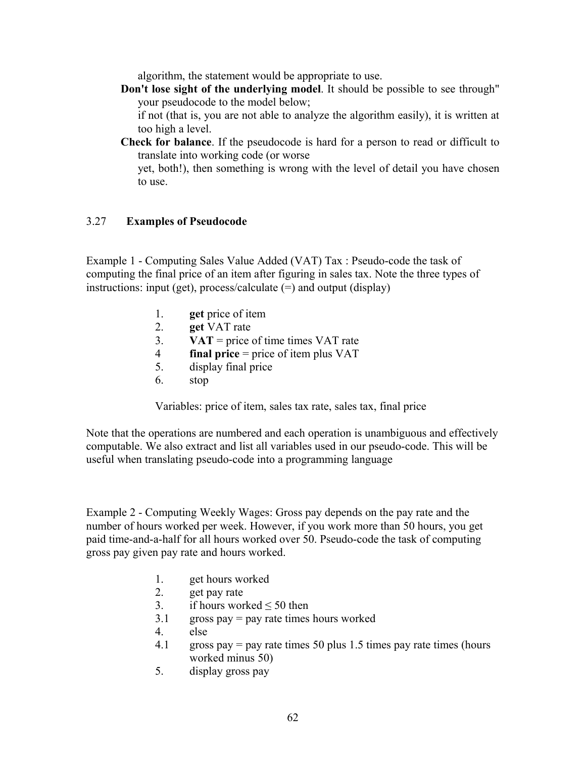algorithm, the statement would be appropriate to use.

**Don't lose sight of the underlying model**. It should be possible to see through" your pseudocode to the model below;
if not (that is, you are not able to analyze the algorithm easily), it is written at too high a level.

**Check for balance**. If the pseudocode is hard for a person to read or difficult to translate into working code (or worse
yet, both!), then something is wrong with the level of detail you have chosen to use.

## 3.27 Examples of Pseudocode

Example 1 - Computing Sales Value Added (VAT) Tax : Pseudo-code the task of computing the final price of an item after figuring in sales tax. Note the three types of instructions: input (get), process/calculate (=) and output (display)

1. **get** price of item
2. **get** VAT rate
3. **VAT** = price of time times VAT rate
4 **final price** = price of item plus VAT
5. display final price
6. stop

Variables: price of item, sales tax rate, sales tax, final price

Note that the operations are numbered and each operation is unambiguous and effectively computable. We also extract and list all variables used in our pseudo-code. This will be useful when translating pseudo-code into a programming language

Example 2 - Computing Weekly Wages: Gross pay depends on the pay rate and the number of hours worked per week. However, if you work more than 50 hours, you get paid time-and-a-half for all hours worked over 50. Pseudo-code the task of computing gross pay given pay rate and hours worked.

1. get hours worked
2. get pay rate
3. if hours worked ≤ 50 then
3.1 gross pay = pay rate times hours worked
4. else
4.1 gross pay = pay rate times 50 plus 1.5 times pay rate times (hours worked minus 50)
5. display gross pay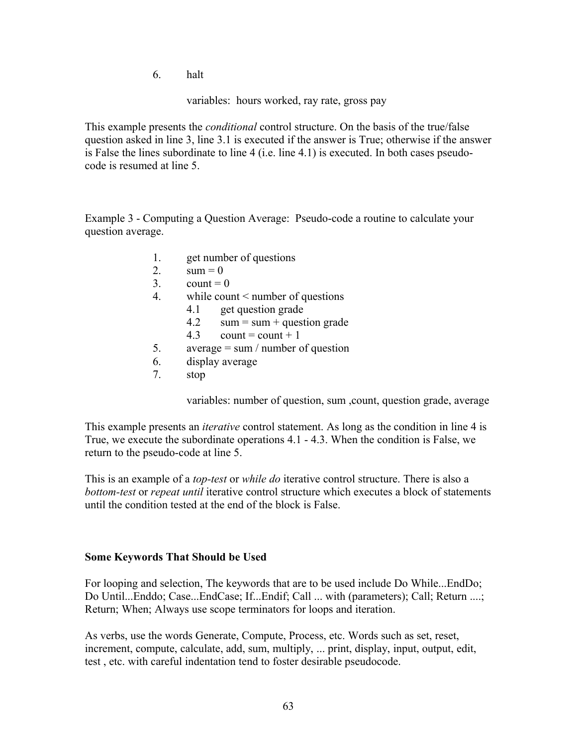6. halt

    variables: hours worked, ray rate, gross pay

This example presents the *conditional* control structure. On the basis of the true/false question asked in line 3, line 3.1 is executed if the answer is True; otherwise if the answer is False the lines subordinate to line 4 (i.e. line 4.1) is executed. In both cases pseudo-code is resumed at line 5.

Example 3 - Computing a Question Average: Pseudo-code a routine to calculate your question average.

```
1.    get number of questions
2.    sum = 0
3.    count = 0
4.    while count < number of questions
      4.1   get question grade
      4.2   sum = sum + question grade
      4.3   count = count + 1
5.    average = sum / number of question
6.    display average
7.    stop

      variables: number of question, sum ,count, question grade, average
```

This example presents an *iterative* control statement. As long as the condition in line 4 is True, we execute the subordinate operations 4.1 - 4.3. When the condition is False, we return to the pseudo-code at line 5.

This is an example of a *top-test* or *while do* iterative control structure. There is also a *bottom-test* or *repeat until* iterative control structure which executes a block of statements until the condition tested at the end of the block is False.

**Some Keywords That Should be Used**

For looping and selection, The keywords that are to be used include Do While...EndDo; Do Until...Enddo; Case...EndCase; If...Endif; Call ... with (parameters); Call; Return ....; Return; When; Always use scope terminators for loops and iteration.

As verbs, use the words Generate, Compute, Process, etc. Words such as set, reset, increment, compute, calculate, add, sum, multiply, ... print, display, input, output, edit, test , etc. with careful indentation tend to foster desirable pseudocode.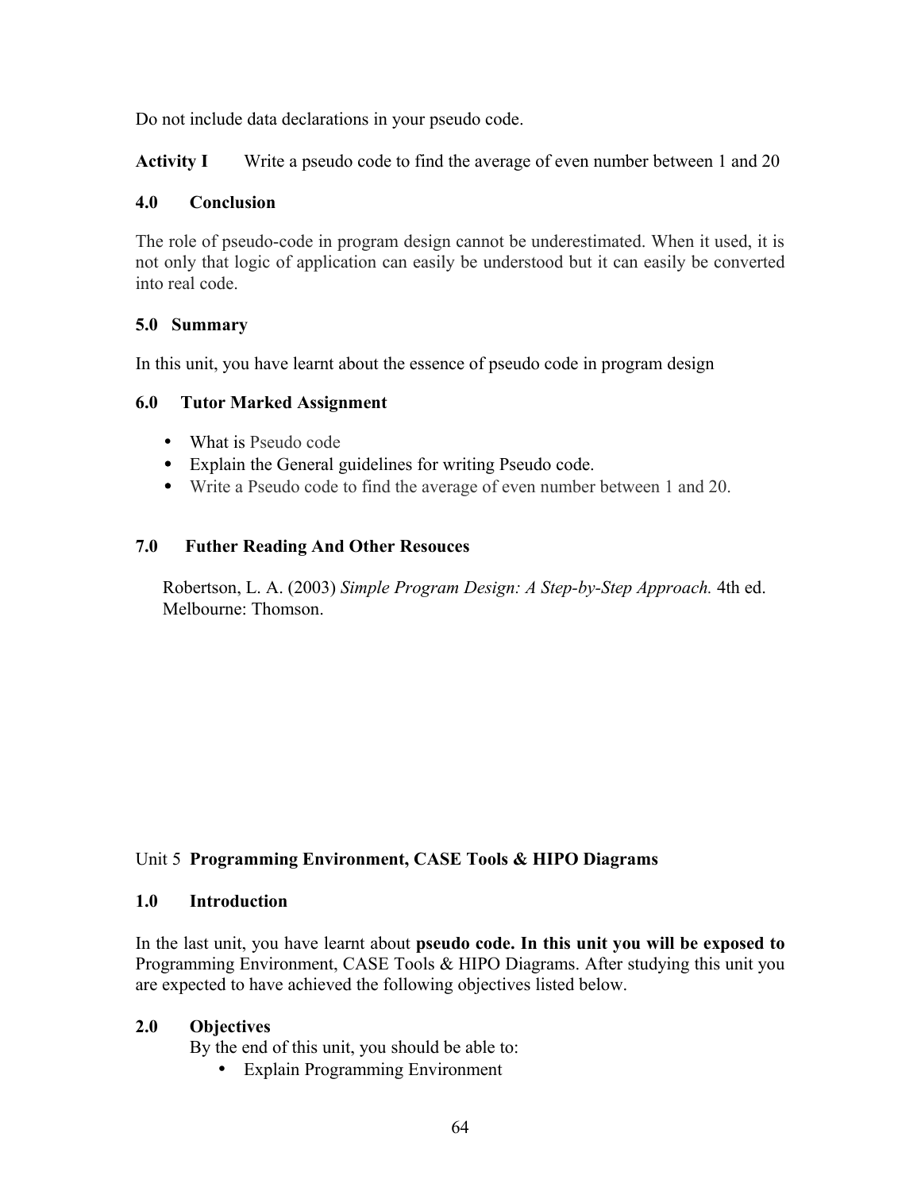Do not include data declarations in your pseudo code.

**Activity I** Write a pseudo code to find the average of even number between 1 and 20

## 4.0 Conclusion

The role of pseudo-code in program design cannot be underestimated. When it used, it is not only that logic of application can easily be understood but it can easily be converted into real code.

## 5.0 Summary

In this unit, you have learnt about the essence of pseudo code in program design

## 6.0 Tutor Marked Assignment

- What is Pseudo code
- Explain the General guidelines for writing Pseudo code.
- Write a Pseudo code to find the average of even number between 1 and 20.

## 7.0 Futher Reading And Other Resouces

Robertson, L. A. (2003) *Simple Program Design: A Step-by-Step Approach.* 4th ed. Melbourne: Thomson.

# Unit 5 **Programming Environment, CASE Tools & HIPO Diagrams**

## 1.0 Introduction

In the last unit, you have learnt about **pseudo code. In this unit you will be exposed to** Programming Environment, CASE Tools & HIPO Diagrams. After studying this unit you are expected to have achieved the following objectives listed below.

## 2.0 Objectives

By the end of this unit, you should be able to:

- Explain Programming Environment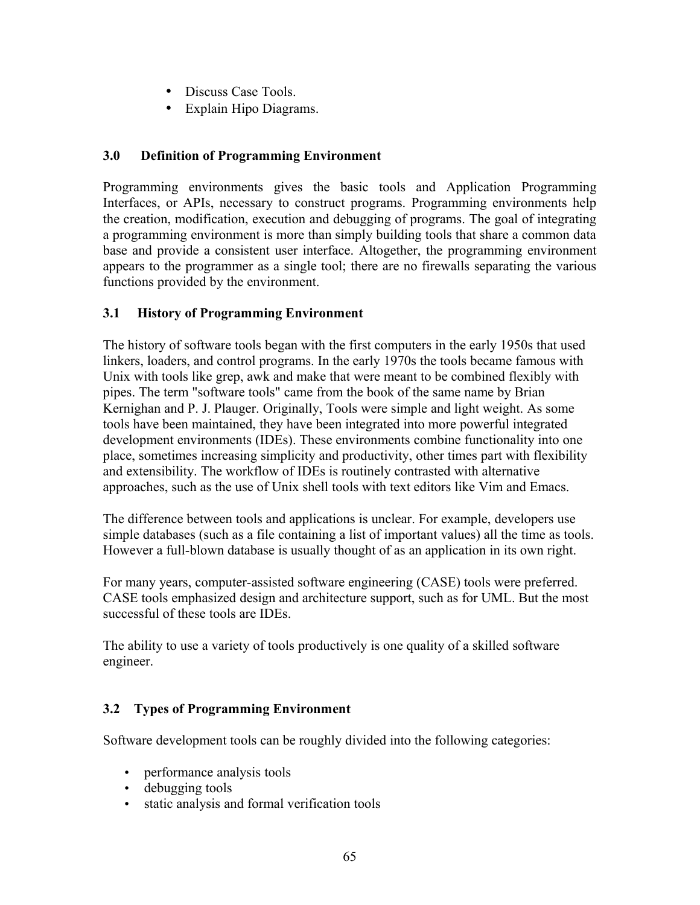- Discuss Case Tools.
- Explain Hipo Diagrams.

## 3.0 Definition of Programming Environment

Programming environments gives the basic tools and Application Programming Interfaces, or APIs, necessary to construct programs. Programming environments help the creation, modification, execution and debugging of programs. The goal of integrating a programming environment is more than simply building tools that share a common data base and provide a consistent user interface. Altogether, the programming environment appears to the programmer as a single tool; there are no firewalls separating the various functions provided by the environment.

## 3.1 History of Programming Environment

The history of software tools began with the first computers in the early 1950s that used linkers, loaders, and control programs. In the early 1970s the tools became famous with Unix with tools like grep, awk and make that were meant to be combined flexibly with pipes. The term "software tools" came from the book of the same name by Brian Kernighan and P. J. Plauger. Originally, Tools were simple and light weight. As some tools have been maintained, they have been integrated into more powerful integrated development environments (IDEs). These environments combine functionality into one place, sometimes increasing simplicity and productivity, other times part with flexibility and extensibility. The workflow of IDEs is routinely contrasted with alternative approaches, such as the use of Unix shell tools with text editors like Vim and Emacs.

The difference between tools and applications is unclear. For example, developers use simple databases (such as a file containing a list of important values) all the time as tools. However a full-blown database is usually thought of as an application in its own right.

For many years, computer-assisted software engineering (CASE) tools were preferred. CASE tools emphasized design and architecture support, such as for UML. But the most successful of these tools are IDEs.

The ability to use a variety of tools productively is one quality of a skilled software engineer.

## 3.2 Types of Programming Environment

Software development tools can be roughly divided into the following categories:

- performance analysis tools
- debugging tools
- static analysis and formal verification tools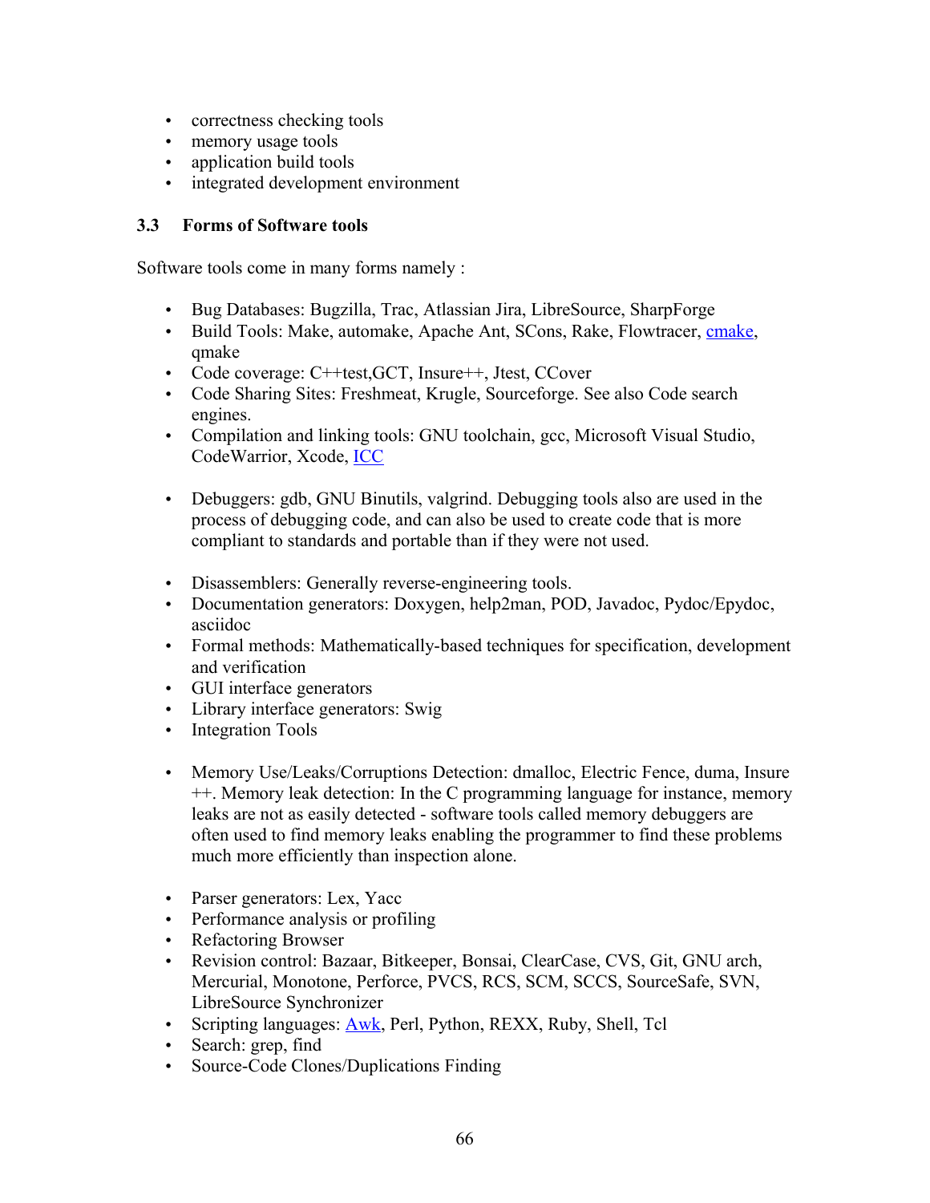- correctness checking tools
- memory usage tools
- application build tools
- integrated development environment

### 3.3 Forms of Software tools

Software tools come in many forms namely :

- Bug Databases: Bugzilla, Trac, Atlassian Jira, LibreSource, SharpForge
- Build Tools: Make, automake, Apache Ant, SCons, Rake, Flowtracer, cmake, qmake
- Code coverage: C++test,GCT, Insure++, Jtest, CCover
- Code Sharing Sites: Freshmeat, Krugle, Sourceforge. See also Code search engines.
- Compilation and linking tools: GNU toolchain, gcc, Microsoft Visual Studio, CodeWarrior, Xcode, ICC
- Debuggers: gdb, GNU Binutils, valgrind. Debugging tools also are used in the process of debugging code, and can also be used to create code that is more compliant to standards and portable than if they were not used.
- Disassemblers: Generally reverse-engineering tools.
- Documentation generators: Doxygen, help2man, POD, Javadoc, Pydoc/Epydoc, asciidoc
- Formal methods: Mathematically-based techniques for specification, development and verification
- GUI interface generators
- Library interface generators: Swig
- Integration Tools
- Memory Use/Leaks/Corruptions Detection: dmalloc, Electric Fence, duma, Insure ++. Memory leak detection: In the C programming language for instance, memory leaks are not as easily detected - software tools called memory debuggers are often used to find memory leaks enabling the programmer to find these problems much more efficiently than inspection alone.
- Parser generators: Lex, Yacc
- Performance analysis or profiling
- Refactoring Browser
- Revision control: Bazaar, Bitkeeper, Bonsai, ClearCase, CVS, Git, GNU arch, Mercurial, Monotone, Perforce, PVCS, RCS, SCM, SCCS, SourceSafe, SVN, LibreSource Synchronizer
- Scripting languages: Awk, Perl, Python, REXX, Ruby, Shell, Tcl
- Search: grep, find
- Source-Code Clones/Duplications Finding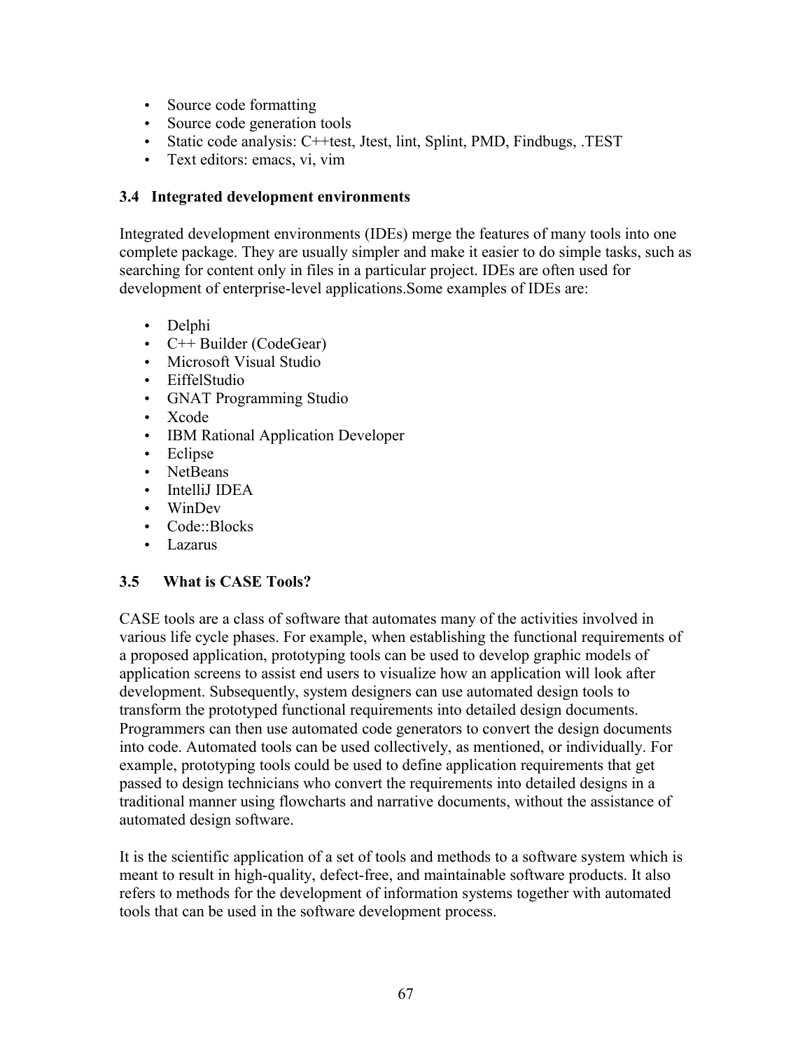- Source code formatting
- Source code generation tools
- Static code analysis: C++test, Jtest, lint, Splint, PMD, Findbugs, .TEST
- Text editors: emacs, vi, vim

### 3.4 Integrated development environments

Integrated development environments (IDEs) merge the features of many tools into one complete package. They are usually simpler and make it easier to do simple tasks, such as searching for content only in files in a particular project. IDEs are often used for development of enterprise-level applications.Some examples of IDEs are:

- Delphi
- C++ Builder (CodeGear)
- Microsoft Visual Studio
- EiffelStudio
- GNAT Programming Studio
- Xcode
- IBM Rational Application Developer
- Eclipse
- NetBeans
- IntelliJ IDEA
- WinDev
- Code::Blocks
- Lazarus

### 3.5 What is CASE Tools?

CASE tools are a class of software that automates many of the activities involved in various life cycle phases. For example, when establishing the functional requirements of a proposed application, prototyping tools can be used to develop graphic models of application screens to assist end users to visualize how an application will look after development. Subsequently, system designers can use automated design tools to transform the prototyped functional requirements into detailed design documents. Programmers can then use automated code generators to convert the design documents into code. Automated tools can be used collectively, as mentioned, or individually. For example, prototyping tools could be used to define application requirements that get passed to design technicians who convert the requirements into detailed designs in a traditional manner using flowcharts and narrative documents, without the assistance of automated design software.

It is the scientific application of a set of tools and methods to a software system which is meant to result in high-quality, defect-free, and maintainable software products. It also refers to methods for the development of information systems together with automated tools that can be used in the software development process.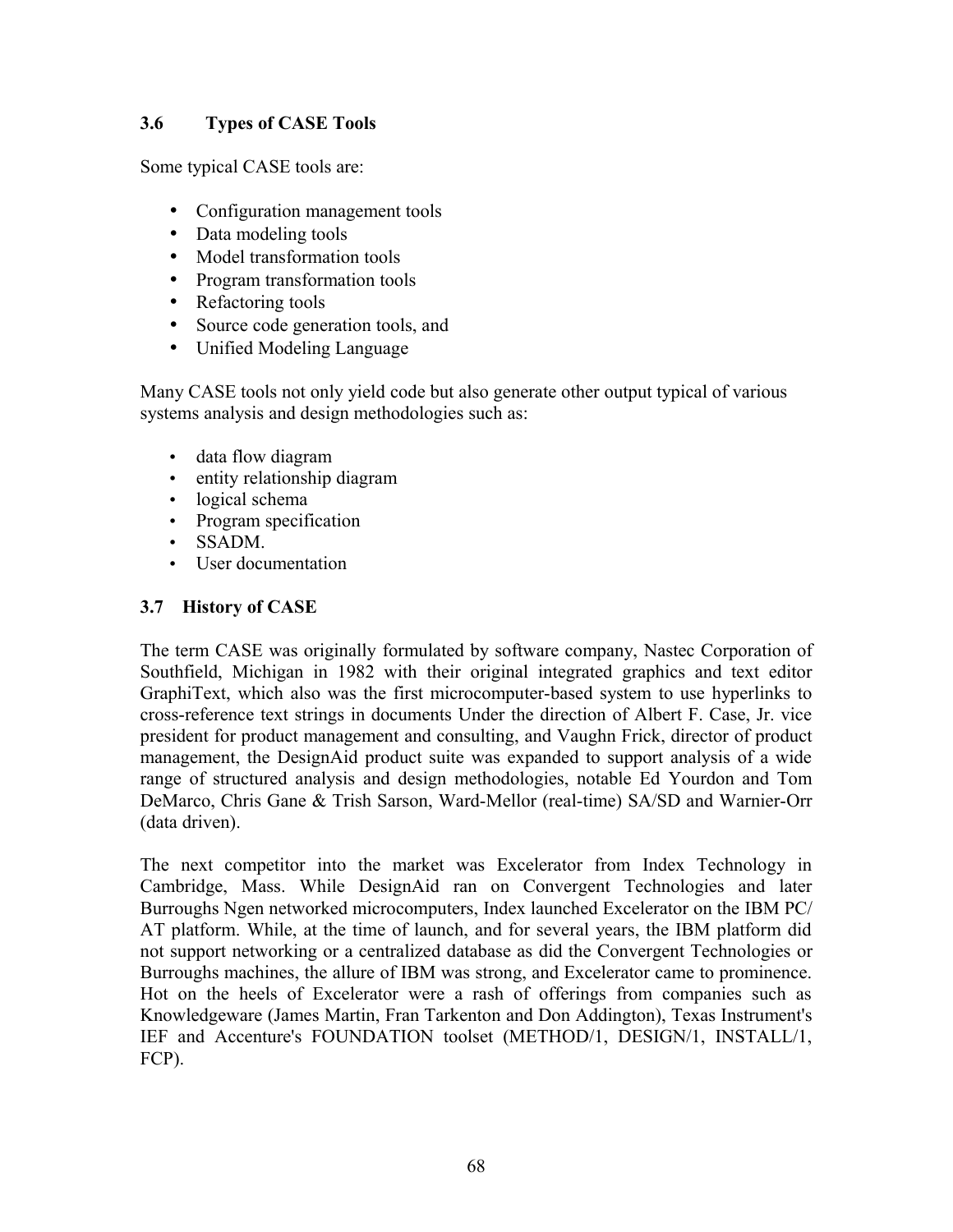### 3.6 Types of CASE Tools

Some typical CASE tools are:

- Configuration management tools
- Data modeling tools
- Model transformation tools
- Program transformation tools
- Refactoring tools
- Source code generation tools, and
- Unified Modeling Language

Many CASE tools not only yield code but also generate other output typical of various systems analysis and design methodologies such as:

- data flow diagram
- entity relationship diagram
- logical schema
- Program specification
- SSADM.
- User documentation

### 3.7 History of CASE

The term CASE was originally formulated by software company, Nastec Corporation of Southfield, Michigan in 1982 with their original integrated graphics and text editor GraphiText, which also was the first microcomputer-based system to use hyperlinks to cross-reference text strings in documents Under the direction of Albert F. Case, Jr. vice president for product management and consulting, and Vaughn Frick, director of product management, the DesignAid product suite was expanded to support analysis of a wide range of structured analysis and design methodologies, notable Ed Yourdon and Tom DeMarco, Chris Gane & Trish Sarson, Ward-Mellor (real-time) SA/SD and Warnier-Orr (data driven).

The next competitor into the market was Excelerator from Index Technology in Cambridge, Mass. While DesignAid ran on Convergent Technologies and later Burroughs Ngen networked microcomputers, Index launched Excelerator on the IBM PC/AT platform. While, at the time of launch, and for several years, the IBM platform did not support networking or a centralized database as did the Convergent Technologies or Burroughs machines, the allure of IBM was strong, and Excelerator came to prominence. Hot on the heels of Excelerator were a rash of offerings from companies such as Knowledgeware (James Martin, Fran Tarkenton and Don Addington), Texas Instrument's IEF and Accenture's FOUNDATION toolset (METHOD/1, DESIGN/1, INSTALL/1, FCP).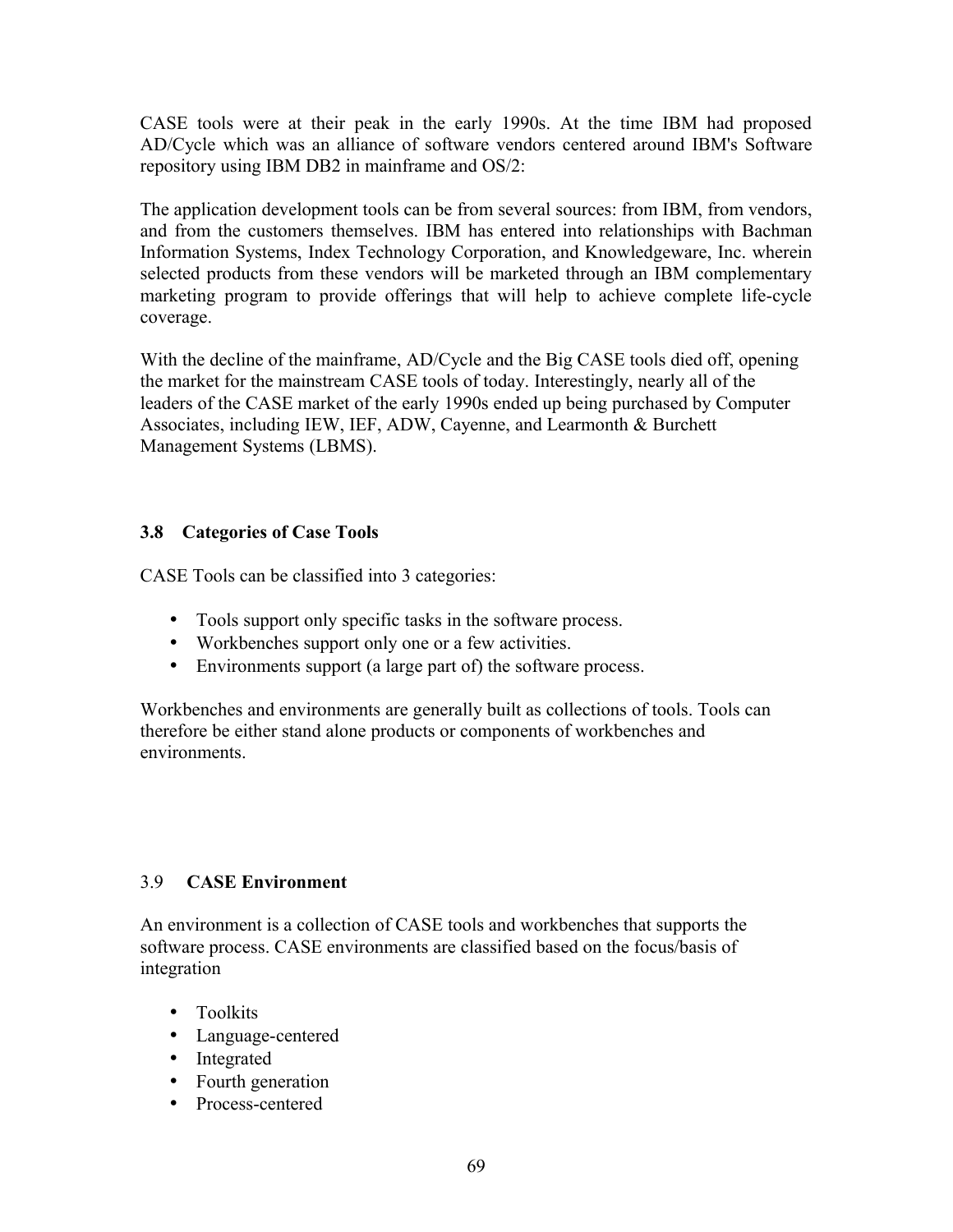CASE tools were at their peak in the early 1990s. At the time IBM had proposed AD/Cycle which was an alliance of software vendors centered around IBM's Software repository using IBM DB2 in mainframe and OS/2:

The application development tools can be from several sources: from IBM, from vendors, and from the customers themselves. IBM has entered into relationships with Bachman Information Systems, Index Technology Corporation, and Knowledgeware, Inc. wherein selected products from these vendors will be marketed through an IBM complementary marketing program to provide offerings that will help to achieve complete life-cycle coverage.

With the decline of the mainframe, AD/Cycle and the Big CASE tools died off, opening the market for the mainstream CASE tools of today. Interestingly, nearly all of the leaders of the CASE market of the early 1990s ended up being purchased by Computer Associates, including IEW, IEF, ADW, Cayenne, and Learmonth & Burchett Management Systems (LBMS).

### 3.8 Categories of Case Tools

CASE Tools can be classified into 3 categories:

- Tools support only specific tasks in the software process.
- Workbenches support only one or a few activities.
- Environments support (a large part of) the software process.

Workbenches and environments are generally built as collections of tools. Tools can therefore be either stand alone products or components of workbenches and environments.

### 3.9 CASE Environment

An environment is a collection of CASE tools and workbenches that supports the software process. CASE environments are classified based on the focus/basis of integration

- Toolkits
- Language-centered
- Integrated
- Fourth generation
- Process-centered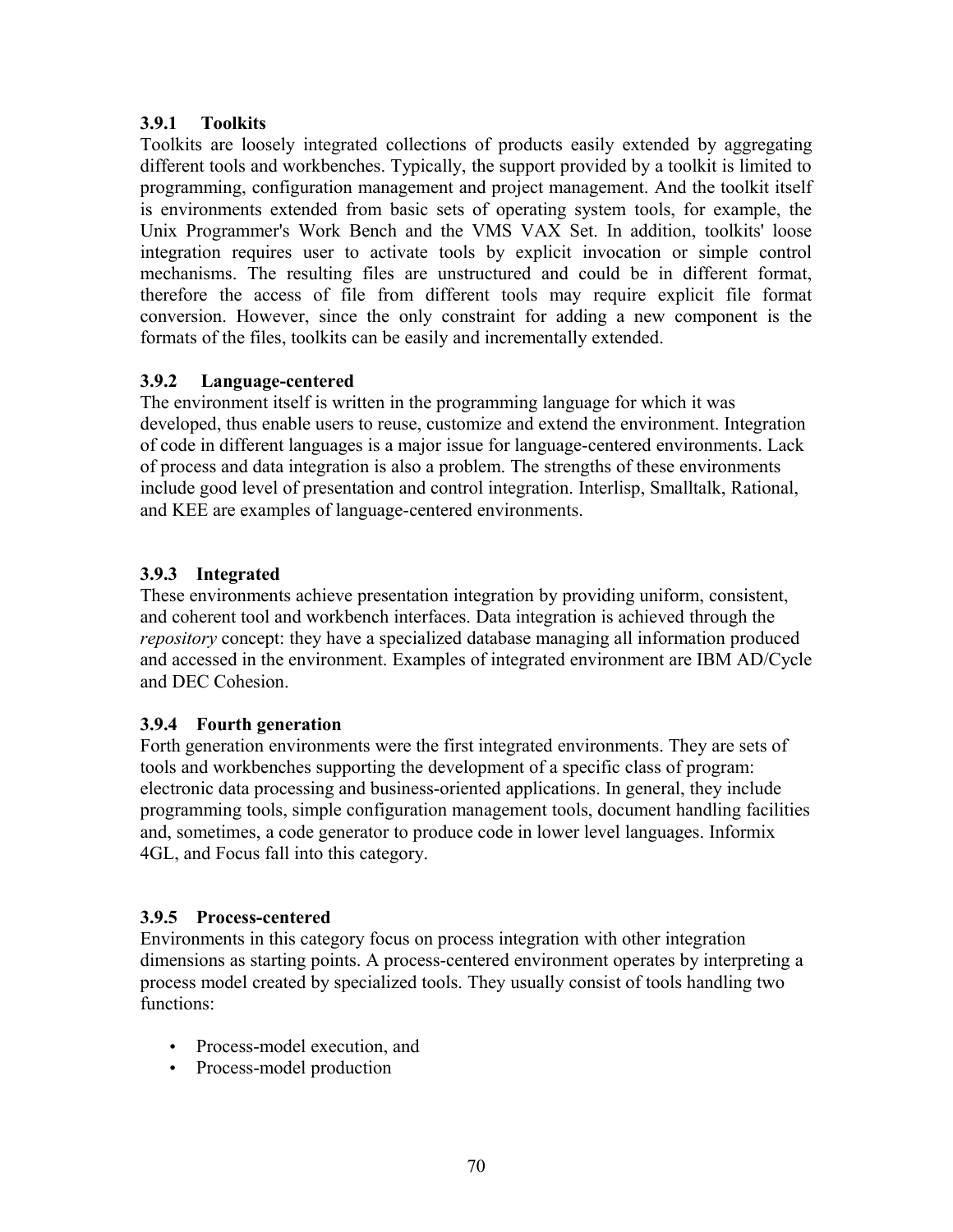### 3.9.1 Toolkits

Toolkits are loosely integrated collections of products easily extended by aggregating different tools and workbenches. Typically, the support provided by a toolkit is limited to programming, configuration management and project management. And the toolkit itself is environments extended from basic sets of operating system tools, for example, the Unix Programmer's Work Bench and the VMS VAX Set. In addition, toolkits' loose integration requires user to activate tools by explicit invocation or simple control mechanisms. The resulting files are unstructured and could be in different format, therefore the access of file from different tools may require explicit file format conversion. However, since the only constraint for adding a new component is the formats of the files, toolkits can be easily and incrementally extended.

### 3.9.2 Language-centered

The environment itself is written in the programming language for which it was developed, thus enable users to reuse, customize and extend the environment. Integration of code in different languages is a major issue for language-centered environments. Lack of process and data integration is also a problem. The strengths of these environments include good level of presentation and control integration. Interlisp, Smalltalk, Rational, and KEE are examples of language-centered environments.

### 3.9.3 Integrated

These environments achieve presentation integration by providing uniform, consistent, and coherent tool and workbench interfaces. Data integration is achieved through the *repository* concept: they have a specialized database managing all information produced and accessed in the environment. Examples of integrated environment are IBM AD/Cycle and DEC Cohesion.

### 3.9.4 Fourth generation

Forth generation environments were the first integrated environments. They are sets of tools and workbenches supporting the development of a specific class of program: electronic data processing and business-oriented applications. In general, they include programming tools, simple configuration management tools, document handling facilities and, sometimes, a code generator to produce code in lower level languages. Informix 4GL, and Focus fall into this category.

### 3.9.5 Process-centered

Environments in this category focus on process integration with other integration dimensions as starting points. A process-centered environment operates by interpreting a process model created by specialized tools. They usually consist of tools handling two functions:

- Process-model execution, and
- Process-model production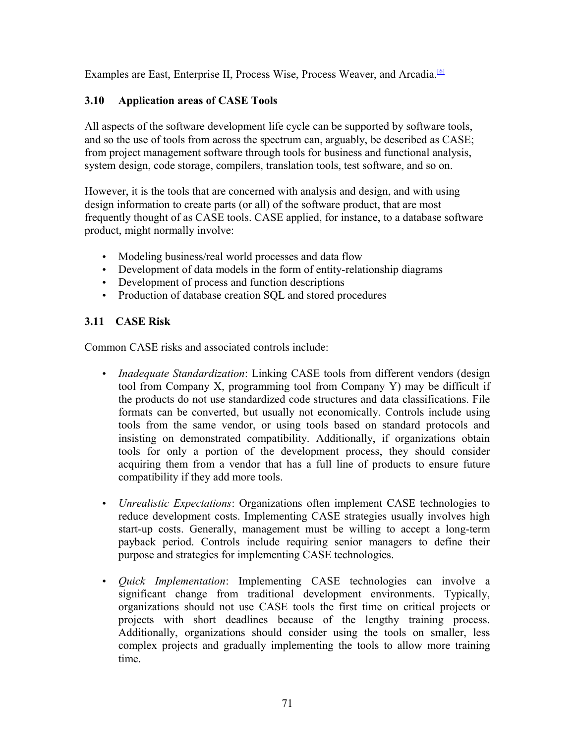Examples are East, Enterprise II, Process Wise, Process Weaver, and Arcadia.[6]

### 3.10 Application areas of CASE Tools

All aspects of the software development life cycle can be supported by software tools, and so the use of tools from across the spectrum can, arguably, be described as CASE; from project management software through tools for business and functional analysis, system design, code storage, compilers, translation tools, test software, and so on.

However, it is the tools that are concerned with analysis and design, and with using design information to create parts (or all) of the software product, that are most frequently thought of as CASE tools. CASE applied, for instance, to a database software product, might normally involve:

- Modeling business/real world processes and data flow
- Development of data models in the form of entity-relationship diagrams
- Development of process and function descriptions
- Production of database creation SQL and stored procedures

### 3.11 CASE Risk

Common CASE risks and associated controls include:

- *Inadequate Standardization*: Linking CASE tools from different vendors (design tool from Company X, programming tool from Company Y) may be difficult if the products do not use standardized code structures and data classifications. File formats can be converted, but usually not economically. Controls include using tools from the same vendor, or using tools based on standard protocols and insisting on demonstrated compatibility. Additionally, if organizations obtain tools for only a portion of the development process, they should consider acquiring them from a vendor that has a full line of products to ensure future compatibility if they add more tools.

- *Unrealistic Expectations*: Organizations often implement CASE technologies to reduce development costs. Implementing CASE strategies usually involves high start-up costs. Generally, management must be willing to accept a long-term payback period. Controls include requiring senior managers to define their purpose and strategies for implementing CASE technologies.

- *Quick Implementation*: Implementing CASE technologies can involve a significant change from traditional development environments. Typically, organizations should not use CASE tools the first time on critical projects or projects with short deadlines because of the lengthy training process. Additionally, organizations should consider using the tools on smaller, less complex projects and gradually implementing the tools to allow more training time.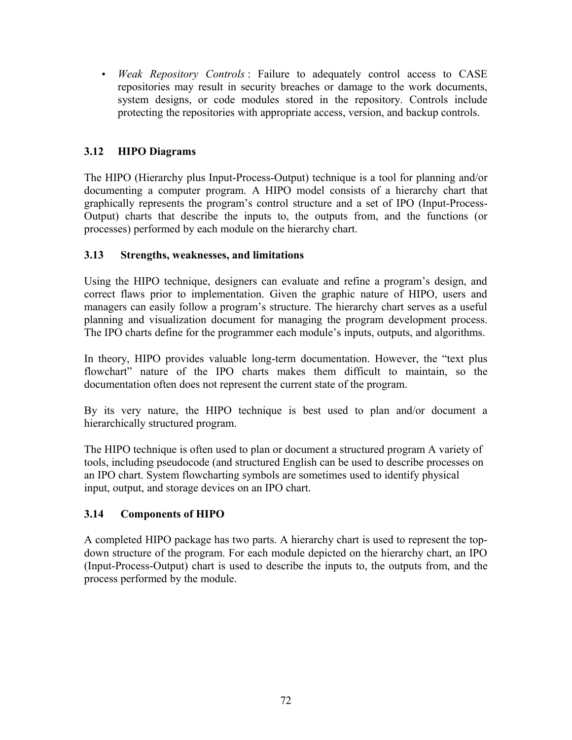- *Weak Repository Controls* : Failure to adequately control access to CASE repositories may result in security breaches or damage to the work documents, system designs, or code modules stored in the repository. Controls include protecting the repositories with appropriate access, version, and backup controls.

### 3.12 HIPO Diagrams

The HIPO (Hierarchy plus Input-Process-Output) technique is a tool for planning and/or documenting a computer program. A HIPO model consists of a hierarchy chart that graphically represents the program's control structure and a set of IPO (Input-Process-Output) charts that describe the inputs to, the outputs from, and the functions (or processes) performed by each module on the hierarchy chart.

### 3.13 Strengths, weaknesses, and limitations

Using the HIPO technique, designers can evaluate and refine a program's design, and correct flaws prior to implementation. Given the graphic nature of HIPO, users and managers can easily follow a program's structure. The hierarchy chart serves as a useful planning and visualization document for managing the program development process. The IPO charts define for the programmer each module's inputs, outputs, and algorithms.

In theory, HIPO provides valuable long-term documentation. However, the "text plus flowchart" nature of the IPO charts makes them difficult to maintain, so the documentation often does not represent the current state of the program.

By its very nature, the HIPO technique is best used to plan and/or document a hierarchically structured program.

The HIPO technique is often used to plan or document a structured program A variety of tools, including pseudocode (and structured English can be used to describe processes on an IPO chart. System flowcharting symbols are sometimes used to identify physical input, output, and storage devices on an IPO chart.

### 3.14 Components of HIPO

A completed HIPO package has two parts. A hierarchy chart is used to represent the top-down structure of the program. For each module depicted on the hierarchy chart, an IPO (Input-Process-Output) chart is used to describe the inputs to, the outputs from, and the process performed by the module.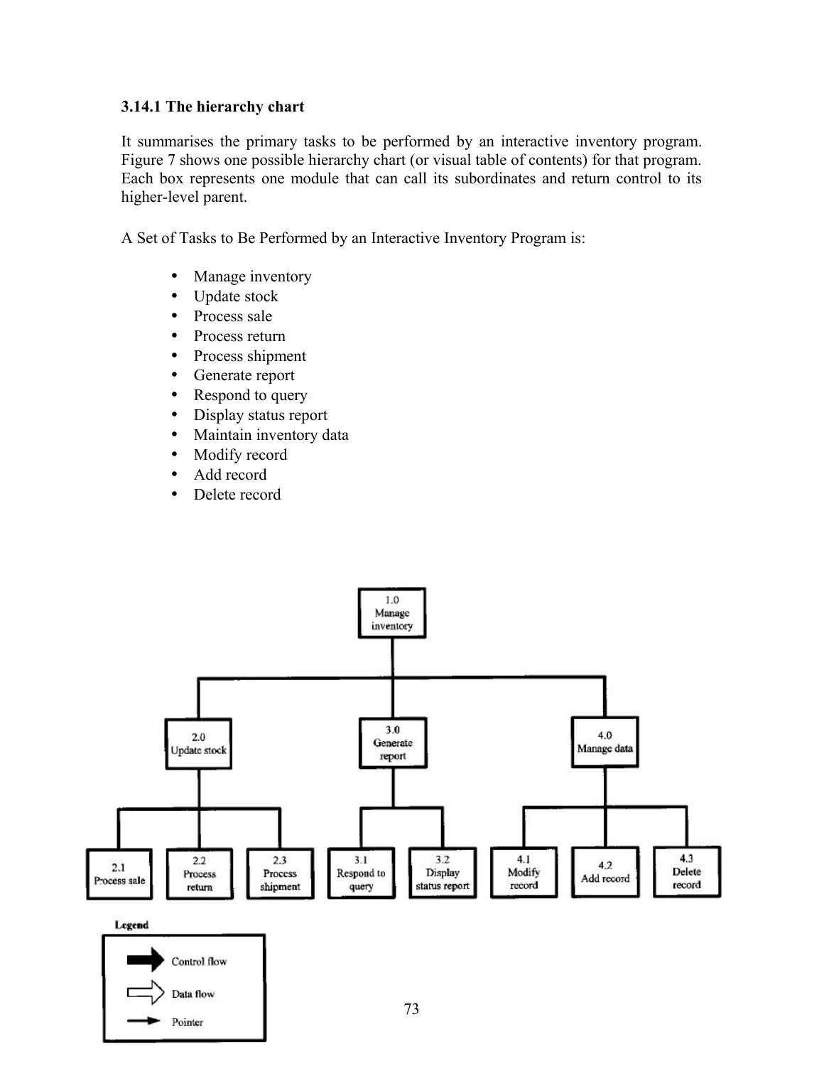### 3.14.1 The hierarchy chart

It summarises the primary tasks to be performed by an interactive inventory program. Figure 7 shows one possible hierarchy chart (or visual table of contents) for that program. Each box represents one module that can call its subordinates and return control to its higher-level parent.

A Set of Tasks to Be Performed by an Interactive Inventory Program is:

- Manage inventory
- Update stock
- Process sale
- Process return
- Process shipment
- Generate report
- Respond to query
- Display status report
- Maintain inventory data
- Modify record
- Add record
- Delete record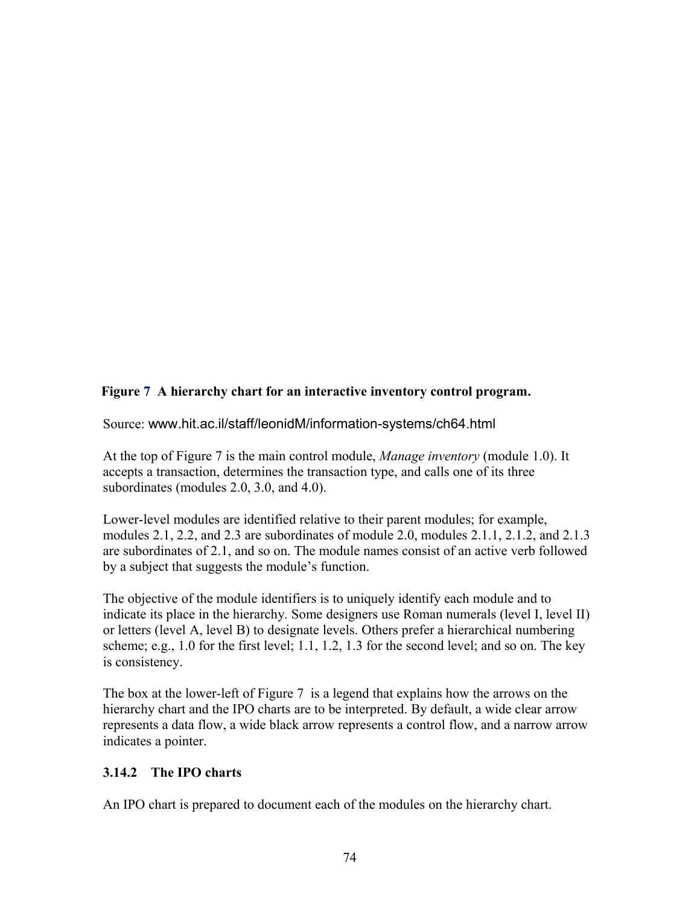**Figure 7 A hierarchy chart for an interactive inventory control program.**

Source: www.hit.ac.il/staff/leonidM/information-systems/ch64.html

At the top of Figure 7 is the main control module, *Manage inventory* (module 1.0). It accepts a transaction, determines the transaction type, and calls one of its three subordinates (modules 2.0, 3.0, and 4.0).

Lower-level modules are identified relative to their parent modules; for example, modules 2.1, 2.2, and 2.3 are subordinates of module 2.0, modules 2.1.1, 2.1.2, and 2.1.3 are subordinates of 2.1, and so on. The module names consist of an active verb followed by a subject that suggests the module's function.

The objective of the module identifiers is to uniquely identify each module and to indicate its place in the hierarchy. Some designers use Roman numerals (level I, level II) or letters (level A, level B) to designate levels. Others prefer a hierarchical numbering scheme; e.g., 1.0 for the first level; 1.1, 1.2, 1.3 for the second level; and so on. The key is consistency.

The box at the lower-left of Figure 7 is a legend that explains how the arrows on the hierarchy chart and the IPO charts are to be interpreted. By default, a wide clear arrow represents a data flow, a wide black arrow represents a control flow, and a narrow arrow indicates a pointer.

### 3.14.2 The IPO charts

An IPO chart is prepared to document each of the modules on the hierarchy chart.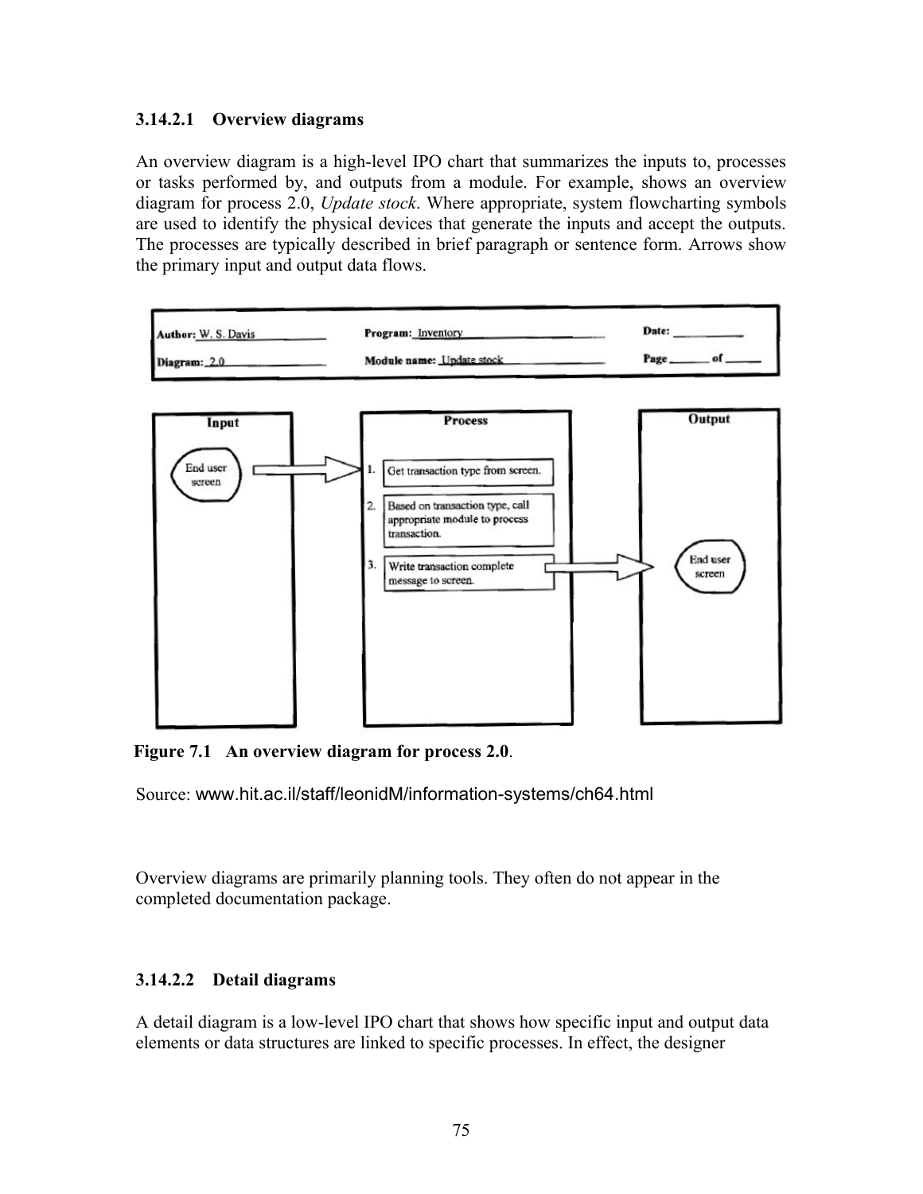### 3.14.2.1 Overview diagrams

An overview diagram is a high-level IPO chart that summarizes the inputs to, processes or tasks performed by, and outputs from a module. For example, shows an overview diagram for process 2.0, *Update stock*. Where appropriate, system flowcharting symbols are used to identify the physical devices that generate the inputs and accept the outputs. The processes are typically described in brief paragraph or sentence form. Arrows show the primary input and output data flows.

| Author: W. S. Davis | Program: Inventory | Date: ______ |
|---|---|---|
| Diagram: 2.0 | Module name: Update stock | Page ____ of ____ |

| Input | Process | Output |
|---|---|---|
| End user screen | 1. Get transaction type from screen. | |
| | 2. Based on transaction type, call appropriate module to process transaction. | |
| | 3. Write transaction complete message to screen. | End user screen |

**Figure 7.1 An overview diagram for process 2.0**.

Source: www.hit.ac.il/staff/leonidM/information-systems/ch64.html

Overview diagrams are primarily planning tools. They often do not appear in the completed documentation package.

### 3.14.2.2 Detail diagrams

A detail diagram is a low-level IPO chart that shows how specific input and output data elements or data structures are linked to specific processes. In effect, the designer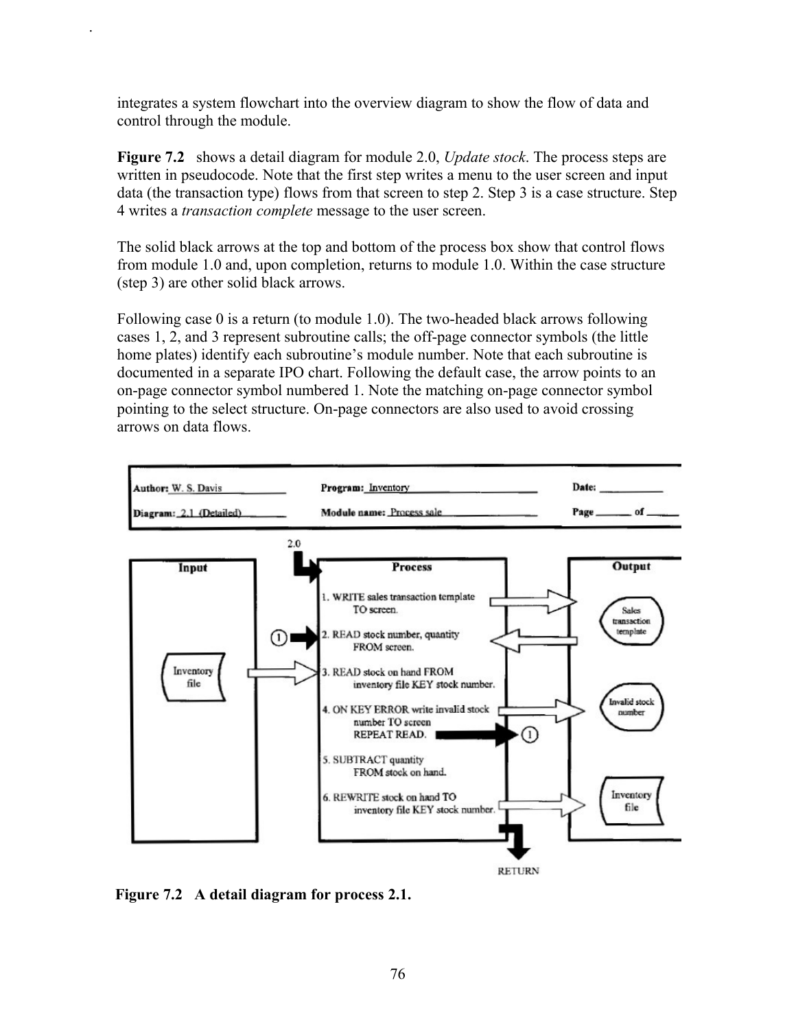integrates a system flowchart into the overview diagram to show the flow of data and control through the module.

**Figure 7.2** shows a detail diagram for module 2.0, *Update stock*. The process steps are written in pseudocode. Note that the first step writes a menu to the user screen and input data (the transaction type) flows from that screen to step 2. Step 3 is a case structure. Step 4 writes a *transaction complete* message to the user screen.

The solid black arrows at the top and bottom of the process box show that control flows from module 1.0 and, upon completion, returns to module 1.0. Within the case structure (step 3) are other solid black arrows.

Following case 0 is a return (to module 1.0). The two-headed black arrows following cases 1, 2, and 3 represent subroutine calls; the off-page connector symbols (the little home plates) identify each subroutine's module number. Note that each subroutine is documented in a separate IPO chart. Following the default case, the arrow points to an on-page connector symbol numbered 1. Note the matching on-page connector symbol pointing to the select structure. On-page connectors are also used to avoid crossing arrows on data flows.

| Author: W. S. Davis | Program: Inventory | Date: |
|---|---|---|
| Diagram: 2.1 (Detailed) | Module name: Process sale | Page ___ of ___ |

2.0

**Input**

Inventory file

**Process**

1. WRITE sales transaction template TO screen.
2. READ stock number, quantity FROM screen.
3. READ stock on hand FROM inventory file KEY stock number.
4. ON KEY ERROR write invalid stock number TO screen REPEAT READ.
5. SUBTRACT quantity FROM stock on hand.
6. REWRITE stock on hand TO inventory file KEY stock number.

RETURN

**Output**

Sales transaction template

Invalid stock number

Inventory file

**Figure 7.2 A detail diagram for process 2.1.**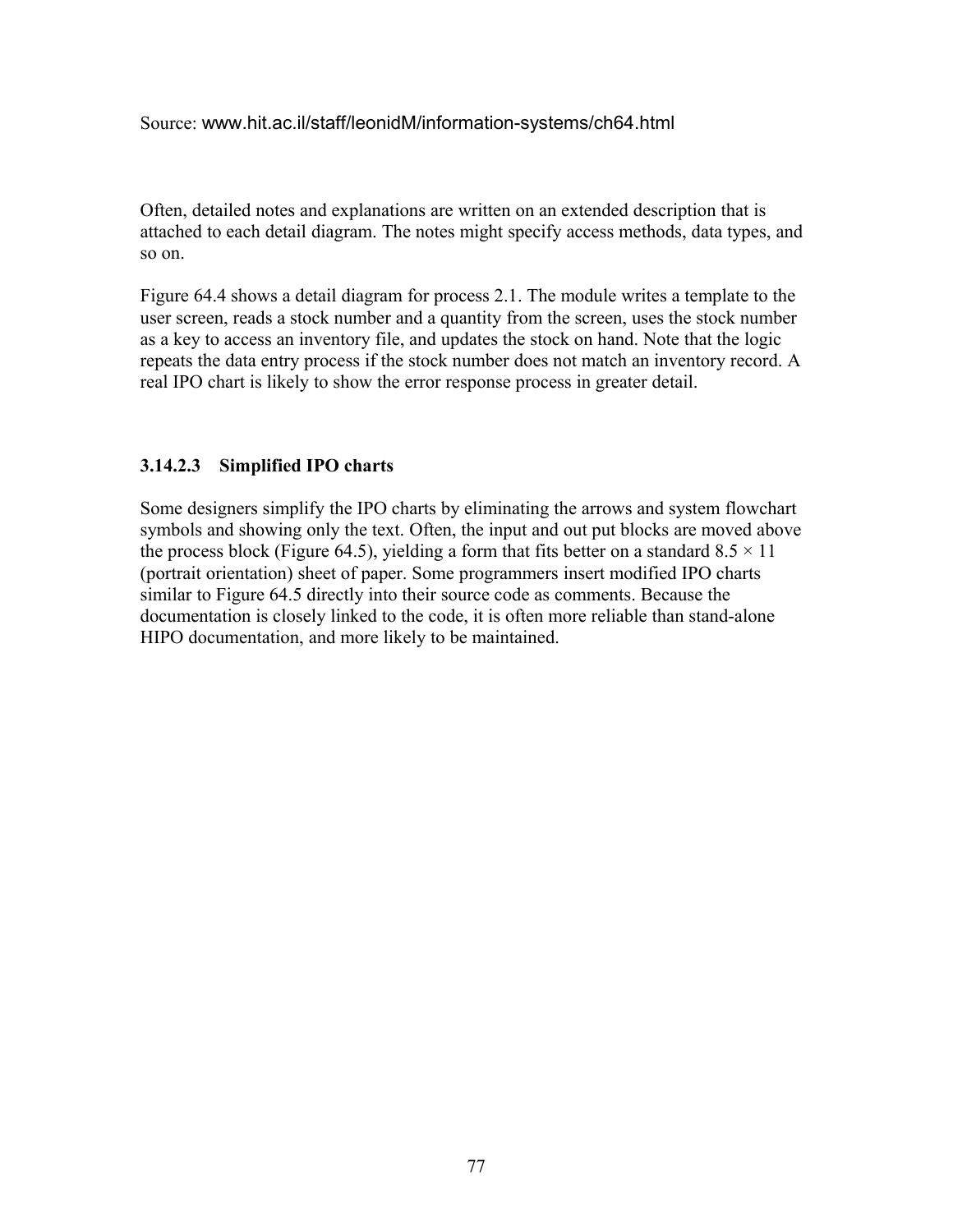Source: www.hit.ac.il/staff/leonidM/information-systems/ch64.html

Often, detailed notes and explanations are written on an extended description that is attached to each detail diagram. The notes might specify access methods, data types, and so on.

Figure 64.4 shows a detail diagram for process 2.1. The module writes a template to the user screen, reads a stock number and a quantity from the screen, uses the stock number as a key to access an inventory file, and updates the stock on hand. Note that the logic repeats the data entry process if the stock number does not match an inventory record. A real IPO chart is likely to show the error response process in greater detail.

### 3.14.2.3 Simplified IPO charts

Some designers simplify the IPO charts by eliminating the arrows and system flowchart symbols and showing only the text. Often, the input and out put blocks are moved above the process block (Figure 64.5), yielding a form that fits better on a standard 8.5 × 11 (portrait orientation) sheet of paper. Some programmers insert modified IPO charts similar to Figure 64.5 directly into their source code as comments. Because the documentation is closely linked to the code, it is often more reliable than stand-alone HIPO documentation, and more likely to be maintained.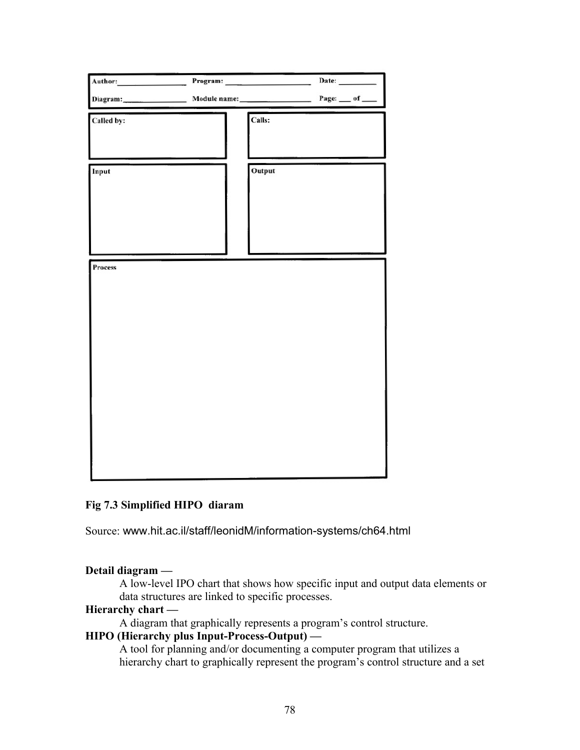| Author: ______________ | Program: ________________ | Date: ________ |
| --- | --- | --- |
| Diagram: ______________ | Module name: ______________ | Page: ___ of ___ |

| Called by: | Calls: |
| --- | --- |
| | |

| Input | Output |
| --- | --- |
| | |

| Process |
| --- |
| |

**Fig 7.3 Simplified HIPO diaram**

Source: www.hit.ac.il/staff/leonidM/information-systems/ch64.html

**Detail diagram —**

A low-level IPO chart that shows how specific input and output data elements or data structures are linked to specific processes.

**Hierarchy chart —**

A diagram that graphically represents a program's control structure.

**HIPO (Hierarchy plus Input-Process-Output) —**

A tool for planning and/or documenting a computer program that utilizes a hierarchy chart to graphically represent the program's control structure and a set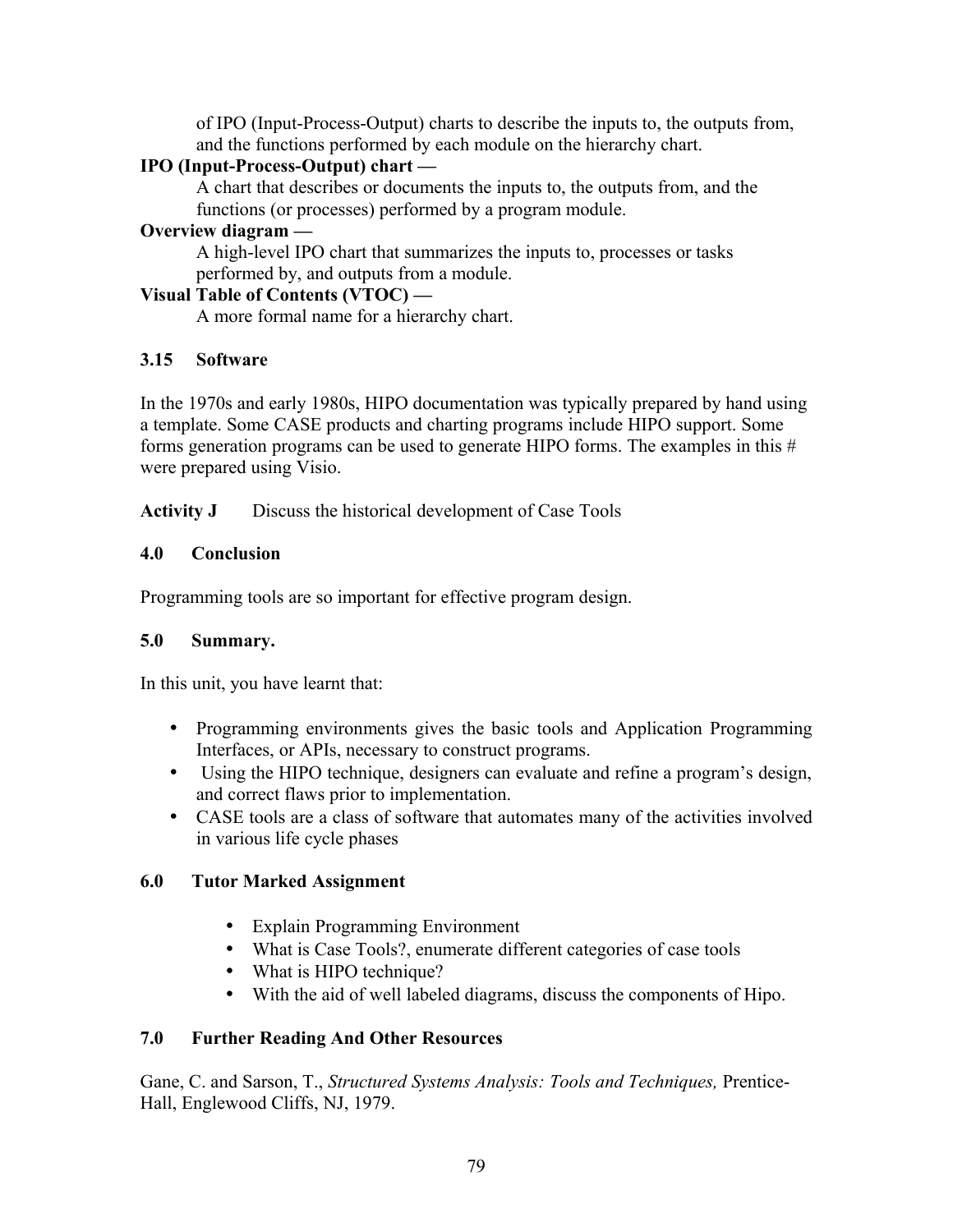of IPO (Input-Process-Output) charts to describe the inputs to, the outputs from, and the functions performed by each module on the hierarchy chart.

**IPO (Input-Process-Output) chart —**

A chart that describes or documents the inputs to, the outputs from, and the functions (or processes) performed by a program module.

**Overview diagram —**

A high-level IPO chart that summarizes the inputs to, processes or tasks performed by, and outputs from a module.

**Visual Table of Contents (VTOC) —**

A more formal name for a hierarchy chart.

### 3.15 Software

In the 1970s and early 1980s, HIPO documentation was typically prepared by hand using a template. Some CASE products and charting programs include HIPO support. Some forms generation programs can be used to generate HIPO forms. The examples in this # were prepared using Visio.

**Activity J** Discuss the historical development of Case Tools

### 4.0 Conclusion

Programming tools are so important for effective program design.

### 5.0 Summary.

In this unit, you have learnt that:

- Programming environments gives the basic tools and Application Programming Interfaces, or APIs, necessary to construct programs.
- Using the HIPO technique, designers can evaluate and refine a program's design, and correct flaws prior to implementation.
- CASE tools are a class of software that automates many of the activities involved in various life cycle phases

### 6.0 Tutor Marked Assignment

- Explain Programming Environment
- What is Case Tools?, enumerate different categories of case tools
- What is HIPO technique?
- With the aid of well labeled diagrams, discuss the components of Hipo.

### 7.0 Further Reading And Other Resources

Gane, C. and Sarson, T., *Structured Systems Analysis: Tools and Techniques,* Prentice-Hall, Englewood Cliffs, NJ, 1979.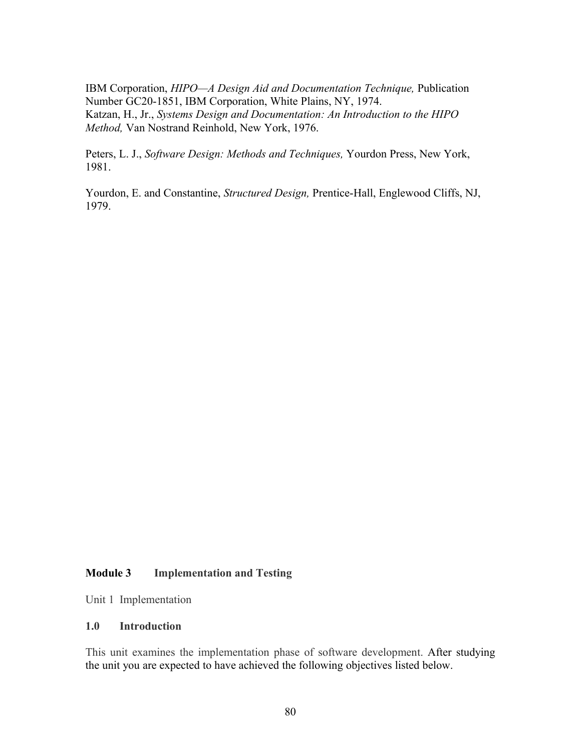IBM Corporation, *HIPO—A Design Aid and Documentation Technique,* Publication Number GC20-1851, IBM Corporation, White Plains, NY, 1974.
Katzan, H., Jr., *Systems Design and Documentation: An Introduction to the HIPO Method,* Van Nostrand Reinhold, New York, 1976.

Peters, L. J., *Software Design: Methods and Techniques,* Yourdon Press, New York, 1981.

Yourdon, E. and Constantine, *Structured Design,* Prentice-Hall, Englewood Cliffs, NJ, 1979.

# Module 3 Implementation and Testing

## Unit 1 Implementation

### 1.0 Introduction

This unit examines the implementation phase of software development. After studying the unit you are expected to have achieved the following objectives listed below.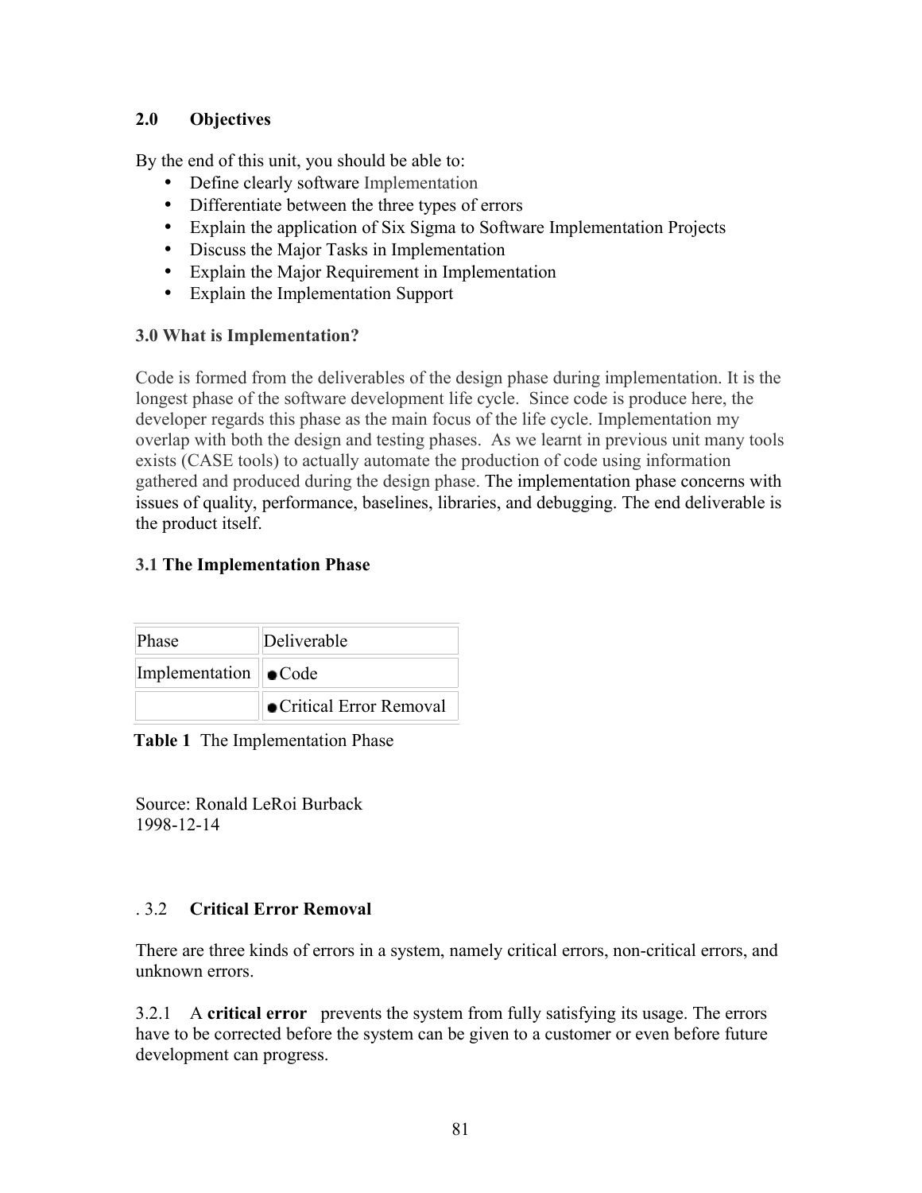## 2.0 Objectives

By the end of this unit, you should be able to:

- Define clearly software Implementation
- Differentiate between the three types of errors
- Explain the application of Six Sigma to Software Implementation Projects
- Discuss the Major Tasks in Implementation
- Explain the Major Requirement in Implementation
- Explain the Implementation Support

## 3.0 What is Implementation?

Code is formed from the deliverables of the design phase during implementation. It is the longest phase of the software development life cycle. Since code is produce here, the developer regards this phase as the main focus of the life cycle. Implementation my overlap with both the design and testing phases. As we learnt in previous unit many tools exists (CASE tools) to actually automate the production of code using information gathered and produced during the design phase. The implementation phase concerns with issues of quality, performance, baselines, libraries, and debugging. The end deliverable is the product itself.

### 3.1 The Implementation Phase

| Phase | Deliverable |
|---|---|
| Implementation | • Code |
| | • Critical Error Removal |

**Table 1** The Implementation Phase

Source: Ronald LeRoi Burback
1998-12-14

### . 3.2 Critical Error Removal

There are three kinds of errors in a system, namely critical errors, non-critical errors, and unknown errors.

3.2.1 A **critical error** prevents the system from fully satisfying its usage. The errors have to be corrected before the system can be given to a customer or even before future development can progress.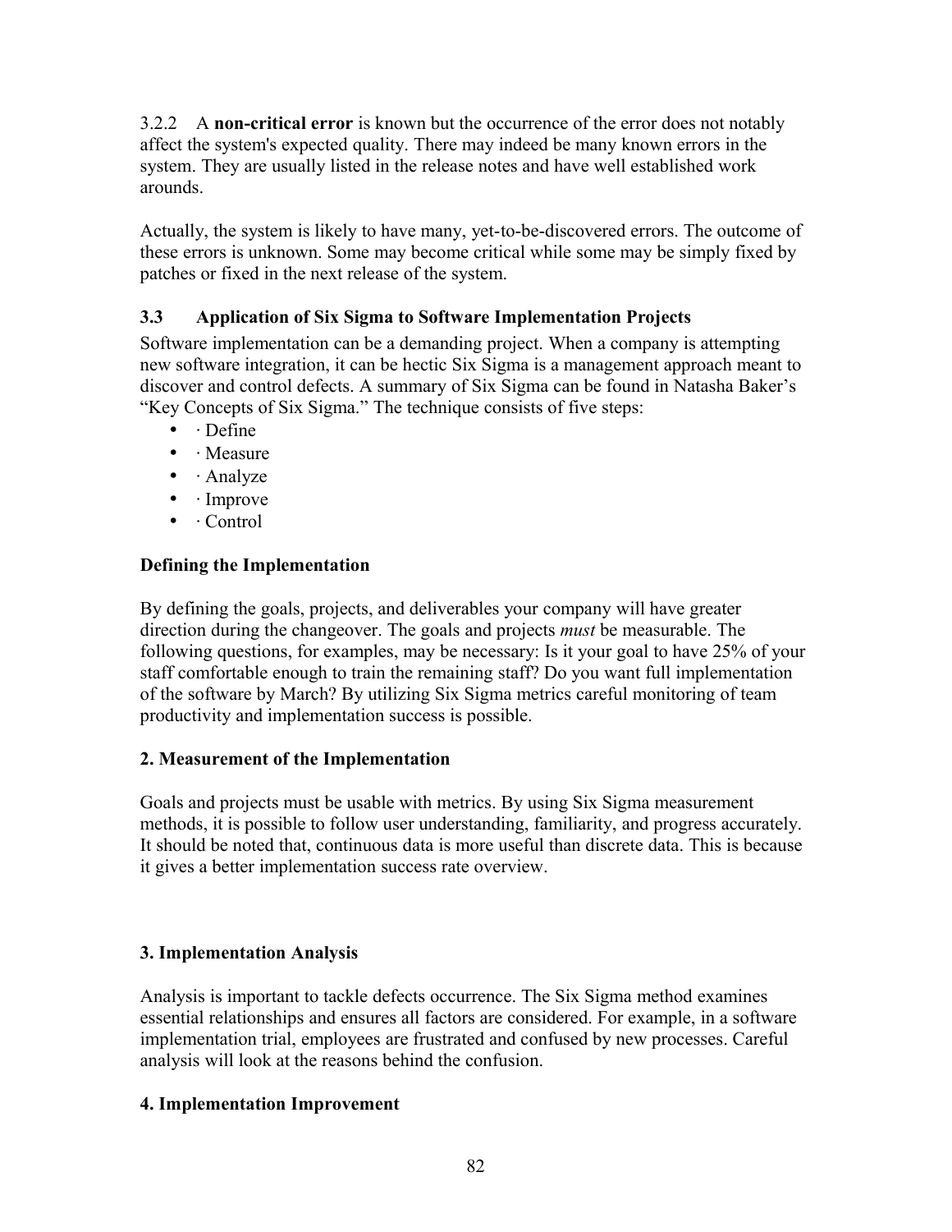3.2.2 A **non-critical error** is known but the occurrence of the error does not notably affect the system's expected quality. There may indeed be many known errors in the system. They are usually listed in the release notes and have well established work arounds.

Actually, the system is likely to have many, yet-to-be-discovered errors. The outcome of these errors is unknown. Some may become critical while some may be simply fixed by patches or fixed in the next release of the system.

### 3.3 Application of Six Sigma to Software Implementation Projects

Software implementation can be a demanding project. When a company is attempting new software integration, it can be hectic Six Sigma is a management approach meant to discover and control defects. A summary of Six Sigma can be found in Natasha Baker's "Key Concepts of Six Sigma." The technique consists of five steps:

- · Define
- · Measure
- · Analyze
- · Improve
- · Control

**Defining the Implementation**

By defining the goals, projects, and deliverables your company will have greater direction during the changeover. The goals and projects *must* be measurable. The following questions, for examples, may be necessary: Is it your goal to have 25% of your staff comfortable enough to train the remaining staff? Do you want full implementation of the software by March? By utilizing Six Sigma metrics careful monitoring of team productivity and implementation success is possible.

**2. Measurement of the Implementation**

Goals and projects must be usable with metrics. By using Six Sigma measurement methods, it is possible to follow user understanding, familiarity, and progress accurately. It should be noted that, continuous data is more useful than discrete data. This is because it gives a better implementation success rate overview.

**3. Implementation Analysis**

Analysis is important to tackle defects occurrence. The Six Sigma method examines essential relationships and ensures all factors are considered. For example, in a software implementation trial, employees are frustrated and confused by new processes. Careful analysis will look at the reasons behind the confusion.

**4. Implementation Improvement**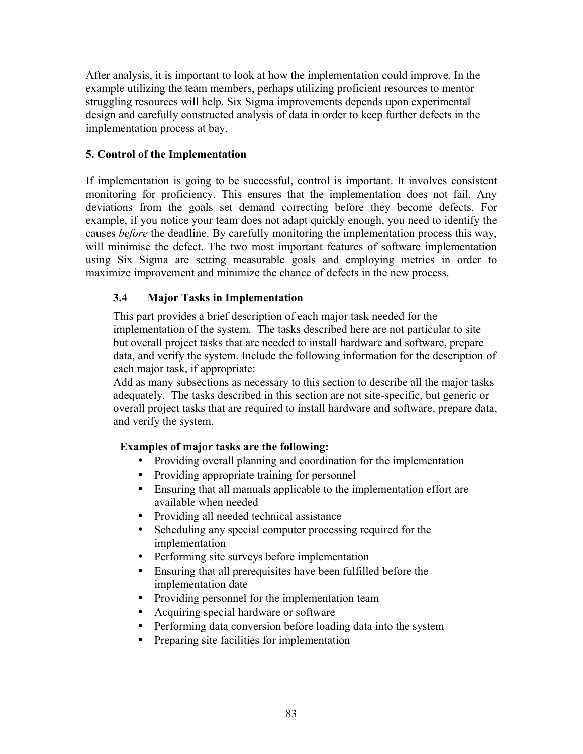After analysis, it is important to look at how the implementation could improve. In the example utilizing the team members, perhaps utilizing proficient resources to mentor struggling resources will help. Six Sigma improvements depends upon experimental design and carefully constructed analysis of data in order to keep further defects in the implementation process at bay.

**5. Control of the Implementation**

If implementation is going to be successful, control is important. It involves consistent monitoring for proficiency. This ensures that the implementation does not fail. Any deviations from the goals set demand correcting before they become defects. For example, if you notice your team does not adapt quickly enough, you need to identify the causes *before* the deadline. By carefully monitoring the implementation process this way, will minimise the defect. The two most important features of software implementation using Six Sigma are setting measurable goals and employing metrics in order to maximize improvement and minimize the chance of defects in the new process.

### 3.4 Major Tasks in Implementation

This part provides a brief description of each major task needed for the implementation of the system. The tasks described here are not particular to site but overall project tasks that are needed to install hardware and software, prepare data, and verify the system. Include the following information for the description of each major task, if appropriate:
Add as many subsections as necessary to this section to describe all the major tasks adequately. The tasks described in this section are not site-specific, but generic or overall project tasks that are required to install hardware and software, prepare data, and verify the system.

**Examples of major tasks are the following:**

- Providing overall planning and coordination for the implementation
- Providing appropriate training for personnel
- Ensuring that all manuals applicable to the implementation effort are available when needed
- Providing all needed technical assistance
- Scheduling any special computer processing required for the implementation
- Performing site surveys before implementation
- Ensuring that all prerequisites have been fulfilled before the implementation date
- Providing personnel for the implementation team
- Acquiring special hardware or software
- Performing data conversion before loading data into the system
- Preparing site facilities for implementation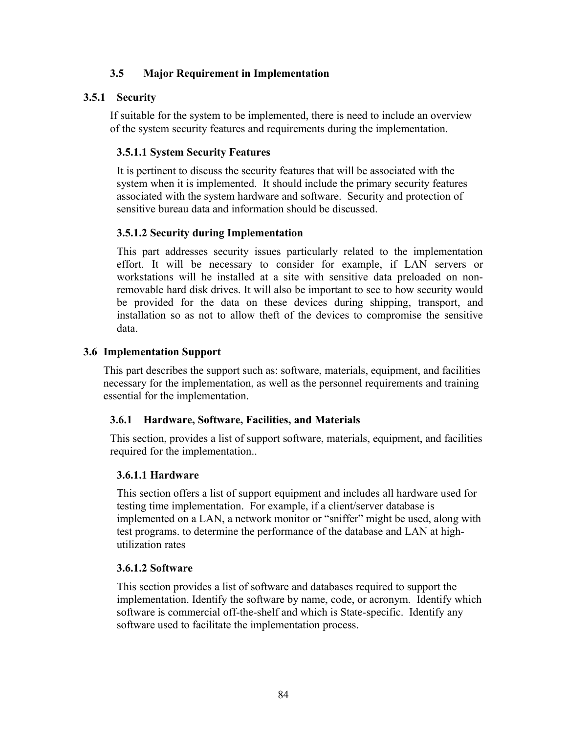### 3.5 Major Requirement in Implementation

#### 3.5.1 Security

If suitable for the system to be implemented, there is need to include an overview of the system security features and requirements during the implementation.

##### 3.5.1.1 System Security Features

It is pertinent to discuss the security features that will be associated with the system when it is implemented. It should include the primary security features associated with the system hardware and software. Security and protection of sensitive bureau data and information should be discussed.

##### 3.5.1.2 Security during Implementation

This part addresses security issues particularly related to the implementation effort. It will be necessary to consider for example, if LAN servers or workstations will he installed at a site with sensitive data preloaded on non-removable hard disk drives. It will also be important to see to how security would be provided for the data on these devices during shipping, transport, and installation so as not to allow theft of the devices to compromise the sensitive data.

### 3.6 Implementation Support

This part describes the support such as: software, materials, equipment, and facilities necessary for the implementation, as well as the personnel requirements and training essential for the implementation.

#### 3.6.1 Hardware, Software, Facilities, and Materials

This section, provides a list of support software, materials, equipment, and facilities required for the implementation..

##### 3.6.1.1 Hardware

This section offers a list of support equipment and includes all hardware used for testing time implementation. For example, if a client/server database is implemented on a LAN, a network monitor or "sniffer" might be used, along with test programs. to determine the performance of the database and LAN at high-utilization rates

##### 3.6.1.2 Software

This section provides a list of software and databases required to support the implementation. Identify the software by name, code, or acronym. Identify which software is commercial off-the-shelf and which is State-specific. Identify any software used to facilitate the implementation process.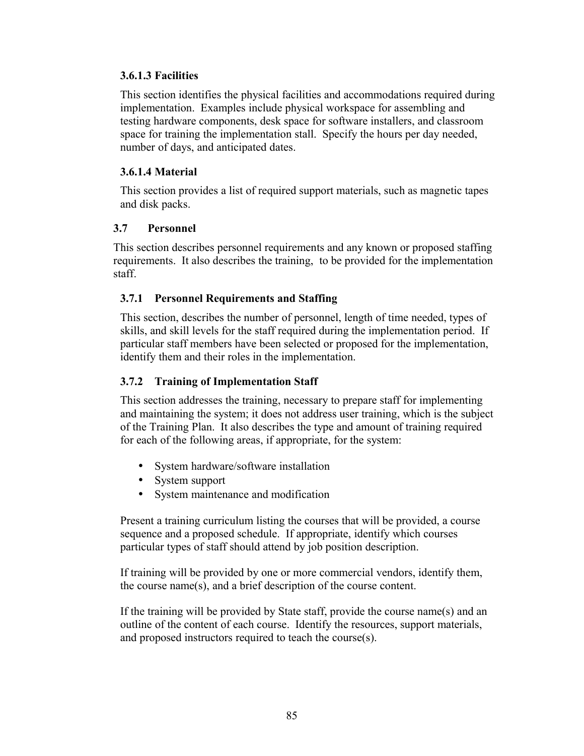#### 3.6.1.3 Facilities

This section identifies the physical facilities and accommodations required during implementation. Examples include physical workspace for assembling and testing hardware components, desk space for software installers, and classroom space for training the implementation stall. Specify the hours per day needed, number of days, and anticipated dates.

#### 3.6.1.4 Material

This section provides a list of required support materials, such as magnetic tapes and disk packs.

## 3.7 Personnel

This section describes personnel requirements and any known or proposed staffing requirements. It also describes the training, to be provided for the implementation staff.

### 3.7.1 Personnel Requirements and Staffing

This section, describes the number of personnel, length of time needed, types of skills, and skill levels for the staff required during the implementation period. If particular staff members have been selected or proposed for the implementation, identify them and their roles in the implementation.

### 3.7.2 Training of Implementation Staff

This section addresses the training, necessary to prepare staff for implementing and maintaining the system; it does not address user training, which is the subject of the Training Plan. It also describes the type and amount of training required for each of the following areas, if appropriate, for the system:

- System hardware/software installation
- System support
- System maintenance and modification

Present a training curriculum listing the courses that will be provided, a course sequence and a proposed schedule. If appropriate, identify which courses particular types of staff should attend by job position description.

If training will be provided by one or more commercial vendors, identify them, the course name(s), and a brief description of the course content.

If the training will be provided by State staff, provide the course name(s) and an outline of the content of each course. Identify the resources, support materials, and proposed instructors required to teach the course(s).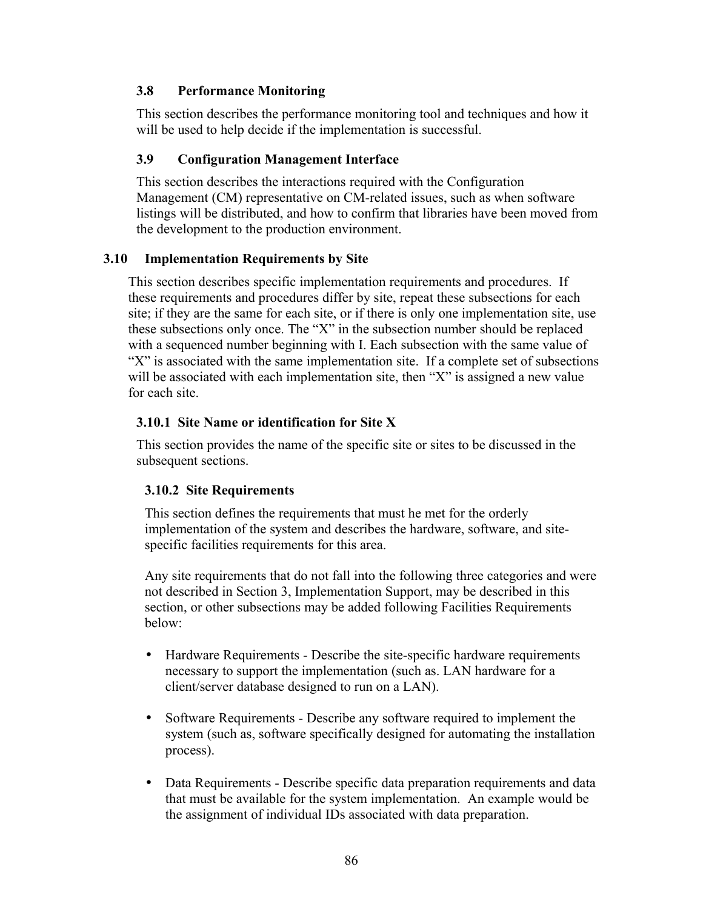### 3.8 Performance Monitoring

This section describes the performance monitoring tool and techniques and how it will be used to help decide if the implementation is successful.

### 3.9 Configuration Management Interface

This section describes the interactions required with the Configuration Management (CM) representative on CM-related issues, such as when software listings will be distributed, and how to confirm that libraries have been moved from the development to the production environment.

## 3.10 Implementation Requirements by Site

This section describes specific implementation requirements and procedures. If these requirements and procedures differ by site, repeat these subsections for each site; if they are the same for each site, or if there is only one implementation site, use these subsections only once. The “X” in the subsection number should be replaced with a sequenced number beginning with I. Each subsection with the same value of “X” is associated with the same implementation site. If a complete set of subsections will be associated with each implementation site, then “X” is assigned a new value for each site.

### 3.10.1 Site Name or identification for Site X

This section provides the name of the specific site or sites to be discussed in the subsequent sections.

#### 3.10.2 Site Requirements

This section defines the requirements that must he met for the orderly implementation of the system and describes the hardware, software, and site-specific facilities requirements for this area.

Any site requirements that do not fall into the following three categories and were not described in Section 3, Implementation Support, may be described in this section, or other subsections may be added following Facilities Requirements below:

- Hardware Requirements - Describe the site-specific hardware requirements necessary to support the implementation (such as. LAN hardware for a client/server database designed to run on a LAN).

- Software Requirements - Describe any software required to implement the system (such as, software specifically designed for automating the installation process).

- Data Requirements - Describe specific data preparation requirements and data that must be available for the system implementation. An example would be the assignment of individual IDs associated with data preparation.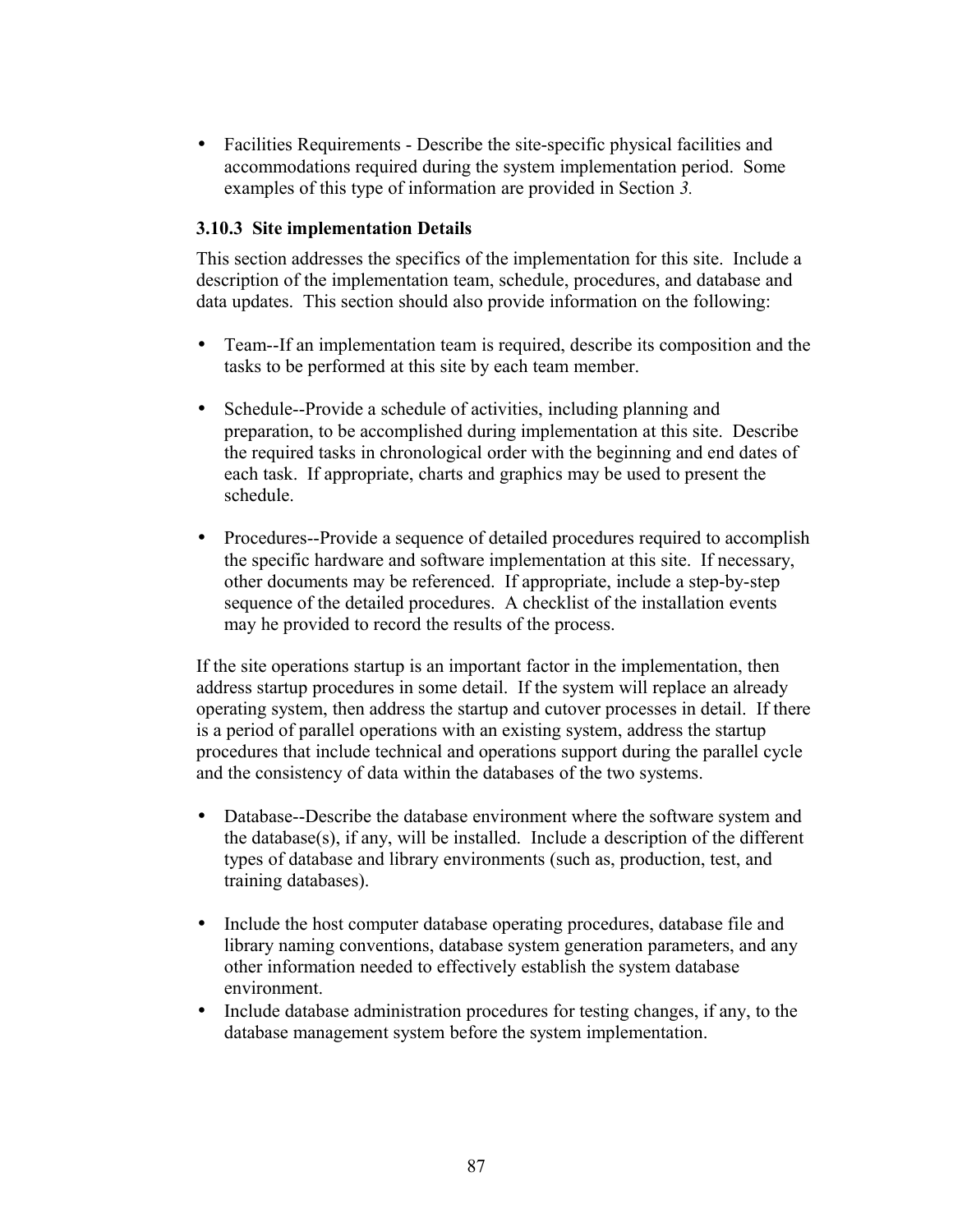- Facilities Requirements - Describe the site-specific physical facilities and accommodations required during the system implementation period. Some examples of this type of information are provided in Section *3.*

### 3.10.3 Site implementation Details

This section addresses the specifics of the implementation for this site. Include a description of the implementation team, schedule, procedures, and database and data updates. This section should also provide information on the following:

- Team--If an implementation team is required, describe its composition and the tasks to be performed at this site by each team member.

- Schedule--Provide a schedule of activities, including planning and preparation, to be accomplished during implementation at this site. Describe the required tasks in chronological order with the beginning and end dates of each task. If appropriate, charts and graphics may be used to present the schedule.

- Procedures--Provide a sequence of detailed procedures required to accomplish the specific hardware and software implementation at this site. If necessary, other documents may be referenced. If appropriate, include a step-by-step sequence of the detailed procedures. A checklist of the installation events may he provided to record the results of the process.

If the site operations startup is an important factor in the implementation, then address startup procedures in some detail. If the system will replace an already operating system, then address the startup and cutover processes in detail. If there is a period of parallel operations with an existing system, address the startup procedures that include technical and operations support during the parallel cycle and the consistency of data within the databases of the two systems.

- Database--Describe the database environment where the software system and the database(s), if any, will be installed. Include a description of the different types of database and library environments (such as, production, test, and training databases).

- Include the host computer database operating procedures, database file and library naming conventions, database system generation parameters, and any other information needed to effectively establish the system database environment.
- Include database administration procedures for testing changes, if any, to the database management system before the system implementation.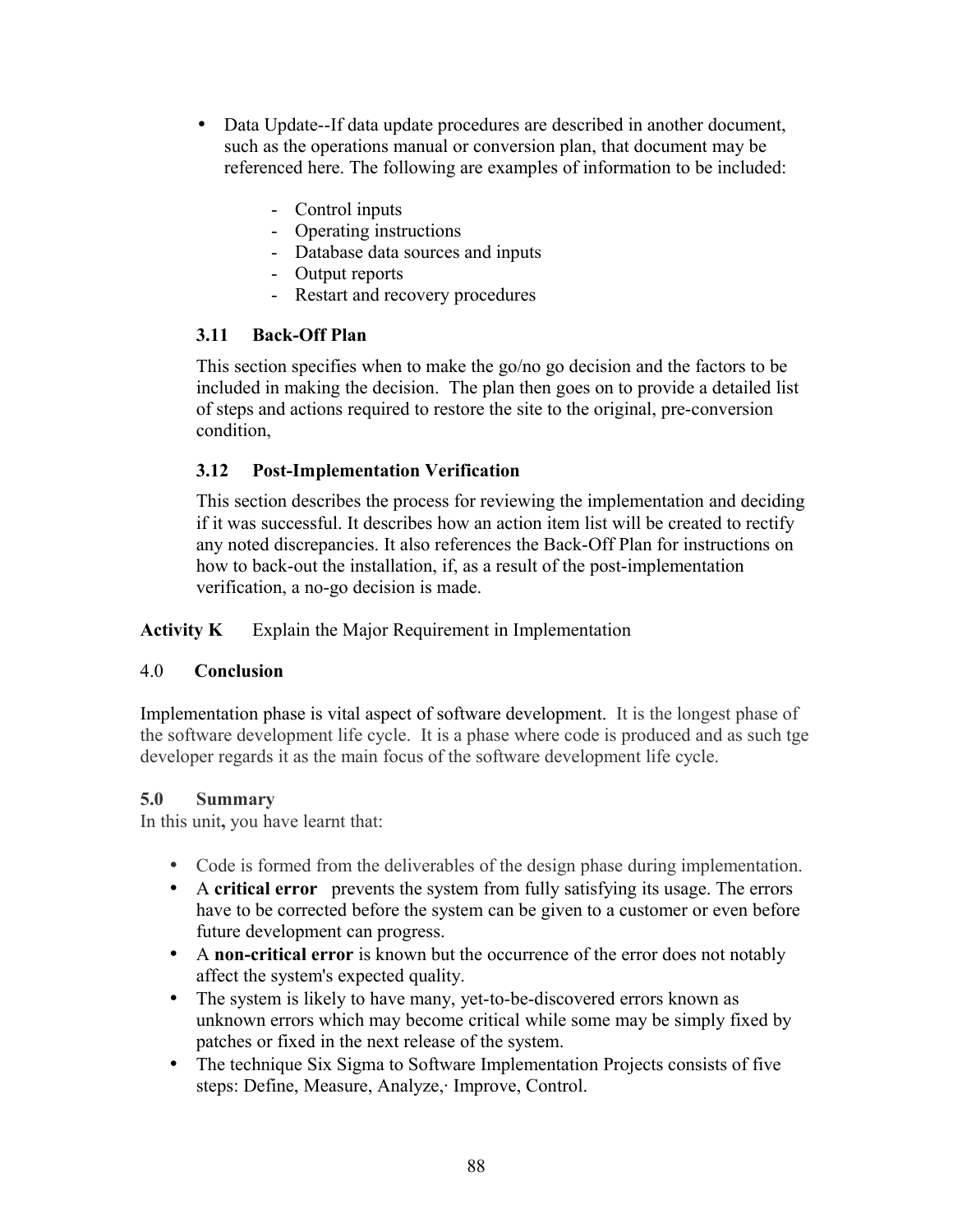- Data Update--If data update procedures are described in another document, such as the operations manual or conversion plan, that document may be referenced here. The following are examples of information to be included:

    - Control inputs
    - Operating instructions
    - Database data sources and inputs
    - Output reports
    - Restart and recovery procedures

### 3.11 Back-Off Plan

This section specifies when to make the go/no go decision and the factors to be included in making the decision. The plan then goes on to provide a detailed list of steps and actions required to restore the site to the original, pre-conversion condition,

### 3.12 Post-Implementation Verification

This section describes the process for reviewing the implementation and deciding if it was successful. It describes how an action item list will be created to rectify any noted discrepancies. It also references the Back-Off Plan for instructions on how to back-out the installation, if, as a result of the post-implementation verification, a no-go decision is made.

**Activity K** Explain the Major Requirement in Implementation

## 4.0 Conclusion

Implementation phase is vital aspect of software development. It is the longest phase of the software development life cycle. It is a phase where code is produced and as such tge developer regards it as the main focus of the software development life cycle.

## 5.0 Summary

In this unit, you have learnt that:

- Code is formed from the deliverables of the design phase during implementation.
- A **critical error** prevents the system from fully satisfying its usage. The errors have to be corrected before the system can be given to a customer or even before future development can progress.
- A **non-critical error** is known but the occurrence of the error does not notably affect the system's expected quality.
- The system is likely to have many, yet-to-be-discovered errors known as unknown errors which may become critical while some may be simply fixed by patches or fixed in the next release of the system.
- The technique Six Sigma to Software Implementation Projects consists of five steps: Define, Measure, Analyze,· Improve, Control.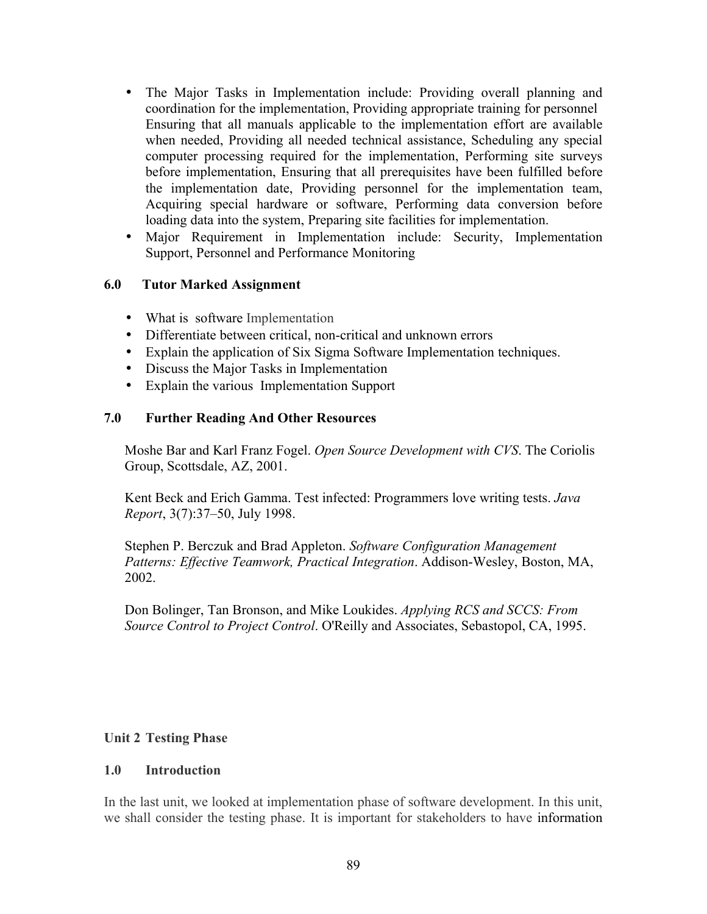- The Major Tasks in Implementation include: Providing overall planning and coordination for the implementation, Providing appropriate training for personnel Ensuring that all manuals applicable to the implementation effort are available when needed, Providing all needed technical assistance, Scheduling any special computer processing required for the implementation, Performing site surveys before implementation, Ensuring that all prerequisites have been fulfilled before the implementation date, Providing personnel for the implementation team, Acquiring special hardware or software, Performing data conversion before loading data into the system, Preparing site facilities for implementation.
- Major Requirement in Implementation include: Security, Implementation Support, Personnel and Performance Monitoring

### 6.0 Tutor Marked Assignment

- What is software Implementation
- Differentiate between critical, non-critical and unknown errors
- Explain the application of Six Sigma Software Implementation techniques.
- Discuss the Major Tasks in Implementation
- Explain the various Implementation Support

### 7.0 Further Reading And Other Resources

Moshe Bar and Karl Franz Fogel. *Open Source Development with CVS*. The Coriolis Group, Scottsdale, AZ, 2001.

Kent Beck and Erich Gamma. Test infected: Programmers love writing tests. *Java Report*, 3(7):37–50, July 1998.

Stephen P. Berczuk and Brad Appleton. *Software Configuration Management Patterns: Effective Teamwork, Practical Integration*. Addison-Wesley, Boston, MA, 2002.

Don Bolinger, Tan Bronson, and Mike Loukides. *Applying RCS and SCCS: From Source Control to Project Control*. O'Reilly and Associates, Sebastopol, CA, 1995.

## Unit 2 Testing Phase

### 1.0 Introduction

In the last unit, we looked at implementation phase of software development. In this unit, we shall consider the testing phase. It is important for stakeholders to have information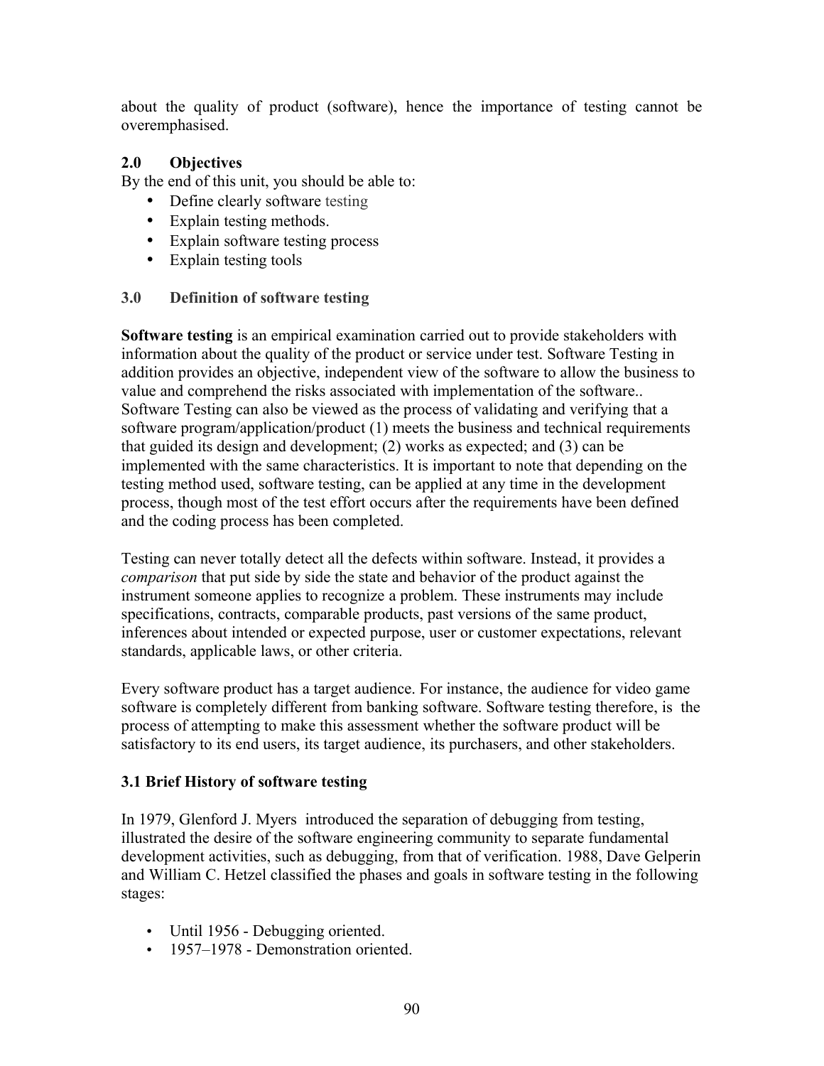about the quality of product (software), hence the importance of testing cannot be overemphasised.

## 2.0 Objectives

By the end of this unit, you should be able to:

- Define clearly software testing
- Explain testing methods.
- Explain software testing process
- Explain testing tools

## 3.0 Definition of software testing

**Software testing** is an empirical examination carried out to provide stakeholders with information about the quality of the product or service under test. Software Testing in addition provides an objective, independent view of the software to allow the business to value and comprehend the risks associated with implementation of the software.. Software Testing can also be viewed as the process of validating and verifying that a software program/application/product (1) meets the business and technical requirements that guided its design and development; (2) works as expected; and (3) can be implemented with the same characteristics. It is important to note that depending on the testing method used, software testing, can be applied at any time in the development process, though most of the test effort occurs after the requirements have been defined and the coding process has been completed.

Testing can never totally detect all the defects within software. Instead, it provides a *comparison* that put side by side the state and behavior of the product against the instrument someone applies to recognize a problem. These instruments may include specifications, contracts, comparable products, past versions of the same product, inferences about intended or expected purpose, user or customer expectations, relevant standards, applicable laws, or other criteria.

Every software product has a target audience. For instance, the audience for video game software is completely different from banking software. Software testing therefore, is the process of attempting to make this assessment whether the software product will be satisfactory to its end users, its target audience, its purchasers, and other stakeholders.

### 3.1 Brief History of software testing

In 1979, Glenford J. Myers introduced the separation of debugging from testing, illustrated the desire of the software engineering community to separate fundamental development activities, such as debugging, from that of verification. 1988, Dave Gelperin and William C. Hetzel classified the phases and goals in software testing in the following stages:

- Until 1956 - Debugging oriented.
- 1957–1978 - Demonstration oriented.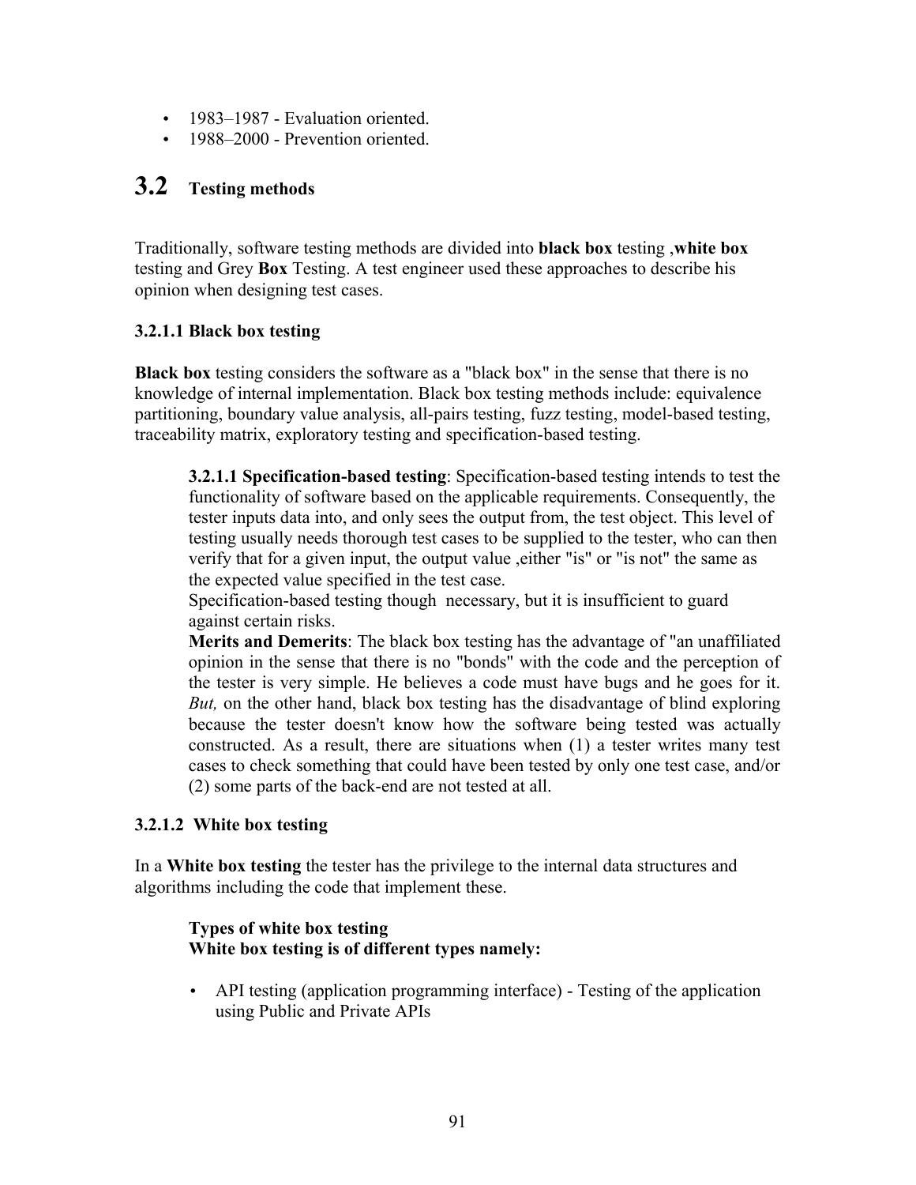- 1983–1987 - Evaluation oriented.
- 1988–2000 - Prevention oriented.

## 3.2 Testing methods

Traditionally, software testing methods are divided into **black box** testing ,**white box** testing and Grey **Box** Testing. A test engineer used these approaches to describe his opinion when designing test cases.

### 3.2.1.1 Black box testing

**Black box** testing considers the software as a "black box" in the sense that there is no knowledge of internal implementation. Black box testing methods include: equivalence partitioning, boundary value analysis, all-pairs testing, fuzz testing, model-based testing, traceability matrix, exploratory testing and specification-based testing.

> **3.2.1.1 Specification-based testing**: Specification-based testing intends to test the functionality of software based on the applicable requirements. Consequently, the tester inputs data into, and only sees the output from, the test object. This level of testing usually needs thorough test cases to be supplied to the tester, who can then verify that for a given input, the output value ,either "is" or "is not" the same as the expected value specified in the test case.
>
> Specification-based testing though necessary, but it is insufficient to guard against certain risks.
>
> **Merits and Demerits**: The black box testing has the advantage of "an unaffiliated opinion in the sense that there is no "bonds" with the code and the perception of the tester is very simple. He believes a code must have bugs and he goes for it. *But,* on the other hand, black box testing has the disadvantage of blind exploring because the tester doesn't know how the software being tested was actually constructed. As a result, there are situations when (1) a tester writes many test cases to check something that could have been tested by only one test case, and/or (2) some parts of the back-end are not tested at all.

### 3.2.1.2 White box testing

In a **White box testing** the tester has the privilege to the internal data structures and algorithms including the code that implement these.

> **Types of white box testing**
> **White box testing is of different types namely:**
>
> - API testing (application programming interface) - Testing of the application using Public and Private APIs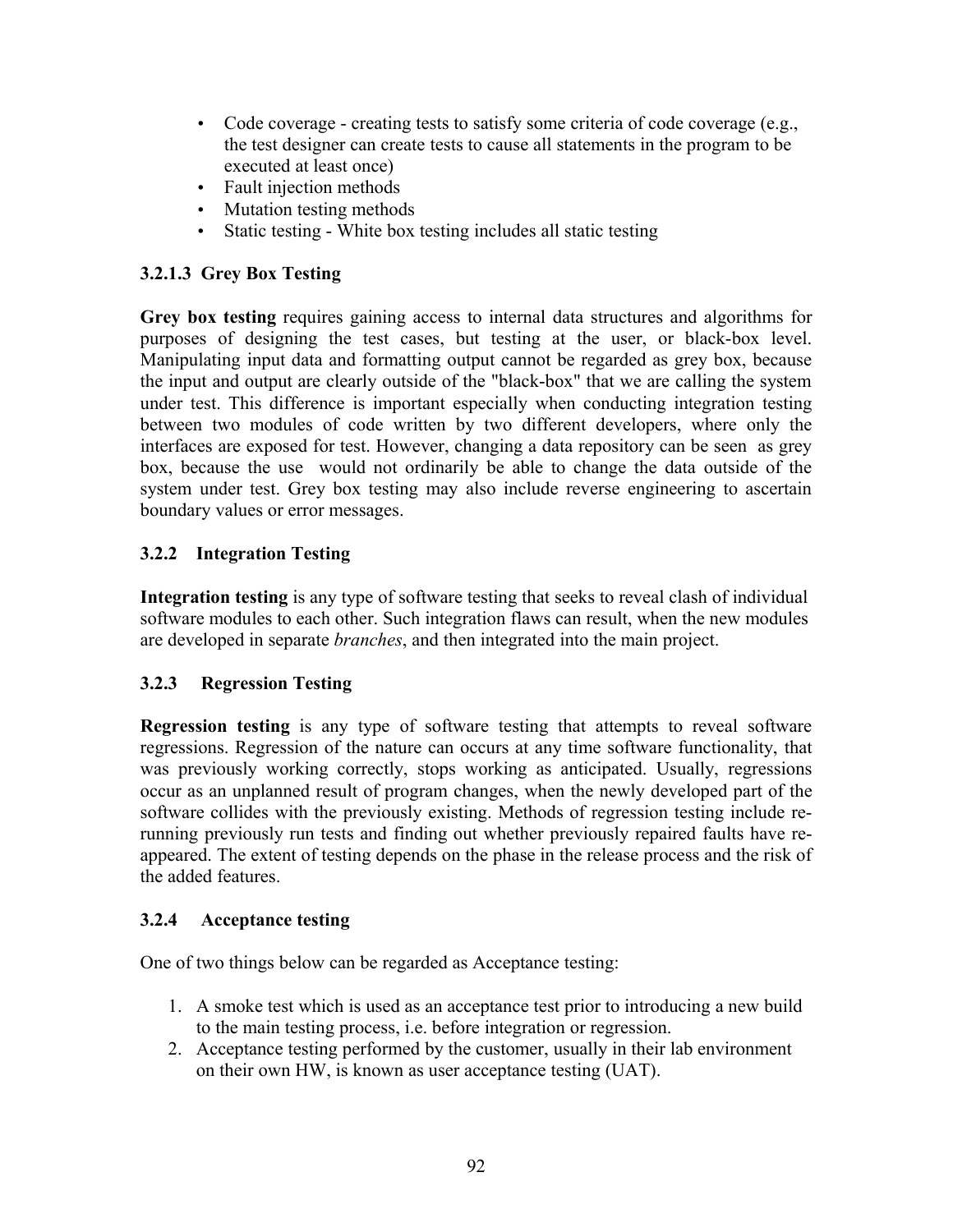- Code coverage - creating tests to satisfy some criteria of code coverage (e.g., the test designer can create tests to cause all statements in the program to be executed at least once)
- Fault injection methods
- Mutation testing methods
- Static testing - White box testing includes all static testing

### 3.2.1.3 Grey Box Testing

**Grey box testing** requires gaining access to internal data structures and algorithms for purposes of designing the test cases, but testing at the user, or black-box level. Manipulating input data and formatting output cannot be regarded as grey box, because the input and output are clearly outside of the "black-box" that we are calling the system under test. This difference is important especially when conducting integration testing between two modules of code written by two different developers, where only the interfaces are exposed for test. However, changing a data repository can be seen as grey box, because the use would not ordinarily be able to change the data outside of the system under test. Grey box testing may also include reverse engineering to ascertain boundary values or error messages.

### 3.2.2 Integration Testing

**Integration testing** is any type of software testing that seeks to reveal clash of individual software modules to each other. Such integration flaws can result, when the new modules are developed in separate *branches*, and then integrated into the main project.

### 3.2.3 Regression Testing

**Regression testing** is any type of software testing that attempts to reveal software regressions. Regression of the nature can occurs at any time software functionality, that was previously working correctly, stops working as anticipated. Usually, regressions occur as an unplanned result of program changes, when the newly developed part of the software collides with the previously existing. Methods of regression testing include re-running previously run tests and finding out whether previously repaired faults have re-appeared. The extent of testing depends on the phase in the release process and the risk of the added features.

### 3.2.4 Acceptance testing

One of two things below can be regarded as Acceptance testing:

1. A smoke test which is used as an acceptance test prior to introducing a new build to the main testing process, i.e. before integration or regression.
2. Acceptance testing performed by the customer, usually in their lab environment on their own HW, is known as user acceptance testing (UAT).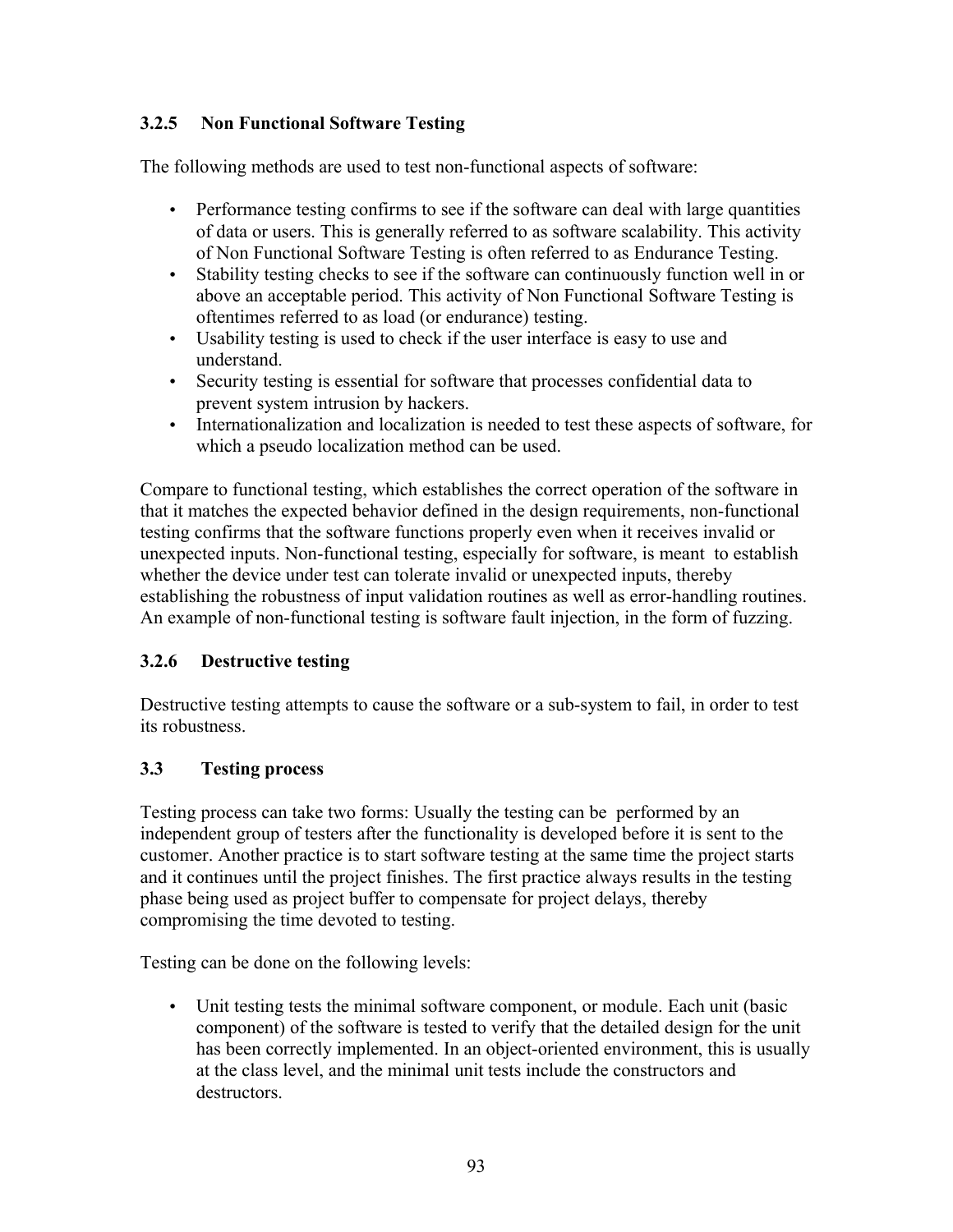### 3.2.5 Non Functional Software Testing

The following methods are used to test non-functional aspects of software:

- Performance testing confirms to see if the software can deal with large quantities of data or users. This is generally referred to as software scalability. This activity of Non Functional Software Testing is often referred to as Endurance Testing.
- Stability testing checks to see if the software can continuously function well in or above an acceptable period. This activity of Non Functional Software Testing is oftentimes referred to as load (or endurance) testing.
- Usability testing is used to check if the user interface is easy to use and understand.
- Security testing is essential for software that processes confidential data to prevent system intrusion by hackers.
- Internationalization and localization is needed to test these aspects of software, for which a pseudo localization method can be used.

Compare to functional testing, which establishes the correct operation of the software in that it matches the expected behavior defined in the design requirements, non-functional testing confirms that the software functions properly even when it receives invalid or unexpected inputs. Non-functional testing, especially for software, is meant to establish whether the device under test can tolerate invalid or unexpected inputs, thereby establishing the robustness of input validation routines as well as error-handling routines. An example of non-functional testing is software fault injection, in the form of fuzzing.

### 3.2.6 Destructive testing

Destructive testing attempts to cause the software or a sub-system to fail, in order to test its robustness.

## 3.3 Testing process

Testing process can take two forms: Usually the testing can be performed by an independent group of testers after the functionality is developed before it is sent to the customer. Another practice is to start software testing at the same time the project starts and it continues until the project finishes. The first practice always results in the testing phase being used as project buffer to compensate for project delays, thereby compromising the time devoted to testing.

Testing can be done on the following levels:

- Unit testing tests the minimal software component, or module. Each unit (basic component) of the software is tested to verify that the detailed design for the unit has been correctly implemented. In an object-oriented environment, this is usually at the class level, and the minimal unit tests include the constructors and destructors.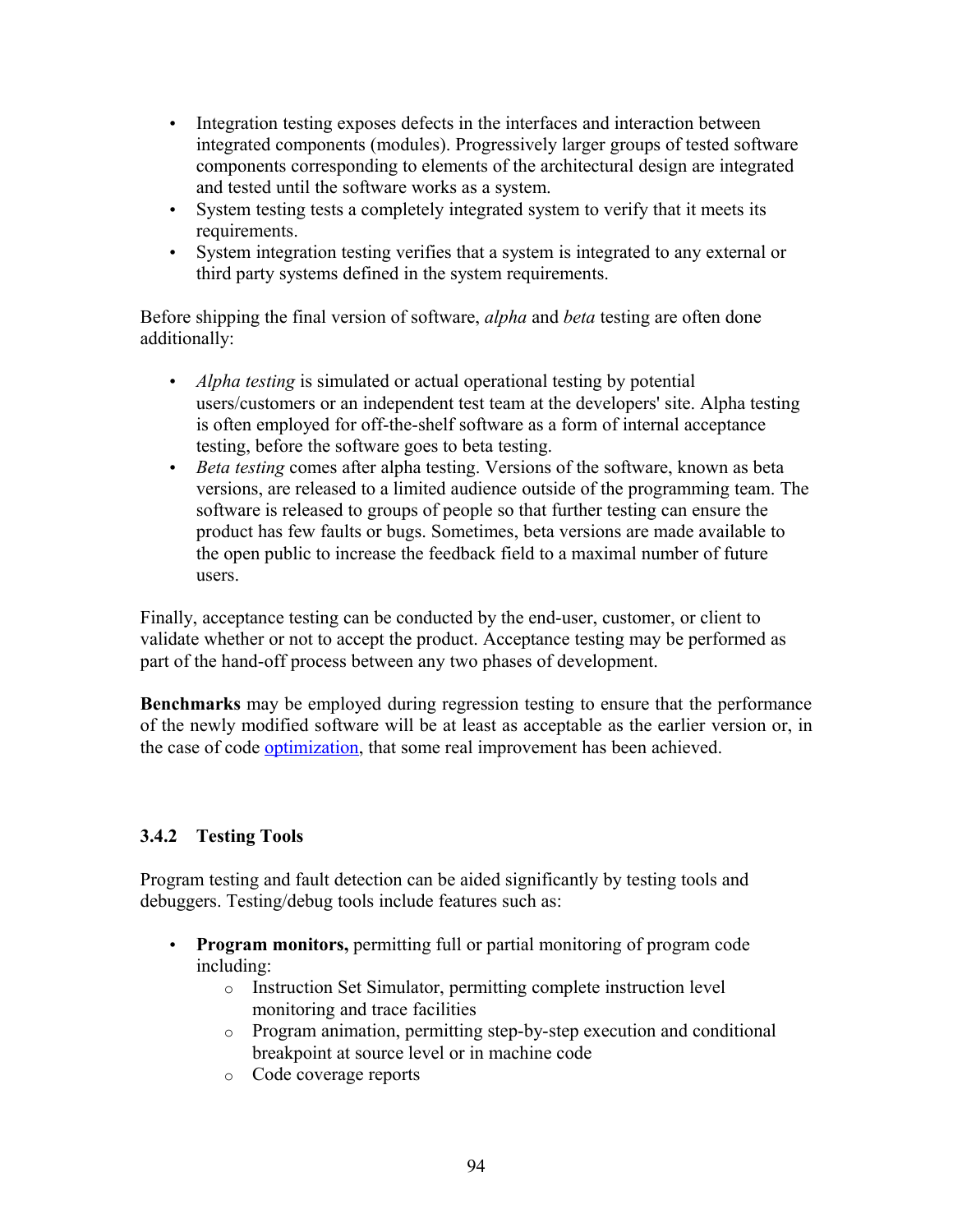- Integration testing exposes defects in the interfaces and interaction between integrated components (modules). Progressively larger groups of tested software components corresponding to elements of the architectural design are integrated and tested until the software works as a system.
- System testing tests a completely integrated system to verify that it meets its requirements.
- System integration testing verifies that a system is integrated to any external or third party systems defined in the system requirements.

Before shipping the final version of software, *alpha* and *beta* testing are often done additionally:

- *Alpha testing* is simulated or actual operational testing by potential users/customers or an independent test team at the developers' site. Alpha testing is often employed for off-the-shelf software as a form of internal acceptance testing, before the software goes to beta testing.
- *Beta testing* comes after alpha testing. Versions of the software, known as beta versions, are released to a limited audience outside of the programming team. The software is released to groups of people so that further testing can ensure the product has few faults or bugs. Sometimes, beta versions are made available to the open public to increase the feedback field to a maximal number of future users.

Finally, acceptance testing can be conducted by the end-user, customer, or client to validate whether or not to accept the product. Acceptance testing may be performed as part of the hand-off process between any two phases of development.

**Benchmarks** may be employed during regression testing to ensure that the performance of the newly modified software will be at least as acceptable as the earlier version or, in the case of code optimization, that some real improvement has been achieved.

### 3.4.2 Testing Tools

Program testing and fault detection can be aided significantly by testing tools and debuggers. Testing/debug tools include features such as:

- **Program monitors,** permitting full or partial monitoring of program code including:
  - Instruction Set Simulator, permitting complete instruction level monitoring and trace facilities
  - Program animation, permitting step-by-step execution and conditional breakpoint at source level or in machine code
  - Code coverage reports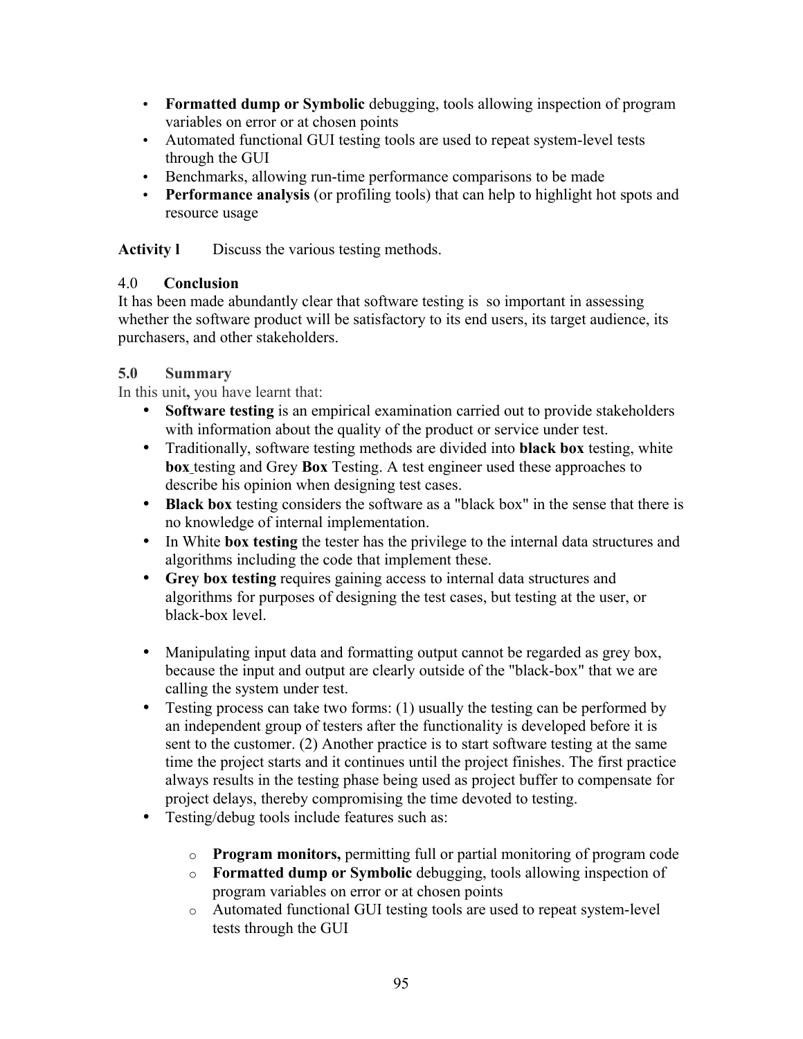- **Formatted dump or Symbolic** debugging, tools allowing inspection of program variables on error or at chosen points
- Automated functional GUI testing tools are used to repeat system-level tests through the GUI
- Benchmarks, allowing run-time performance comparisons to be made
- **Performance analysis** (or profiling tools) that can help to highlight hot spots and resource usage

**Activity l** Discuss the various testing methods.

## 4.0 Conclusion

It has been made abundantly clear that software testing is so important in assessing whether the software product will be satisfactory to its end users, its target audience, its purchasers, and other stakeholders.

## 5.0 Summary

In this unit**,** you have learnt that:

- **Software testing** is an empirical examination carried out to provide stakeholders with information about the quality of the product or service under test.
- Traditionally, software testing methods are divided into **black box** testing, white **box** testing and Grey **Box** Testing. A test engineer used these approaches to describe his opinion when designing test cases.
- **Black box** testing considers the software as a "black box" in the sense that there is no knowledge of internal implementation.
- In White **box testing** the tester has the privilege to the internal data structures and algorithms including the code that implement these.
- **Grey box testing** requires gaining access to internal data structures and algorithms for purposes of designing the test cases, but testing at the user, or black-box level.
- Manipulating input data and formatting output cannot be regarded as grey box, because the input and output are clearly outside of the "black-box" that we are calling the system under test.
- Testing process can take two forms: (1) usually the testing can be performed by an independent group of testers after the functionality is developed before it is sent to the customer. (2) Another practice is to start software testing at the same time the project starts and it continues until the project finishes. The first practice always results in the testing phase being used as project buffer to compensate for project delays, thereby compromising the time devoted to testing.
- Testing/debug tools include features such as:
    - **Program monitors,** permitting full or partial monitoring of program code
    - **Formatted dump or Symbolic** debugging, tools allowing inspection of program variables on error or at chosen points
    - Automated functional GUI testing tools are used to repeat system-level tests through the GUI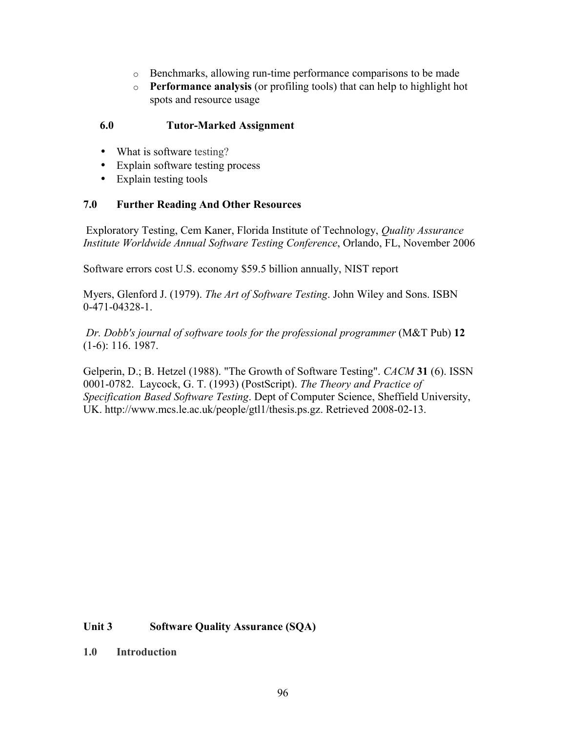- Benchmarks, allowing run-time performance comparisons to be made
- **Performance analysis** (or profiling tools) that can help to highlight hot spots and resource usage

### 6.0 Tutor-Marked Assignment

- What is software testing?
- Explain software testing process
- Explain testing tools

### 7.0 Further Reading And Other Resources

Exploratory Testing, Cem Kaner, Florida Institute of Technology, *Quality Assurance Institute Worldwide Annual Software Testing Conference*, Orlando, FL, November 2006

Software errors cost U.S. economy $59.5 billion annually, NIST report

Myers, Glenford J. (1979). *The Art of Software Testing*. John Wiley and Sons. ISBN 0-471-04328-1.

*Dr. Dobb's journal of software tools for the professional programmer* (M&T Pub) **12** (1-6): 116. 1987.

Gelperin, D.; B. Hetzel (1988). "The Growth of Software Testing". *CACM* **31** (6). ISSN 0001-0782. Laycock, G. T. (1993) (PostScript). *The Theory and Practice of Specification Based Software Testing*. Dept of Computer Science, Sheffield University, UK. http://www.mcs.le.ac.uk/people/gtl1/thesis.ps.gz. Retrieved 2008-02-13.

## Unit 3 Software Quality Assurance (SQA)

### 1.0 Introduction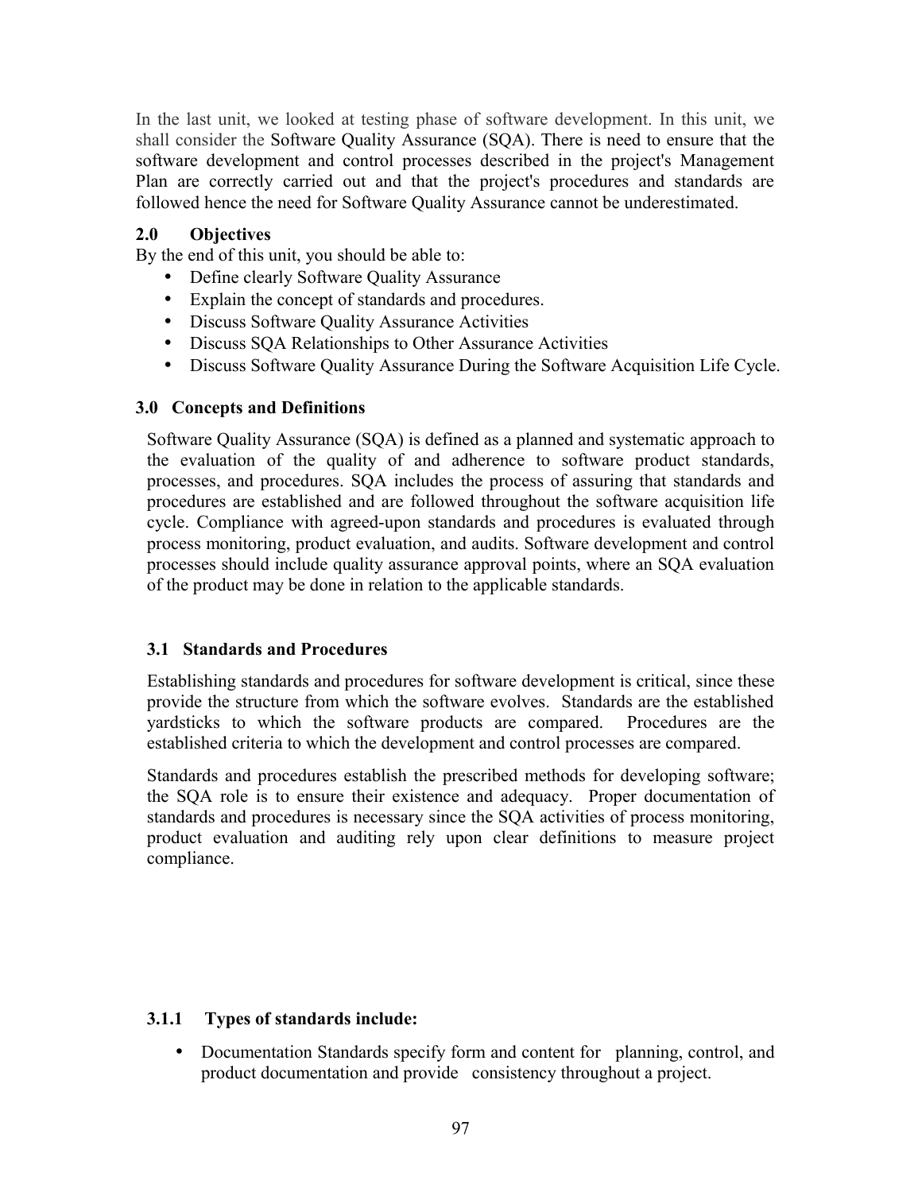In the last unit, we looked at testing phase of software development. In this unit, we shall consider the Software Quality Assurance (SQA). There is need to ensure that the software development and control processes described in the project's Management Plan are correctly carried out and that the project's procedures and standards are followed hence the need for Software Quality Assurance cannot be underestimated.

## 2.0 Objectives

By the end of this unit, you should be able to:

- Define clearly Software Quality Assurance
- Explain the concept of standards and procedures.
- Discuss Software Quality Assurance Activities
- Discuss SQA Relationships to Other Assurance Activities
- Discuss Software Quality Assurance During the Software Acquisition Life Cycle.

## 3.0 Concepts and Definitions

Software Quality Assurance (SQA) is defined as a planned and systematic approach to the evaluation of the quality of and adherence to software product standards, processes, and procedures. SQA includes the process of assuring that standards and procedures are established and are followed throughout the software acquisition life cycle. Compliance with agreed-upon standards and procedures is evaluated through process monitoring, product evaluation, and audits. Software development and control processes should include quality assurance approval points, where an SQA evaluation of the product may be done in relation to the applicable standards.

### 3.1 Standards and Procedures

Establishing standards and procedures for software development is critical, since these provide the structure from which the software evolves. Standards are the established yardsticks to which the software products are compared. Procedures are the established criteria to which the development and control processes are compared.

Standards and procedures establish the prescribed methods for developing software; the SQA role is to ensure their existence and adequacy. Proper documentation of standards and procedures is necessary since the SQA activities of process monitoring, product evaluation and auditing rely upon clear definitions to measure project compliance.

#### 3.1.1 Types of standards include:

- Documentation Standards specify form and content for planning, control, and product documentation and provide consistency throughout a project.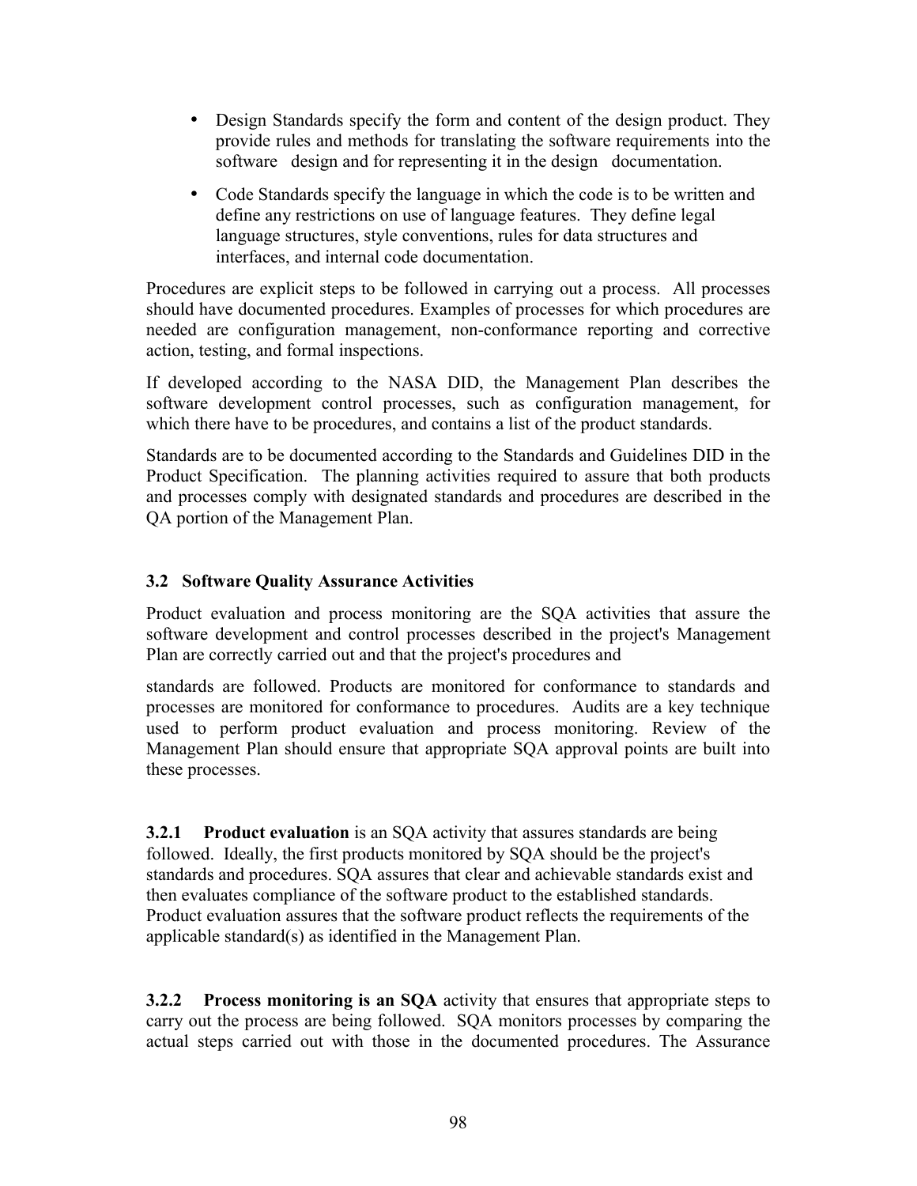- Design Standards specify the form and content of the design product. They provide rules and methods for translating the software requirements into the software design and for representing it in the design documentation.

- Code Standards specify the language in which the code is to be written and define any restrictions on use of language features. They define legal language structures, style conventions, rules for data structures and interfaces, and internal code documentation.

Procedures are explicit steps to be followed in carrying out a process. All processes should have documented procedures. Examples of processes for which procedures are needed are configuration management, non-conformance reporting and corrective action, testing, and formal inspections.

If developed according to the NASA DID, the Management Plan describes the software development control processes, such as configuration management, for which there have to be procedures, and contains a list of the product standards.

Standards are to be documented according to the Standards and Guidelines DID in the Product Specification. The planning activities required to assure that both products and processes comply with designated standards and procedures are described in the QA portion of the Management Plan.

### 3.2 Software Quality Assurance Activities

Product evaluation and process monitoring are the SQA activities that assure the software development and control processes described in the project's Management Plan are correctly carried out and that the project's procedures and

standards are followed. Products are monitored for conformance to standards and processes are monitored for conformance to procedures. Audits are a key technique used to perform product evaluation and process monitoring. Review of the Management Plan should ensure that appropriate SQA approval points are built into these processes.

**3.2.1 Product evaluation** is an SQA activity that assures standards are being followed. Ideally, the first products monitored by SQA should be the project's standards and procedures. SQA assures that clear and achievable standards exist and then evaluates compliance of the software product to the established standards. Product evaluation assures that the software product reflects the requirements of the applicable standard(s) as identified in the Management Plan.

**3.2.2 Process monitoring is an SQA** activity that ensures that appropriate steps to carry out the process are being followed. SQA monitors processes by comparing the actual steps carried out with those in the documented procedures. The Assurance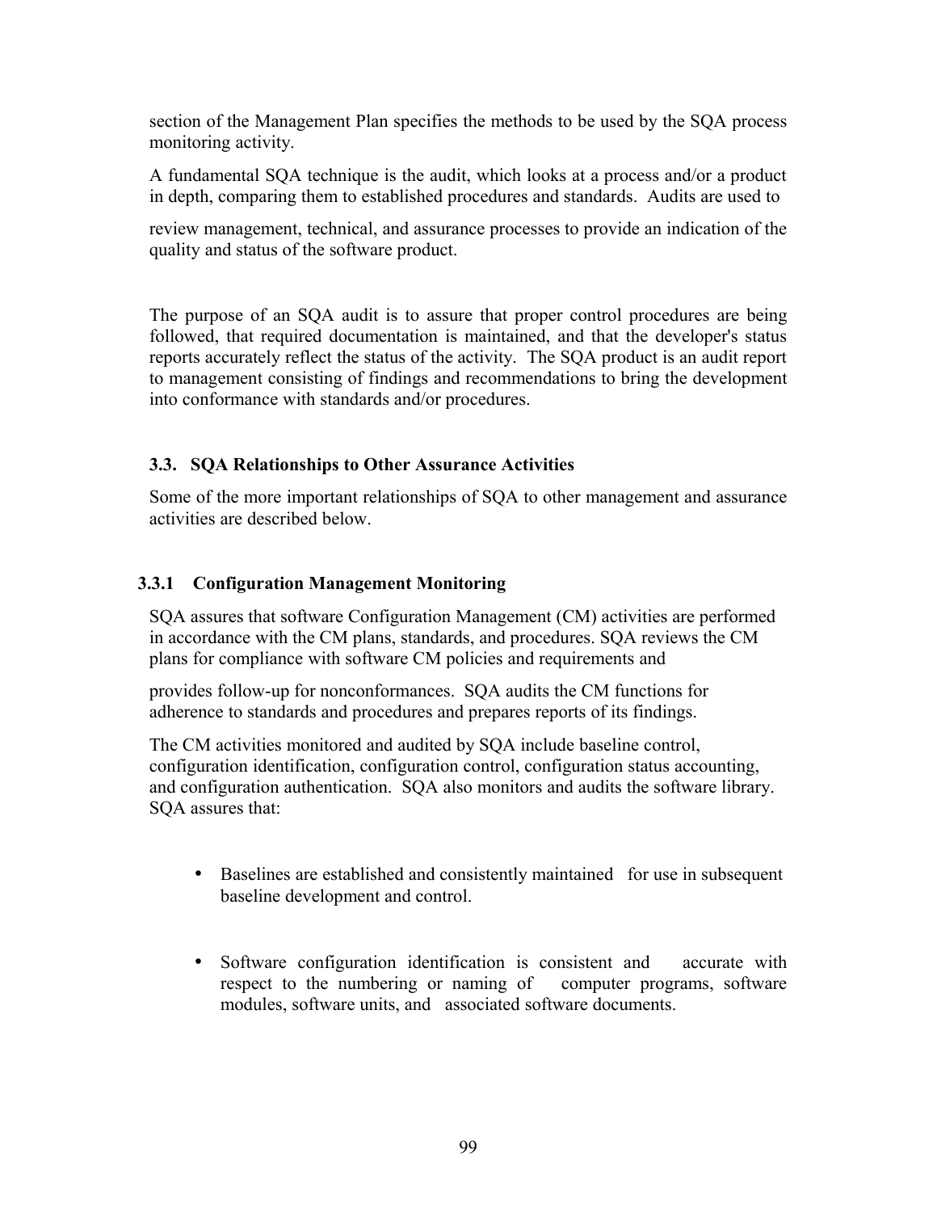section of the Management Plan specifies the methods to be used by the SQA process monitoring activity.

A fundamental SQA technique is the audit, which looks at a process and/or a product in depth, comparing them to established procedures and standards. Audits are used to review management, technical, and assurance processes to provide an indication of the quality and status of the software product.

The purpose of an SQA audit is to assure that proper control procedures are being followed, that required documentation is maintained, and that the developer's status reports accurately reflect the status of the activity. The SQA product is an audit report to management consisting of findings and recommendations to bring the development into conformance with standards and/or procedures.

### 3.3. SQA Relationships to Other Assurance Activities

Some of the more important relationships of SQA to other management and assurance activities are described below.

#### 3.3.1 Configuration Management Monitoring

SQA assures that software Configuration Management (CM) activities are performed in accordance with the CM plans, standards, and procedures. SQA reviews the CM plans for compliance with software CM policies and requirements and provides follow-up for nonconformances. SQA audits the CM functions for adherence to standards and procedures and prepares reports of its findings.

The CM activities monitored and audited by SQA include baseline control, configuration identification, configuration control, configuration status accounting, and configuration authentication. SQA also monitors and audits the software library. SQA assures that:

- Baselines are established and consistently maintained for use in subsequent baseline development and control.

- Software configuration identification is consistent and accurate with respect to the numbering or naming of computer programs, software modules, software units, and associated software documents.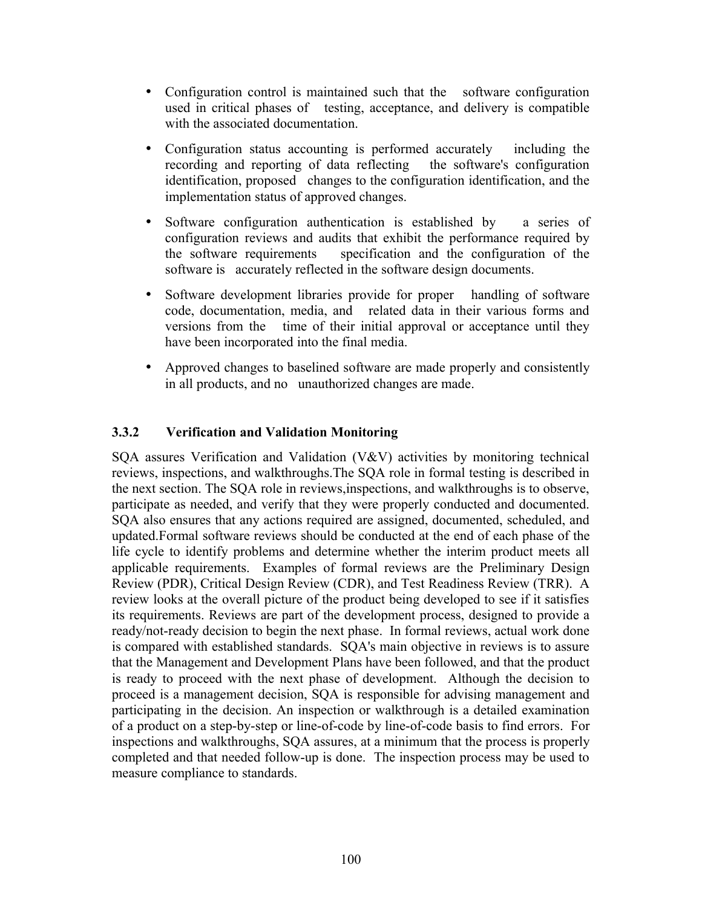- Configuration control is maintained such that the software configuration used in critical phases of testing, acceptance, and delivery is compatible with the associated documentation.
- Configuration status accounting is performed accurately including the recording and reporting of data reflecting the software's configuration identification, proposed changes to the configuration identification, and the implementation status of approved changes.
- Software configuration authentication is established by a series of configuration reviews and audits that exhibit the performance required by the software requirements specification and the configuration of the software is accurately reflected in the software design documents.
- Software development libraries provide for proper handling of software code, documentation, media, and related data in their various forms and versions from the time of their initial approval or acceptance until they have been incorporated into the final media.
- Approved changes to baselined software are made properly and consistently in all products, and no unauthorized changes are made.

### 3.3.2 Verification and Validation Monitoring

SQA assures Verification and Validation (V&V) activities by monitoring technical reviews, inspections, and walkthroughs.The SQA role in formal testing is described in the next section. The SQA role in reviews,inspections, and walkthroughs is to observe, participate as needed, and verify that they were properly conducted and documented. SQA also ensures that any actions required are assigned, documented, scheduled, and updated.Formal software reviews should be conducted at the end of each phase of the life cycle to identify problems and determine whether the interim product meets all applicable requirements. Examples of formal reviews are the Preliminary Design Review (PDR), Critical Design Review (CDR), and Test Readiness Review (TRR). A review looks at the overall picture of the product being developed to see if it satisfies its requirements. Reviews are part of the development process, designed to provide a ready/not-ready decision to begin the next phase. In formal reviews, actual work done is compared with established standards. SQA's main objective in reviews is to assure that the Management and Development Plans have been followed, and that the product is ready to proceed with the next phase of development. Although the decision to proceed is a management decision, SQA is responsible for advising management and participating in the decision. An inspection or walkthrough is a detailed examination of a product on a step-by-step or line-of-code by line-of-code basis to find errors. For inspections and walkthroughs, SQA assures, at a minimum that the process is properly completed and that needed follow-up is done. The inspection process may be used to measure compliance to standards.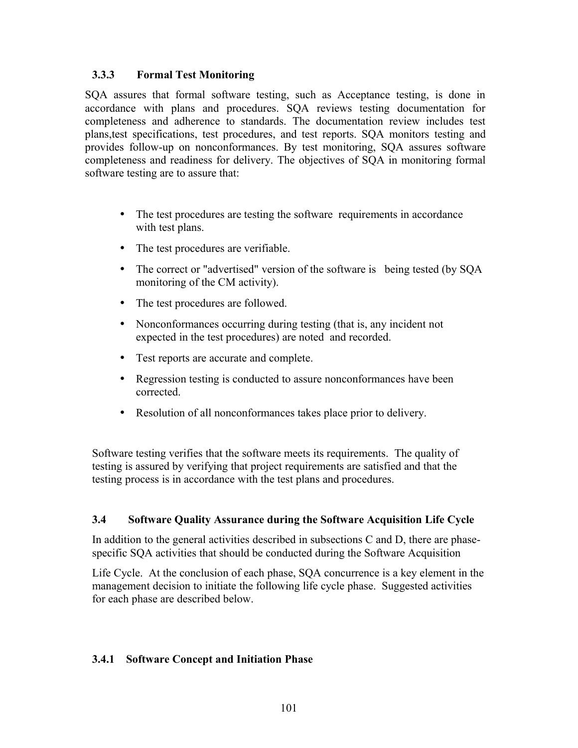### 3.3.3 Formal Test Monitoring

SQA assures that formal software testing, such as Acceptance testing, is done in accordance with plans and procedures. SQA reviews testing documentation for completeness and adherence to standards. The documentation review includes test plans,test specifications, test procedures, and test reports. SQA monitors testing and provides follow-up on nonconformances. By test monitoring, SQA assures software completeness and readiness for delivery. The objectives of SQA in monitoring formal software testing are to assure that:

- The test procedures are testing the software requirements in accordance with test plans.
- The test procedures are verifiable.
- The correct or "advertised" version of the software is being tested (by SQA monitoring of the CM activity).
- The test procedures are followed.
- Nonconformances occurring during testing (that is, any incident not expected in the test procedures) are noted and recorded.
- Test reports are accurate and complete.
- Regression testing is conducted to assure nonconformances have been corrected.
- Resolution of all nonconformances takes place prior to delivery.

Software testing verifies that the software meets its requirements. The quality of testing is assured by verifying that project requirements are satisfied and that the testing process is in accordance with the test plans and procedures.

## 3.4 Software Quality Assurance during the Software Acquisition Life Cycle

In addition to the general activities described in subsections C and D, there are phase-specific SQA activities that should be conducted during the Software Acquisition

Life Cycle. At the conclusion of each phase, SQA concurrence is a key element in the management decision to initiate the following life cycle phase. Suggested activities for each phase are described below.

### 3.4.1 Software Concept and Initiation Phase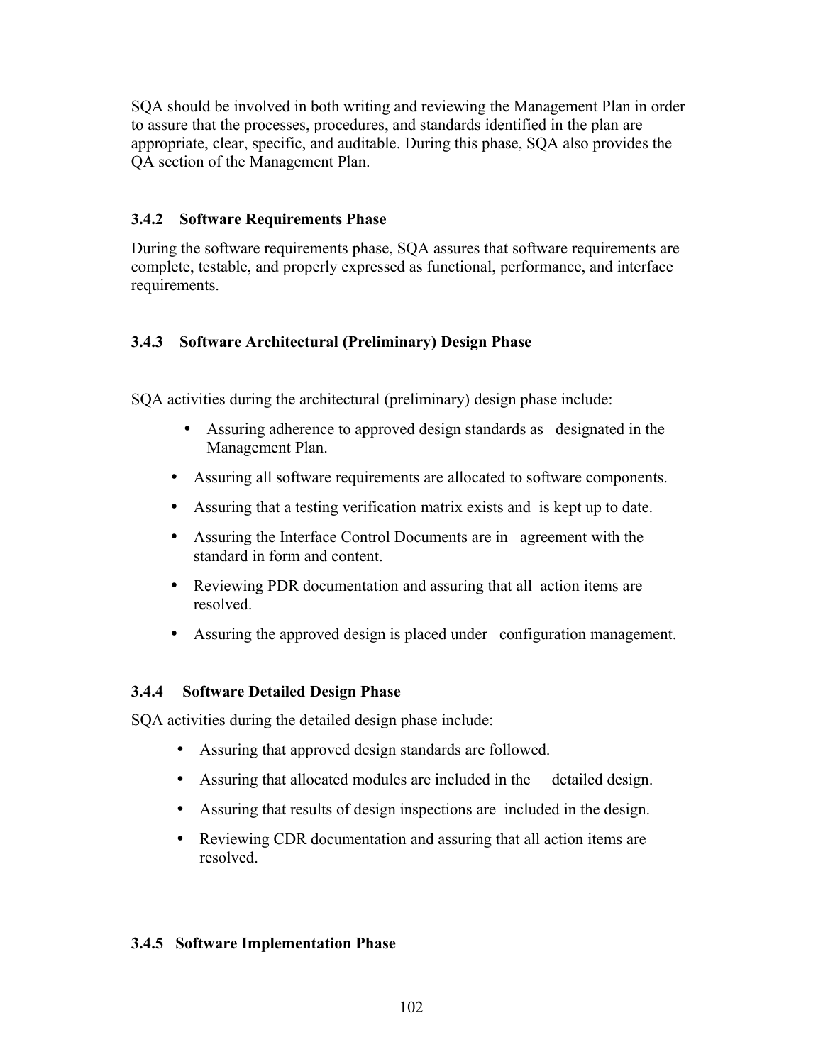SQA should be involved in both writing and reviewing the Management Plan in order to assure that the processes, procedures, and standards identified in the plan are appropriate, clear, specific, and auditable. During this phase, SQA also provides the QA section of the Management Plan.

### 3.4.2 Software Requirements Phase

During the software requirements phase, SQA assures that software requirements are complete, testable, and properly expressed as functional, performance, and interface requirements.

### 3.4.3 Software Architectural (Preliminary) Design Phase

SQA activities during the architectural (preliminary) design phase include:

- Assuring adherence to approved design standards as designated in the Management Plan.
- Assuring all software requirements are allocated to software components.
- Assuring that a testing verification matrix exists and is kept up to date.
- Assuring the Interface Control Documents are in agreement with the standard in form and content.
- Reviewing PDR documentation and assuring that all action items are resolved.
- Assuring the approved design is placed under configuration management.

### 3.4.4 Software Detailed Design Phase

SQA activities during the detailed design phase include:

- Assuring that approved design standards are followed.
- Assuring that allocated modules are included in the detailed design.
- Assuring that results of design inspections are included in the design.
- Reviewing CDR documentation and assuring that all action items are resolved.

### 3.4.5 Software Implementation Phase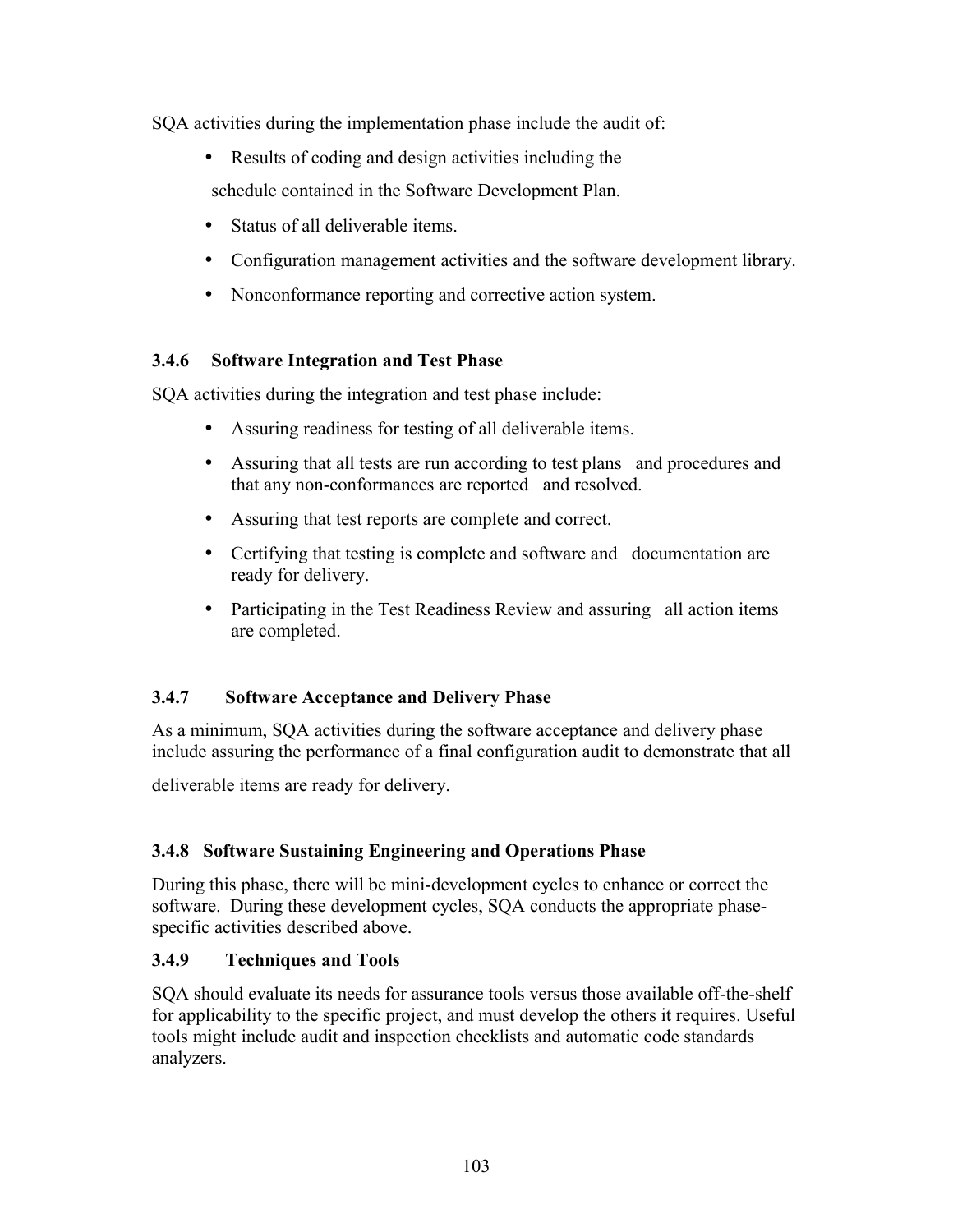SQA activities during the implementation phase include the audit of:

- Results of coding and design activities including the schedule contained in the Software Development Plan.
- Status of all deliverable items.
- Configuration management activities and the software development library.
- Nonconformance reporting and corrective action system.

### 3.4.6 Software Integration and Test Phase

SQA activities during the integration and test phase include:

- Assuring readiness for testing of all deliverable items.
- Assuring that all tests are run according to test plans and procedures and that any non-conformances are reported and resolved.
- Assuring that test reports are complete and correct.
- Certifying that testing is complete and software and documentation are ready for delivery.
- Participating in the Test Readiness Review and assuring all action items are completed.

### 3.4.7 Software Acceptance and Delivery Phase

As a minimum, SQA activities during the software acceptance and delivery phase include assuring the performance of a final configuration audit to demonstrate that all deliverable items are ready for delivery.

### 3.4.8 Software Sustaining Engineering and Operations Phase

During this phase, there will be mini-development cycles to enhance or correct the software. During these development cycles, SQA conducts the appropriate phase-specific activities described above.

### 3.4.9 Techniques and Tools

SQA should evaluate its needs for assurance tools versus those available off-the-shelf for applicability to the specific project, and must develop the others it requires. Useful tools might include audit and inspection checklists and automatic code standards analyzers.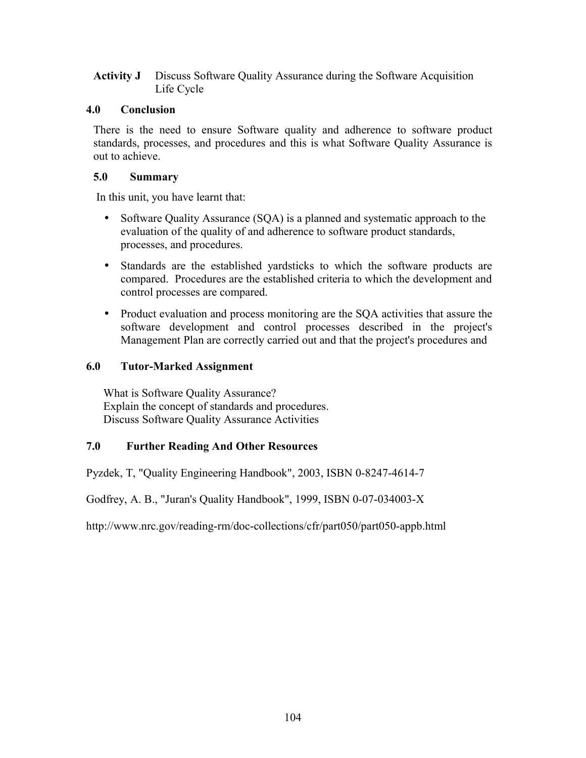**Activity J** Discuss Software Quality Assurance during the Software Acquisition Life Cycle

## 4.0 Conclusion

There is the need to ensure Software quality and adherence to software product standards, processes, and procedures and this is what Software Quality Assurance is out to achieve.

## 5.0 Summary

In this unit, you have learnt that:

- Software Quality Assurance (SQA) is a planned and systematic approach to the evaluation of the quality of and adherence to software product standards, processes, and procedures.
- Standards are the established yardsticks to which the software products are compared. Procedures are the established criteria to which the development and control processes are compared.
- Product evaluation and process monitoring are the SQA activities that assure the software development and control processes described in the project's Management Plan are correctly carried out and that the project's procedures and

## 6.0 Tutor-Marked Assignment

What is Software Quality Assurance?
Explain the concept of standards and procedures.
Discuss Software Quality Assurance Activities

## 7.0 Further Reading And Other Resources

Pyzdek, T, "Quality Engineering Handbook", 2003, ISBN 0-8247-4614-7

Godfrey, A. B., "Juran's Quality Handbook", 1999, ISBN 0-07-034003-X

http://www.nrc.gov/reading-rm/doc-collections/cfr/part050/part050-appb.html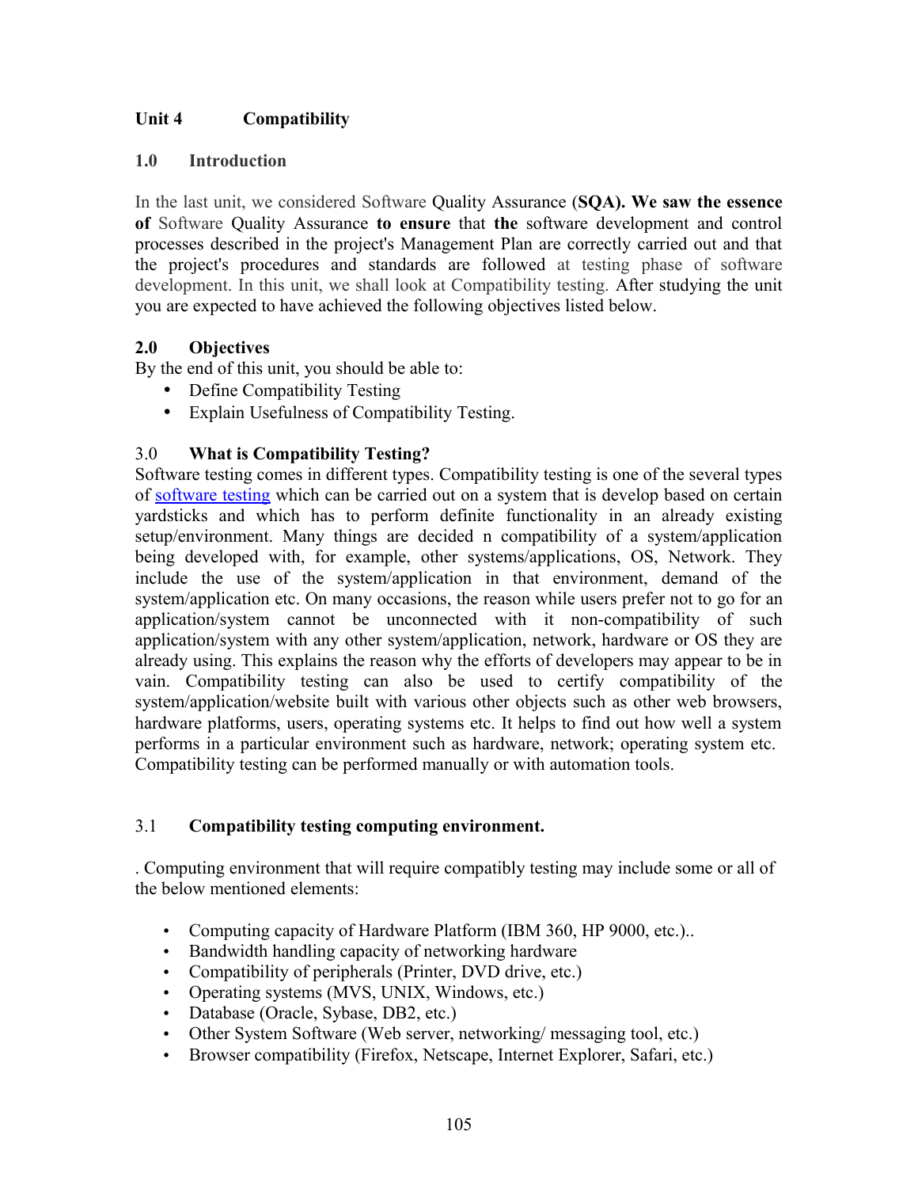# Unit 4 Compatibility

## 1.0 Introduction

In the last unit, we considered Software Quality Assurance (**SQA). We saw the essence of** Software Quality Assurance **to ensure** that **the** software development and control processes described in the project's Management Plan are correctly carried out and that the project's procedures and standards are followed at testing phase of software development. In this unit, we shall look at Compatibility testing. After studying the unit you are expected to have achieved the following objectives listed below.

## 2.0 Objectives

By the end of this unit, you should be able to:

- Define Compatibility Testing
- Explain Usefulness of Compatibility Testing.

## 3.0 What is Compatibility Testing?

Software testing comes in different types. Compatibility testing is one of the several types of software testing which can be carried out on a system that is develop based on certain yardsticks and which has to perform definite functionality in an already existing setup/environment. Many things are decided n compatibility of a system/application being developed with, for example, other systems/applications, OS, Network. They include the use of the system/application in that environment, demand of the system/application etc. On many occasions, the reason while users prefer not to go for an application/system cannot be unconnected with it non-compatibility of such application/system with any other system/application, network, hardware or OS they are already using. This explains the reason why the efforts of developers may appear to be in vain. Compatibility testing can also be used to certify compatibility of the system/application/website built with various other objects such as other web browsers, hardware platforms, users, operating systems etc. It helps to find out how well a system performs in a particular environment such as hardware, network; operating system etc. Compatibility testing can be performed manually or with automation tools.

### 3.1 Compatibility testing computing environment.

. Computing environment that will require compatibly testing may include some or all of the below mentioned elements:

- Computing capacity of Hardware Platform (IBM 360, HP 9000, etc.)..
- Bandwidth handling capacity of networking hardware
- Compatibility of peripherals (Printer, DVD drive, etc.)
- Operating systems (MVS, UNIX, Windows, etc.)
- Database (Oracle, Sybase, DB2, etc.)
- Other System Software (Web server, networking/ messaging tool, etc.)
- Browser compatibility (Firefox, Netscape, Internet Explorer, Safari, etc.)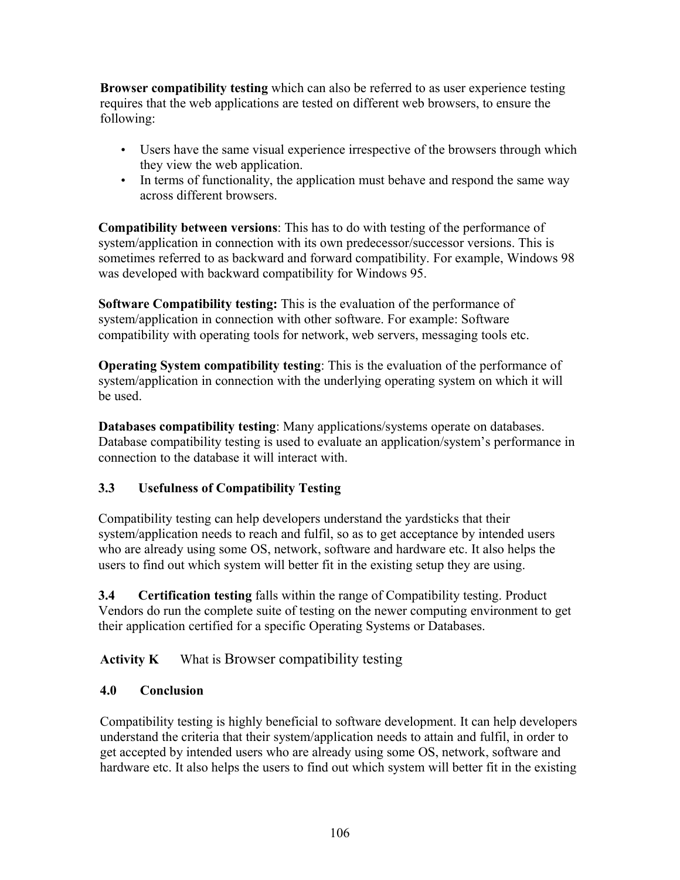**Browser compatibility testing** which can also be referred to as user experience testing requires that the web applications are tested on different web browsers, to ensure the following:

- Users have the same visual experience irrespective of the browsers through which they view the web application.
- In terms of functionality, the application must behave and respond the same way across different browsers.

**Compatibility between versions**: This has to do with testing of the performance of system/application in connection with its own predecessor/successor versions. This is sometimes referred to as backward and forward compatibility. For example, Windows 98 was developed with backward compatibility for Windows 95.

**Software Compatibility testing:** This is the evaluation of the performance of system/application in connection with other software. For example: Software compatibility with operating tools for network, web servers, messaging tools etc.

**Operating System compatibility testing**: This is the evaluation of the performance of system/application in connection with the underlying operating system on which it will be used.

**Databases compatibility testing**: Many applications/systems operate on databases. Database compatibility testing is used to evaluate an application/system's performance in connection to the database it will interact with.

### 3.3 Usefulness of Compatibility Testing

Compatibility testing can help developers understand the yardsticks that their system/application needs to reach and fulfil, so as to get acceptance by intended users who are already using some OS, network, software and hardware etc. It also helps the users to find out which system will better fit in the existing setup they are using.

**3.4 Certification testing** falls within the range of Compatibility testing. Product Vendors do run the complete suite of testing on the newer computing environment to get their application certified for a specific Operating Systems or Databases.

**Activity K** What is Browser compatibility testing

## 4.0 Conclusion

Compatibility testing is highly beneficial to software development. It can help developers understand the criteria that their system/application needs to attain and fulfil, in order to get accepted by intended users who are already using some OS, network, software and hardware etc. It also helps the users to find out which system will better fit in the existing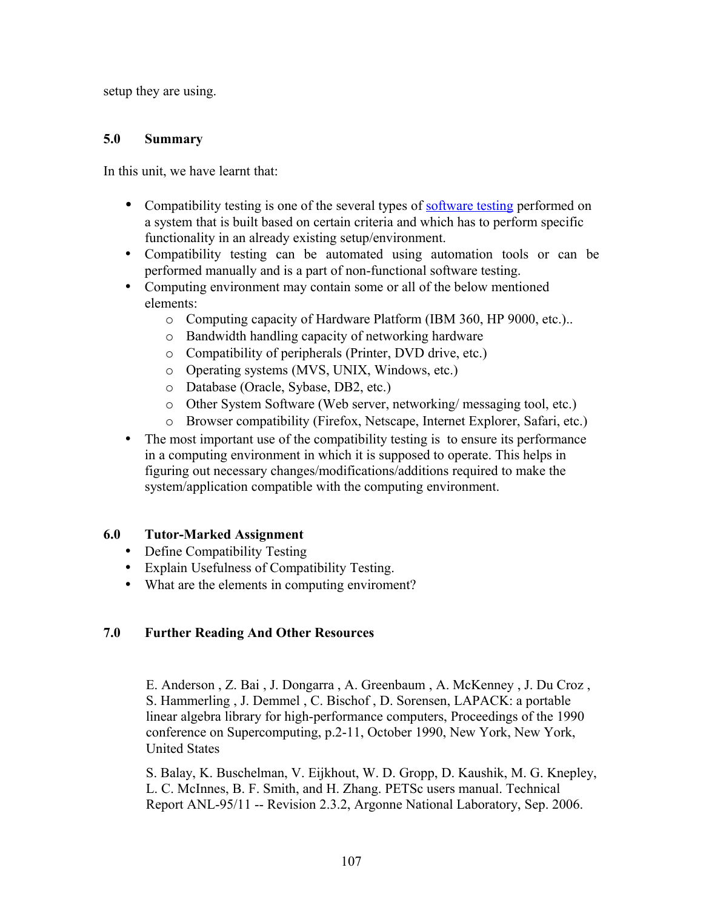setup they are using.

## 5.0 Summary

In this unit, we have learnt that:

- Compatibility testing is one of the several types of software testing performed on a system that is built based on certain criteria and which has to perform specific functionality in an already existing setup/environment.
- Compatibility testing can be automated using automation tools or can be performed manually and is a part of non-functional software testing.
- Computing environment may contain some or all of the below mentioned elements:
    - Computing capacity of Hardware Platform (IBM 360, HP 9000, etc.)..
    - Bandwidth handling capacity of networking hardware
    - Compatibility of peripherals (Printer, DVD drive, etc.)
    - Operating systems (MVS, UNIX, Windows, etc.)
    - Database (Oracle, Sybase, DB2, etc.)
    - Other System Software (Web server, networking/ messaging tool, etc.)
    - Browser compatibility (Firefox, Netscape, Internet Explorer, Safari, etc.)
- The most important use of the compatibility testing is to ensure its performance in a computing environment in which it is supposed to operate. This helps in figuring out necessary changes/modifications/additions required to make the system/application compatible with the computing environment.

## 6.0 Tutor-Marked Assignment

- Define Compatibility Testing
- Explain Usefulness of Compatibility Testing.
- What are the elements in computing enviroment?

## 7.0 Further Reading And Other Resources

E. Anderson , Z. Bai , J. Dongarra , A. Greenbaum , A. McKenney , J. Du Croz , S. Hammerling , J. Demmel , C. Bischof , D. Sorensen, LAPACK: a portable linear algebra library for high-performance computers, Proceedings of the 1990 conference on Supercomputing, p.2-11, October 1990, New York, New York, United States

S. Balay, K. Buschelman, V. Eijkhout, W. D. Gropp, D. Kaushik, M. G. Knepley, L. C. McInnes, B. F. Smith, and H. Zhang. PETSc users manual. Technical Report ANL-95/11 -- Revision 2.3.2, Argonne National Laboratory, Sep. 2006.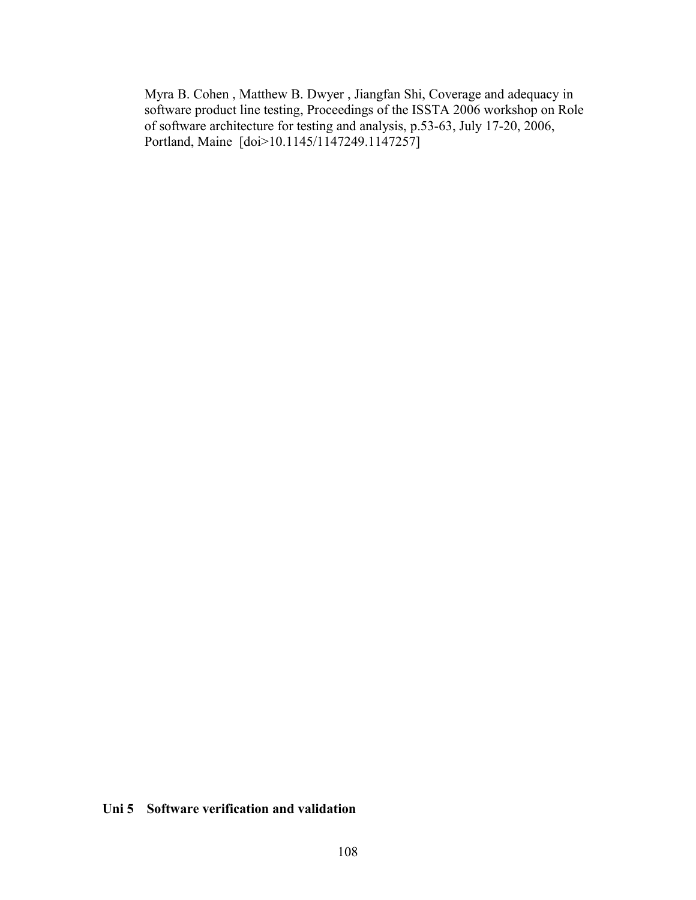Myra B. Cohen , Matthew B. Dwyer , Jiangfan Shi, Coverage and adequacy in software product line testing, Proceedings of the ISSTA 2006 workshop on Role of software architecture for testing and analysis, p.53-63, July 17-20, 2006, Portland, Maine [doi>10.1145/1147249.1147257]

**Uni 5 Software verification and validation**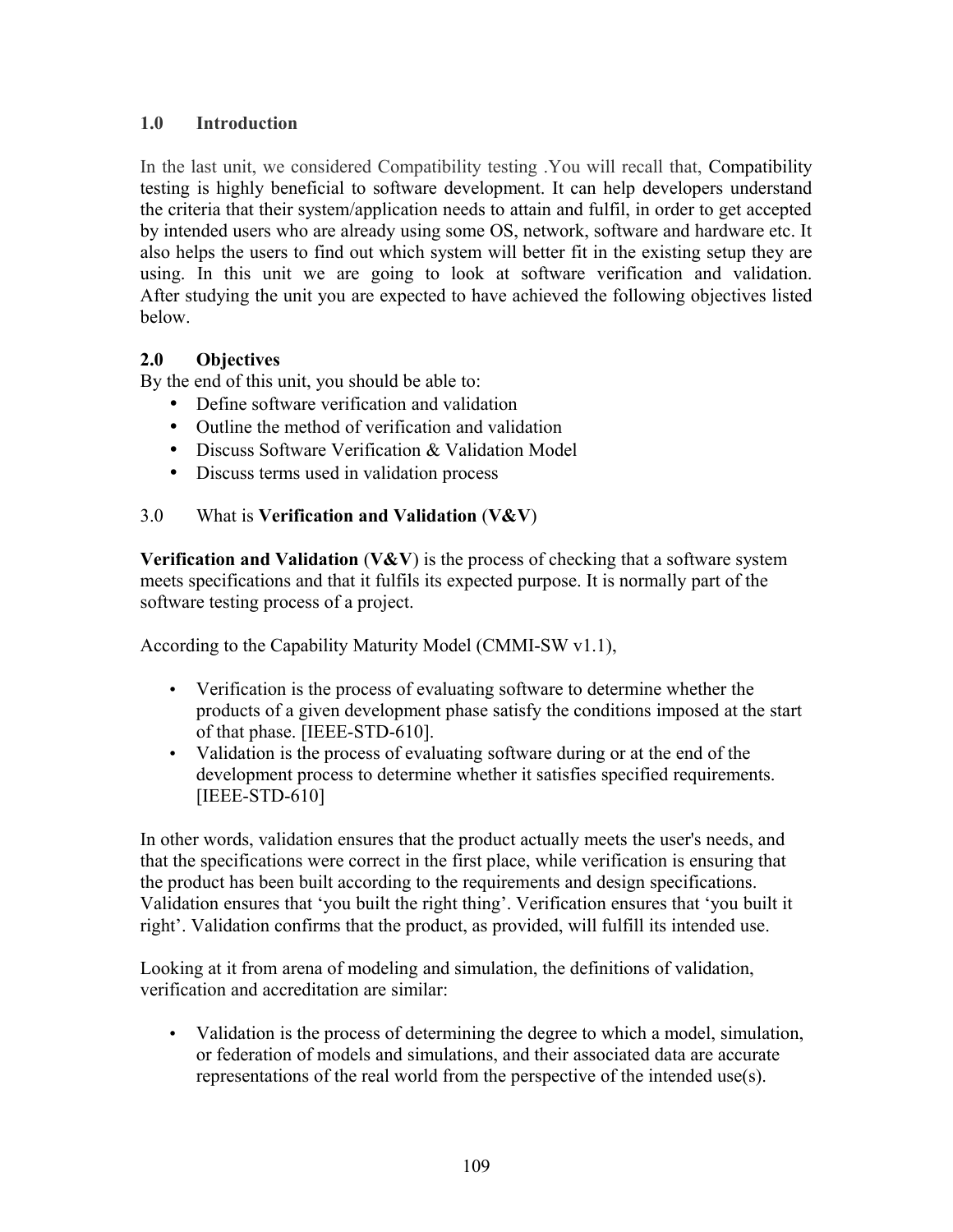## 1.0 Introduction

In the last unit, we considered Compatibility testing .You will recall that, Compatibility testing is highly beneficial to software development. It can help developers understand the criteria that their system/application needs to attain and fulfil, in order to get accepted by intended users who are already using some OS, network, software and hardware etc. It also helps the users to find out which system will better fit in the existing setup they are using. In this unit we are going to look at software verification and validation. After studying the unit you are expected to have achieved the following objectives listed below.

## 2.0 Objectives

By the end of this unit, you should be able to:

- Define software verification and validation
- Outline the method of verification and validation
- Discuss Software Verification & Validation Model
- Discuss terms used in validation process

## 3.0 What is **Verification and Validation** (**V&V**)

**Verification and Validation** (**V&V**) is the process of checking that a software system meets specifications and that it fulfils its expected purpose. It is normally part of the software testing process of a project.

According to the Capability Maturity Model (CMMI-SW v1.1),

- Verification is the process of evaluating software to determine whether the products of a given development phase satisfy the conditions imposed at the start of that phase. [IEEE-STD-610].
- Validation is the process of evaluating software during or at the end of the development process to determine whether it satisfies specified requirements. [IEEE-STD-610]

In other words, validation ensures that the product actually meets the user's needs, and that the specifications were correct in the first place, while verification is ensuring that the product has been built according to the requirements and design specifications. Validation ensures that 'you built the right thing'. Verification ensures that 'you built it right'. Validation confirms that the product, as provided, will fulfill its intended use.

Looking at it from arena of modeling and simulation, the definitions of validation, verification and accreditation are similar:

- Validation is the process of determining the degree to which a model, simulation, or federation of models and simulations, and their associated data are accurate representations of the real world from the perspective of the intended use(s).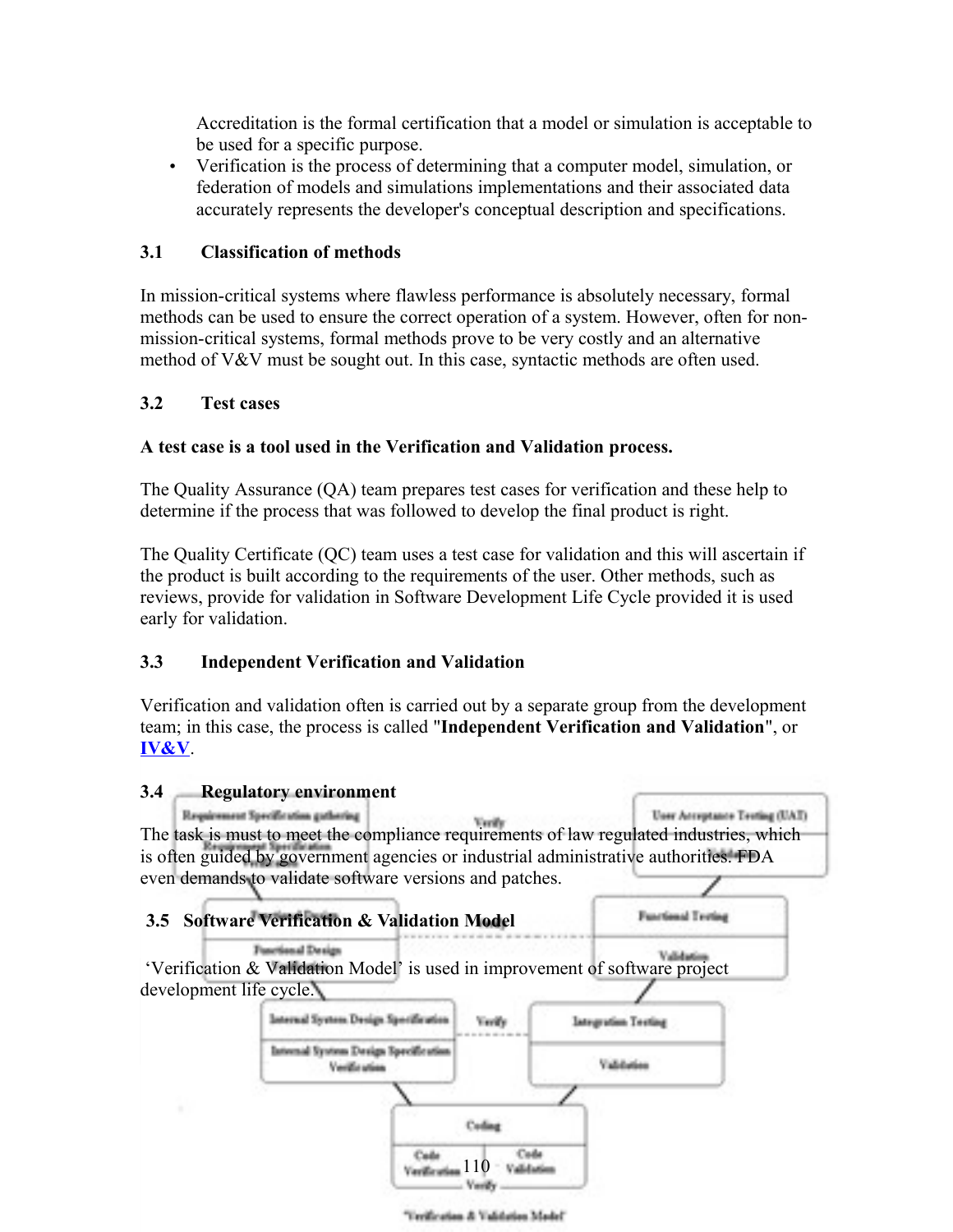Accreditation is the formal certification that a model or simulation is acceptable to be used for a specific purpose.

- Verification is the process of determining that a computer model, simulation, or federation of models and simulations implementations and their associated data accurately represents the developer's conceptual description and specifications.

### 3.1 Classification of methods

In mission-critical systems where flawless performance is absolutely necessary, formal methods can be used to ensure the correct operation of a system. However, often for non-mission-critical systems, formal methods prove to be very costly and an alternative method of V&V must be sought out. In this case, syntactic methods are often used.

### 3.2 Test cases

**A test case is a tool used in the Verification and Validation process.**

The Quality Assurance (QA) team prepares test cases for verification and these help to determine if the process that was followed to develop the final product is right.

The Quality Certificate (QC) team uses a test case for validation and this will ascertain if the product is built according to the requirements of the user. Other methods, such as reviews, provide for validation in Software Development Life Cycle provided it is used early for validation.

### 3.3 Independent Verification and Validation

Verification and validation often is carried out by a separate group from the development team; in this case, the process is called "**Independent Verification and Validation**", or **IV&V**.

### 3.4 Regulatory environment

The task is must to meet the compliance requirements of law regulated industries, which is often guided by government agencies or industrial administrative authorities. FDA even demands to validate software versions and patches.

### 3.5 Software Verification & Validation Model

'Verification & Validation Model' is used in improvement of software project development life cycle.

'Verification & Validation Model'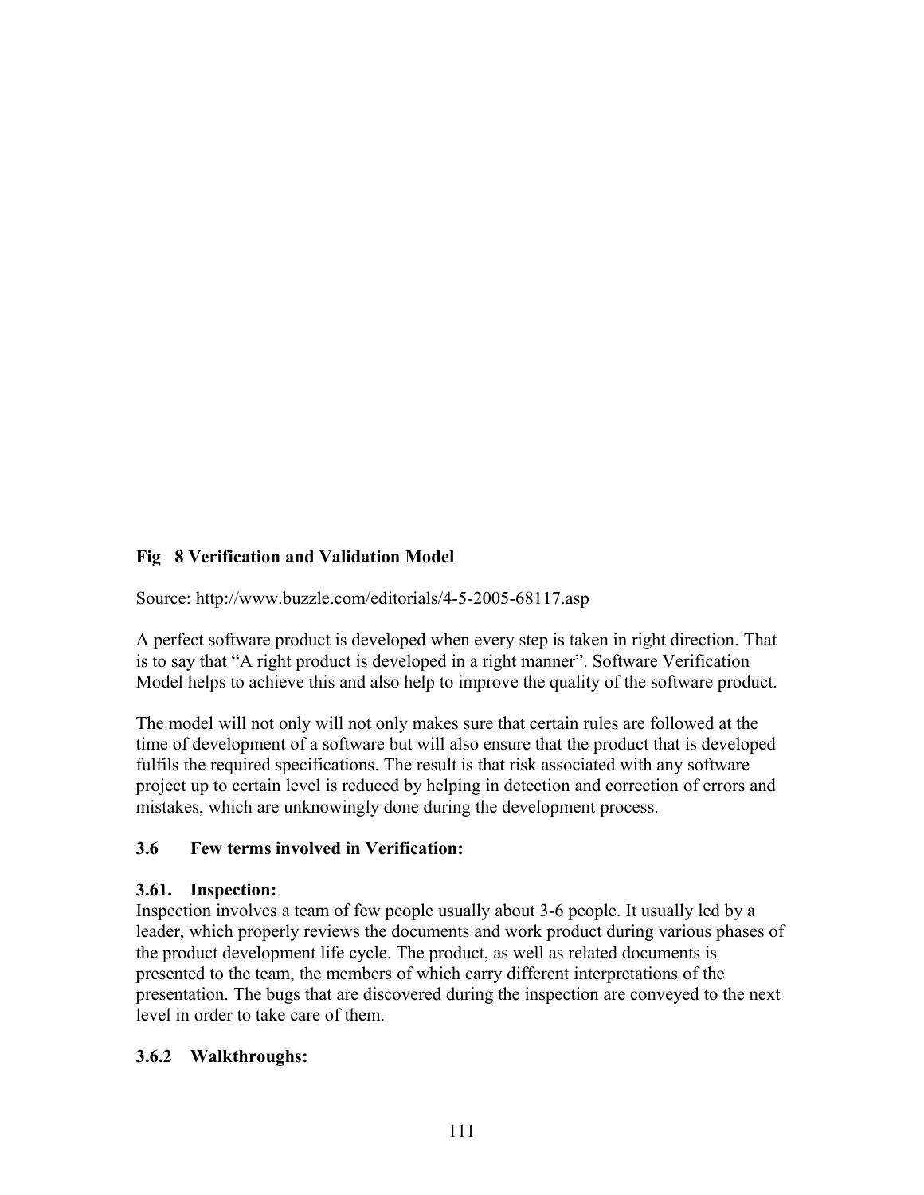**Fig 8 Verification and Validation Model**

Source: http://www.buzzle.com/editorials/4-5-2005-68117.asp

A perfect software product is developed when every step is taken in right direction. That is to say that "A right product is developed in a right manner". Software Verification Model helps to achieve this and also help to improve the quality of the software product.

The model will not only will not only makes sure that certain rules are followed at the time of development of a software but will also ensure that the product that is developed fulfils the required specifications. The result is that risk associated with any software project up to certain level is reduced by helping in detection and correction of errors and mistakes, which are unknowingly done during the development process.

### 3.6 Few terms involved in Verification:

#### 3.61. Inspection:

Inspection involves a team of few people usually about 3-6 people. It usually led by a leader, which properly reviews the documents and work product during various phases of the product development life cycle. The product, as well as related documents is presented to the team, the members of which carry different interpretations of the presentation. The bugs that are discovered during the inspection are conveyed to the next level in order to take care of them.

#### 3.6.2 Walkthroughs: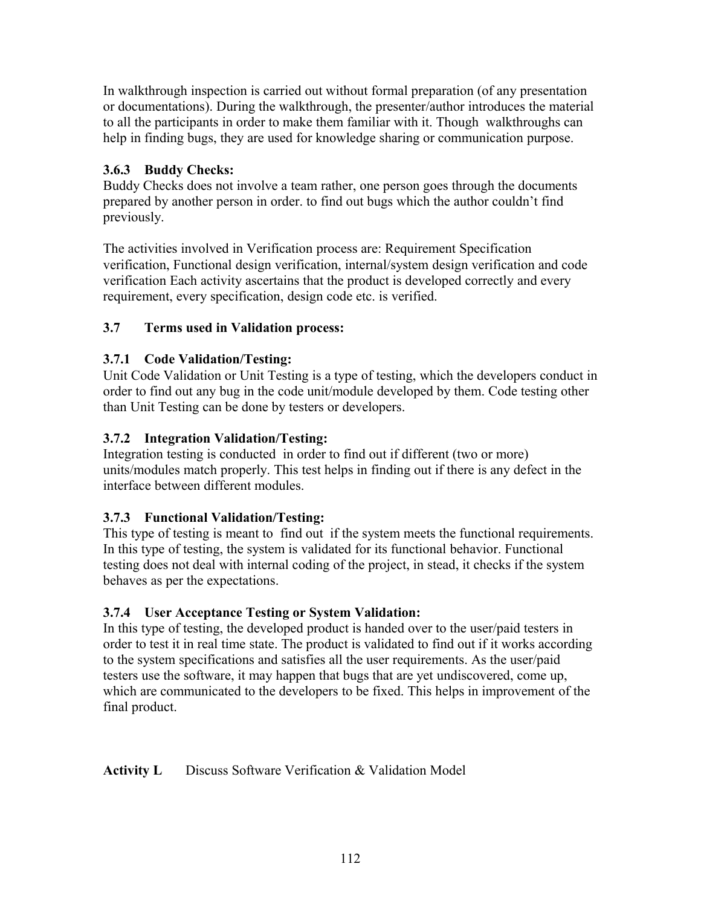In walkthrough inspection is carried out without formal preparation (of any presentation or documentations). During the walkthrough, the presenter/author introduces the material to all the participants in order to make them familiar with it. Though walkthroughs can help in finding bugs, they are used for knowledge sharing or communication purpose.

### 3.6.3 Buddy Checks:

Buddy Checks does not involve a team rather, one person goes through the documents prepared by another person in order. to find out bugs which the author couldn't find previously.

The activities involved in Verification process are: Requirement Specification verification, Functional design verification, internal/system design verification and code verification Each activity ascertains that the product is developed correctly and every requirement, every specification, design code etc. is verified.

## 3.7 Terms used in Validation process:

### 3.7.1 Code Validation/Testing:

Unit Code Validation or Unit Testing is a type of testing, which the developers conduct in order to find out any bug in the code unit/module developed by them. Code testing other than Unit Testing can be done by testers or developers.

### 3.7.2 Integration Validation/Testing:

Integration testing is conducted in order to find out if different (two or more) units/modules match properly. This test helps in finding out if there is any defect in the interface between different modules.

### 3.7.3 Functional Validation/Testing:

This type of testing is meant to find out if the system meets the functional requirements. In this type of testing, the system is validated for its functional behavior. Functional testing does not deal with internal coding of the project, in stead, it checks if the system behaves as per the expectations.

### 3.7.4 User Acceptance Testing or System Validation:

In this type of testing, the developed product is handed over to the user/paid testers in order to test it in real time state. The product is validated to find out if it works according to the system specifications and satisfies all the user requirements. As the user/paid testers use the software, it may happen that bugs that are yet undiscovered, come up, which are communicated to the developers to be fixed. This helps in improvement of the final product.

**Activity L** Discuss Software Verification & Validation Model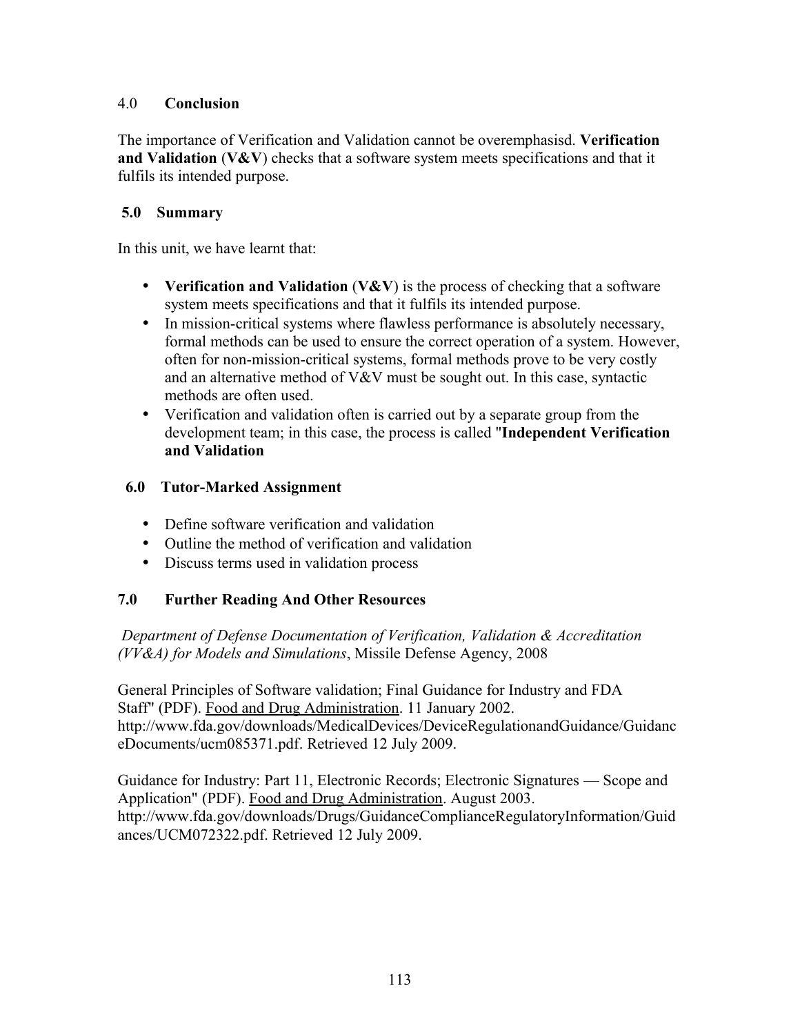## 4.0 Conclusion

The importance of Verification and Validation cannot be overemphasisd. **Verification and Validation** (**V&V**) checks that a software system meets specifications and that it fulfils its intended purpose.

## 5.0 Summary

In this unit, we have learnt that:

- **Verification and Validation** (**V&V**) is the process of checking that a software system meets specifications and that it fulfils its intended purpose.
- In mission-critical systems where flawless performance is absolutely necessary, formal methods can be used to ensure the correct operation of a system. However, often for non-mission-critical systems, formal methods prove to be very costly and an alternative method of V&V must be sought out. In this case, syntactic methods are often used.
- Verification and validation often is carried out by a separate group from the development team; in this case, the process is called "**Independent Verification and Validation**

## 6.0 Tutor-Marked Assignment

- Define software verification and validation
- Outline the method of verification and validation
- Discuss terms used in validation process

## 7.0 Further Reading And Other Resources

*Department of Defense Documentation of Verification, Validation & Accreditation (VV&A) for Models and Simulations*, Missile Defense Agency, 2008

General Principles of Software validation; Final Guidance for Industry and FDA Staff" (PDF). Food and Drug Administration. 11 January 2002. http://www.fda.gov/downloads/MedicalDevices/DeviceRegulationandGuidance/GuidanceDocuments/ucm085371.pdf. Retrieved 12 July 2009.

Guidance for Industry: Part 11, Electronic Records; Electronic Signatures — Scope and Application" (PDF). Food and Drug Administration. August 2003. http://www.fda.gov/downloads/Drugs/GuidanceComplianceRegulatoryInformation/Guidances/UCM072322.pdf. Retrieved 12 July 2009.